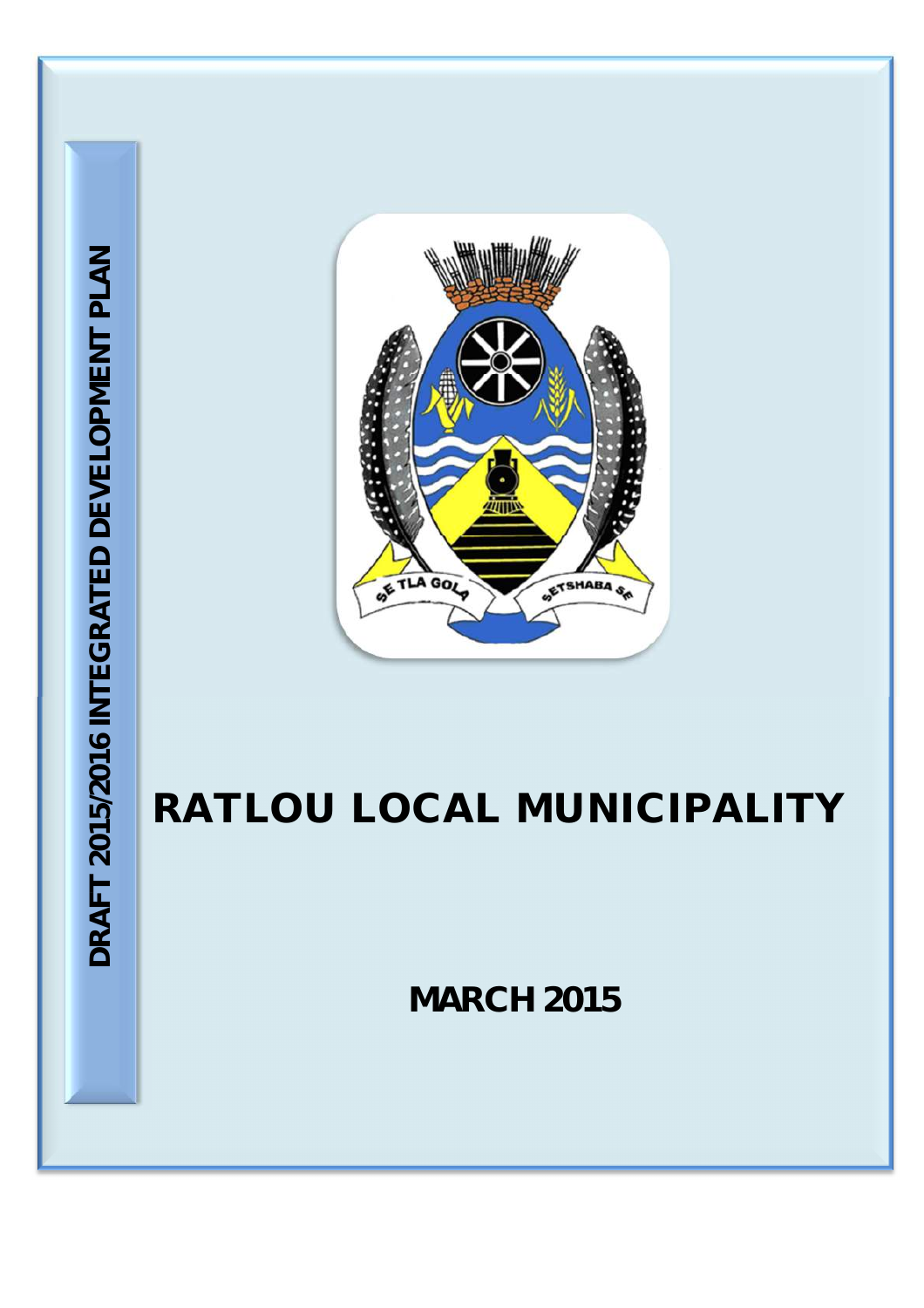**DRAFT 2015/2016 INTEGRATED DEVELOPMENT PLAN**

# RATLOU LOCAL MUNICIPALITY

**MARCH 2015**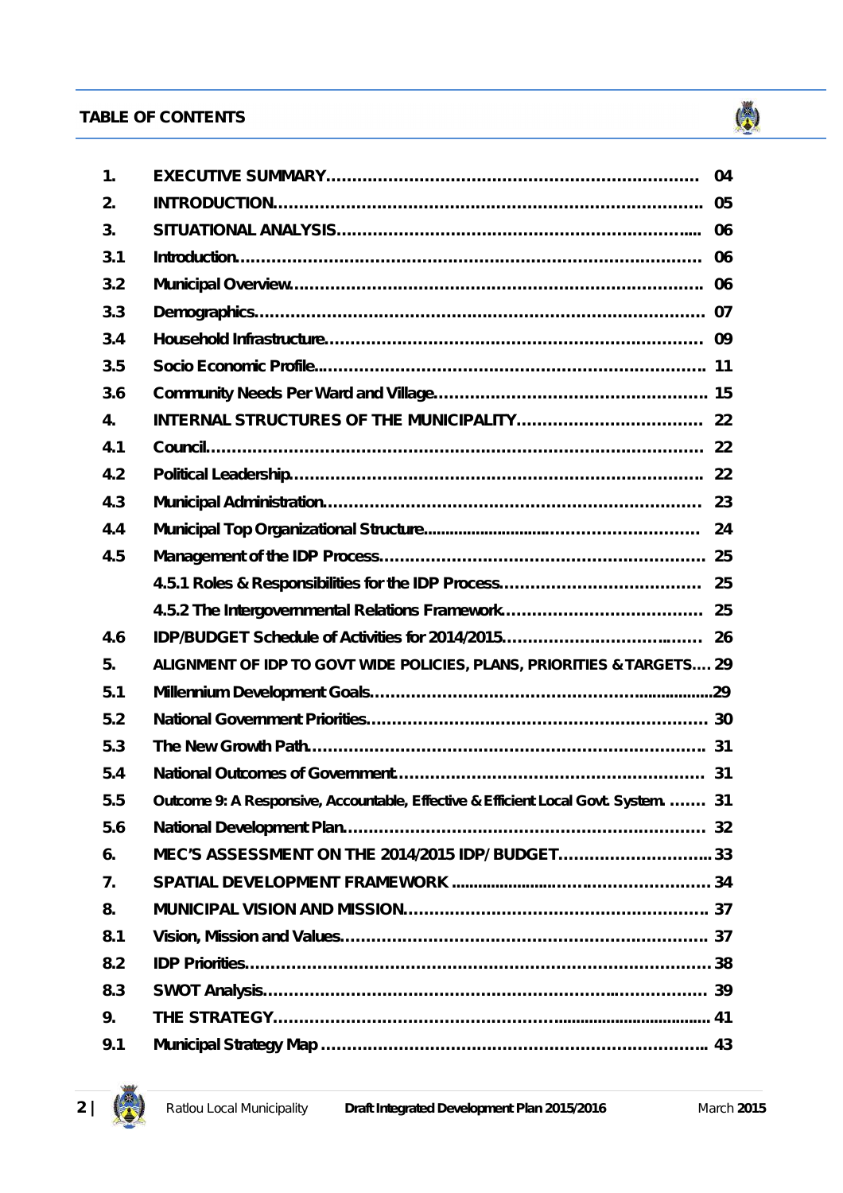## TABLE OF CONTENTS

| | | |
|---|---|---|
| 1. | EXECUTIVE SUMMARY | 04 |
| 2. | INTRODUCTION | 05 |
| 3. | SITUATIONAL ANALYSIS | 06 |
| 3.1 | Introduction | 06 |
| 3.2 | Municipal Overview | 06 |
| 3.3 | Demographics | 07 |
| 3.4 | Household Infrastructure | 09 |
| 3.5 | Socio Economic Profile | 11 |
| 3.6 | Community Needs Per Ward and Village | 15 |
| 4. | INTERNAL STRUCTURES OF THE MUNICIPALITY | 22 |
| 4.1 | Council | 22 |
| 4.2 | Political Leadership | 22 |
| 4.3 | Municipal Administration | 23 |
| 4.4 | Municipal Top Organizational Structure | 24 |
| 4.5 | Management of the IDP Process | 25 |
| | 4.5.1 Roles & Responsibilities for the IDP Process | 25 |
| | 4.5.2 The Intergovernmental Relations Framework | 25 |
| 4.6 | IDP/BUDGET Schedule of Activities for 2014/2015 | 26 |
| 5. | ALIGNMENT OF IDP TO GOVT WIDE POLICIES, PLANS, PRIORITIES & TARGETS | 29 |
| 5.1 | Millennium Development Goals | 29 |
| 5.2 | National Government Priorities | 30 |
| 5.3 | The New Growth Path | 31 |
| 5.4 | National Outcomes of Government | 31 |
| 5.5 | Outcome 9: A Responsive, Accountable, Effective & Efficient Local Govt. System. | 31 |
| 5.6 | National Development Plan | 32 |
| 6. | MEC'S ASSESSMENT ON THE 2014/2015 IDP/ BUDGET | 33 |
| 7. | SPATIAL DEVELOPMENT FRAMEWORK | 34 |
| 8. | MUNICIPAL VISION AND MISSION | 37 |
| 8.1 | Vision, Mission and Values | 37 |
| 8.2 | IDP Priorities | 38 |
| 8.3 | SWOT Analysis | 39 |
| 9. | THE STRATEGY | 41 |
| 9.1 | Municipal Strategy Map | 43 |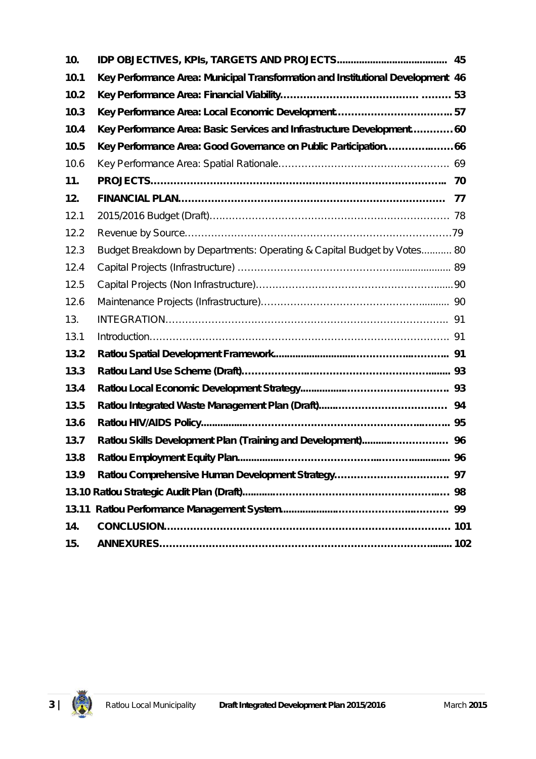| | | |
|---|---|---|
| **10.** | **IDP OBJECTIVES, KPIs, TARGETS AND PROJECTS** | **45** |
| **10.1** | **Key Performance Area: Municipal Transformation and Institutional Development** | **46** |
| **10.2** | **Key Performance Area: Financial Viability** | **53** |
| **10.3** | **Key Performance Area: Local Economic Development** | **57** |
| **10.4** | **Key Performance Area: Basic Services and Infrastructure Development** | **60** |
| **10.5** | **Key Performance Area: Good Governance on Public Participation** | **66** |
| 10.6 | Key Performance Area: Spatial Rationale | 69 |
| **11.** | **PROJECTS** | **70** |
| **12.** | **FINANCIAL PLAN** | **77** |
| 12.1 | 2015/2016 Budget (Draft) | 78 |
| 12.2 | Revenue by Source | 79 |
| 12.3 | Budget Breakdown by Departments: Operating & Capital Budget by Votes | 80 |
| 12.4 | Capital Projects (Infrastructure) | 89 |
| 12.5 | Capital Projects (Non Infrastructure) | 90 |
| 12.6 | Maintenance Projects (Infrastructure) | 90 |
| 13. | INTEGRATION | 91 |
| 13.1 | Introduction | 91 |
| **13.2** | **Ratlou Spatial Development Framework** | **91** |
| **13.3** | **Ratlou Land Use Scheme (Draft)** | **93** |
| **13.4** | **Ratlou Local Economic Development Strategy** | **93** |
| **13.5** | **Ratlou Integrated Waste Management Plan (Draft)** | **94** |
| **13.6** | **Ratlou HIV/AIDS Policy** | **95** |
| **13.7** | **Ratlou Skills Development Plan (Training and Development)** | **96** |
| **13.8** | **Ratlou Employment Equity Plan** | **96** |
| **13.9** | **Ratlou Comprehensive Human Development Strategy** | **97** |
| **13.10** | **Ratlou Strategic Audit Plan (Draft)** | **98** |
| **13.11** | **Ratlou Performance Management System** | **99** |
| **14.** | **CONCLUSION** | **101** |
| **15.** | **ANNEXURES** | **102** |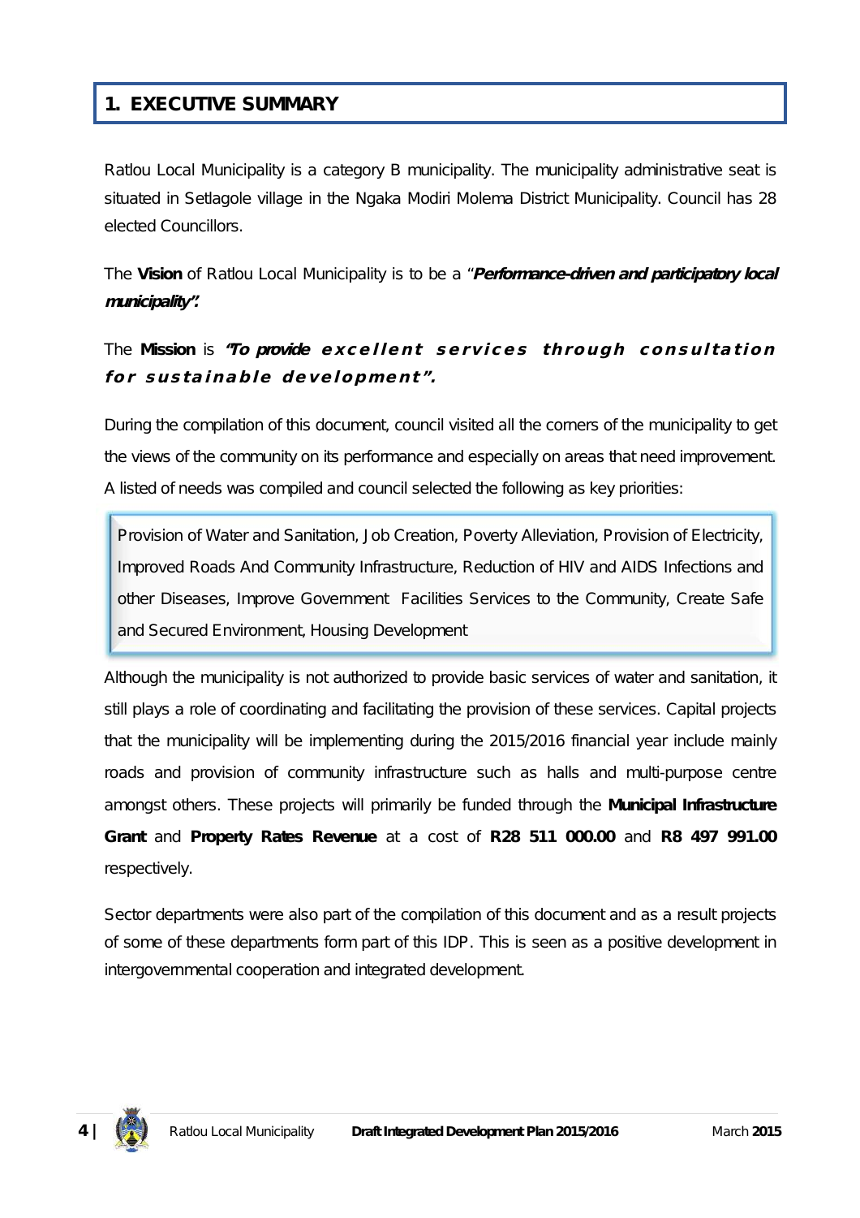# 1. EXECUTIVE SUMMARY

Ratlou Local Municipality is a category B municipality. The municipality administrative seat is situated in Setlagole village in the Ngaka Modiri Molema District Municipality. Council has 28 elected Councillors.

The **Vision** of Ratlou Local Municipality is to be a "***Performance-driven and participatory local municipality".***

The **Mission** is ***"To provide excellent services through consultation for sustainable development".***

During the compilation of this document, council visited all the corners of the municipality to get the views of the community on its performance and especially on areas that need improvement. A listed of needs was compiled and council selected the following as key priorities:

> Provision of Water and Sanitation, Job Creation, Poverty Alleviation, Provision of Electricity, Improved Roads And Community Infrastructure, Reduction of HIV and AIDS Infections and other Diseases, Improve Government Facilities Services to the Community, Create Safe and Secured Environment, Housing Development

Although the municipality is not authorized to provide basic services of water and sanitation, it still plays a role of coordinating and facilitating the provision of these services. Capital projects that the municipality will be implementing during the 2015/2016 financial year include mainly roads and provision of community infrastructure such as halls and multi-purpose centre amongst others. These projects will primarily be funded through the **Municipal Infrastructure Grant** and **Property Rates Revenue** at a cost of **R28 511 000.00** and **R8 497 991.00** respectively.

Sector departments were also part of the compilation of this document and as a result projects of some of these departments form part of this IDP. This is seen as a positive development in intergovernmental cooperation and integrated development.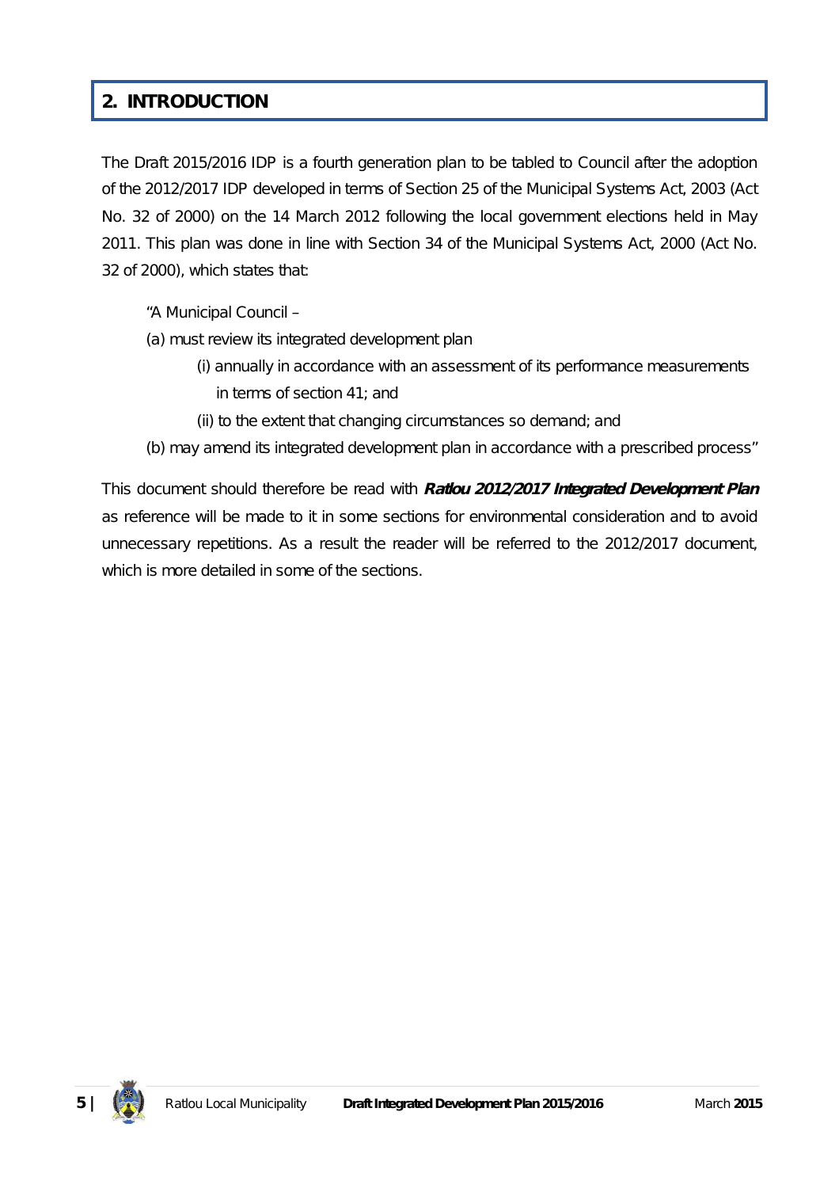## 2. INTRODUCTION

The Draft 2015/2016 IDP is a fourth generation plan to be tabled to Council after the adoption of the 2012/2017 IDP developed in terms of Section 25 of the Municipal Systems Act, 2003 (Act No. 32 of 2000) on the 14 March 2012 following the local government elections held in May 2011. This plan was done in line with Section 34 of the Municipal Systems Act, 2000 (Act No. 32 of 2000), which states that:

> "A Municipal Council –
>
> (a) must review its integrated development plan
>
> > (i) annually in accordance with an assessment of its performance measurements in terms of section 41; and
> >
> > (ii) to the extent that changing circumstances so demand; and
>
> (b) may amend its integrated development plan in accordance with a prescribed process"

This document should therefore be read with ***Ratlou 2012/2017 Integrated Development Plan*** as reference will be made to it in some sections for environmental consideration and to avoid unnecessary repetitions. As a result the reader will be referred to the 2012/2017 document, which is more detailed in some of the sections.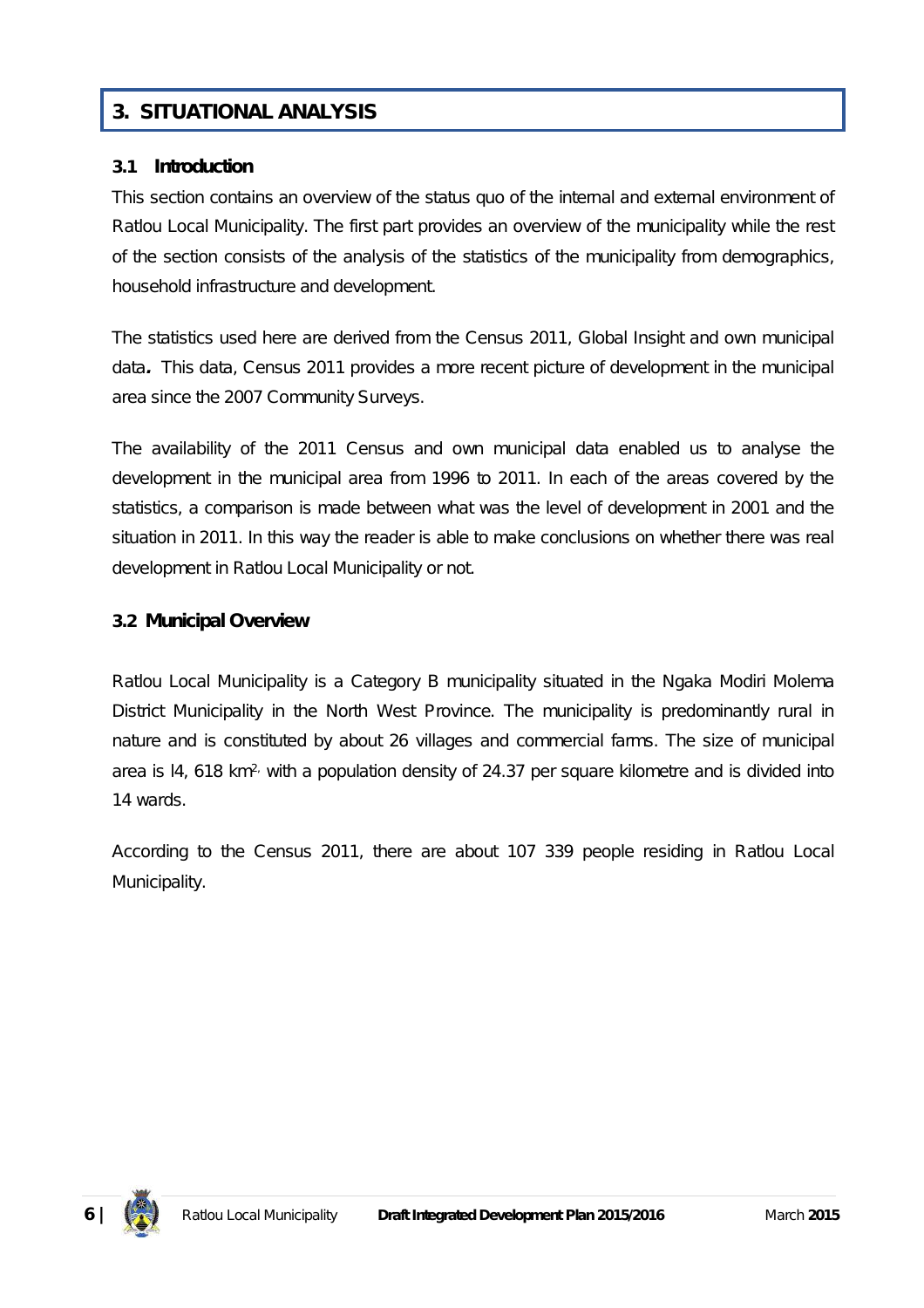# 3. SITUATIONAL ANALYSIS

## 3.1 Introduction

This section contains an overview of the status quo of the internal and external environment of Ratlou Local Municipality. The first part provides an overview of the municipality while the rest of the section consists of the analysis of the statistics of the municipality from demographics, household infrastructure and development.

The statistics used here are derived from the Census 2011, Global Insight and own municipal data**.** This data, Census 2011 provides a more recent picture of development in the municipal area since the 2007 Community Surveys.

The availability of the 2011 Census and own municipal data enabled us to analyse the development in the municipal area from 1996 to 2011. In each of the areas covered by the statistics, a comparison is made between what was the level of development in 2001 and the situation in 2011. In this way the reader is able to make conclusions on whether there was real development in Ratlou Local Municipality or not.

## 3.2 Municipal Overview

Ratlou Local Municipality is a Category B municipality situated in the Ngaka Modiri Molema District Municipality in the North West Province. The municipality is predominantly rural in nature and is constituted by about 26 villages and commercial farms. The size of municipal area is l4, 618 $km^2$, with a population density of 24.37 per square kilometre and is divided into 14 wards.

According to the Census 2011, there are about 107 339 people residing in Ratlou Local Municipality.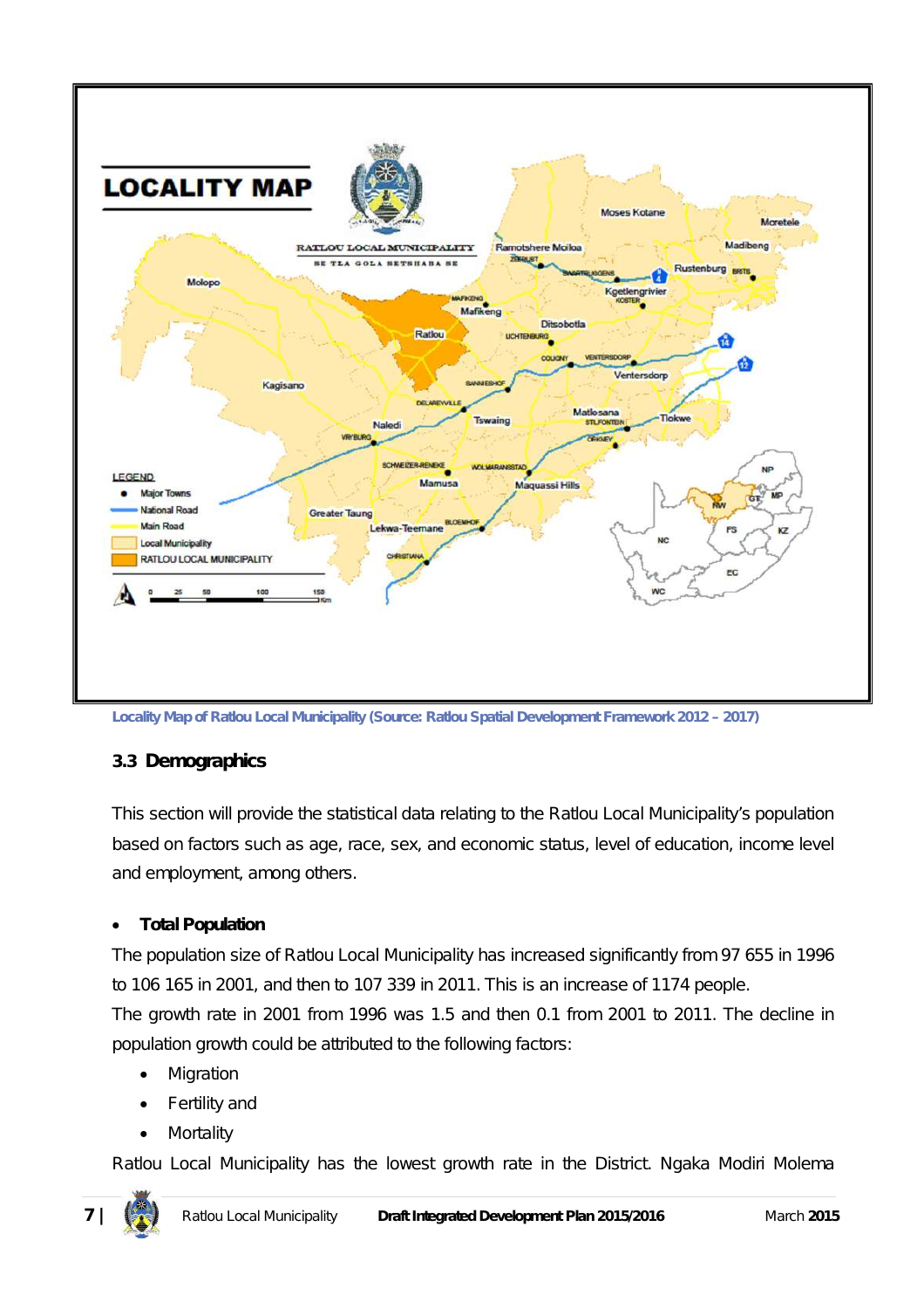Locality Map of Ratlou Local Municipality (Source: Ratlou Spatial Development Framework 2012 – 2017)

### 3.3 Demographics

This section will provide the statistical data relating to the Ratlou Local Municipality's population based on factors such as age, race, sex, and economic status, level of education, income level and employment, among others.

- **Total Population**

The population size of Ratlou Local Municipality has increased significantly from 97 655 in 1996 to 106 165 in 2001, and then to 107 339 in 2011. This is an increase of 1174 people.

The growth rate in 2001 from 1996 was 1.5 and then 0.1 from 2001 to 2011. The decline in population growth could be attributed to the following factors:

- Migration
- Fertility and
- Mortality

Ratlou Local Municipality has the lowest growth rate in the District. Ngaka Modiri Molema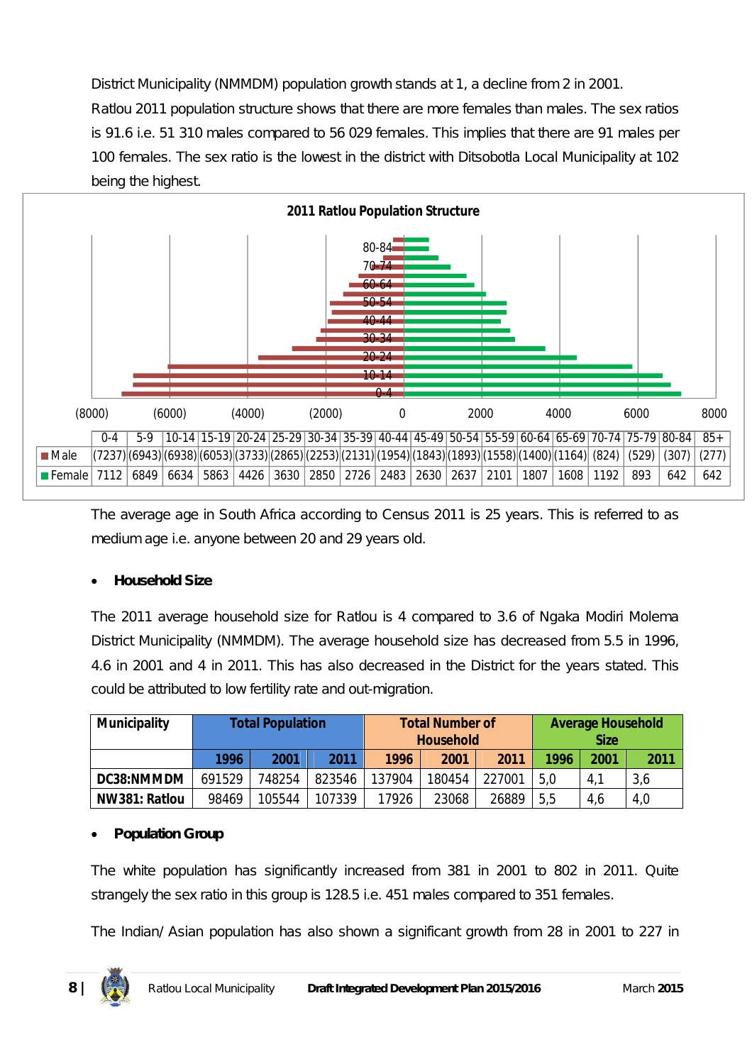District Municipality (NMMDM) population growth stands at 1, a decline from 2 in 2001.

Ratlou 2011 population structure shows that there are more females than males. The sex ratios is 91.6 i.e. 51 310 males compared to 56 029 females. This implies that there are 91 males per 100 females. The sex ratio is the lowest in the district with Ditsobotla Local Municipality at 102 being the highest.

**2011 Ratlou Population Structure**

| | 0-4 | 5-9 | 10-14 | 15-19 | 20-24 | 25-29 | 30-34 | 35-39 | 40-44 | 45-49 | 50-54 | 55-59 | 60-64 | 65-69 | 70-74 | 75-79 | 80-84 | 85+ |
|---|---|---|---|---|---|---|---|---|---|---|---|---|---|---|---|---|---|---|
| Male | (7237) | (6943) | (6938) | (6053) | (3733) | (2865) | (2253) | (2131) | (1954) | (1843) | (1893) | (1558) | (1400) | (1164) | (824) | (529) | (307) | (277) |
| Female | 7112 | 6849 | 6634 | 5863 | 4426 | 3630 | 2850 | 2726 | 2483 | 2630 | 2637 | 2101 | 1807 | 1608 | 1192 | 893 | 642 | 642 |

The average age in South Africa according to Census 2011 is 25 years. This is referred to as medium age i.e. anyone between 20 and 29 years old.

- **Household Size**

The 2011 average household size for Ratlou is 4 compared to 3.6 of Ngaka Modiri Molema District Municipality (NMMDM). The average household size has decreased from 5.5 in 1996, 4.6 in 2001 and 4 in 2011. This has also decreased in the District for the years stated. This could be attributed to low fertility rate and out-migration.

| Municipality | Total Population | | | Total Number of Household | | | Average Household Size | | |
|---|---|---|---|---|---|---|---|---|---|
| | 1996 | 2001 | 2011 | 1996 | 2001 | 2011 | 1996 | 2001 | 2011 |
| DC38:NMMDM | 691529 | 748254 | 823546 | 137904 | 180454 | 227001 | 5,0 | 4,1 | 3,6 |
| NW381: Ratlou | 98469 | 105544 | 107339 | 17926 | 23068 | 26889 | 5,5 | 4,6 | 4,0 |

- **Population Group**

The white population has significantly increased from 381 in 2001 to 802 in 2011. Quite strangely the sex ratio in this group is 128.5 i.e. 451 males compared to 351 females.

The Indian/ Asian population has also shown a significant growth from 28 in 2001 to 227 in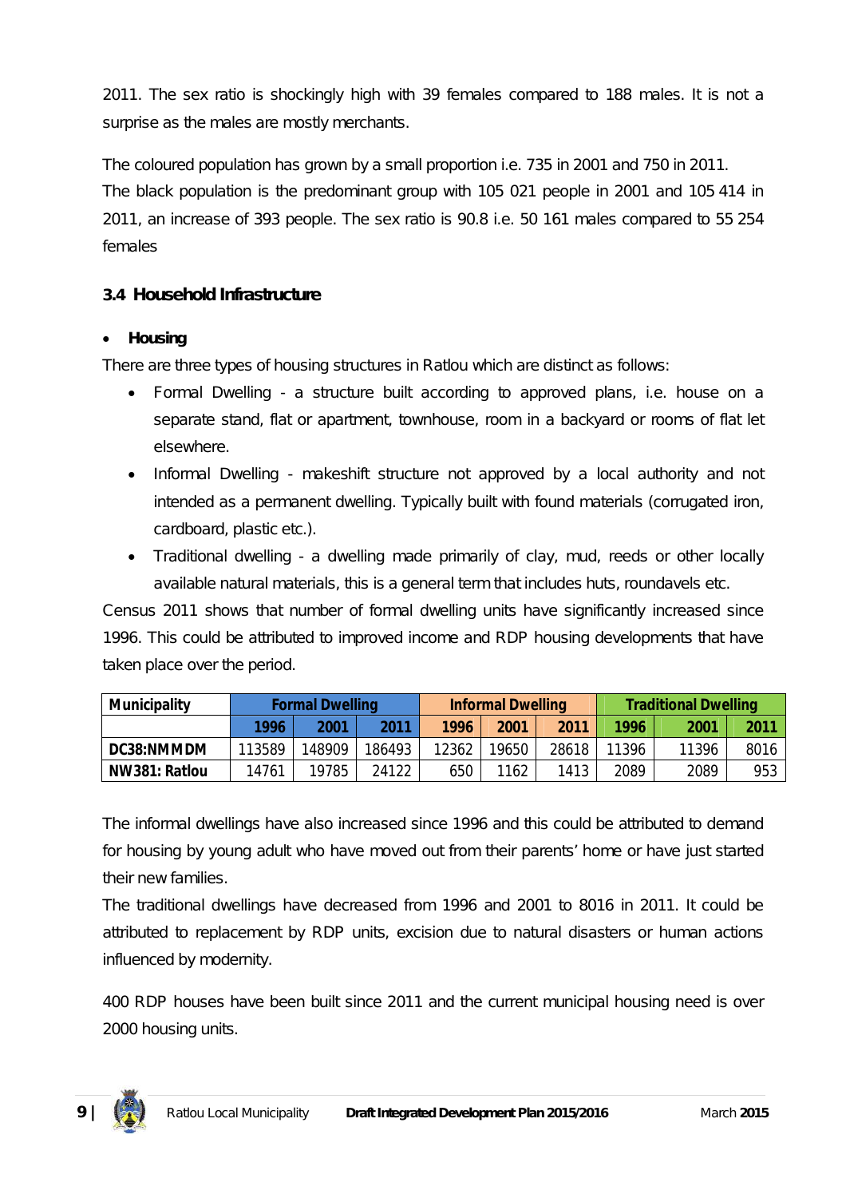2011. The sex ratio is shockingly high with 39 females compared to 188 males. It is not a surprise as the males are mostly merchants.

The coloured population has grown by a small proportion i.e. 735 in 2001 and 750 in 2011. The black population is the predominant group with 105 021 people in 2001 and 105 414 in 2011, an increase of 393 people. The sex ratio is 90.8 i.e. 50 161 males compared to 55 254 females

### 3.4 Household Infrastructure

- **Housing**

There are three types of housing structures in Ratlou which are distinct as follows:

- Formal Dwelling - a structure built according to approved plans, i.e. house on a separate stand, flat or apartment, townhouse, room in a backyard or rooms of flat let elsewhere.
- Informal Dwelling - makeshift structure not approved by a local authority and not intended as a permanent dwelling. Typically built with found materials (corrugated iron, cardboard, plastic etc.).
- Traditional dwelling - a dwelling made primarily of clay, mud, reeds or other locally available natural materials, this is a general term that includes huts, roundavels etc.

Census 2011 shows that number of formal dwelling units have significantly increased since 1996. This could be attributed to improved income and RDP housing developments that have taken place over the period.

| Municipality | Formal Dwelling | | | Informal Dwelling | | | Traditional Dwelling | | |
|---|---|---|---|---|---|---|---|---|---|
| | 1996 | 2001 | 2011 | 1996 | 2001 | 2011 | 1996 | 2001 | 2011 |
| DC38:NMMDM | 113589 | 148909 | 186493 | 12362 | 19650 | 28618 | 11396 | 11396 | 8016 |
| NW381: Ratlou | 14761 | 19785 | 24122 | 650 | 1162 | 1413 | 2089 | 2089 | 953 |

The informal dwellings have also increased since 1996 and this could be attributed to demand for housing by young adult who have moved out from their parents' home or have just started their new families.

The traditional dwellings have decreased from 1996 and 2001 to 8016 in 2011. It could be attributed to replacement by RDP units, excision due to natural disasters or human actions influenced by modernity.

400 RDP houses have been built since 2011 and the current municipal housing need is over 2000 housing units.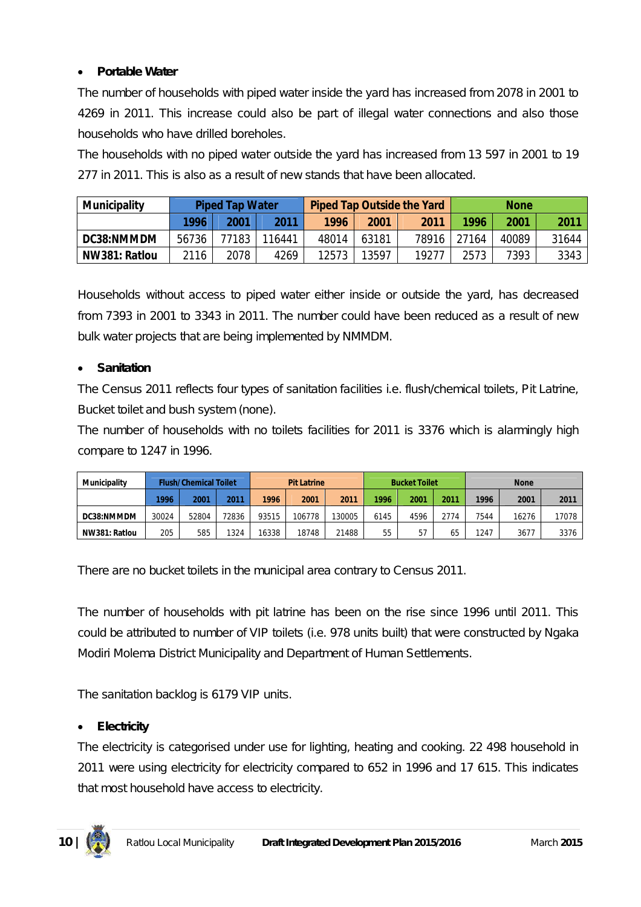- **Portable Water**

The number of households with piped water inside the yard has increased from 2078 in 2001 to 4269 in 2011. This increase could also be part of illegal water connections and also those households who have drilled boreholes.

The households with no piped water outside the yard has increased from 13 597 in 2001 to 19 277 in 2011. This is also as a result of new stands that have been allocated.

| Municipality | Piped Tap Water | | | Piped Tap Outside the Yard | | | None | | |
|---|---|---|---|---|---|---|---|---|---|
| | 1996 | 2001 | 2011 | 1996 | 2001 | 2011 | 1996 | 2001 | 2011 |
| DC38:NMMDM | 56736 | 77183 | 116441 | 48014 | 63181 | 78916 | 27164 | 40089 | 31644 |
| NW381: Ratlou | 2116 | 2078 | 4269 | 12573 | 13597 | 19277 | 2573 | 7393 | 3343 |

Households without access to piped water either inside or outside the yard, has decreased from 7393 in 2001 to 3343 in 2011. The number could have been reduced as a result of new bulk water projects that are being implemented by NMMDM.

- **Sanitation**

The Census 2011 reflects four types of sanitation facilities i.e. flush/chemical toilets, Pit Latrine, Bucket toilet and bush system (none).

The number of households with no toilets facilities for 2011 is 3376 which is alarmingly high compare to 1247 in 1996.

| Municipality | Flush/Chemical Toilet | | | Pit Latrine | | | Bucket Toilet | | | None | | |
|---|---|---|---|---|---|---|---|---|---|---|---|---|
| | 1996 | 2001 | 2011 | 1996 | 2001 | 2011 | 1996 | 2001 | 2011 | 1996 | 2001 | 2011 |
| DC38:NMMDM | 30024 | 52804 | 72836 | 93515 | 106778 | 130005 | 6145 | 4596 | 2774 | 7544 | 16276 | 17078 |
| NW381: Ratlou | 205 | 585 | 1324 | 16338 | 18748 | 21488 | 55 | 57 | 65 | 1247 | 3677 | 3376 |

There are no bucket toilets in the municipal area contrary to Census 2011.

The number of households with pit latrine has been on the rise since 1996 until 2011. This could be attributed to number of VIP toilets (i.e. 978 units built) that were constructed by Ngaka Modiri Molema District Municipality and Department of Human Settlements.

The sanitation backlog is 6179 VIP units.

- **Electricity**

The electricity is categorised under use for lighting, heating and cooking. 22 498 household in 2011 were using electricity for electricity compared to 652 in 1996 and 17 615. This indicates that most household have access to electricity.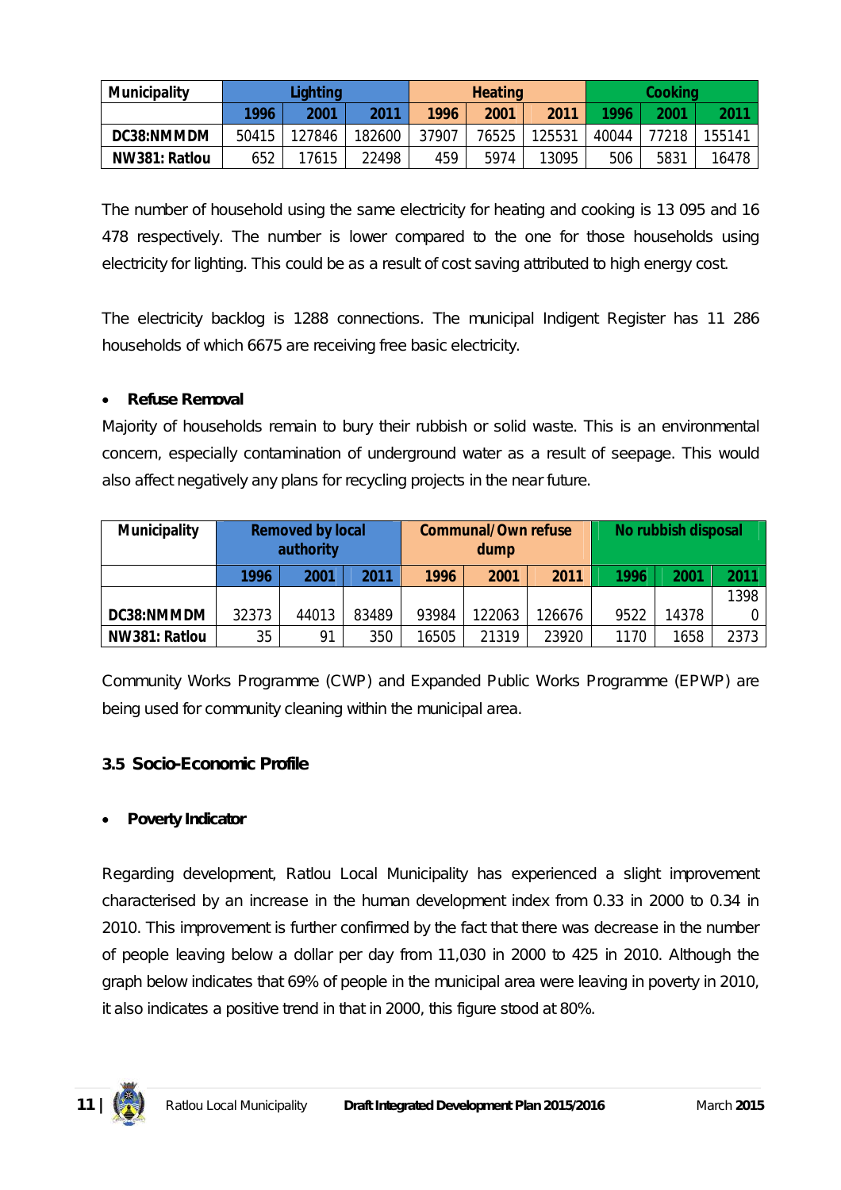| Municipality | Lighting | | | Heating | | | Cooking | | |
|---|---|---|---|---|---|---|---|---|---|
| | 1996 | 2001 | 2011 | 1996 | 2001 | 2011 | 1996 | 2001 | 2011 |
| DC38:NMMDM | 50415 | 127846 | 182600 | 37907 | 76525 | 125531 | 40044 | 77218 | 155141 |
| NW381: Ratlou | 652 | 17615 | 22498 | 459 | 5974 | 13095 | 506 | 5831 | 16478 |

The number of household using the same electricity for heating and cooking is 13 095 and 16 478 respectively. The number is lower compared to the one for those households using electricity for lighting. This could be as a result of cost saving attributed to high energy cost.

The electricity backlog is 1288 connections. The municipal Indigent Register has 11 286 households of which 6675 are receiving free basic electricity.

- **Refuse Removal**

Majority of households remain to bury their rubbish or solid waste. This is an environmental concern, especially contamination of underground water as a result of seepage. This would also affect negatively any plans for recycling projects in the near future.

| Municipality | Removed by local authority | | | Communal/Own refuse dump | | | No rubbish disposal | | |
|---|---|---|---|---|---|---|---|---|---|
| | 1996 | 2001 | 2011 | 1996 | 2001 | 2011 | 1996 | 2001 | 2011 |
| DC38:NMMDM | 32373 | 44013 | 83489 | 93984 | 122063 | 126676 | 9522 | 14378 | 13980 |
| NW381: Ratlou | 35 | 91 | 350 | 16505 | 21319 | 23920 | 1170 | 1658 | 2373 |

Community Works Programme (CWP) and Expanded Public Works Programme (EPWP) are being used for community cleaning within the municipal area.

### 3.5 Socio-Economic Profile

- **Poverty Indicator**

Regarding development, Ratlou Local Municipality has experienced a slight improvement characterised by an increase in the human development index from 0.33 in 2000 to 0.34 in 2010. This improvement is further confirmed by the fact that there was decrease in the number of people leaving below a dollar per day from 11,030 in 2000 to 425 in 2010. Although the graph below indicates that 69% of people in the municipal area were leaving in poverty in 2010, it also indicates a positive trend in that in 2000, this figure stood at 80%.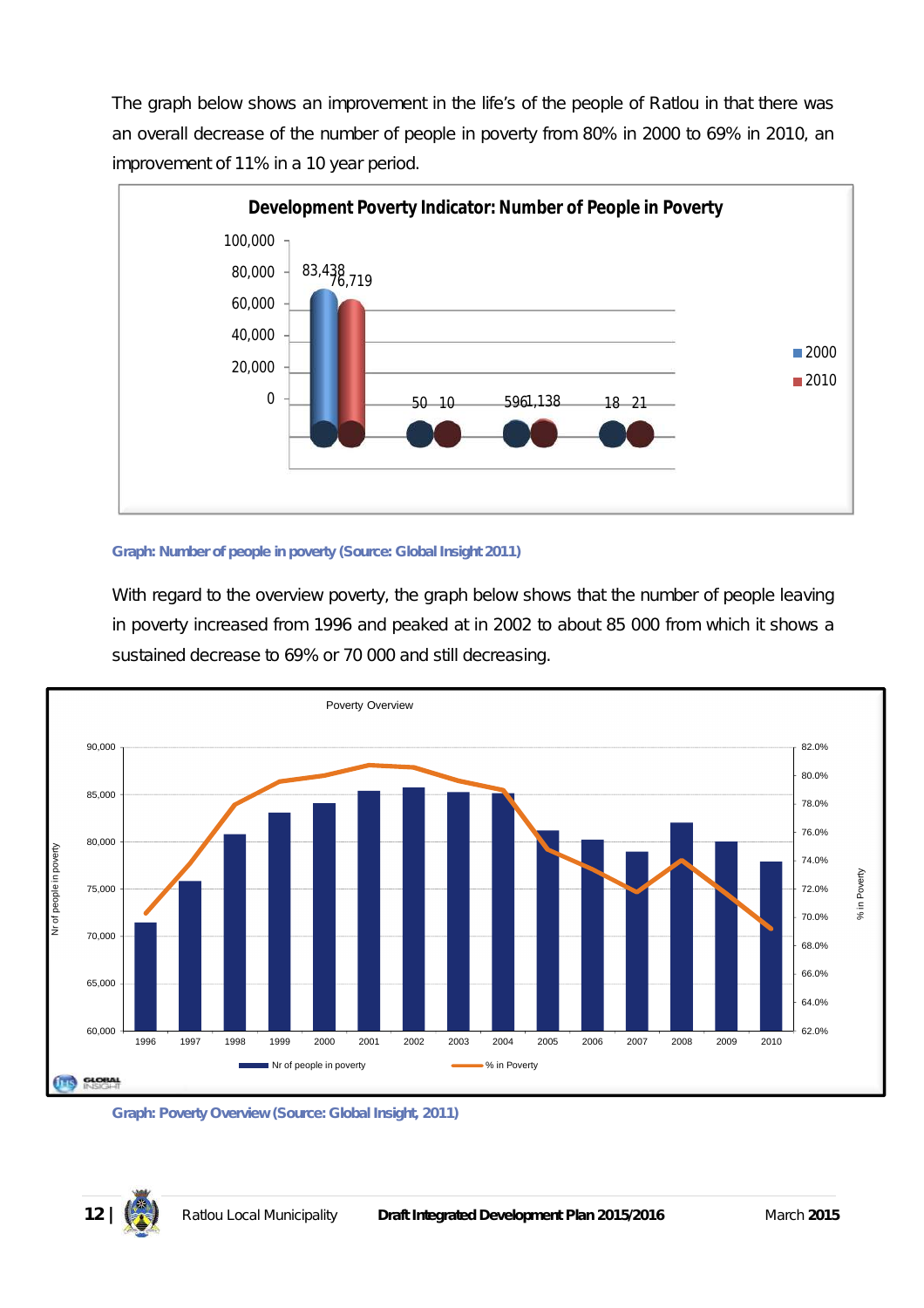The graph below shows an improvement in the life's of the people of Ratlou in that there was an overall decrease of the number of people in poverty from 80% in 2000 to 69% in 2010, an improvement of 11% in a 10 year period.

**Development Poverty Indicator: Number of People in Poverty**

| | 2000 | 2010 |
|---|---|---|
| | 83,438 | 76,719 |
| | 50 | 10 |
| | 596 | 1,138 |
| | 18 | 21 |

Graph: Number of people in poverty (Source: Global Insight 2011)

With regard to the overview poverty, the graph below shows that the number of people leaving in poverty increased from 1996 and peaked at in 2002 to about 85 000 from which it shows a sustained decrease to 69% or 70 000 and still decreasing.

**Poverty Overview**

Graph: Poverty Overview (Source: Global Insight, 2011)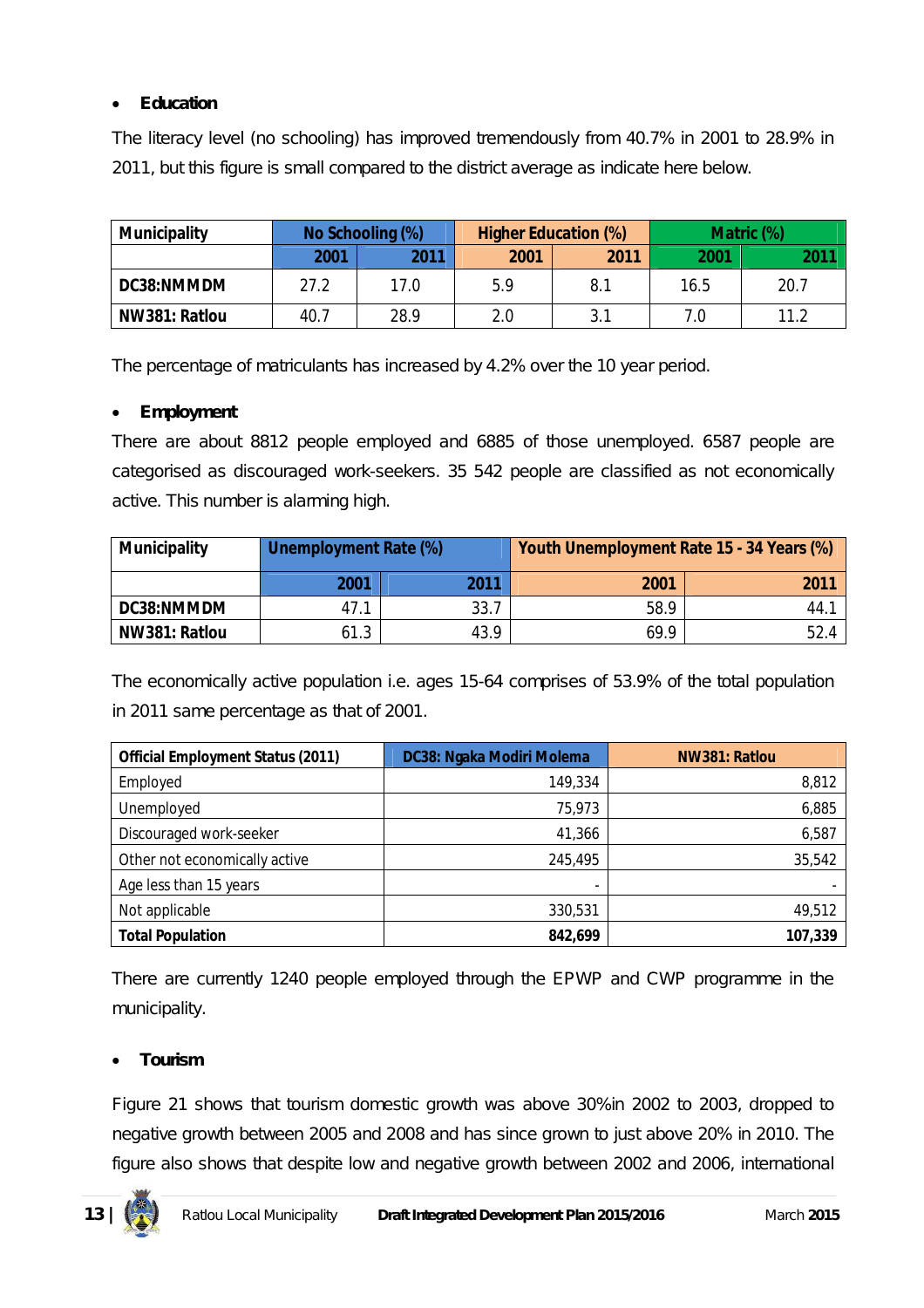- **Education**

The literacy level (no schooling) has improved tremendously from 40.7% in 2001 to 28.9% in 2011, but this figure is small compared to the district average as indicate here below.

| Municipality | No Schooling (%) | | Higher Education (%) | | Matric (%) | |
|---|---|---|---|---|---|---|
| | 2001 | 2011 | 2001 | 2011 | 2001 | 2011 |
| DC38:NMMDM | 27.2 | 17.0 | 5.9 | 8.1 | 16.5 | 20.7 |
| NW381: Ratlou | 40.7 | 28.9 | 2.0 | 3.1 | 7.0 | 11.2 |

The percentage of matriculants has increased by 4.2% over the 10 year period.

- **Employment**

There are about 8812 people employed and 6885 of those unemployed. 6587 people are categorised as discouraged work-seekers. 35 542 people are classified as not economically active. This number is alarming high.

| Municipality | Unemployment Rate (%) | | Youth Unemployment Rate 15 - 34 Years (%) | |
|---|---|---|---|---|
| | 2001 | 2011 | 2001 | 2011 |
| DC38:NMMDM | 47.1 | 33.7 | 58.9 | 44.1 |
| NW381: Ratlou | 61.3 | 43.9 | 69.9 | 52.4 |

The economically active population i.e. ages 15-64 comprises of 53.9% of the total population in 2011 same percentage as that of 2001.

| Official Employment Status (2011) | DC38: Ngaka Modiri Molema | NW381: Ratlou |
|---|---|---|
| Employed | 149,334 | 8,812 |
| Unemployed | 75,973 | 6,885 |
| Discouraged work-seeker | 41,366 | 6,587 |
| Other not economically active | 245,495 | 35,542 |
| Age less than 15 years | - | - |
| Not applicable | 330,531 | 49,512 |
| **Total Population** | **842,699** | **107,339** |

There are currently 1240 people employed through the EPWP and CWP programme in the municipality.

- **Tourism**

Figure 21 shows that tourism domestic growth was above 30%in 2002 to 2003, dropped to negative growth between 2005 and 2008 and has since grown to just above 20% in 2010. The figure also shows that despite low and negative growth between 2002 and 2006, international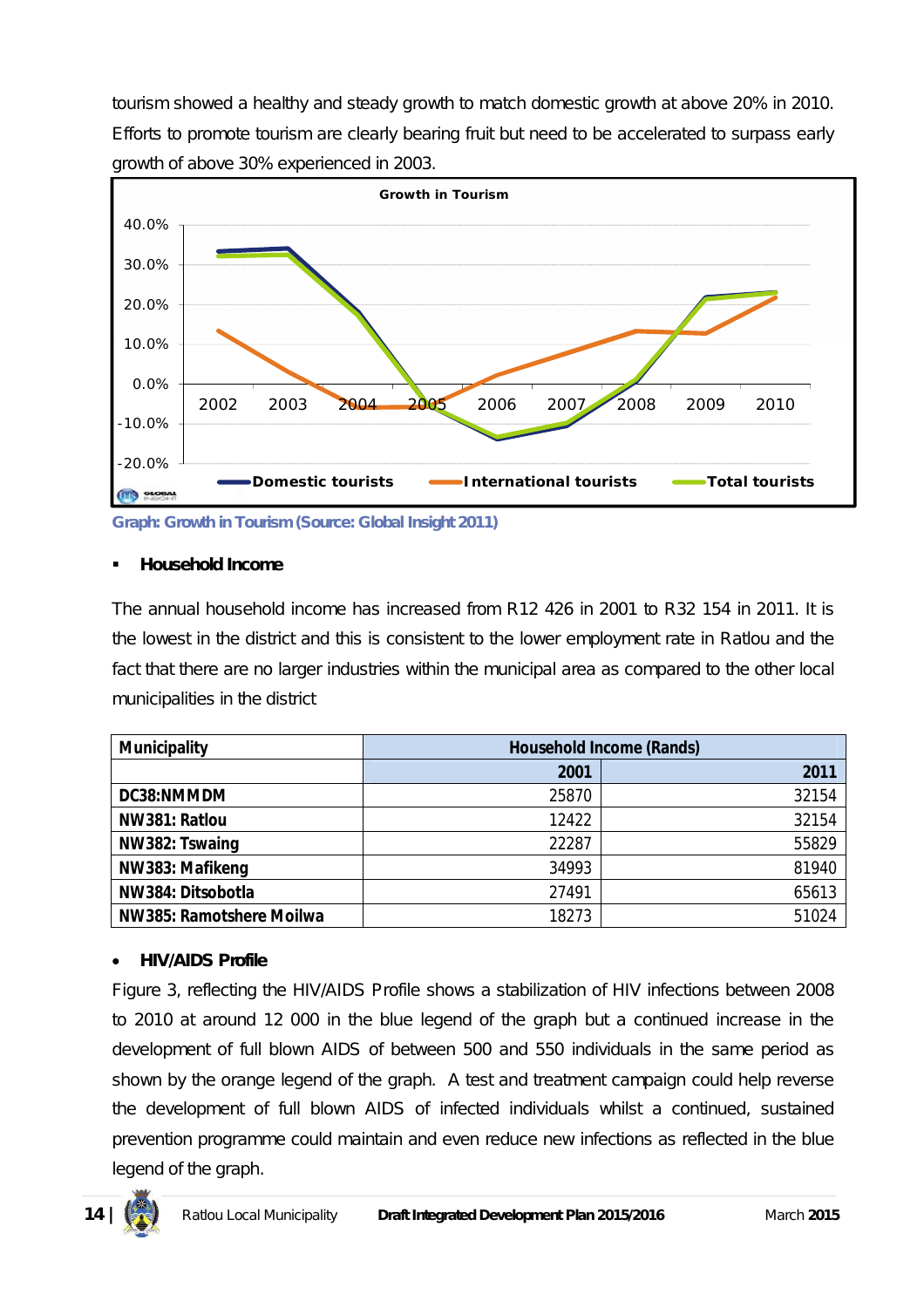tourism showed a healthy and steady growth to match domestic growth at above 20% in 2010. Efforts to promote tourism are clearly bearing fruit but need to be accelerated to surpass early growth of above 30% experienced in 2003.

Graph: Growth in Tourism (Source: Global Insight 2011)

- **Household Income**

The annual household income has increased from R12 426 in 2001 to R32 154 in 2011. It is the lowest in the district and this is consistent to the lower employment rate in Ratlou and the fact that there are no larger industries within the municipal area as compared to the other local municipalities in the district

| Municipality | Household Income (Rands) | |
|---|---|---|
| | 2001 | 2011 |
| DC38:NMMDM | 25870 | 32154 |
| NW381: Ratlou | 12422 | 32154 |
| NW382: Tswaing | 22287 | 55829 |
| NW383: Mafikeng | 34993 | 81940 |
| NW384: Ditsobotla | 27491 | 65613 |
| NW385: Ramotshere Moilwa | 18273 | 51024 |

- **HIV/AIDS Profile**

Figure 3, reflecting the HIV/AIDS Profile shows a stabilization of HIV infections between 2008 to 2010 at around 12 000 in the blue legend of the graph but a continued increase in the development of full blown AIDS of between 500 and 550 individuals in the same period as shown by the orange legend of the graph. A test and treatment campaign could help reverse the development of full blown AIDS of infected individuals whilst a continued, sustained prevention programme could maintain and even reduce new infections as reflected in the blue legend of the graph.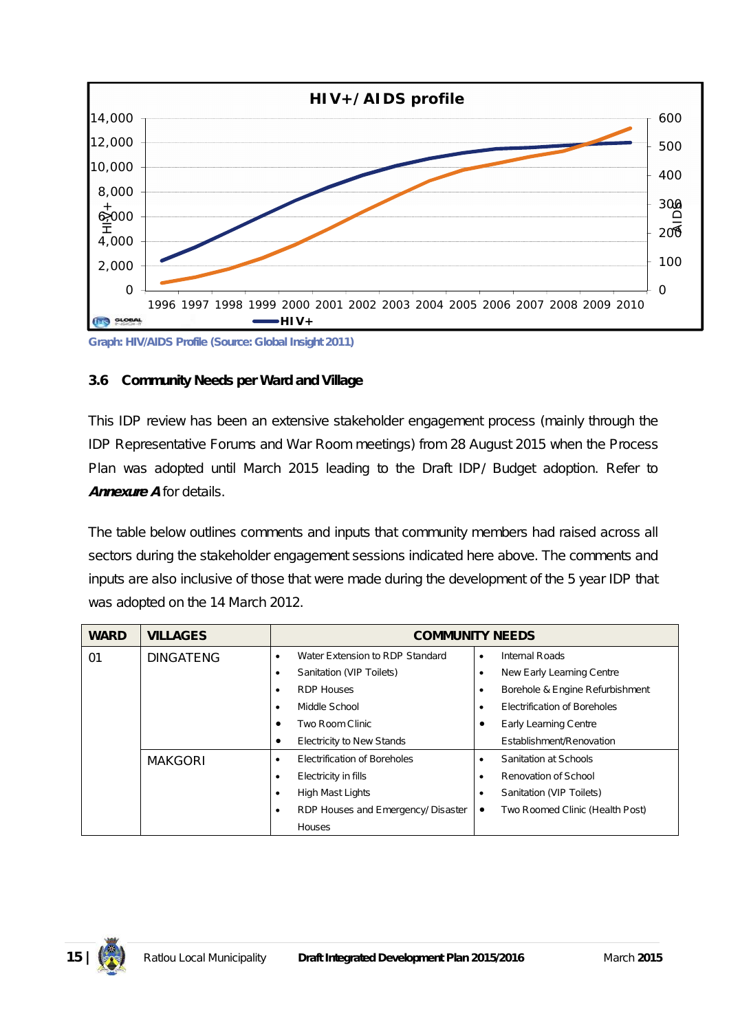Graph: HIV/AIDS Profile (Source: Global Insight 2011)

### 3.6 Community Needs per Ward and Village

This IDP review has been an extensive stakeholder engagement process (mainly through the IDP Representative Forums and War Room meetings) from 28 August 2015 when the Process Plan was adopted until March 2015 leading to the Draft IDP/ Budget adoption. Refer to ***Annexure A*** for details.

The table below outlines comments and inputs that community members had raised across all sectors during the stakeholder engagement sessions indicated here above. The comments and inputs are also inclusive of those that were made during the development of the 5 year IDP that was adopted on the 14 March 2012.

| WARD | VILLAGES | COMMUNITY NEEDS | |
|---|---|---|---|
| 01 | DINGATENG | • Water Extension to RDP Standard<br>• Sanitation (VIP Toilets)<br>• RDP Houses<br>• Middle School<br>• Two Room Clinic<br>• Electricity to New Stands | • Internal Roads<br>• New Early Learning Centre<br>• Borehole & Engine Refurbishment<br>• Electrification of Boreholes<br>• Early Learning Centre Establishment/Renovation |
| | MAKGORI | • Electrification of Boreholes<br>• Electricity in fills<br>• High Mast Lights<br>• RDP Houses and Emergency/ Disaster Houses | • Sanitation at Schools<br>• Renovation of School<br>• Sanitation (VIP Toilets)<br>• Two Roomed Clinic (Health Post) |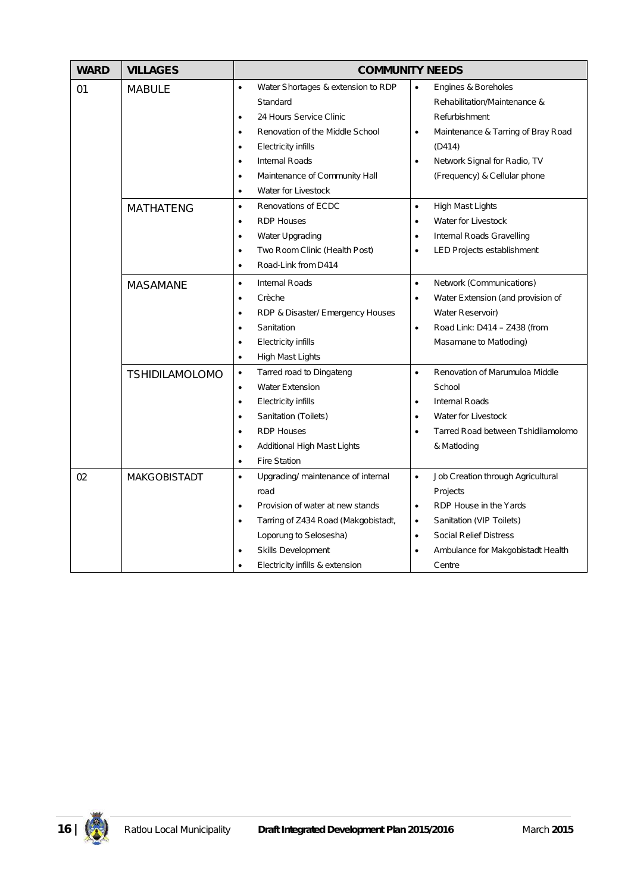| WARD | VILLAGES | COMMUNITY NEEDS | |
|---|---|---|---|
| 01 | MABULE | • Water Shortages & extension to RDP Standard<br>• 24 Hours Service Clinic<br>• Renovation of the Middle School<br>• Electricity infills<br>• Internal Roads<br>• Maintenance of Community Hall<br>• Water for Livestock | • Engines & Boreholes Rehabilitation/Maintenance & Refurbishment<br>• Maintenance & Tarring of Bray Road (D414)<br>• Network Signal for Radio, TV (Frequency) & Cellular phone |
| | MATHATENG | • Renovations of ECDC<br>• RDP Houses<br>• Water Upgrading<br>• Two Room Clinic (Health Post)<br>• Road-Link from D414 | • High Mast Lights<br>• Water for Livestock<br>• Internal Roads Gravelling<br>• LED Projects establishment |
| | MASAMANE | • Internal Roads<br>• Crèche<br>• RDP & Disaster/ Emergency Houses<br>• Sanitation<br>• Electricity infills<br>• High Mast Lights | • Network (Communications)<br>• Water Extension (and provision of Water Reservoir)<br>• Road Link: D414 – Z438 (from Masamane to Matloding) |
| | TSHIDILAMOLOMO | • Tarred road to Dingateng<br>• Water Extension<br>• Electricity infills<br>• Sanitation (Toilets)<br>• RDP Houses<br>• Additional High Mast Lights<br>• Fire Station | • Renovation of Marumuloa Middle School<br>• Internal Roads<br>• Water for Livestock<br>• Tarred Road between Tshidilamolomo & Matloding |
| 02 | MAKGOBISTADT | • Upgrading/ maintenance of internal road<br>• Provision of water at new stands<br>• Tarring of Z434 Road (Makgobistadt, Loporung to Selosesha)<br>• Skills Development<br>• Electricity infills & extension | • Job Creation through Agricultural Projects<br>• RDP House in the Yards<br>• Sanitation (VIP Toilets)<br>• Social Relief Distress<br>• Ambulance for Makgobistadt Health Centre |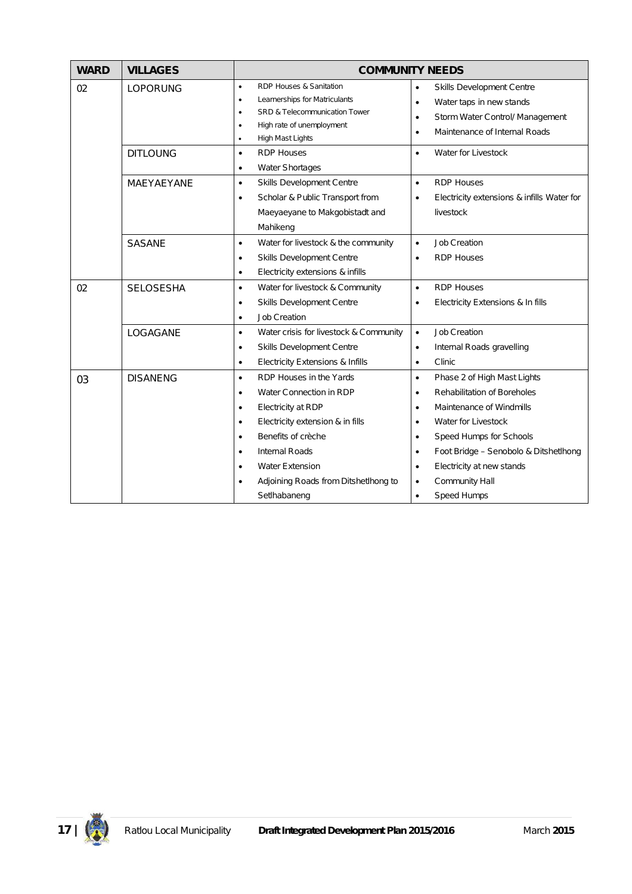| WARD | VILLAGES | COMMUNITY NEEDS | |
|---|---|---|---|
| 02 | LOPORUNG | • RDP Houses & Sanitation<br>• Learnerships for Matriculants<br>• SRD & Telecommunication Tower<br>• High rate of unemployment<br>• High Mast Lights | • Skills Development Centre<br>• Water taps in new stands<br>• Storm Water Control/ Management<br>• Maintenance of Internal Roads |
| | DITLOUNG | • RDP Houses<br>• Water Shortages | • Water for Livestock |
| | MAEYAEYANE | • Skills Development Centre<br>• Scholar & Public Transport from Maeyaeyane to Makgobistadt and Mahikeng | • RDP Houses<br>• Electricity extensions & infills Water for livestock |
| | SASANE | • Water for livestock & the community<br>• Skills Development Centre<br>• Electricity extensions & infills | • Job Creation<br>• RDP Houses |
| 02 | SELOSESHA | • Water for livestock & Community<br>• Skills Development Centre<br>• Job Creation | • RDP Houses<br>• Electricity Extensions & In fills |
| | LOGAGANE | • Water crisis for livestock & Community<br>• Skills Development Centre<br>• Electricity Extensions & Infills | • Job Creation<br>• Internal Roads gravelling<br>• Clinic |
| 03 | DISANENG | • RDP Houses in the Yards<br>• Water Connection in RDP<br>• Electricity at RDP<br>• Electricity extension & in fills<br>• Benefits of crèche<br>• Internal Roads<br>• Water Extension<br>• Adjoining Roads from Ditshetlhong to Setlhabaneng | • Phase 2 of High Mast Lights<br>• Rehabilitation of Boreholes<br>• Maintenance of Windmills<br>• Water for Livestock<br>• Speed Humps for Schools<br>• Foot Bridge – Senobolo & Ditshetlhong<br>• Electricity at new stands<br>• Community Hall<br>• Speed Humps |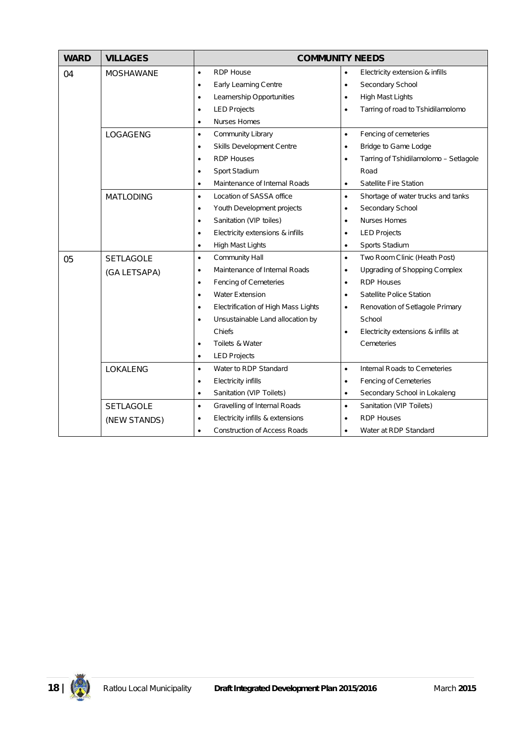| WARD | VILLAGES | COMMUNITY NEEDS | |
|---|---|---|---|
| 04 | MOSHAWANE | • RDP House<br>• Early Learning Centre<br>• Learnership Opportunities<br>• LED Projects<br>• Nurses Homes | • Electricity extension & infills<br>• Secondary School<br>• High Mast Lights<br>• Tarring of road to Tshidilamolomo |
| | LOGAGENG | • Community Library<br>• Skills Development Centre<br>• RDP Houses<br>• Sport Stadium<br>• Maintenance of Internal Roads | • Fencing of cemeteries<br>• Bridge to Game Lodge<br>• Tarring of Tshidilamolomo – Setlagole Road<br>• Satellite Fire Station |
| | MATLODING | • Location of SASSA office<br>• Youth Development projects<br>• Sanitation (VIP toiles)<br>• Electricity extensions & infills<br>• High Mast Lights | • Shortage of water trucks and tanks<br>• Secondary School<br>• Nurses Homes<br>• LED Projects<br>• Sports Stadium |
| 05 | SETLAGOLE (GA LETSAPA) | • Community Hall<br>• Maintenance of Internal Roads<br>• Fencing of Cemeteries<br>• Water Extension<br>• Electrification of High Mass Lights<br>• Unsustainable Land allocation by Chiefs<br>• Toilets & Water<br>• LED Projects | • Two Room Clinic (Heath Post)<br>• Upgrading of Shopping Complex<br>• RDP Houses<br>• Satellite Police Station<br>• Renovation of Setlagole Primary School<br>• Electricity extensions & infills at Cemeteries |
| | LOKALENG | • Water to RDP Standard<br>• Electricity infills<br>• Sanitation (VIP Toilets) | • Internal Roads to Cemeteries<br>• Fencing of Cemeteries<br>• Secondary School in Lokaleng |
| | SETLAGOLE (NEW STANDS) | • Gravelling of Internal Roads<br>• Electricity infills & extensions<br>• Construction of Access Roads | • Sanitation (VIP Toilets)<br>• RDP Houses<br>• Water at RDP Standard |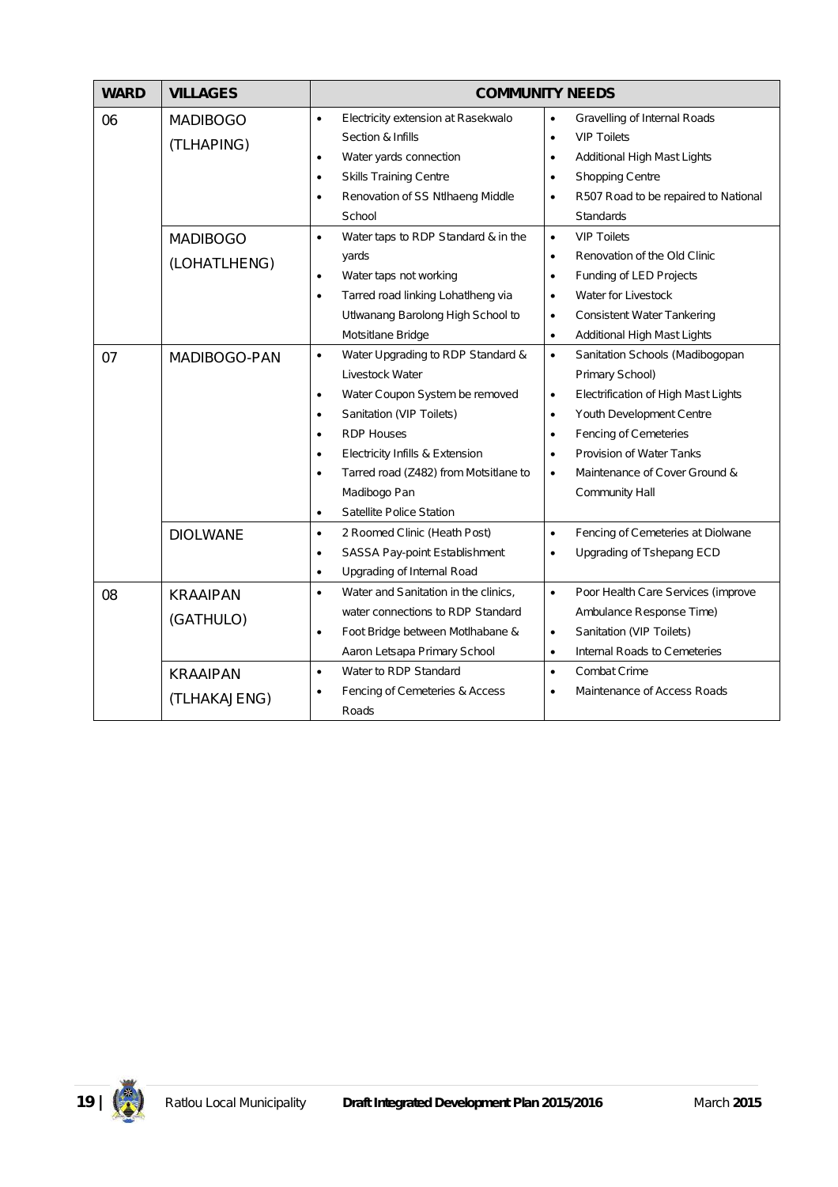| WARD | VILLAGES | COMMUNITY NEEDS | |
|---|---|---|---|
| 06 | MADIBOGO (TLHAPING) | • Electricity extension at Rasekwalo Section & Infills<br>• Water yards connection<br>• Skills Training Centre<br>• Renovation of SS Ntlhaeng Middle School | • Gravelling of Internal Roads<br>• VIP Toilets<br>• Additional High Mast Lights<br>• Shopping Centre<br>• R507 Road to be repaired to National Standards |
| | MADIBOGO (LOHATLHENG) | • Water taps to RDP Standard & in the yards<br>• Water taps not working<br>• Tarred road linking Lohatlheng via Utlwanang Barolong High School to Motsitlane Bridge | • VIP Toilets<br>• Renovation of the Old Clinic<br>• Funding of LED Projects<br>• Water for Livestock<br>• Consistent Water Tankering<br>• Additional High Mast Lights |
| 07 | MADIBOGO-PAN | • Water Upgrading to RDP Standard & Livestock Water<br>• Water Coupon System be removed<br>• Sanitation (VIP Toilets)<br>• RDP Houses<br>• Electricity Infills & Extension<br>• Tarred road (Z482) from Motsitlane to Madibogo Pan<br>• Satellite Police Station | • Sanitation Schools (Madibogopan Primary School)<br>• Electrification of High Mast Lights<br>• Youth Development Centre<br>• Fencing of Cemeteries<br>• Provision of Water Tanks<br>• Maintenance of Cover Ground & Community Hall |
| | DIOLWANE | • 2 Roomed Clinic (Heath Post)<br>• SASSA Pay-point Establishment<br>• Upgrading of Internal Road | • Fencing of Cemeteries at Diolwane<br>• Upgrading of Tshepang ECD |
| 08 | KRAAIPAN (GATHULO) | • Water and Sanitation in the clinics, water connections to RDP Standard<br>• Foot Bridge between Motlhabane & Aaron Letsapa Primary School | • Poor Health Care Services (improve Ambulance Response Time)<br>• Sanitation (VIP Toilets)<br>• Internal Roads to Cemeteries |
| | KRAAIPAN (TLHAKAJENG) | • Water to RDP Standard<br>• Fencing of Cemeteries & Access Roads | • Combat Crime<br>• Maintenance of Access Roads |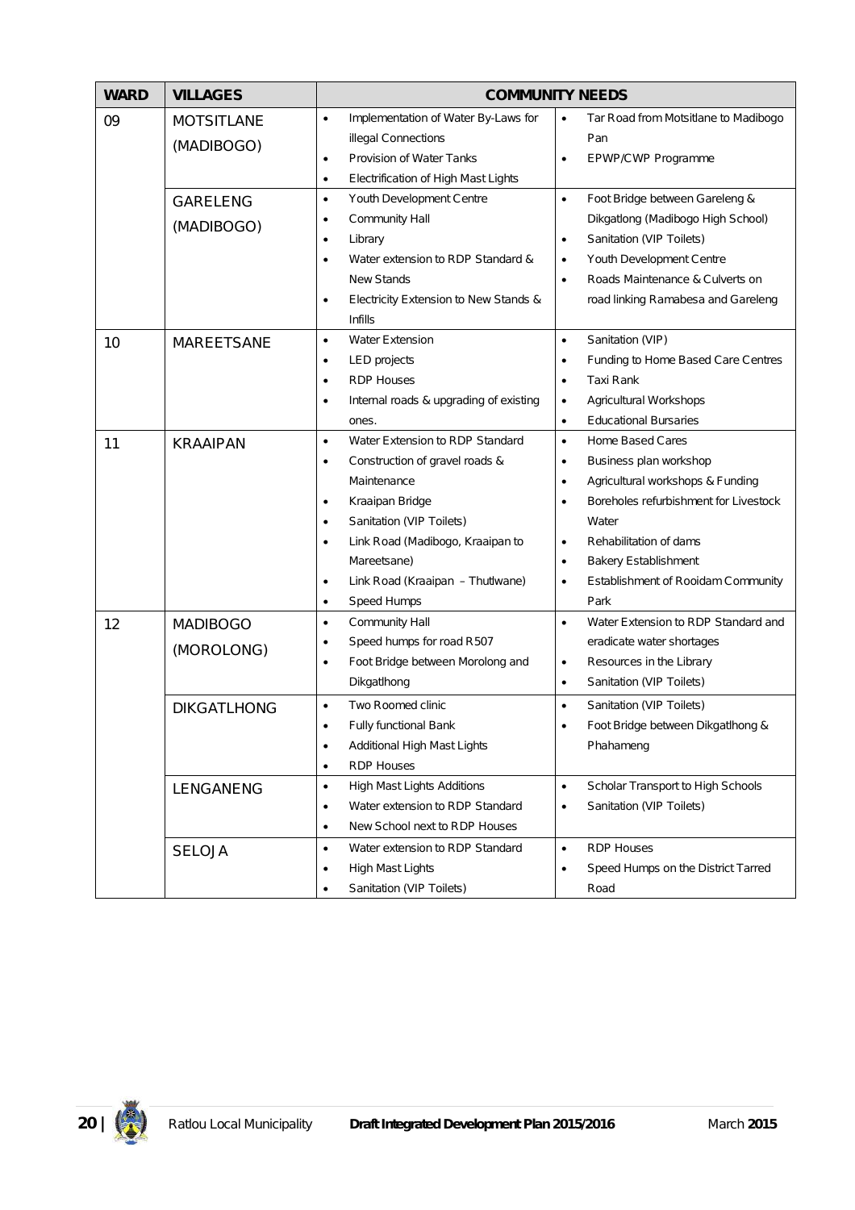| WARD | VILLAGES | COMMUNITY NEEDS | |
|---|---|---|---|
| 09 | MOTSITLANE (MADIBOGO) | • Implementation of Water By-Laws for illegal Connections<br>• Provision of Water Tanks<br>• Electrification of High Mast Lights | • Tar Road from Motsitlane to Madibogo Pan<br>• EPWP/CWP Programme |
| | GARELENG (MADIBOGO) | • Youth Development Centre<br>• Community Hall<br>• Library<br>• Water extension to RDP Standard & New Stands<br>• Electricity Extension to New Stands & Infills | • Foot Bridge between Gareleng & Dikgatlong (Madibogo High School)<br>• Sanitation (VIP Toilets)<br>• Youth Development Centre<br>• Roads Maintenance & Culverts on road linking Ramabesa and Gareleng |
| 10 | MAREETSANE | • Water Extension<br>• LED projects<br>• RDP Houses<br>• Internal roads & upgrading of existing ones. | • Sanitation (VIP)<br>• Funding to Home Based Care Centres<br>• Taxi Rank<br>• Agricultural Workshops<br>• Educational Bursaries |
| 11 | KRAAIPAN | • Water Extension to RDP Standard<br>• Construction of gravel roads & Maintenance<br>• Kraaipan Bridge<br>• Sanitation (VIP Toilets)<br>• Link Road (Madibogo, Kraaipan to Mareetsane)<br>• Link Road (Kraaipan – Thutlwane)<br>• Speed Humps | • Home Based Cares<br>• Business plan workshop<br>• Agricultural workshops & Funding<br>• Boreholes refurbishment for Livestock Water<br>• Rehabilitation of dams<br>• Bakery Establishment<br>• Establishment of Rooidam Community Park |
| 12 | MADIBOGO (MOROLONG) | • Community Hall<br>• Speed humps for road R507<br>• Foot Bridge between Morolong and Dikgatlhong | • Water Extension to RDP Standard and eradicate water shortages<br>• Resources in the Library<br>• Sanitation (VIP Toilets) |
| | DIKGATLHONG | • Two Roomed clinic<br>• Fully functional Bank<br>• Additional High Mast Lights<br>• RDP Houses | • Sanitation (VIP Toilets)<br>• Foot Bridge between Dikgatlhong & Phahameng |
| | LENGANENG | • High Mast Lights Additions<br>• Water extension to RDP Standard<br>• New School next to RDP Houses | • Scholar Transport to High Schools<br>• Sanitation (VIP Toilets) |
| | SELOJA | • Water extension to RDP Standard<br>• High Mast Lights<br>• Sanitation (VIP Toilets) | • RDP Houses<br>• Speed Humps on the District Tarred Road |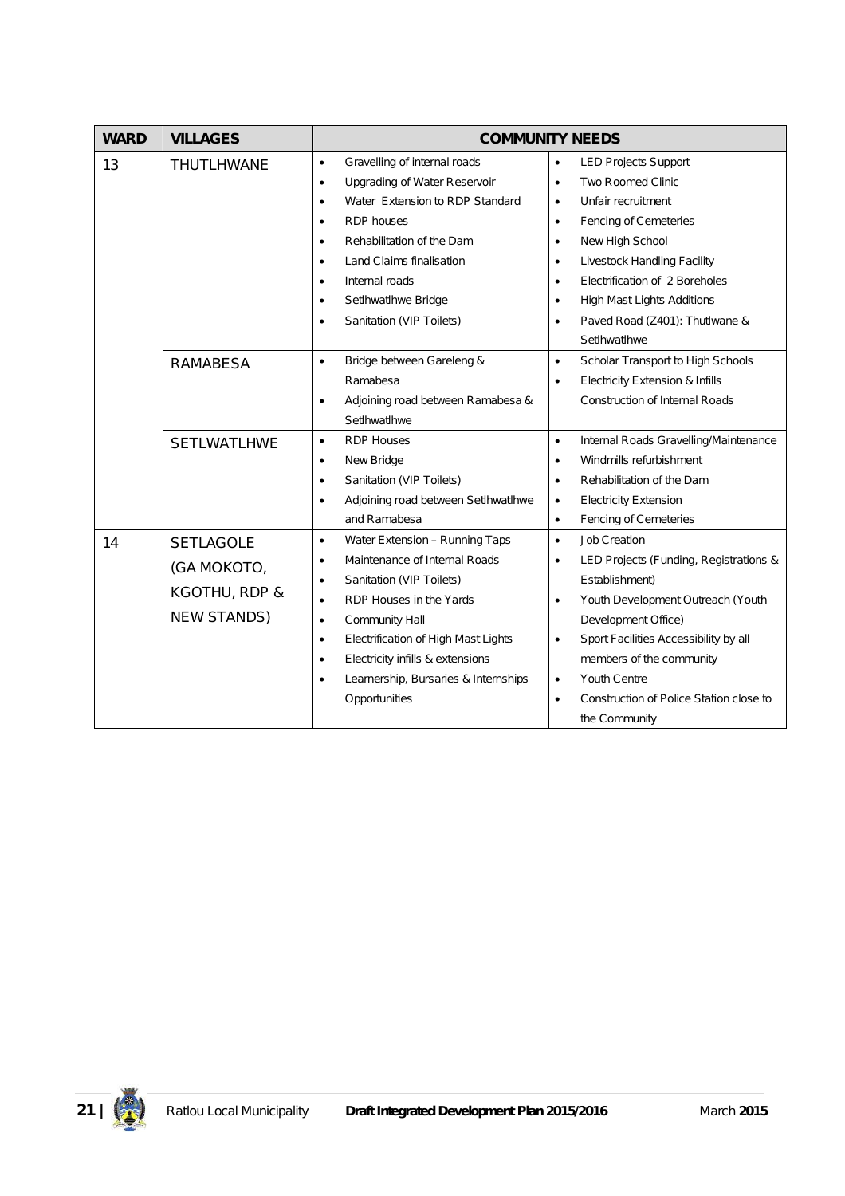| WARD | VILLAGES | COMMUNITY NEEDS | |
|---|---|---|---|
| 13 | THUTLHWANE | • Gravelling of internal roads<br>• Upgrading of Water Reservoir<br>• Water Extension to RDP Standard<br>• RDP houses<br>• Rehabilitation of the Dam<br>• Land Claims finalisation<br>• Internal roads<br>• Setlhwatlhwe Bridge<br>• Sanitation (VIP Toilets) | • LED Projects Support<br>• Two Roomed Clinic<br>• Unfair recruitment<br>• Fencing of Cemeteries<br>• New High School<br>• Livestock Handling Facility<br>• Electrification of 2 Boreholes<br>• High Mast Lights Additions<br>• Paved Road (Z401): Thutlwane & Setlhwatlhwe |
| | RAMABESA | • Bridge between Gareleng & Ramabesa<br>• Adjoining road between Ramabesa & Setlhwatlhwe | • Scholar Transport to High Schools<br>• Electricity Extension & Infills<br>Construction of Internal Roads |
| | SETLWATLHWE | • RDP Houses<br>• New Bridge<br>• Sanitation (VIP Toilets)<br>• Adjoining road between Setlhwatlhwe and Ramabesa | • Internal Roads Gravelling/Maintenance<br>• Windmills refurbishment<br>• Rehabilitation of the Dam<br>• Electricity Extension<br>• Fencing of Cemeteries |
| 14 | SETLAGOLE (GA MOKOTO, KGOTHU, RDP & NEW STANDS) | • Water Extension – Running Taps<br>• Maintenance of Internal Roads<br>• Sanitation (VIP Toilets)<br>• RDP Houses in the Yards<br>• Community Hall<br>• Electrification of High Mast Lights<br>• Electricity infills & extensions<br>• Learnership, Bursaries & Internships Opportunities | • Job Creation<br>• LED Projects (Funding, Registrations & Establishment)<br>• Youth Development Outreach (Youth Development Office)<br>• Sport Facilities Accessibility by all members of the community<br>• Youth Centre<br>• Construction of Police Station close to the Community |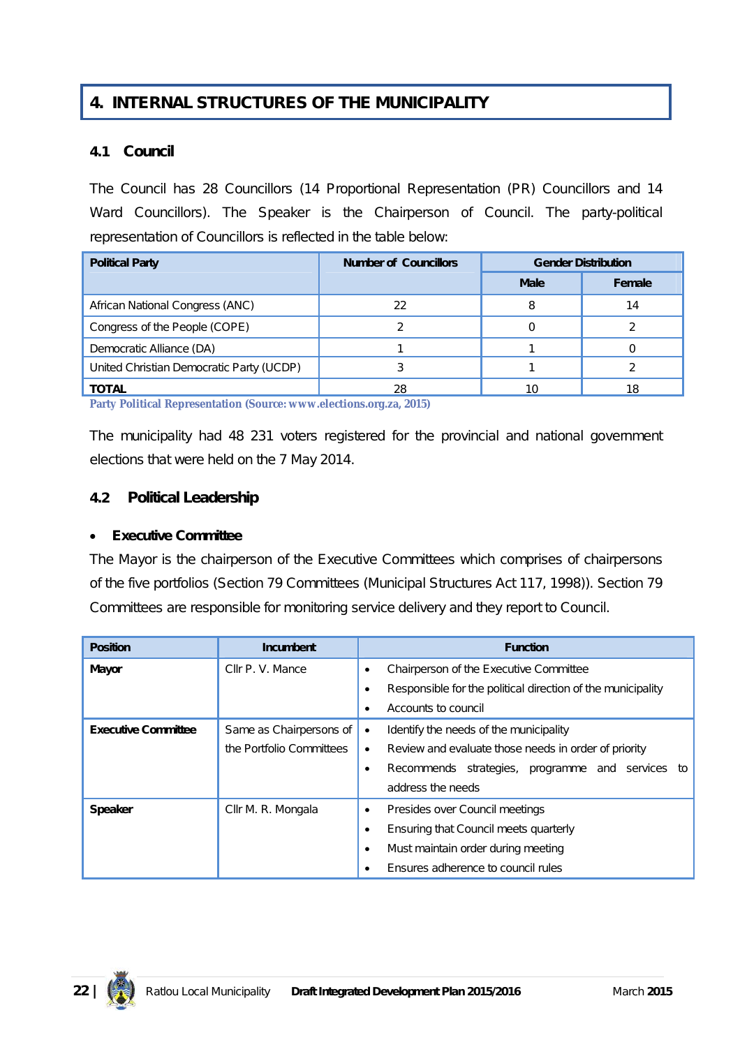# 4. INTERNAL STRUCTURES OF THE MUNICIPALITY

## 4.1 Council

The Council has 28 Councillors (14 Proportional Representation (PR) Councillors and 14 Ward Councillors). The Speaker is the Chairperson of Council. The party-political representation of Councillors is reflected in the table below:

| Political Party | Number of Councillors | Gender Distribution | |
|---|---|---|---|
| | | Male | Female |
| African National Congress (ANC) | 22 | 8 | 14 |
| Congress of the People (COPE) | 2 | 0 | 2 |
| Democratic Alliance (DA) | 1 | 1 | 0 |
| United Christian Democratic Party (UCDP) | 3 | 1 | 2 |
| **TOTAL** | 28 | 10 | 18 |

Party Political Representation (Source: www.elections.org.za, 2015)

The municipality had 48 231 voters registered for the provincial and national government elections that were held on the 7 May 2014.

## 4.2 Political Leadership

- **Executive Committee**

The Mayor is the chairperson of the Executive Committees which comprises of chairpersons of the five portfolios (Section 79 Committees (Municipal Structures Act 117, 1998)). Section 79 Committees are responsible for monitoring service delivery and they report to Council.

| Position | Incumbent | Function |
|---|---|---|
| **Mayor** | Cllr P. V. Mance | • Chairperson of the Executive Committee<br>• Responsible for the political direction of the municipality<br>• Accounts to council |
| **Executive Committee** | Same as Chairpersons of the Portfolio Committees | • Identify the needs of the municipality<br>• Review and evaluate those needs in order of priority<br>• Recommends strategies, programme and services to address the needs |
| **Speaker** | Cllr M. R. Mongala | • Presides over Council meetings<br>• Ensuring that Council meets quarterly<br>• Must maintain order during meeting<br>• Ensures adherence to council rules |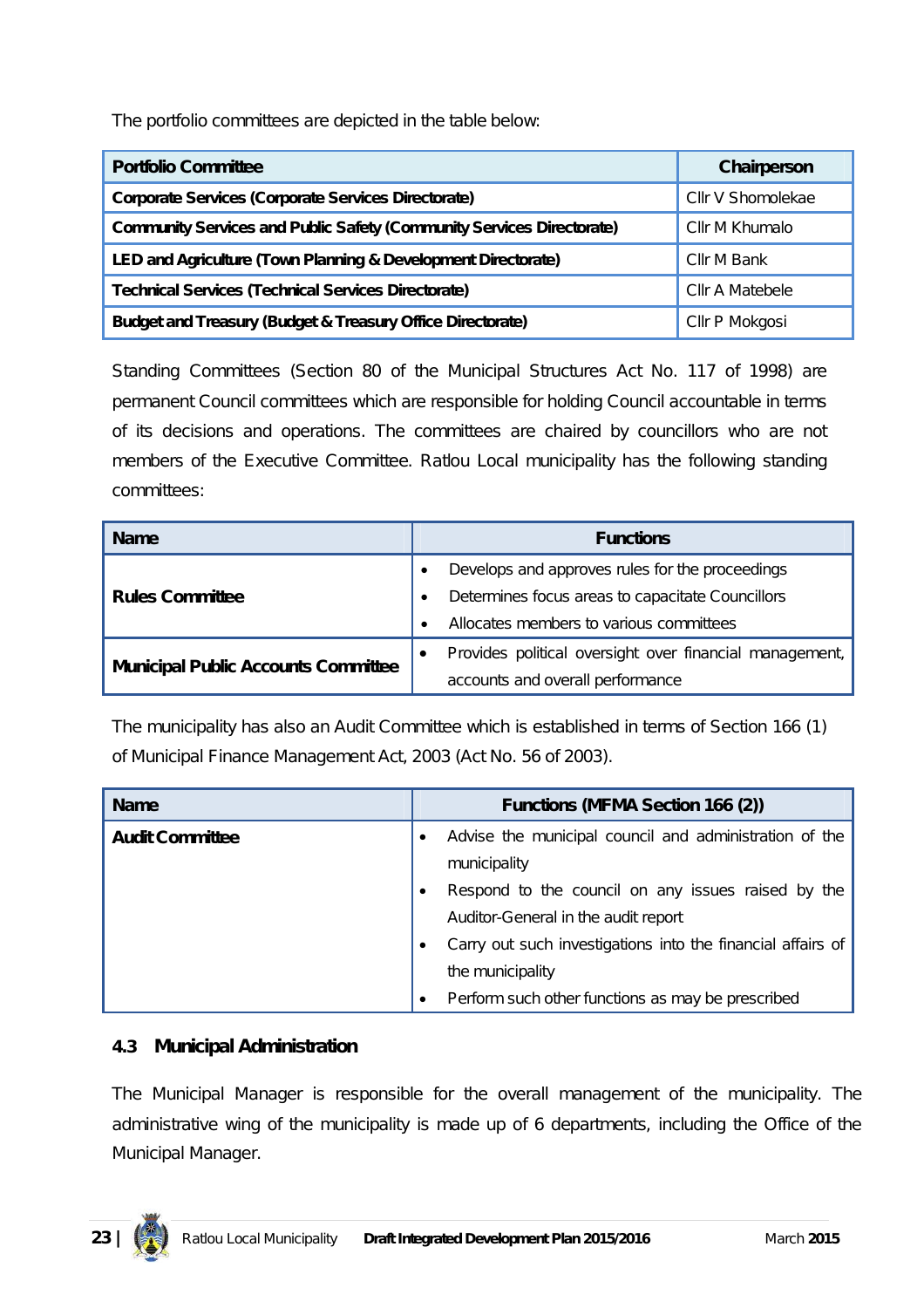The portfolio committees are depicted in the table below:

| Portfolio Committee | Chairperson |
|---|---|
| **Corporate Services (Corporate Services Directorate)** | Cllr V Shomolekae |
| **Community Services and Public Safety (Community Services Directorate)** | Cllr M Khumalo |
| **LED and Agriculture (Town Planning & Development Directorate)** | Cllr M Bank |
| **Technical Services (Technical Services Directorate)** | Cllr A Matebele |
| **Budget and Treasury (Budget & Treasury Office Directorate)** | Cllr P Mokgosi |

Standing Committees (Section 80 of the Municipal Structures Act No. 117 of 1998) are permanent Council committees which are responsible for holding Council accountable in terms of its decisions and operations. The committees are chaired by councillors who are not members of the Executive Committee. Ratlou Local municipality has the following standing committees:

| Name | Functions |
|---|---|
| **Rules Committee** | • Develops and approves rules for the proceedings<br>• Determines focus areas to capacitate Councillors<br>• Allocates members to various committees |
| **Municipal Public Accounts Committee** | • Provides political oversight over financial management, accounts and overall performance |

The municipality has also an Audit Committee which is established in terms of Section 166 (1) of Municipal Finance Management Act, 2003 (Act No. 56 of 2003).

| Name | Functions (MFMA Section 166 (2)) |
|---|---|
| **Audit Committee** | • Advise the municipal council and administration of the municipality<br>• Respond to the council on any issues raised by the Auditor-General in the audit report<br>• Carry out such investigations into the financial affairs of the municipality<br>• Perform such other functions as may be prescribed |

### 4.3 Municipal Administration

The Municipal Manager is responsible for the overall management of the municipality. The administrative wing of the municipality is made up of 6 departments, including the Office of the Municipal Manager.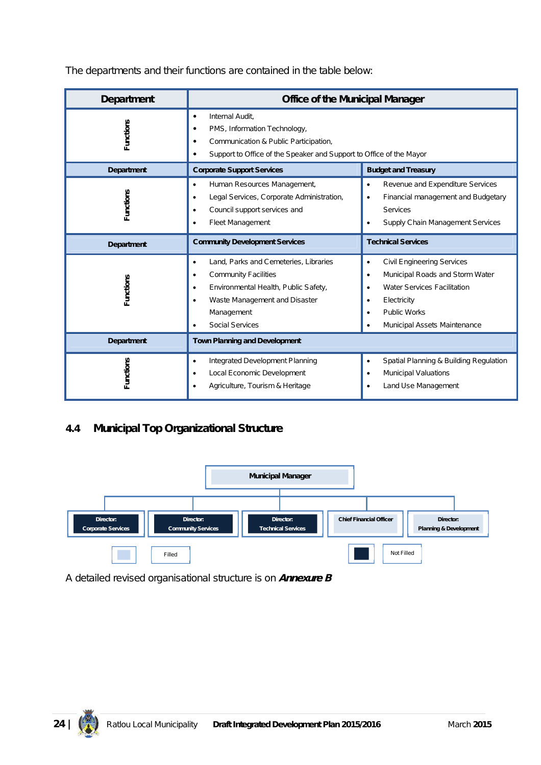The departments and their functions are contained in the table below:

| Department | Office of the Municipal Manager | |
|---|---|---|
| Functions | • Internal Audit,<br>• PMS, Information Technology,<br>• Communication & Public Participation,<br>• Support to Office of the Speaker and Support to Office of the Mayor | |
| **Department** | **Corporate Support Services** | **Budget and Treasury** |
| Functions | • Human Resources Management,<br>• Legal Services, Corporate Administration,<br>• Council support services and<br>• Fleet Management | • Revenue and Expenditure Services<br>• Financial management and Budgetary Services<br>• Supply Chain Management Services |
| **Department** | **Community Development Services** | **Technical Services** |
| Functions | • Land, Parks and Cemeteries, Libraries<br>• Community Facilities<br>• Environmental Health, Public Safety,<br>• Waste Management and Disaster Management<br>• Social Services | • Civil Engineering Services<br>• Municipal Roads and Storm Water<br>• Water Services Facilitation<br>• Electricity<br>• Public Works<br>• Municipal Assets Maintenance |
| **Department** | **Town Planning and Development** | |
| Functions | • Integrated Development Planning<br>• Local Economic Development<br>• Agriculture, Tourism & Heritage | • Spatial Planning & Building Regulation<br>• Municipal Valuations<br>• Land Use Management |

## 4.4 Municipal Top Organizational Structure

- **Municipal Manager**
  - Director: Corporate Services (Not Filled)
  - Director: Community Services (Not Filled)
  - Director: Technical Services (Not Filled)
  - Chief Financial Officer (Filled)
  - Director: Planning & Development (Filled)

Legend: Filled / Not Filled

A detailed revised organisational structure is on ***Annexure B***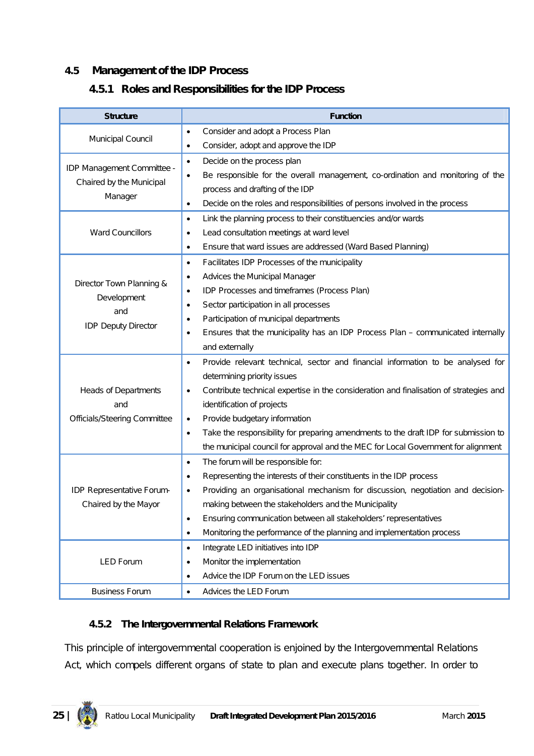## 4.5 Management of the IDP Process

### 4.5.1 Roles and Responsibilities for the IDP Process

| Structure | Function |
|---|---|
| Municipal Council | • Consider and adopt a Process Plan<br>• Consider, adopt and approve the IDP |
| IDP Management Committee - Chaired by the Municipal Manager | • Decide on the process plan<br>• Be responsible for the overall management, co-ordination and monitoring of the process and drafting of the IDP<br>• Decide on the roles and responsibilities of persons involved in the process |
| Ward Councillors | • Link the planning process to their constituencies and/or wards<br>• Lead consultation meetings at ward level<br>• Ensure that ward issues are addressed (Ward Based Planning) |
| Director Town Planning & Development and IDP Deputy Director | • Facilitates IDP Processes of the municipality<br>• Advices the Municipal Manager<br>• IDP Processes and timeframes (Process Plan)<br>• Sector participation in all processes<br>• Participation of municipal departments<br>• Ensures that the municipality has an IDP Process Plan – communicated internally and externally |
| Heads of Departments and Officials/Steering Committee | • Provide relevant technical, sector and financial information to be analysed for determining priority issues<br>• Contribute technical expertise in the consideration and finalisation of strategies and identification of projects<br>• Provide budgetary information<br>• Take the responsibility for preparing amendments to the draft IDP for submission to the municipal council for approval and the MEC for Local Government for alignment |
| IDP Representative Forum- Chaired by the Mayor | • The forum will be responsible for:<br>• Representing the interests of their constituents in the IDP process<br>• Providing an organisational mechanism for discussion, negotiation and decision-making between the stakeholders and the Municipality<br>• Ensuring communication between all stakeholders' representatives<br>• Monitoring the performance of the planning and implementation process |
| LED Forum | • Integrate LED initiatives into IDP<br>• Monitor the implementation<br>• Advice the IDP Forum on the LED issues |
| Business Forum | • Advices the LED Forum |

### 4.5.2 The Intergovernmental Relations Framework

This principle of intergovernmental cooperation is enjoined by the Intergovernmental Relations Act, which compels different organs of state to plan and execute plans together. In order to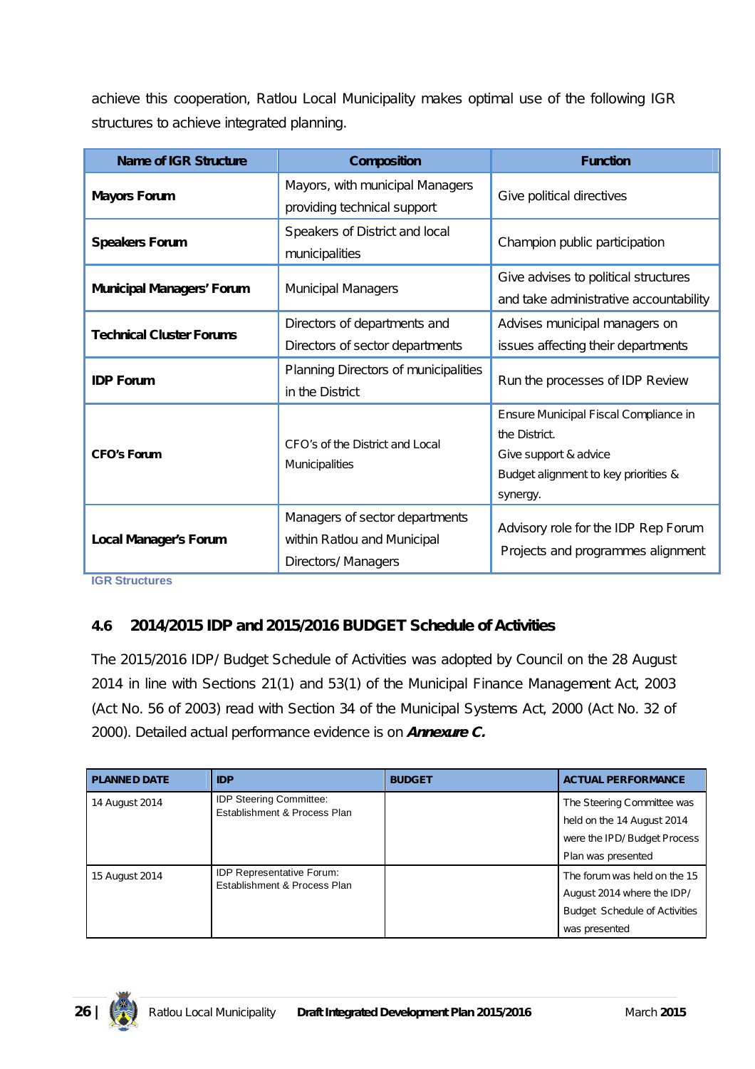achieve this cooperation, Ratlou Local Municipality makes optimal use of the following IGR structures to achieve integrated planning.

| Name of IGR Structure | Composition | Function |
|---|---|---|
| **Mayors Forum** | Mayors, with municipal Managers providing technical support | Give political directives |
| **Speakers Forum** | Speakers of District and local municipalities | Champion public participation |
| **Municipal Managers' Forum** | Municipal Managers | Give advises to political structures and take administrative accountability |
| **Technical Cluster Forums** | Directors of departments and Directors of sector departments | Advises municipal managers on issues affecting their departments |
| **IDP Forum** | Planning Directors of municipalities in the District | Run the processes of IDP Review |
| **CFO's Forum** | CFO's of the District and Local Municipalities | Ensure Municipal Fiscal Compliance in the District.<br>Give support & advice<br>Budget alignment to key priorities & synergy. |
| **Local Manager's Forum** | Managers of sector departments within Ratlou and Municipal Directors/ Managers | Advisory role for the IDP Rep Forum<br>Projects and programmes alignment |

IGR Structures

### 4.6 2014/2015 IDP and 2015/2016 BUDGET Schedule of Activities

The 2015/2016 IDP/ Budget Schedule of Activities was adopted by Council on the 28 August 2014 in line with Sections 21(1) and 53(1) of the Municipal Finance Management Act, 2003 (Act No. 56 of 2003) read with Section 34 of the Municipal Systems Act, 2000 (Act No. 32 of 2000). Detailed actual performance evidence is on ***Annexure C.***

| PLANNED DATE | IDP | BUDGET | ACTUAL PERFORMANCE |
|---|---|---|---|
| 14 August 2014 | IDP Steering Committee: Establishment & Process Plan | | The Steering Committee was held on the 14 August 2014 were the IPD/ Budget Process Plan was presented |
| 15 August 2014 | IDP Representative Forum: Establishment & Process Plan | | The forum was held on the 15 August 2014 where the IDP/ Budget Schedule of Activities was presented |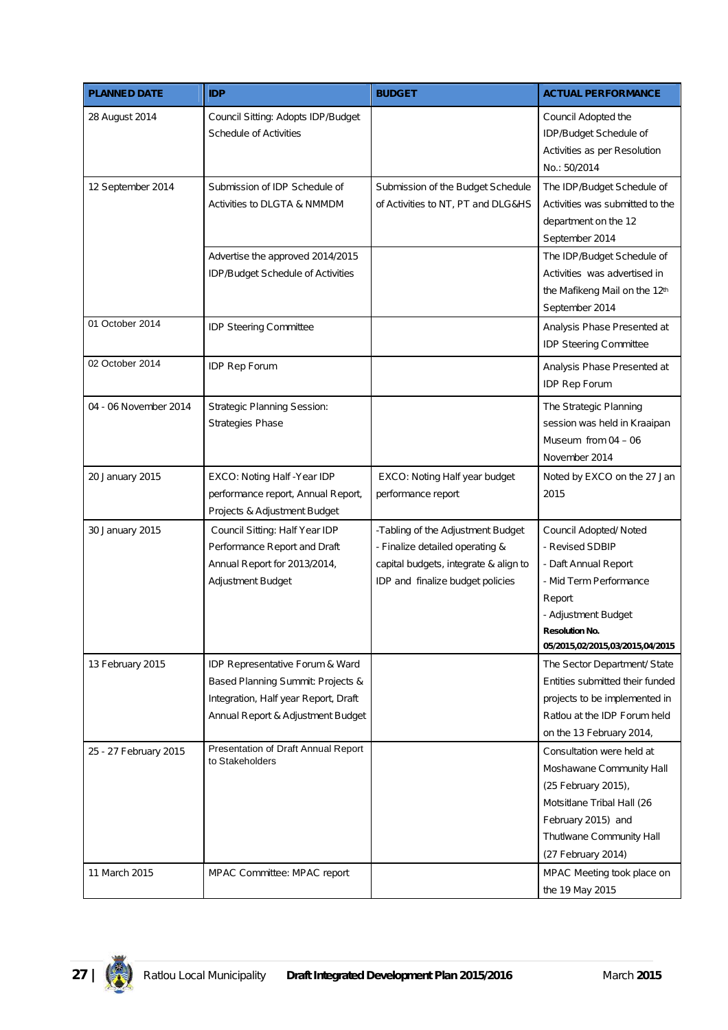| PLANNED DATE | IDP | BUDGET | ACTUAL PERFORMANCE |
|---|---|---|---|
| 28 August 2014 | Council Sitting: Adopts IDP/Budget Schedule of Activities | | Council Adopted the IDP/Budget Schedule of Activities as per Resolution No.: 50/2014 |
| 12 September 2014 | Submission of IDP Schedule of Activities to DLGTA & NMMDM | Submission of the Budget Schedule of Activities to NT, PT and DLG&HS | The IDP/Budget Schedule of Activities was submitted to the department on the 12 September 2014 |
| | Advertise the approved 2014/2015 IDP/Budget Schedule of Activities | | The IDP/Budget Schedule of Activities was advertised in the Mafikeng Mail on the 12th September 2014 |
| 01 October 2014 | IDP Steering Committee | | Analysis Phase Presented at IDP Steering Committee |
| 02 October 2014 | IDP Rep Forum | | Analysis Phase Presented at IDP Rep Forum |
| 04 - 06 November 2014 | Strategic Planning Session: Strategies Phase | | The Strategic Planning session was held in Kraaipan Museum from 04 – 06 November 2014 |
| 20 January 2015 | EXCO: Noting Half -Year IDP performance report, Annual Report, Projects & Adjustment Budget | EXCO: Noting Half year budget performance report | Noted by EXCO on the 27 Jan 2015 |
| 30 January 2015 | Council Sitting: Half Year IDP Performance Report and Draft Annual Report for 2013/2014, Adjustment Budget | -Tabling of the Adjustment Budget<br>- Finalize detailed operating & capital budgets, integrate & align to IDP and finalize budget policies | Council Adopted/ Noted<br>- Revised SDBIP<br>- Daft Annual Report<br>- Mid Term Performance Report<br>- Adjustment Budget<br>**Resolution No. 05/2015,02/2015,03/2015,04/2015** |
| 13 February 2015 | IDP Representative Forum & Ward Based Planning Summit: Projects & Integration, Half year Report, Draft Annual Report & Adjustment Budget | | The Sector Department/ State Entities submitted their funded projects to be implemented in Ratlou at the IDP Forum held on the 13 February 2014, |
| 25 - 27 February 2015 | Presentation of Draft Annual Report to Stakeholders | | Consultation were held at Moshawane Community Hall (25 February 2015), Motsitlane Tribal Hall (26 February 2015) and Thutlwane Community Hall (27 February 2014) |
| 11 March 2015 | MPAC Committee: MPAC report | | MPAC Meeting took place on the 19 May 2015 |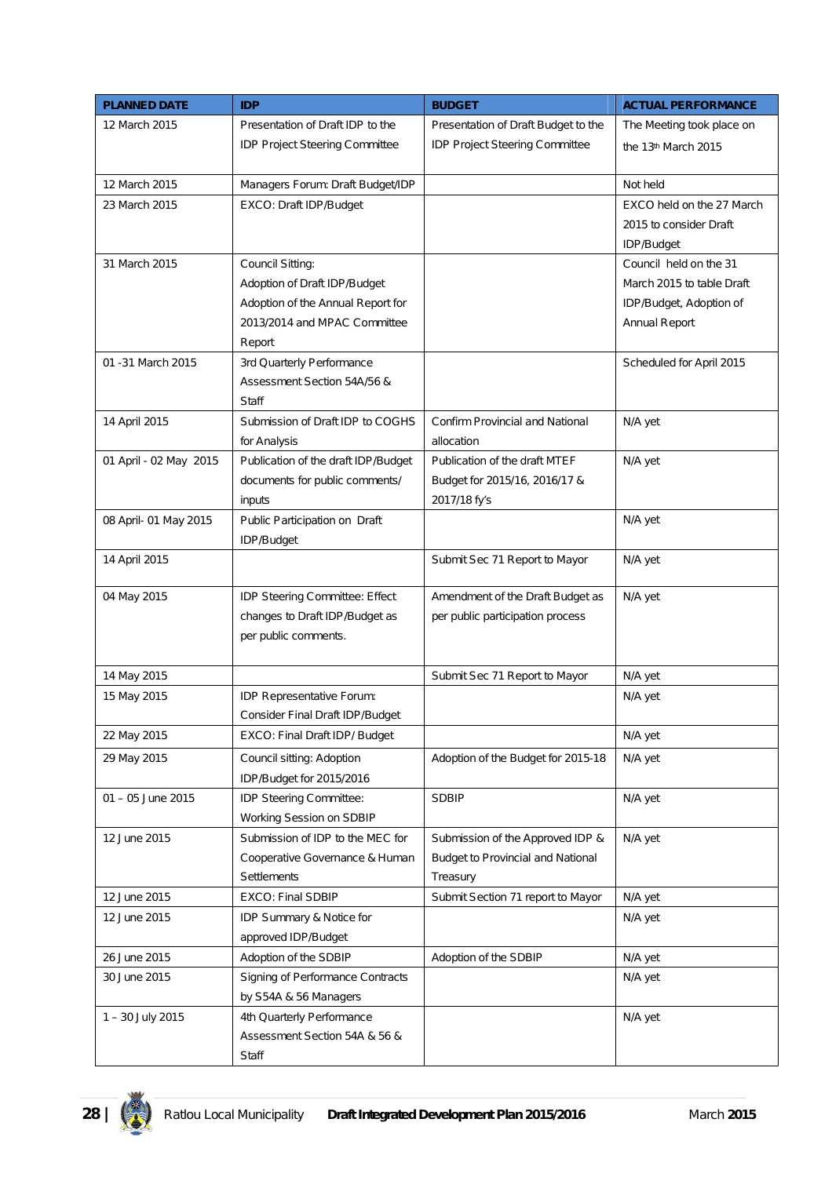| PLANNED DATE | IDP | BUDGET | ACTUAL PERFORMANCE |
|---|---|---|---|
| 12 March 2015 | Presentation of Draft IDP to the IDP Project Steering Committee | Presentation of Draft Budget to the IDP Project Steering Committee | The Meeting took place on the 13th March 2015 |
| 12 March 2015 | Managers Forum: Draft Budget/IDP | | Not held |
| 23 March 2015 | EXCO: Draft IDP/Budget | | EXCO held on the 27 March 2015 to consider Draft IDP/Budget |
| 31 March 2015 | Council Sitting: Adoption of Draft IDP/Budget Adoption of the Annual Report for 2013/2014 and MPAC Committee Report | | Council held on the 31 March 2015 to table Draft IDP/Budget, Adoption of Annual Report |
| 01 -31 March 2015 | 3rd Quarterly Performance Assessment Section 54A/56 & Staff | | Scheduled for April 2015 |
| 14 April 2015 | Submission of Draft IDP to COGHS for Analysis | Confirm Provincial and National allocation | N/A yet |
| 01 April - 02 May 2015 | Publication of the draft IDP/Budget documents for public comments/ inputs | Publication of the draft MTEF Budget for 2015/16, 2016/17 & 2017/18 fy's | N/A yet |
| 08 April- 01 May 2015 | Public Participation on Draft IDP/Budget | | N/A yet |
| 14 April 2015 | | Submit Sec 71 Report to Mayor | N/A yet |
| 04 May 2015 | IDP Steering Committee: Effect changes to Draft IDP/Budget as per public comments. | Amendment of the Draft Budget as per public participation process | N/A yet |
| 14 May 2015 | | Submit Sec 71 Report to Mayor | N/A yet |
| 15 May 2015 | IDP Representative Forum: Consider Final Draft IDP/Budget | | N/A yet |
| 22 May 2015 | EXCO: Final Draft IDP/ Budget | | N/A yet |
| 29 May 2015 | Council sitting: Adoption IDP/Budget for 2015/2016 | Adoption of the Budget for 2015-18 | N/A yet |
| 01 – 05 June 2015 | IDP Steering Committee: Working Session on SDBIP | SDBIP | N/A yet |
| 12 June 2015 | Submission of IDP to the MEC for Cooperative Governance & Human Settlements | Submission of the Approved IDP & Budget to Provincial and National Treasury | N/A yet |
| 12 June 2015 | EXCO: Final SDBIP | Submit Section 71 report to Mayor | N/A yet |
| 12 June 2015 | IDP Summary & Notice for approved IDP/Budget | | N/A yet |
| 26 June 2015 | Adoption of the SDBIP | Adoption of the SDBIP | N/A yet |
| 30 June 2015 | Signing of Performance Contracts by S54A & 56 Managers | | N/A yet |
| 1 – 30 July 2015 | 4th Quarterly Performance Assessment Section 54A & 56 & Staff | | N/A yet |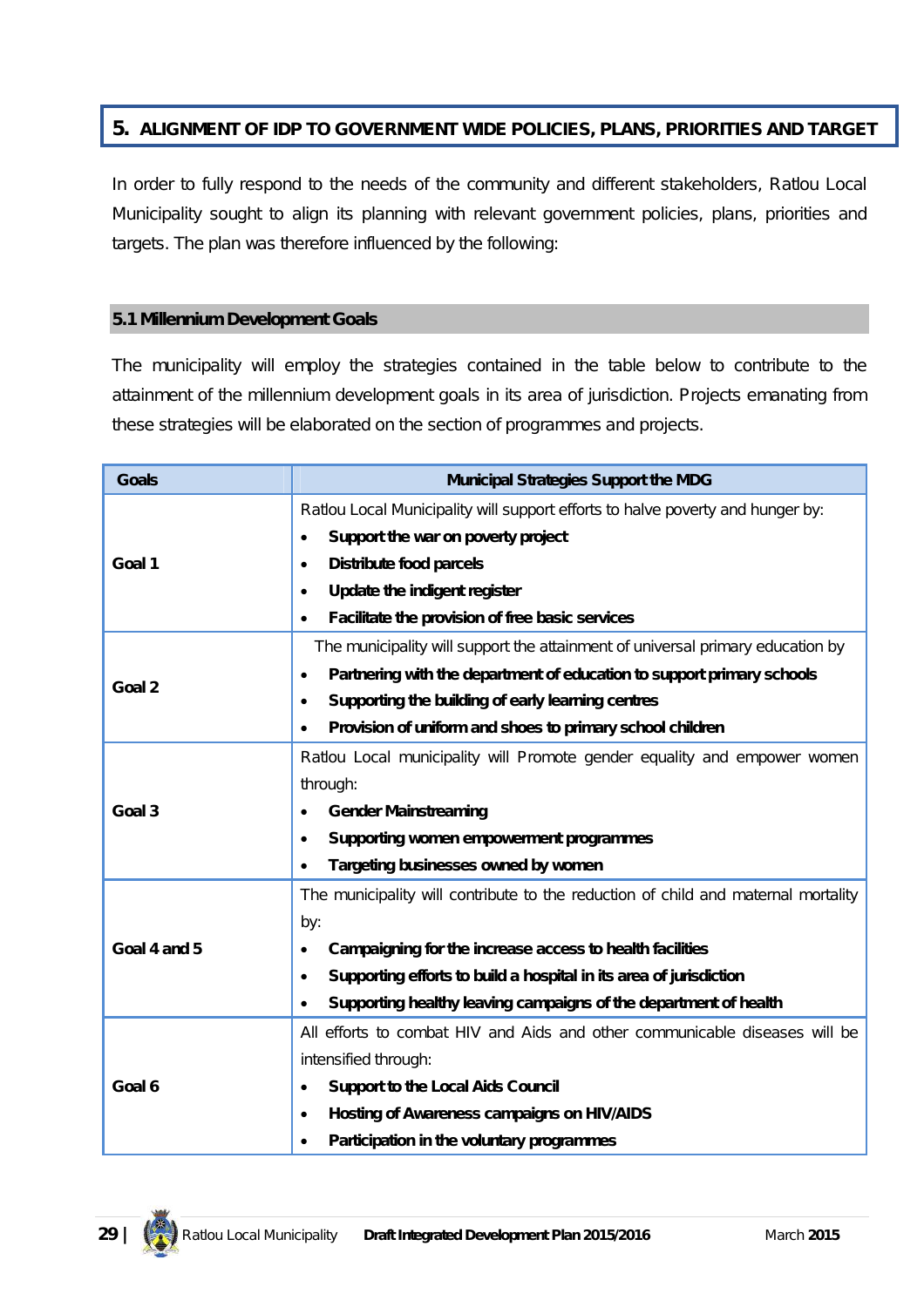## 5. ALIGNMENT OF IDP TO GOVERNMENT WIDE POLICIES, PLANS, PRIORITIES AND TARGET

In order to fully respond to the needs of the community and different stakeholders, Ratlou Local Municipality sought to align its planning with relevant government policies, plans, priorities and targets. The plan was therefore influenced by the following:

### 5.1 Millennium Development Goals

The municipality will employ the strategies contained in the table below to contribute to the attainment of the millennium development goals in its area of jurisdiction. Projects emanating from these strategies will be elaborated on the section of programmes and projects.

| Goals | Municipal Strategies Support the MDG |
|---|---|
| Goal 1 | Ratlou Local Municipality will support efforts to halve poverty and hunger by:<br>• **Support the war on poverty project**<br>• **Distribute food parcels**<br>• **Update the indigent register**<br>• **Facilitate the provision of free basic services** |
| Goal 2 | The municipality will support the attainment of universal primary education by<br>• **Partnering with the department of education to support primary schools**<br>• **Supporting the building of early learning centres**<br>• **Provision of uniform and shoes to primary school children** |
| Goal 3 | Ratlou Local municipality will Promote gender equality and empower women through:<br>• **Gender Mainstreaming**<br>• **Supporting women empowerment programmes**<br>• **Targeting businesses owned by women** |
| Goal 4 and 5 | The municipality will contribute to the reduction of child and maternal mortality by:<br>• **Campaigning for the increase access to health facilities**<br>• **Supporting efforts to build a hospital in its area of jurisdiction**<br>• **Supporting healthy leaving campaigns of the department of health** |
| Goal 6 | All efforts to combat HIV and Aids and other communicable diseases will be intensified through:<br>• **Support to the Local Aids Council**<br>• **Hosting of Awareness campaigns on HIV/AIDS**<br>• **Participation in the voluntary programmes** |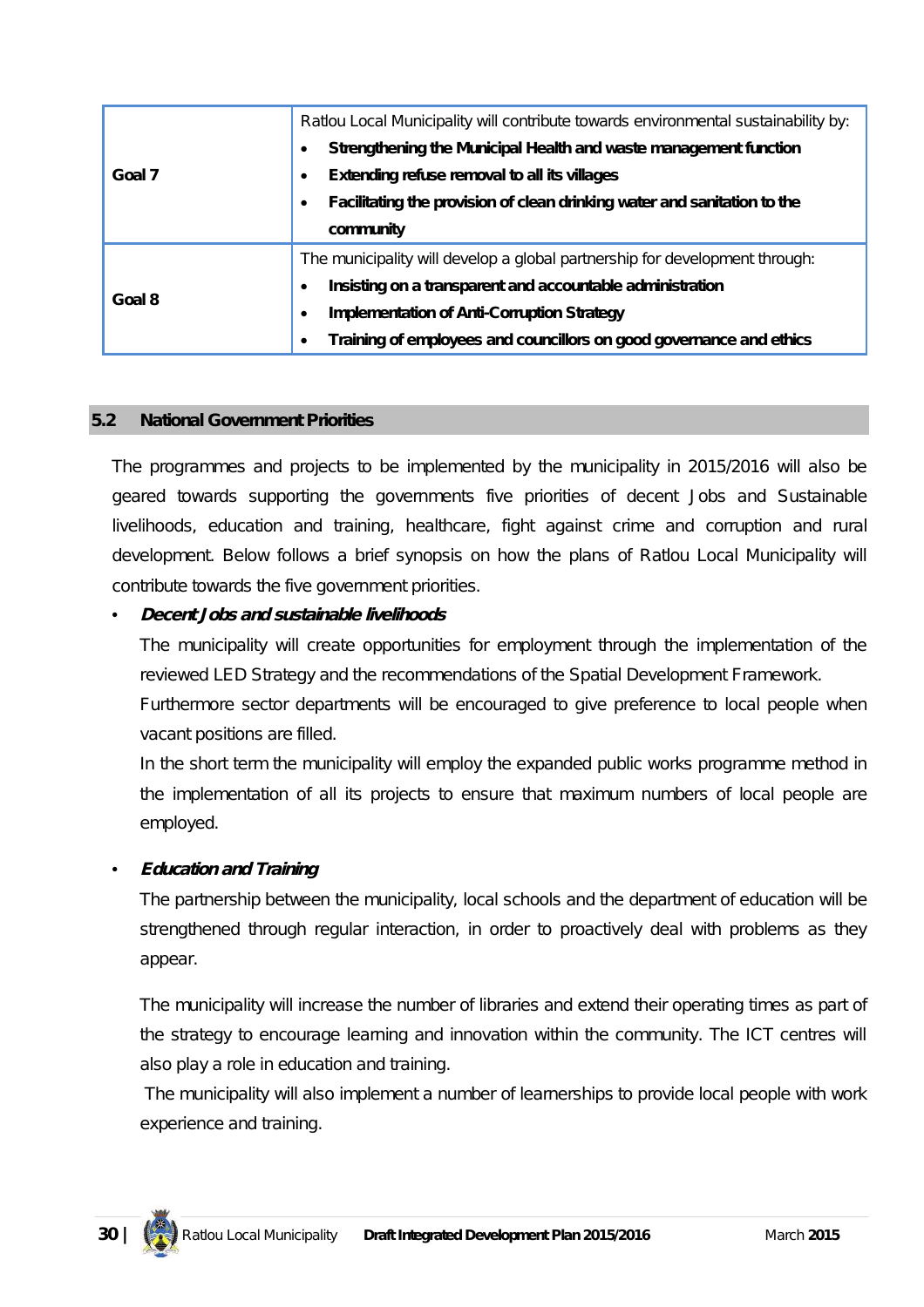| Goal 7 | Ratlou Local Municipality will contribute towards environmental sustainability by:<br>• **Strengthening the Municipal Health and waste management function**<br>• **Extending refuse removal to all its villages**<br>• **Facilitating the provision of clean drinking water and sanitation to the community** |
|---|---|
| Goal 8 | The municipality will develop a global partnership for development through:<br>• **Insisting on a transparent and accountable administration**<br>• **Implementation of Anti-Corruption Strategy**<br>• **Training of employees and councillors on good governance and ethics** |

## 5.2 National Government Priorities

The programmes and projects to be implemented by the municipality in 2015/2016 will also be geared towards supporting the governments five priorities of decent Jobs and Sustainable livelihoods, education and training, healthcare, fight against crime and corruption and rural development. Below follows a brief synopsis on how the plans of Ratlou Local Municipality will contribute towards the five government priorities.

- ***Decent Jobs and sustainable livelihoods***

  The municipality will create opportunities for employment through the implementation of the reviewed LED Strategy and the recommendations of the Spatial Development Framework.

  Furthermore sector departments will be encouraged to give preference to local people when vacant positions are filled.

  In the short term the municipality will employ the expanded public works programme method in the implementation of all its projects to ensure that maximum numbers of local people are employed.

- ***Education and Training***

  The partnership between the municipality, local schools and the department of education will be strengthened through regular interaction, in order to proactively deal with problems as they appear.

  The municipality will increase the number of libraries and extend their operating times as part of the strategy to encourage learning and innovation within the community. The ICT centres will also play a role in education and training.

  The municipality will also implement a number of learnerships to provide local people with work experience and training.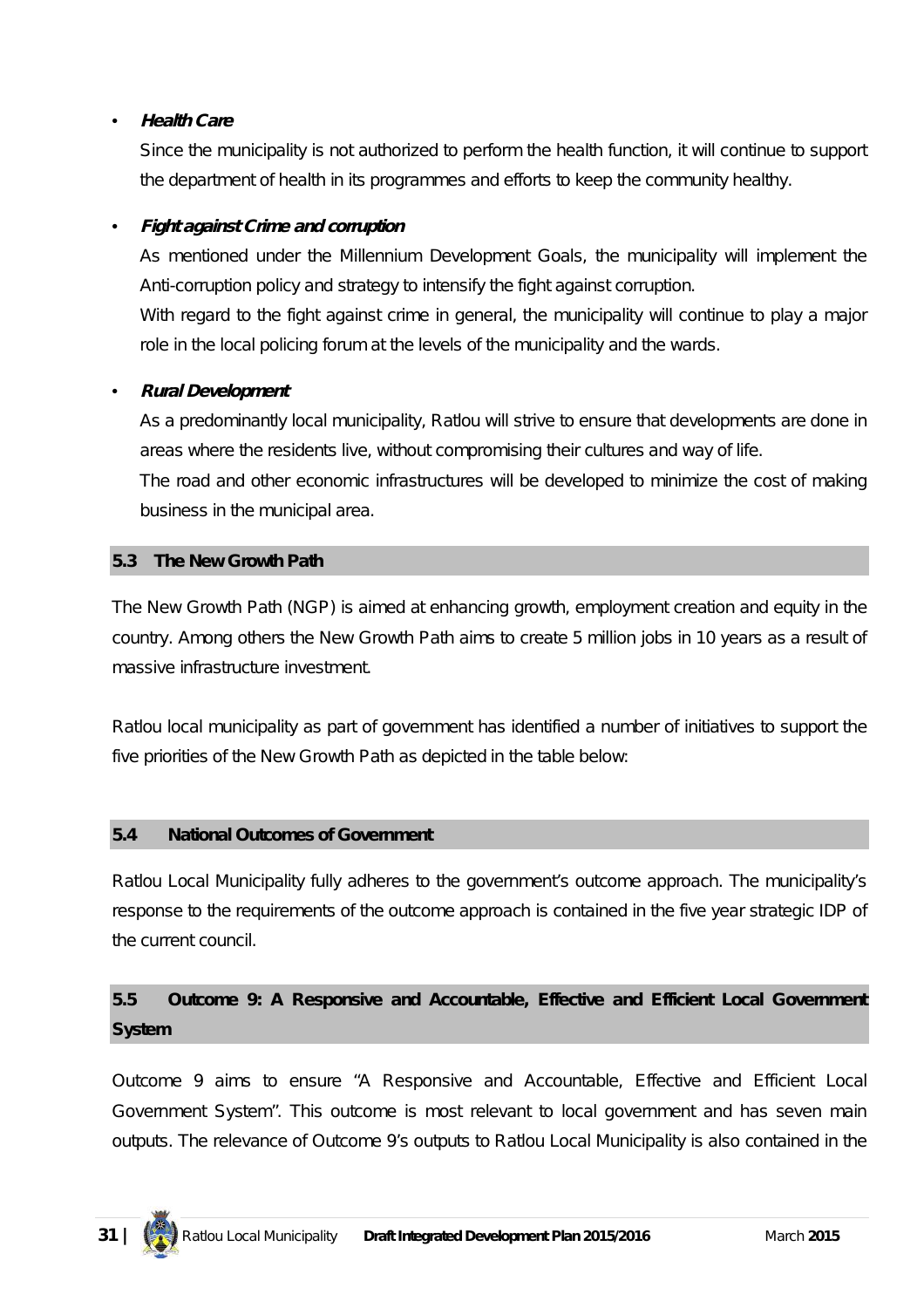- ***Health Care***

  Since the municipality is not authorized to perform the health function, it will continue to support the department of health in its programmes and efforts to keep the community healthy.

- ***Fight against Crime and corruption***

  As mentioned under the Millennium Development Goals, the municipality will implement the Anti-corruption policy and strategy to intensify the fight against corruption.

  With regard to the fight against crime in general, the municipality will continue to play a major role in the local policing forum at the levels of the municipality and the wards.

- ***Rural Development***

  As a predominantly local municipality, Ratlou will strive to ensure that developments are done in areas where the residents live, without compromising their cultures and way of life.

  The road and other economic infrastructures will be developed to minimize the cost of making business in the municipal area.

## 5.3 The New Growth Path

The New Growth Path (NGP) is aimed at enhancing growth, employment creation and equity in the country. Among others the New Growth Path aims to create 5 million jobs in 10 years as a result of massive infrastructure investment.

Ratlou local municipality as part of government has identified a number of initiatives to support the five priorities of the New Growth Path as depicted in the table below:

## 5.4 National Outcomes of Government

Ratlou Local Municipality fully adheres to the government's outcome approach. The municipality's response to the requirements of the outcome approach is contained in the five year strategic IDP of the current council.

## 5.5 Outcome 9: A Responsive and Accountable, Effective and Efficient Local Government System

Outcome 9 aims to ensure "A Responsive and Accountable, Effective and Efficient Local Government System". This outcome is most relevant to local government and has seven main outputs. The relevance of Outcome 9's outputs to Ratlou Local Municipality is also contained in the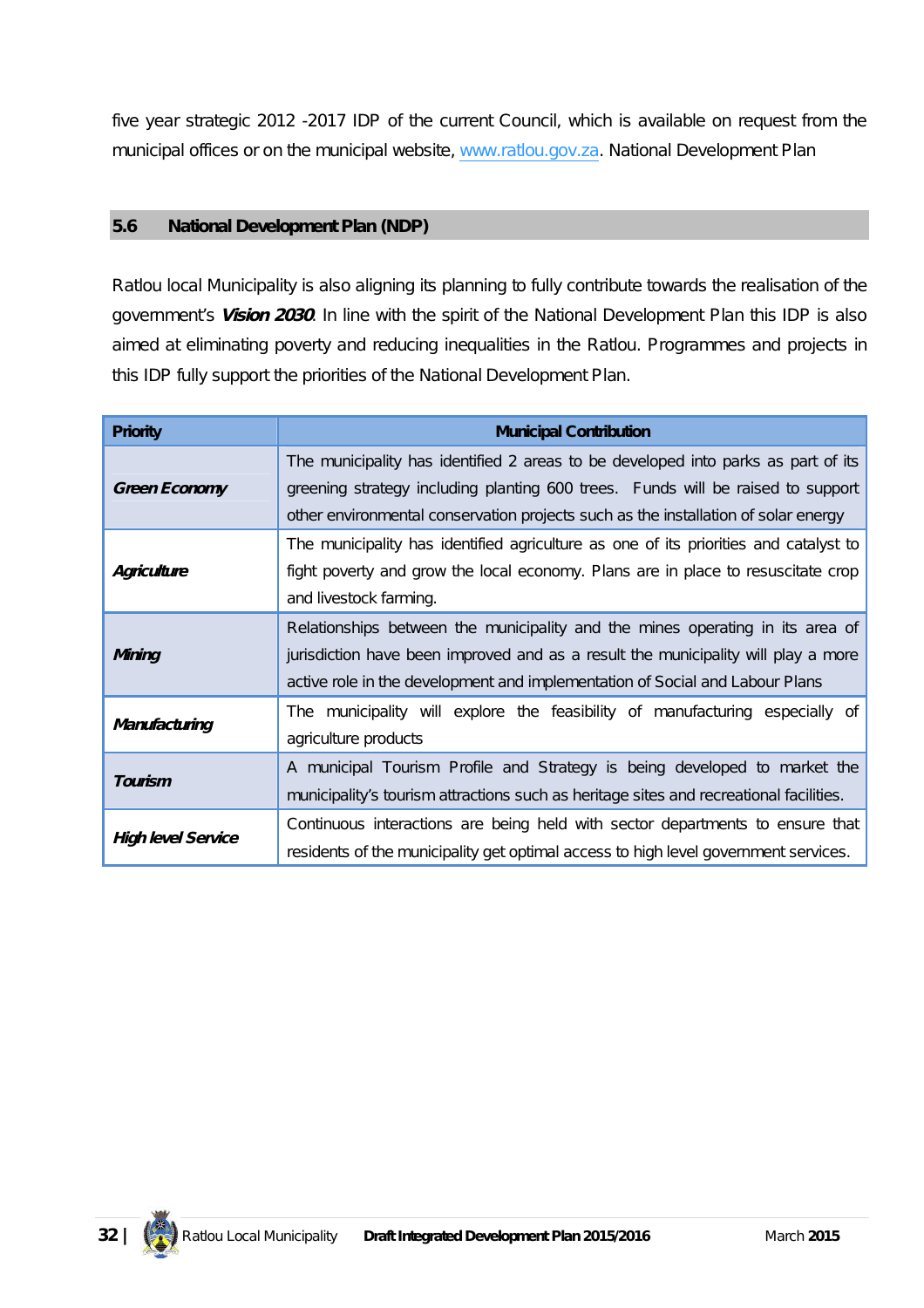five year strategic 2012 -2017 IDP of the current Council, which is available on request from the municipal offices or on the municipal website, www.ratlou.gov.za. National Development Plan

## 5.6 National Development Plan (NDP)

Ratlou local Municipality is also aligning its planning to fully contribute towards the realisation of the government's ***Vision 2030***. In line with the spirit of the National Development Plan this IDP is also aimed at eliminating poverty and reducing inequalities in the Ratlou. Programmes and projects in this IDP fully support the priorities of the National Development Plan.

| Priority | Municipal Contribution |
|---|---|
| ***Green Economy*** | The municipality has identified 2 areas to be developed into parks as part of its greening strategy including planting 600 trees. Funds will be raised to support other environmental conservation projects such as the installation of solar energy |
| ***Agriculture*** | The municipality has identified agriculture as one of its priorities and catalyst to fight poverty and grow the local economy. Plans are in place to resuscitate crop and livestock farming. |
| ***Mining*** | Relationships between the municipality and the mines operating in its area of jurisdiction have been improved and as a result the municipality will play a more active role in the development and implementation of Social and Labour Plans |
| ***Manufacturing*** | The municipality will explore the feasibility of manufacturing especially of agriculture products |
| ***Tourism*** | A municipal Tourism Profile and Strategy is being developed to market the municipality's tourism attractions such as heritage sites and recreational facilities. |
| ***High level Service*** | Continuous interactions are being held with sector departments to ensure that residents of the municipality get optimal access to high level government services. |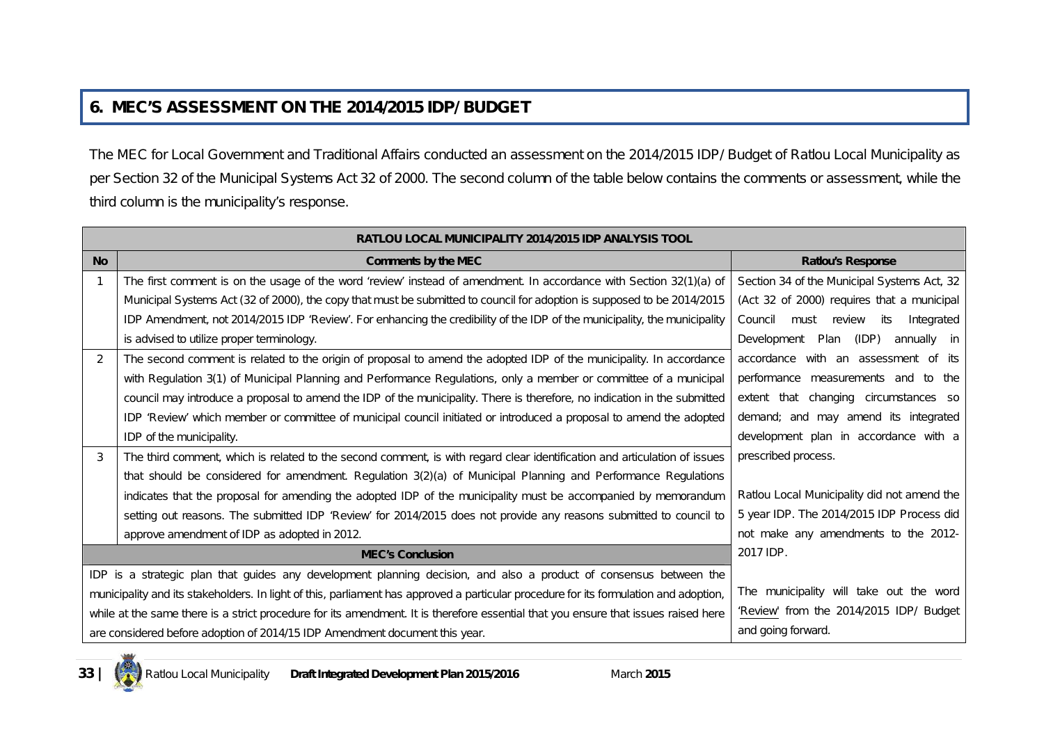## 6. MEC'S ASSESSMENT ON THE 2014/2015 IDP/ BUDGET

The MEC for Local Government and Traditional Affairs conducted an assessment on the 2014/2015 IDP/ Budget of Ratlou Local Municipality as per Section 32 of the Municipal Systems Act 32 of 2000. The second column of the table below contains the comments or assessment, while the third column is the municipality's response.

| RATLOU LOCAL MUNICIPALITY 2014/2015 IDP ANALYSIS TOOL | | |
|---|---|---|
| **No** | **Comments by the MEC** | **Ratlou's Response** |
| 1 | The first comment is on the usage of the word 'review' instead of amendment. In accordance with Section 32(1)(a) of Municipal Systems Act (32 of 2000), the copy that must be submitted to council for adoption is supposed to be 2014/2015 IDP Amendment, not 2014/2015 IDP 'Review'. For enhancing the credibility of the IDP of the municipality, the municipality is advised to utilize proper terminology. | Section 34 of the Municipal Systems Act, 32 (Act 32 of 2000) requires that a municipal Council must review its Integrated Development Plan (IDP) annually in accordance with an assessment of its performance measurements and to the extent that changing circumstances so demand; and may amend its integrated development plan in accordance with a prescribed process.<br><br>Ratlou Local Municipality did not amend the 5 year IDP. The 2014/2015 IDP Process did not make any amendments to the 2012-2017 IDP.<br><br>The municipality will take out the word 'Review' from the 2014/2015 IDP/ Budget and going forward. |
| 2 | The second comment is related to the origin of proposal to amend the adopted IDP of the municipality. In accordance with Regulation 3(1) of Municipal Planning and Performance Regulations, only a member or committee of a municipal council may introduce a proposal to amend the IDP of the municipality. There is therefore, no indication in the submitted IDP 'Review' which member or committee of municipal council initiated or introduced a proposal to amend the adopted IDP of the municipality. | |
| 3 | The third comment, which is related to the second comment, is with regard clear identification and articulation of issues that should be considered for amendment. Regulation 3(2)(a) of Municipal Planning and Performance Regulations indicates that the proposal for amending the adopted IDP of the municipality must be accompanied by memorandum setting out reasons. The submitted IDP 'Review' for 2014/2015 does not provide any reasons submitted to council to approve amendment of IDP as adopted in 2012. | |
| **MEC's Conclusion** | | |
| IDP is a strategic plan that guides any development planning decision, and also a product of consensus between the municipality and its stakeholders. In light of this, parliament has approved a particular procedure for its formulation and adoption, while at the same there is a strict procedure for its amendment. It is therefore essential that you ensure that issues raised here are considered before adoption of 2014/15 IDP Amendment document this year. | | |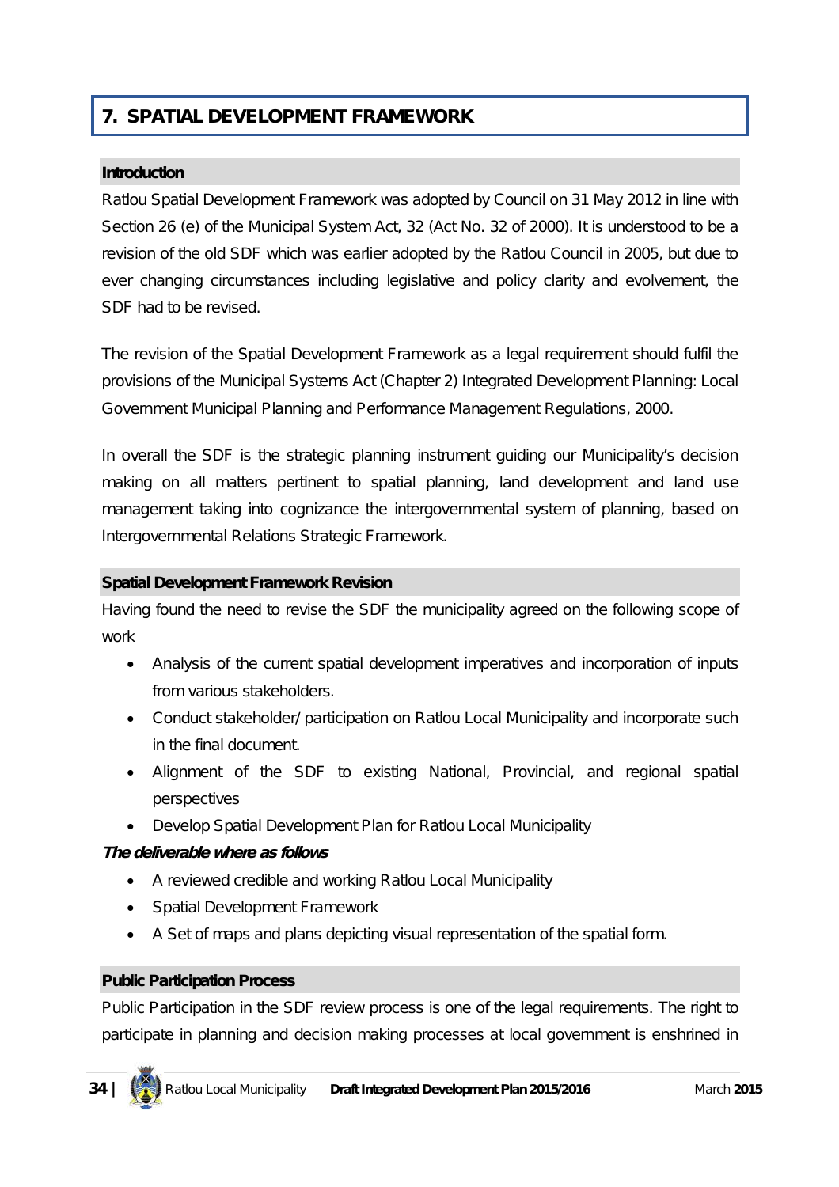# 7. SPATIAL DEVELOPMENT FRAMEWORK

## Introduction

Ratlou Spatial Development Framework was adopted by Council on 31 May 2012 in line with Section 26 (e) of the Municipal System Act, 32 (Act No. 32 of 2000). It is understood to be a revision of the old SDF which was earlier adopted by the Ratlou Council in 2005, but due to ever changing circumstances including legislative and policy clarity and evolvement, the SDF had to be revised.

The revision of the Spatial Development Framework as a legal requirement should fulfil the provisions of the Municipal Systems Act (Chapter 2) Integrated Development Planning: Local Government Municipal Planning and Performance Management Regulations, 2000.

In overall the SDF is the strategic planning instrument guiding our Municipality's decision making on all matters pertinent to spatial planning, land development and land use management taking into cognizance the intergovernmental system of planning, based on Intergovernmental Relations Strategic Framework.

## Spatial Development Framework Revision

Having found the need to revise the SDF the municipality agreed on the following scope of work

- Analysis of the current spatial development imperatives and incorporation of inputs from various stakeholders.
- Conduct stakeholder/ participation on Ratlou Local Municipality and incorporate such in the final document.
- Alignment of the SDF to existing National, Provincial, and regional spatial perspectives
- Develop Spatial Development Plan for Ratlou Local Municipality

***The deliverable where as follows***

- A reviewed credible and working Ratlou Local Municipality
- Spatial Development Framework
- A Set of maps and plans depicting visual representation of the spatial form.

## Public Participation Process

Public Participation in the SDF review process is one of the legal requirements. The right to participate in planning and decision making processes at local government is enshrined in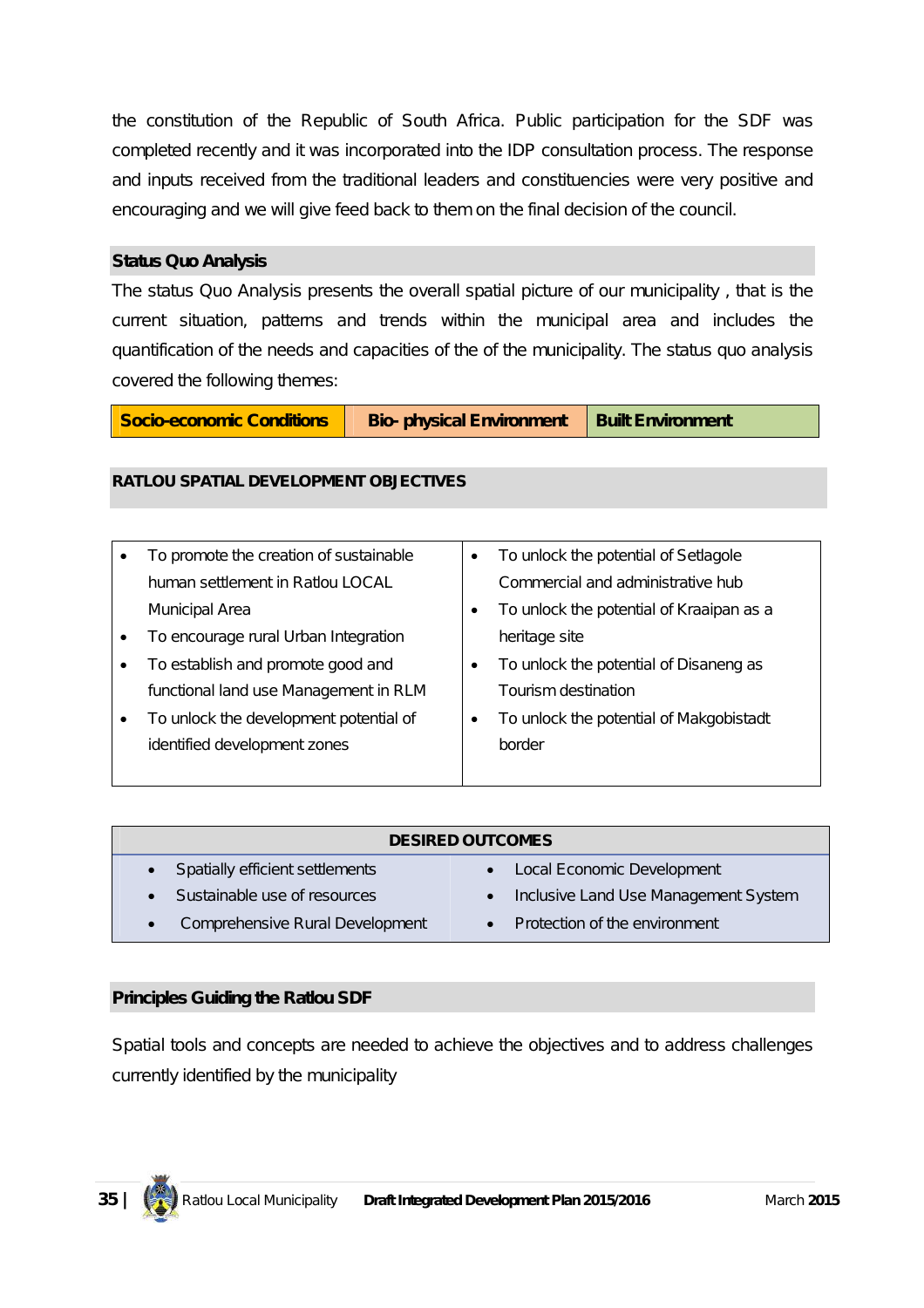the constitution of the Republic of South Africa. Public participation for the SDF was completed recently and it was incorporated into the IDP consultation process. The response and inputs received from the traditional leaders and constituencies were very positive and encouraging and we will give feed back to them on the final decision of the council.

## Status Quo Analysis

The status Quo Analysis presents the overall spatial picture of our municipality , that is the current situation, patterns and trends within the municipal area and includes the quantification of the needs and capacities of the of the municipality. The status quo analysis covered the following themes:

| Socio-economic Conditions | Bio- physical Environment | Built Environment |
|---|---|---|

## RATLOU SPATIAL DEVELOPMENT OBJECTIVES

- To promote the creation of sustainable human settlement in Ratlou LOCAL Municipal Area
- To encourage rural Urban Integration
- To establish and promote good and functional land use Management in RLM
- To unlock the development potential of identified development zones
- To unlock the potential of Setlagole Commercial and administrative hub
- To unlock the potential of Kraaipan as a heritage site
- To unlock the potential of Disaneng as Tourism destination
- To unlock the potential of Makgobistadt border

| DESIRED OUTCOMES | |
|---|---|
| • Spatially efficient settlements | • Local Economic Development |
| • Sustainable use of resources | • Inclusive Land Use Management System |
| • Comprehensive Rural Development | • Protection of the environment |

## Principles Guiding the Ratlou SDF

Spatial tools and concepts are needed to achieve the objectives and to address challenges currently identified by the municipality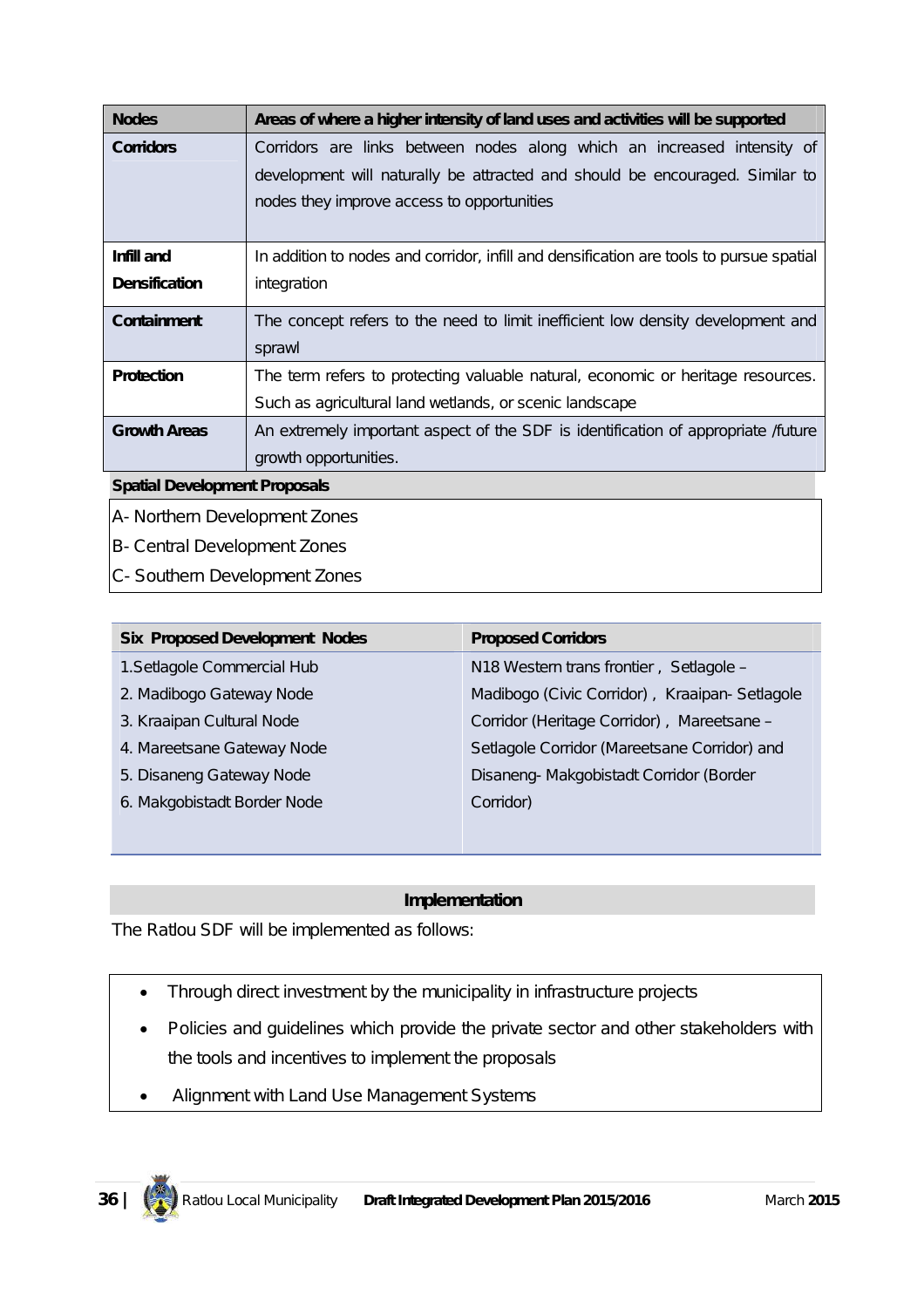| Nodes | Areas of where a higher intensity of land uses and activities will be supported |
|---|---|
| Corridors | Corridors are links between nodes along which an increased intensity of development will naturally be attracted and should be encouraged. Similar to nodes they improve access to opportunities |
| Infill and Densification | In addition to nodes and corridor, infill and densification are tools to pursue spatial integration |
| Containment | The concept refers to the need to limit inefficient low density development and sprawl |
| Protection | The term refers to protecting valuable natural, economic or heritage resources. Such as agricultural land wetlands, or scenic landscape |
| Growth Areas | An extremely important aspect of the SDF is identification of appropriate /future growth opportunities. |

**Spatial Development Proposals**

A- Northern Development Zones

B- Central Development Zones

C- Southern Development Zones

| Six Proposed Development Nodes | Proposed Corridors |
|---|---|
| 1.Setlagole Commercial Hub<br>2. Madibogo Gateway Node<br>3. Kraaipan Cultural Node<br>4. Mareetsane Gateway Node<br>5. Disaneng Gateway Node<br>6. Makgobistadt Border Node | N18 Western trans frontier , Setlagole – Madibogo (Civic Corridor) , Kraaipan- Setlagole Corridor (Heritage Corridor) , Mareetsane – Setlagole Corridor (Mareetsane Corridor) and Disaneng- Makgobistadt Corridor (Border Corridor) |

**Implementation**

The Ratlou SDF will be implemented as follows:

- Through direct investment by the municipality in infrastructure projects
- Policies and guidelines which provide the private sector and other stakeholders with the tools and incentives to implement the proposals
- Alignment with Land Use Management Systems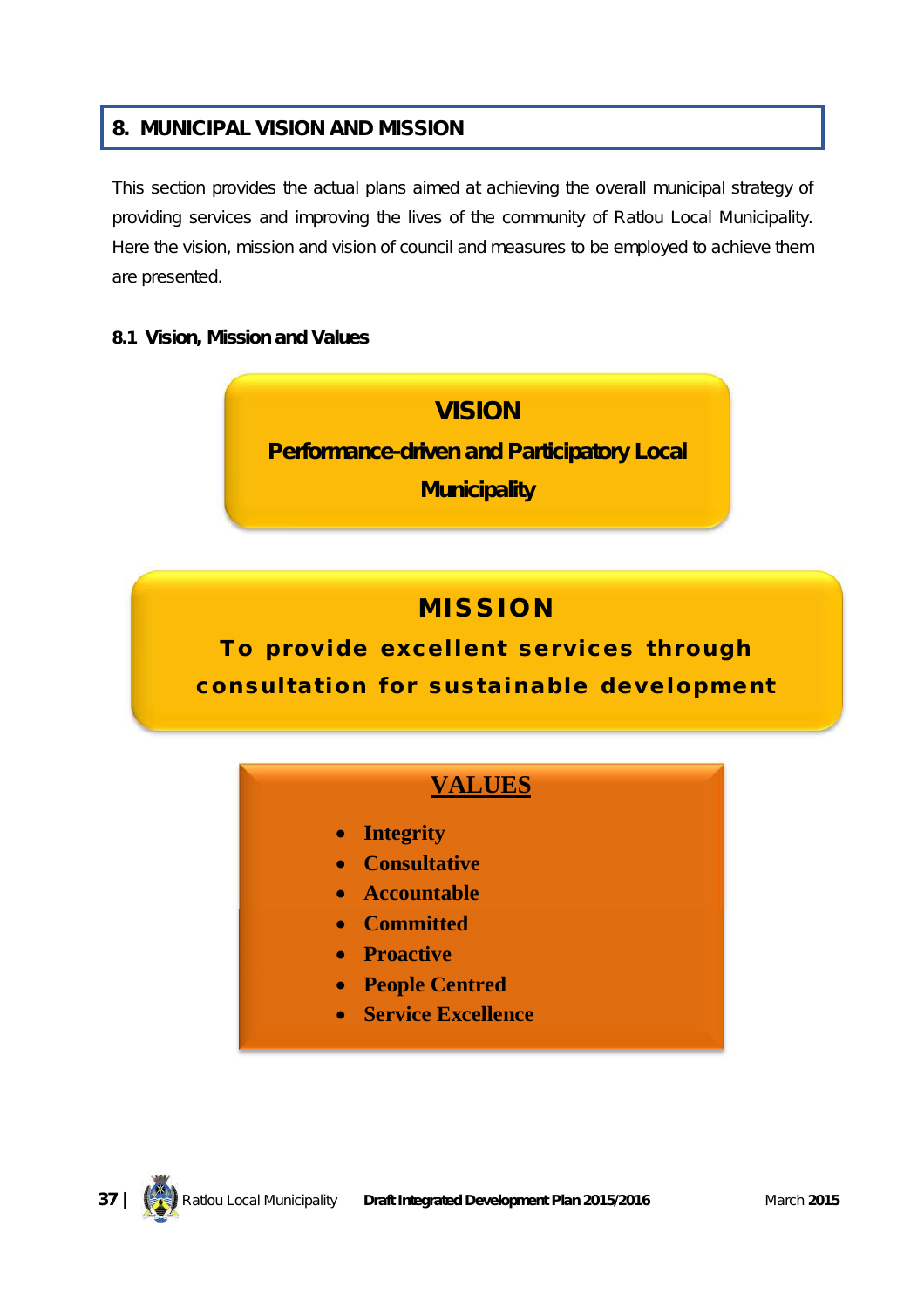## 8. MUNICIPAL VISION AND MISSION

This section provides the actual plans aimed at achieving the overall municipal strategy of providing services and improving the lives of the community of Ratlou Local Municipality. Here the vision, mission and vision of council and measures to be employed to achieve them are presented.

### 8.1 Vision, Mission and Values

**VISION**

**Performance-driven and Participatory Local Municipality**

**MISSION**

**To provide excellent services through consultation for sustainable development**

**VALUES**

- **Integrity**
- **Consultative**
- **Accountable**
- **Committed**
- **Proactive**
- **People Centred**
- **Service Excellence**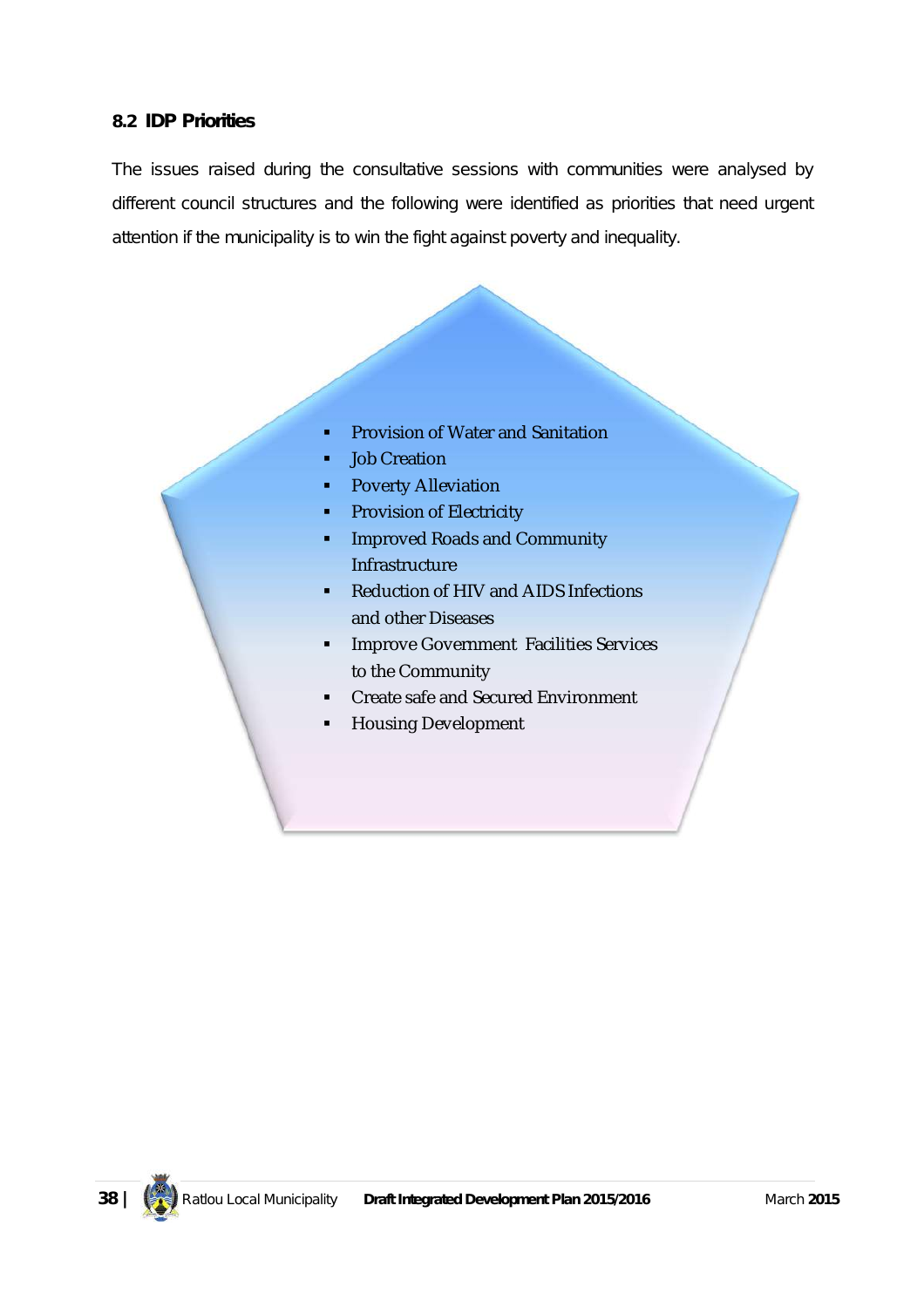## 8.2 IDP Priorities

The issues raised during the consultative sessions with communities were analysed by different council structures and the following were identified as priorities that need urgent attention if the municipality is to win the fight against poverty and inequality.

- Provision of Water and Sanitation
- Job Creation
- Poverty Alleviation
- Provision of Electricity
- Improved Roads and Community Infrastructure
- Reduction of HIV and AIDS Infections and other Diseases
- Improve Government Facilities Services to the Community
- Create safe and Secured Environment
- Housing Development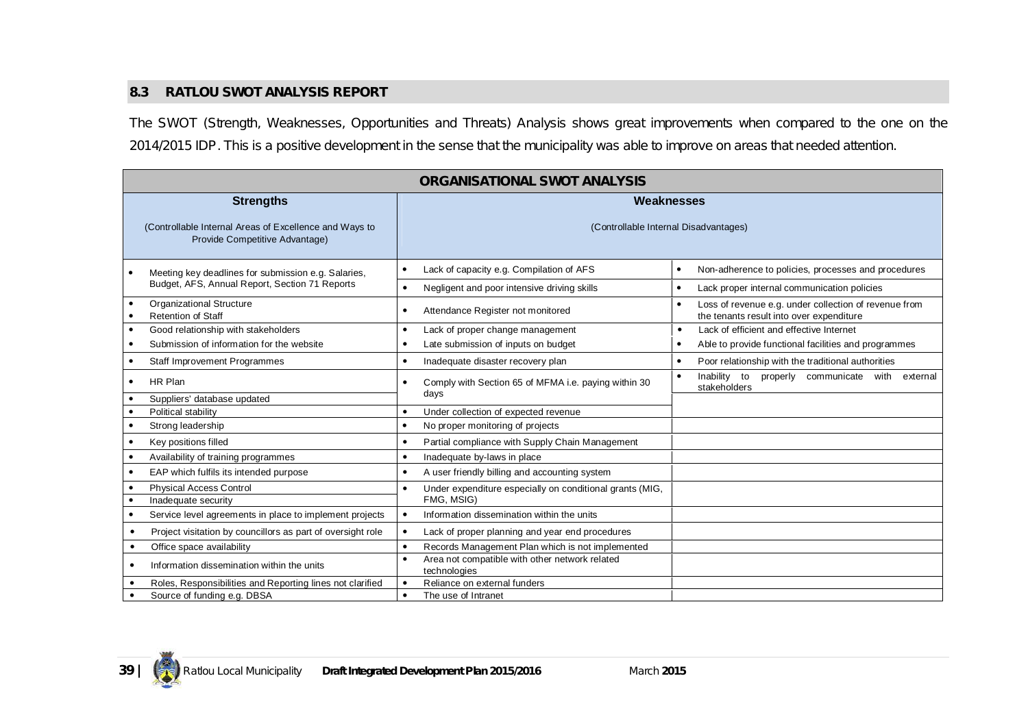## 8.3 RATLOU SWOT ANALYSIS REPORT

The SWOT (Strength, Weaknesses, Opportunities and Threats) Analysis shows great improvements when compared to the one on the 2014/2015 IDP. This is a positive development in the sense that the municipality was able to improve on areas that needed attention.

| ORGANISATIONAL SWOT ANALYSIS | | |
|---|---|---|
| **Strengths**<br><br>(Controllable Internal Areas of Excellence and Ways to Provide Competitive Advantage) | **Weaknesses**<br><br>(Controllable Internal Disadvantages) | |
| • Meeting key deadlines for submission e.g. Salaries, Budget, AFS, Annual Report, Section 71 Reports | • Lack of capacity e.g. Compilation of AFS | • Non-adherence to policies, processes and procedures |
| | • Negligent and poor intensive driving skills | • Lack proper internal communication policies |
| • Organizational Structure<br>• Retention of Staff | • Attendance Register not monitored | • Loss of revenue e.g. under collection of revenue from the tenants result into over expenditure |
| • Good relationship with stakeholders | • Lack of proper change management | • Lack of efficient and effective Internet |
| • Submission of information for the website | • Late submission of inputs on budget | • Able to provide functional facilities and programmes |
| • Staff Improvement Programmes | • Inadequate disaster recovery plan | • Poor relationship with the traditional authorities |
| • HR Plan | • Comply with Section 65 of MFMA i.e. paying within 30 days | • Inability to properly communicate with external stakeholders |
| • Suppliers' database updated | | |
| • Political stability | • Under collection of expected revenue | |
| • Strong leadership | • No proper monitoring of projects | |
| • Key positions filled | • Partial compliance with Supply Chain Management | |
| • Availability of training programmes | • Inadequate by-laws in place | |
| • EAP which fulfils its intended purpose | • A user friendly billing and accounting system | |
| • Physical Access Control<br>• Inadequate security | • Under expenditure especially on conditional grants (MIG, FMG, MSIG) | |
| • Service level agreements in place to implement projects | • Information dissemination within the units | |
| • Project visitation by councillors as part of oversight role | • Lack of proper planning and year end procedures | |
| • Office space availability | • Records Management Plan which is not implemented | |
| • Information dissemination within the units | • Area not compatible with other network related technologies | |
| • Roles, Responsibilities and Reporting lines not clarified | • Reliance on external funders | |
| • Source of funding e.g. DBSA | • The use of Intranet | |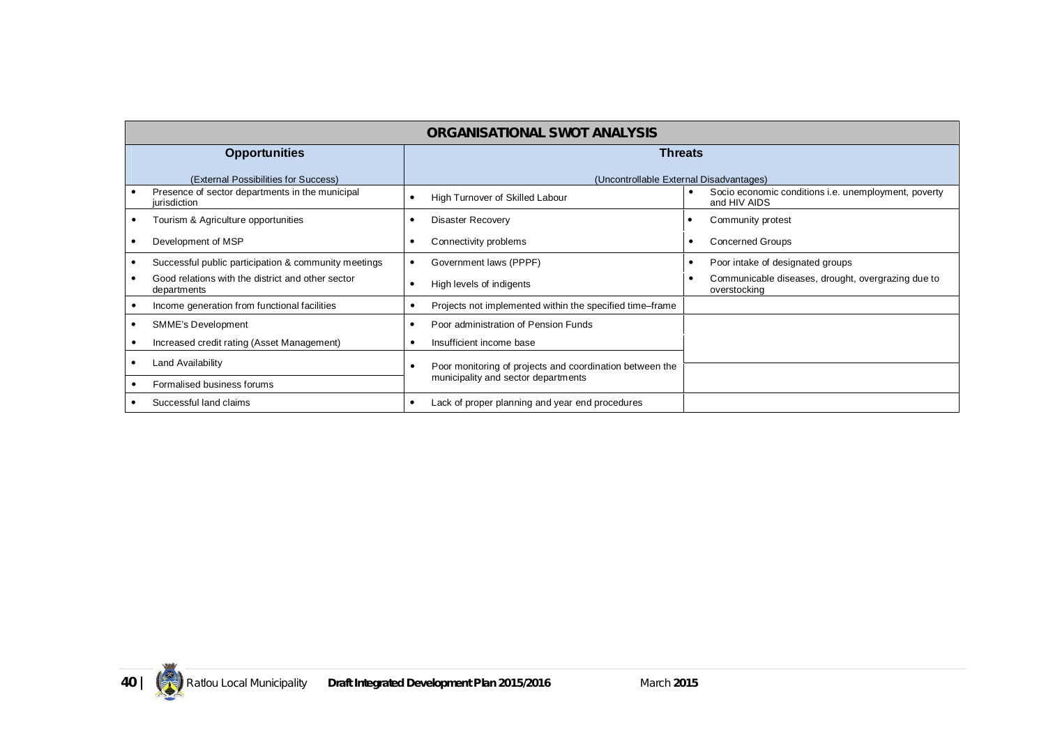| ORGANISATIONAL SWOT ANALYSIS | | |
|---|---|---|
| **Opportunities** (External Possibilities for Success) | **Threats** (Uncontrollable External Disadvantages) | |
| • Presence of sector departments in the municipal jurisdiction | • High Turnover of Skilled Labour | • Socio economic conditions i.e. unemployment, poverty and HIV AIDS |
| • Tourism & Agriculture opportunities | • Disaster Recovery | • Community protest |
| • Development of MSP | • Connectivity problems | • Concerned Groups |
| • Successful public participation & community meetings | • Government laws (PPPF) | • Poor intake of designated groups |
| • Good relations with the district and other sector departments | • High levels of indigents | • Communicable diseases, drought, overgrazing due to overstocking |
| • Income generation from functional facilities | • Projects not implemented within the specified time–frame | |
| • SMME's Development | • Poor administration of Pension Funds | |
| • Increased credit rating (Asset Management) | • Insufficient income base | |
| • Land Availability | • Poor monitoring of projects and coordination between the municipality and sector departments | |
| • Formalised business forums | | |
| • Successful land claims | • Lack of proper planning and year end procedures | |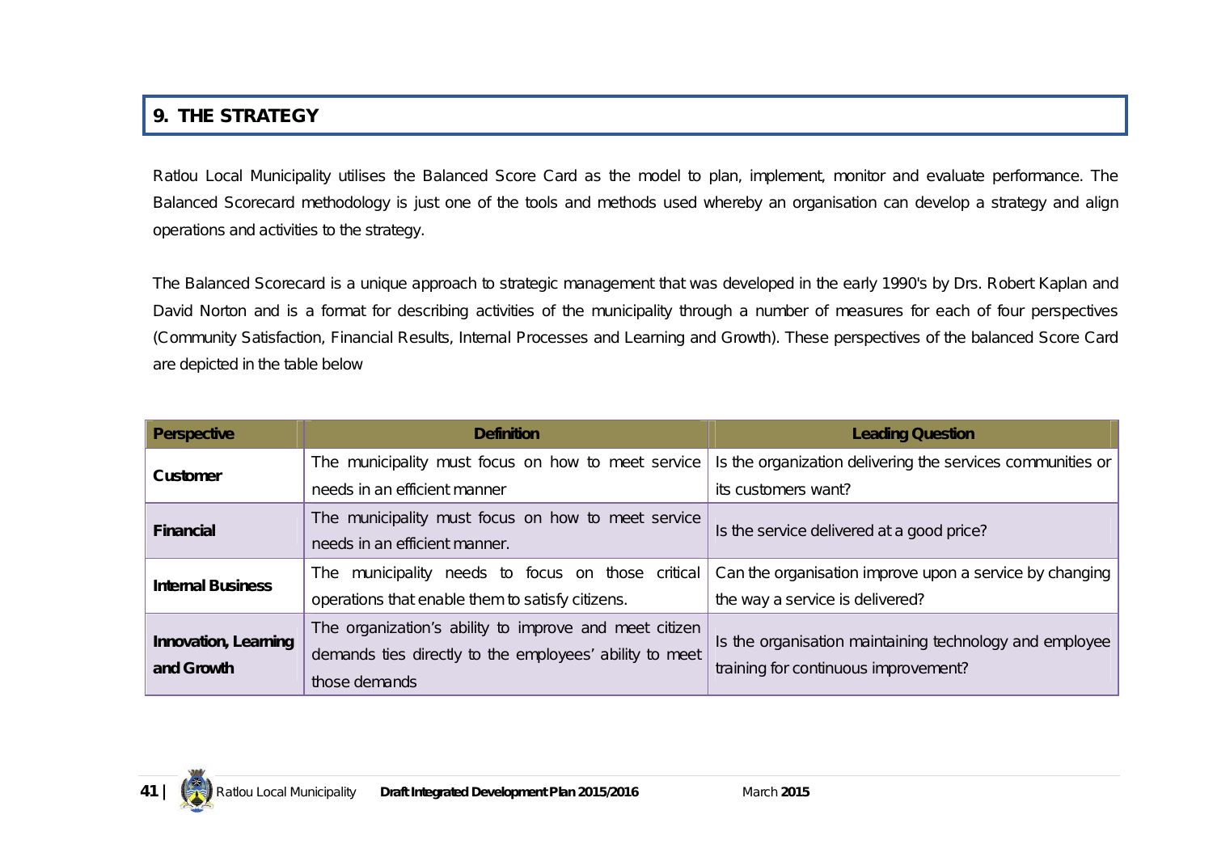## 9. THE STRATEGY

Ratlou Local Municipality utilises the Balanced Score Card as the model to plan, implement, monitor and evaluate performance. The Balanced Scorecard methodology is just one of the tools and methods used whereby an organisation can develop a strategy and align operations and activities to the strategy.

The Balanced Scorecard is a unique approach to strategic management that was developed in the early 1990's by Drs. Robert Kaplan and David Norton and is a format for describing activities of the municipality through a number of measures for each of four perspectives (Community Satisfaction, Financial Results, Internal Processes and Learning and Growth). These perspectives of the balanced Score Card are depicted in the table below

| Perspective | Definition | Leading Question |
|---|---|---|
| **Customer** | The municipality must focus on how to meet service needs in an efficient manner | Is the organization delivering the services communities or its customers want? |
| **Financial** | The municipality must focus on how to meet service needs in an efficient manner. | Is the service delivered at a good price? |
| **Internal Business** | The municipality needs to focus on those critical operations that enable them to satisfy citizens. | Can the organisation improve upon a service by changing the way a service is delivered? |
| **Innovation, Learning and Growth** | The organization's ability to improve and meet citizen demands ties directly to the employees' ability to meet those demands | Is the organisation maintaining technology and employee training for continuous improvement? |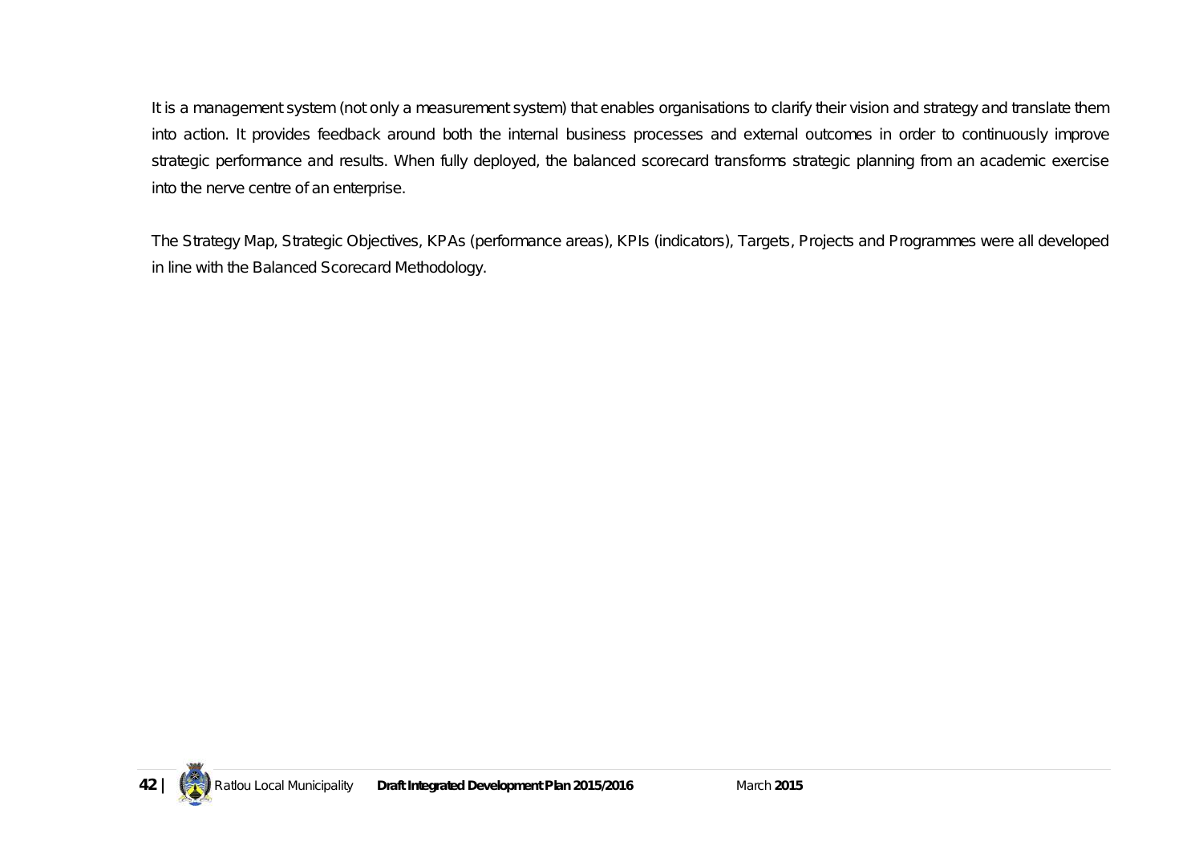It is a management system (not only a measurement system) that enables organisations to clarify their vision and strategy and translate them into action. It provides feedback around both the internal business processes and external outcomes in order to continuously improve strategic performance and results. When fully deployed, the balanced scorecard transforms strategic planning from an academic exercise into the nerve centre of an enterprise.

The Strategy Map, Strategic Objectives, KPAs (performance areas), KPIs (indicators), Targets, Projects and Programmes were all developed in line with the Balanced Scorecard Methodology.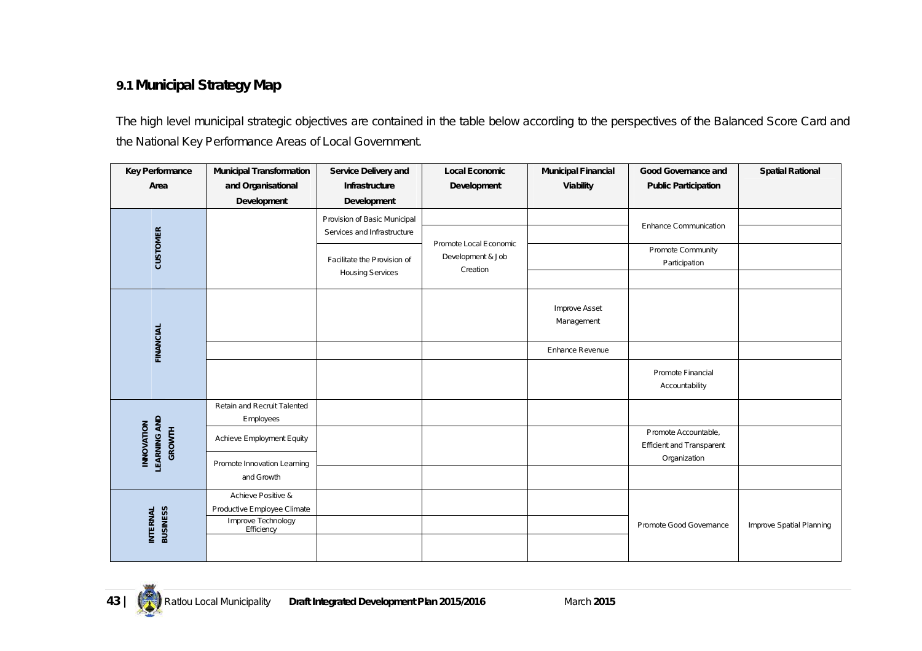## 9.1 Municipal Strategy Map

The high level municipal strategic objectives are contained in the table below according to the perspectives of the Balanced Score Card and the National Key Performance Areas of Local Government.

| Key Performance Area | Municipal Transformation and Organisational Development | Service Delivery and Infrastructure Development | Local Economic Development | Municipal Financial Viability | Good Governance and Public Participation | Spatial Rational |
|---|---|---|---|---|---|---|
| CUSTOMER | | Provision of Basic Municipal Services and Infrastructure | Promote Local Economic Development & Job Creation | | Enhance Communication | |
| | | Facilitate the Provision of Housing Services | | | Promote Community Participation | |
| FINANCIAL | | | | Improve Asset Management | | |
| | | | | Enhance Revenue | | |
| | | | | | Promote Financial Accountability | |
| INNOVATION LEARNING AND GROWTH | Retain and Recruit Talented Employees | | | | | |
| | Achieve Employment Equity | | | | Promote Accountable, Efficient and Transparent Organization | |
| | Promote Innovation Learning and Growth | | | | | |
| INTERNAL BUSINESS | Achieve Positive & Productive Employee Climate | | | | Promote Good Governance | Improve Spatial Planning |
| | Improve Technology Efficiency | | | | | |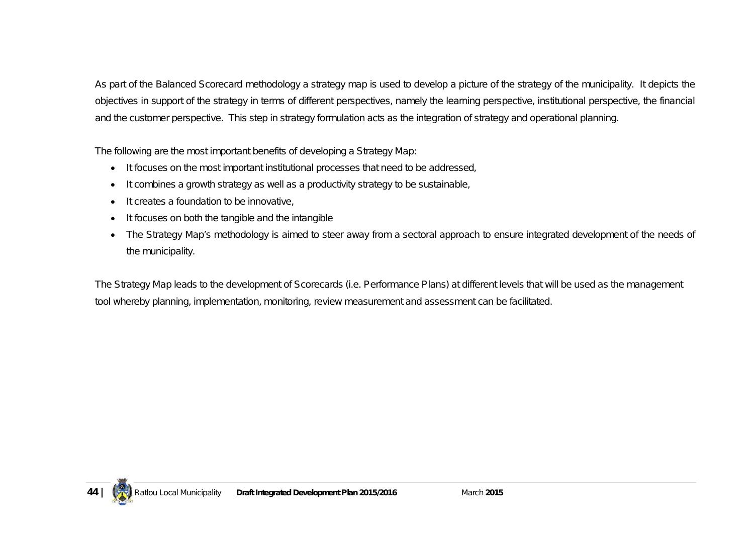As part of the Balanced Scorecard methodology a strategy map is used to develop a picture of the strategy of the municipality. It depicts the objectives in support of the strategy in terms of different perspectives, namely the learning perspective, institutional perspective, the financial and the customer perspective. This step in strategy formulation acts as the integration of strategy and operational planning.

The following are the most important benefits of developing a Strategy Map:

- It focuses on the most important institutional processes that need to be addressed,
- It combines a growth strategy as well as a productivity strategy to be sustainable,
- It creates a foundation to be innovative,
- It focuses on both the tangible and the intangible
- The Strategy Map's methodology is aimed to steer away from a sectoral approach to ensure integrated development of the needs of the municipality.

The Strategy Map leads to the development of Scorecards (i.e. Performance Plans) at different levels that will be used as the management tool whereby planning, implementation, monitoring, review measurement and assessment can be facilitated.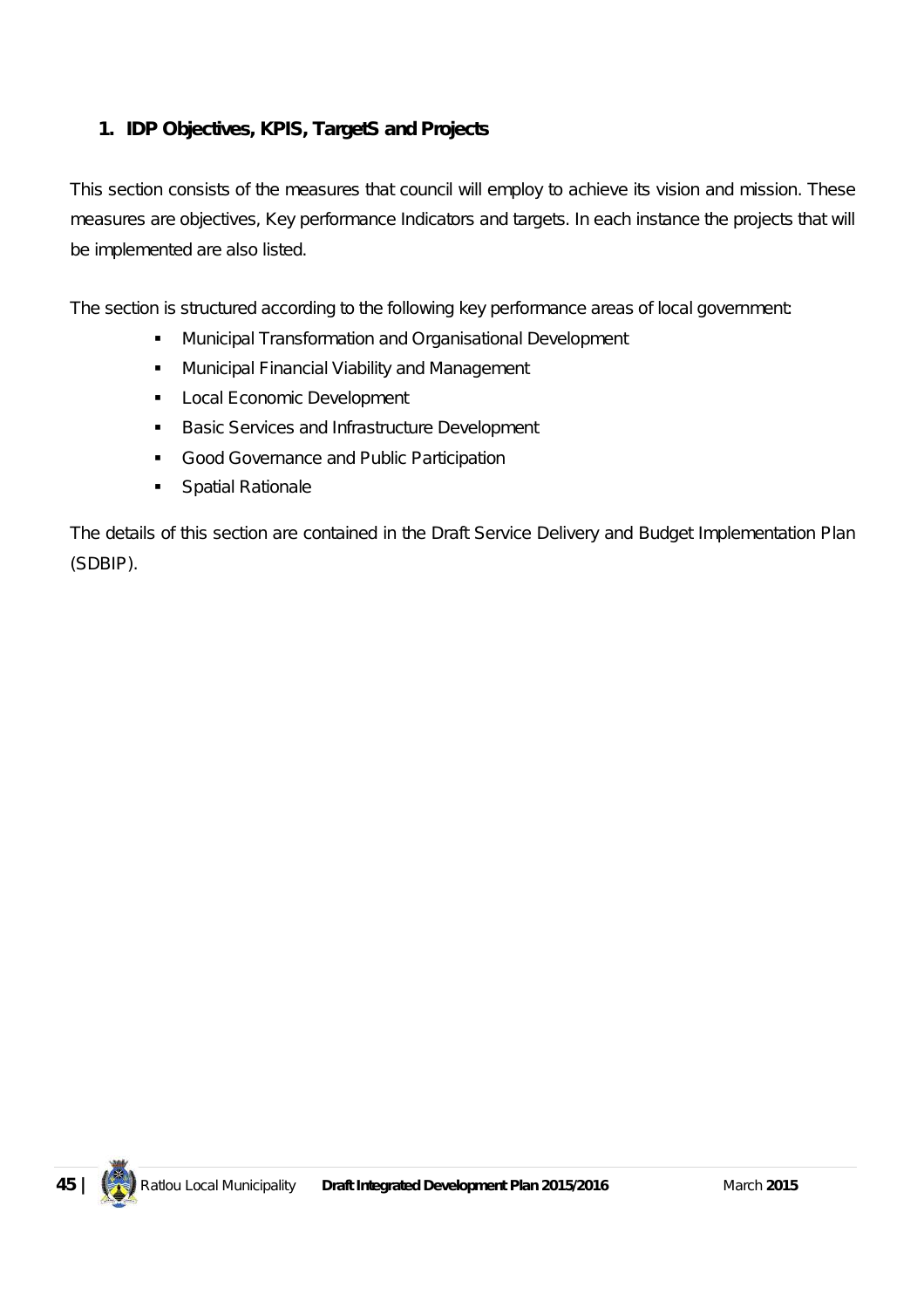# 1. IDP Objectives, KPIS, TargetS and Projects

This section consists of the measures that council will employ to achieve its vision and mission. These measures are objectives, Key performance Indicators and targets. In each instance the projects that will be implemented are also listed.

The section is structured according to the following key performance areas of local government:

- Municipal Transformation and Organisational Development
- Municipal Financial Viability and Management
- Local Economic Development
- Basic Services and Infrastructure Development
- Good Governance and Public Participation
- Spatial Rationale

The details of this section are contained in the Draft Service Delivery and Budget Implementation Plan (SDBIP).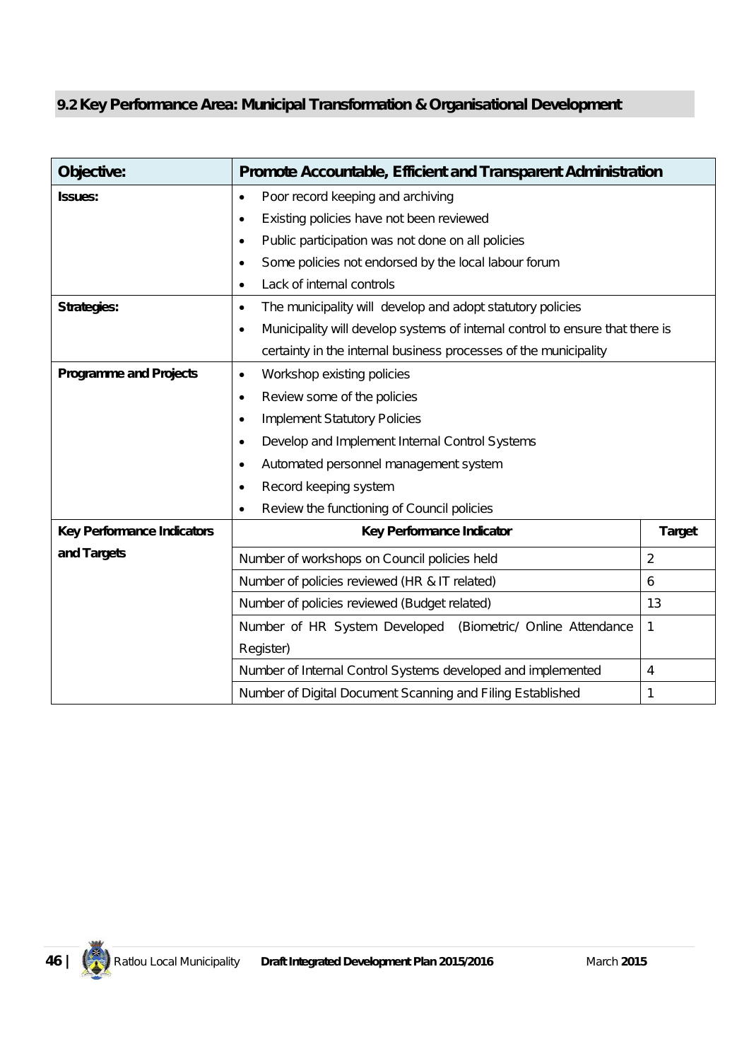## 9.2 Key Performance Area: Municipal Transformation & Organisational Development

| **Objective:** | **Promote Accountable, Efficient and Transparent Administration** | |
|---|---|---|
| **Issues:** | • Poor record keeping and archiving<br>• Existing policies have not been reviewed<br>• Public participation was not done on all policies<br>• Some policies not endorsed by the local labour forum<br>• Lack of internal controls | |
| **Strategies:** | • The municipality will develop and adopt statutory policies<br>• Municipality will develop systems of internal control to ensure that there is certainty in the internal business processes of the municipality | |
| **Programme and Projects** | • Workshop existing policies<br>• Review some of the policies<br>• Implement Statutory Policies<br>• Develop and Implement Internal Control Systems<br>• Automated personnel management system<br>• Record keeping system<br>• Review the functioning of Council policies | |
| **Key Performance Indicators and Targets** | **Key Performance Indicator** | **Target** |
| | Number of workshops on Council policies held | 2 |
| | Number of policies reviewed (HR & IT related) | 6 |
| | Number of policies reviewed (Budget related) | 13 |
| | Number of HR System Developed (Biometric/ Online Attendance Register) | 1 |
| | Number of Internal Control Systems developed and implemented | 4 |
| | Number of Digital Document Scanning and Filing Established | 1 |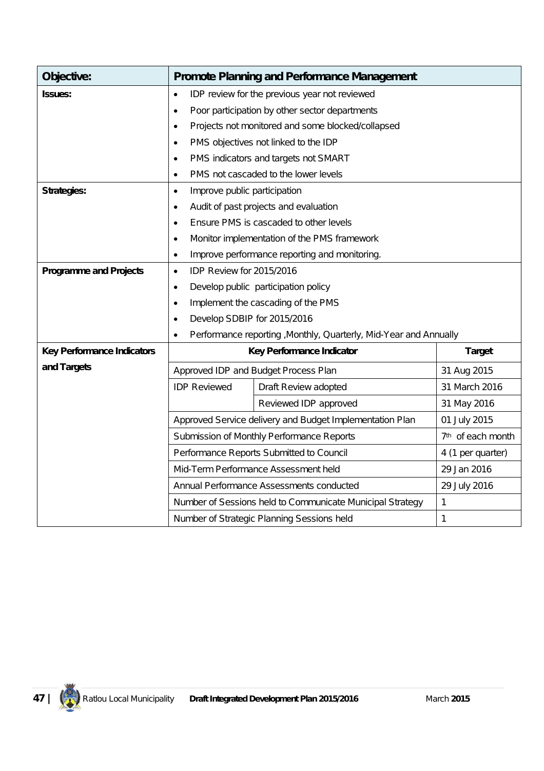| **Objective:** | **Promote Planning and Performance Management** | | |
|---|---|---|---|
| **Issues:** | • IDP review for the previous year not reviewed<br>• Poor participation by other sector departments<br>• Projects not monitored and some blocked/collapsed<br>• PMS objectives not linked to the IDP<br>• PMS indicators and targets not SMART<br>• PMS not cascaded to the lower levels | | |
| **Strategies:** | • Improve public participation<br>• Audit of past projects and evaluation<br>• Ensure PMS is cascaded to other levels<br>• Monitor implementation of the PMS framework<br>• Improve performance reporting and monitoring. | | |
| **Programme and Projects** | • IDP Review for 2015/2016<br>• Develop public participation policy<br>• Implement the cascading of the PMS<br>• Develop SDBIP for 2015/2016<br>• Performance reporting ,Monthly, Quarterly, Mid-Year and Annually | | |
| **Key Performance Indicators and Targets** | **Key Performance Indicator** | | **Target** |
| | Approved IDP and Budget Process Plan | | 31 Aug 2015 |
| | IDP Reviewed | Draft Review adopted | 31 March 2016 |
| | | Reviewed IDP approved | 31 May 2016 |
| | Approved Service delivery and Budget Implementation Plan | | 01 July 2015 |
| | Submission of Monthly Performance Reports | | 7th of each month |
| | Performance Reports Submitted to Council | | 4 (1 per quarter) |
| | Mid-Term Performance Assessment held | | 29 Jan 2016 |
| | Annual Performance Assessments conducted | | 29 July 2016 |
| | Number of Sessions held to Communicate Municipal Strategy | | 1 |
| | Number of Strategic Planning Sessions held | | 1 |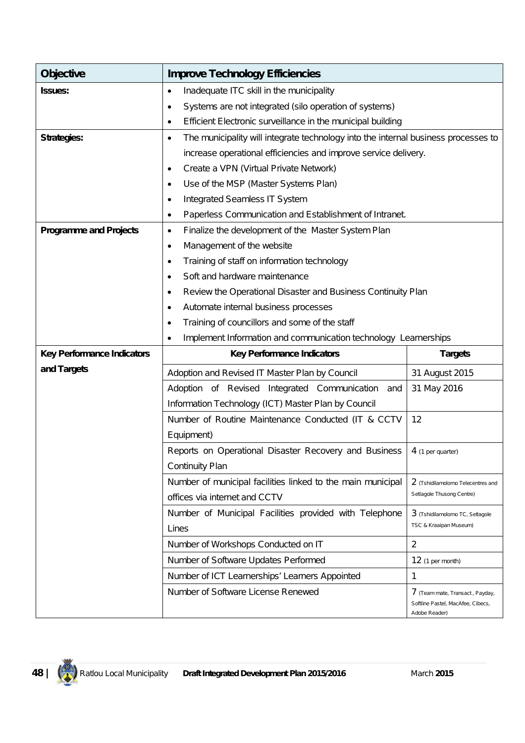| Objective | Improve Technology Efficiencies | |
|---|---|---|
| **Issues:** | • Inadequate ITC skill in the municipality<br>• Systems are not integrated (silo operation of systems)<br>• Efficient Electronic surveillance in the municipal building | |
| **Strategies:** | • The municipality will integrate technology into the internal business processes to increase operational efficiencies and improve service delivery.<br>• Create a VPN (Virtual Private Network)<br>• Use of the MSP (Master Systems Plan)<br>• Integrated Seamless IT System<br>• Paperless Communication and Establishment of Intranet. | |
| **Programme and Projects** | • Finalize the development of the Master System Plan<br>• Management of the website<br>• Training of staff on information technology<br>• Soft and hardware maintenance<br>• Review the Operational Disaster and Business Continuity Plan<br>• Automate internal business processes<br>• Training of councillors and some of the staff<br>• Implement Information and communication technology Learnerships | |
| **Key Performance Indicators and Targets** | **Key Performance Indicators** | **Targets** |
| | Adoption and Revised IT Master Plan by Council | 31 August 2015 |
| | Adoption of Revised Integrated Communication and Information Technology (ICT) Master Plan by Council | 31 May 2016 |
| | Number of Routine Maintenance Conducted (IT & CCTV Equipment) | 12 |
| | Reports on Operational Disaster Recovery and Business Continuity Plan | 4 (1 per quarter) |
| | Number of municipal facilities linked to the main municipal offices via internet and CCTV | 2 (Tshidilamolomo Telecentres and Setlagole Thusong Centre) |
| | Number of Municipal Facilities provided with Telephone Lines | 3 (Tshidilamolomo TC, Setlagole TSC & Kraaipan Museum) |
| | Number of Workshops Conducted on IT | 2 |
| | Number of Software Updates Performed | 12 (1 per month) |
| | Number of ICT Learnerships' Learners Appointed | 1 |
| | Number of Software License Renewed | 7 (Team mate, Transact , Payday, Softline Pastel, MacAfee, Cibecs, Adobe Reader) |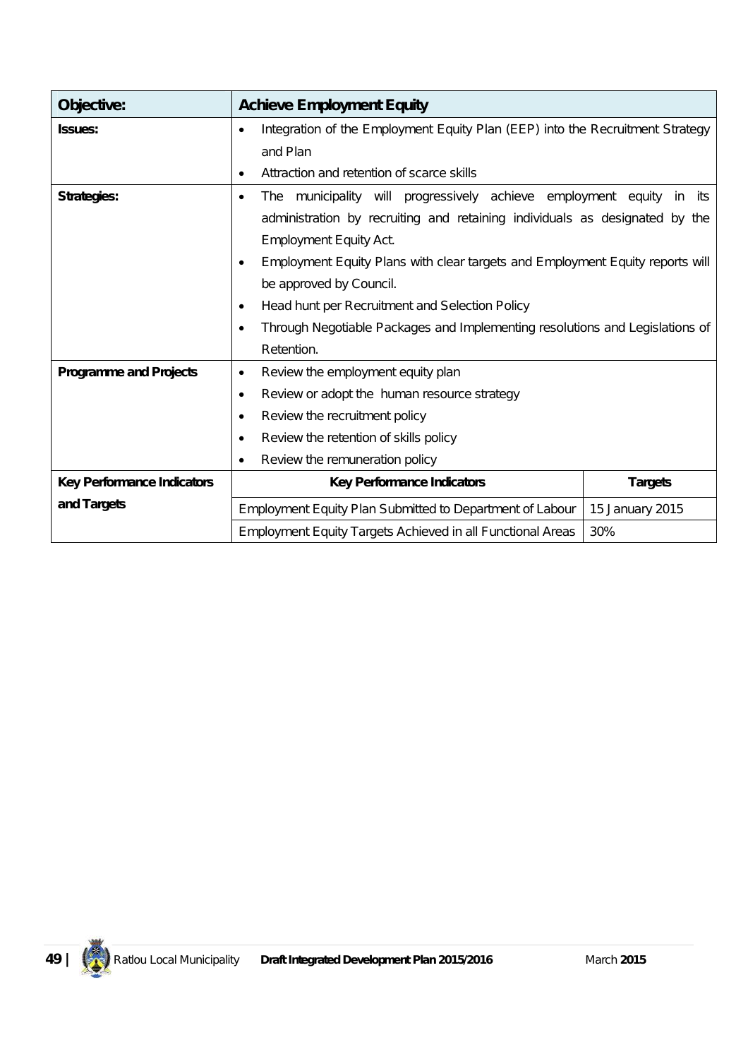| Objective: | Achieve Employment Equity | |
|---|---|---|
| **Issues:** | • Integration of the Employment Equity Plan (EEP) into the Recruitment Strategy and Plan<br>• Attraction and retention of scarce skills | |
| **Strategies:** | • The municipality will progressively achieve employment equity in its administration by recruiting and retaining individuals as designated by the Employment Equity Act.<br>• Employment Equity Plans with clear targets and Employment Equity reports will be approved by Council.<br>• Head hunt per Recruitment and Selection Policy<br>• Through Negotiable Packages and Implementing resolutions and Legislations of Retention. | |
| **Programme and Projects** | • Review the employment equity plan<br>• Review or adopt the human resource strategy<br>• Review the recruitment policy<br>• Review the retention of skills policy<br>• Review the remuneration policy | |
| **Key Performance Indicators and Targets** | **Key Performance Indicators** | **Targets** |
| | Employment Equity Plan Submitted to Department of Labour | 15 January 2015 |
| | Employment Equity Targets Achieved in all Functional Areas | 30% |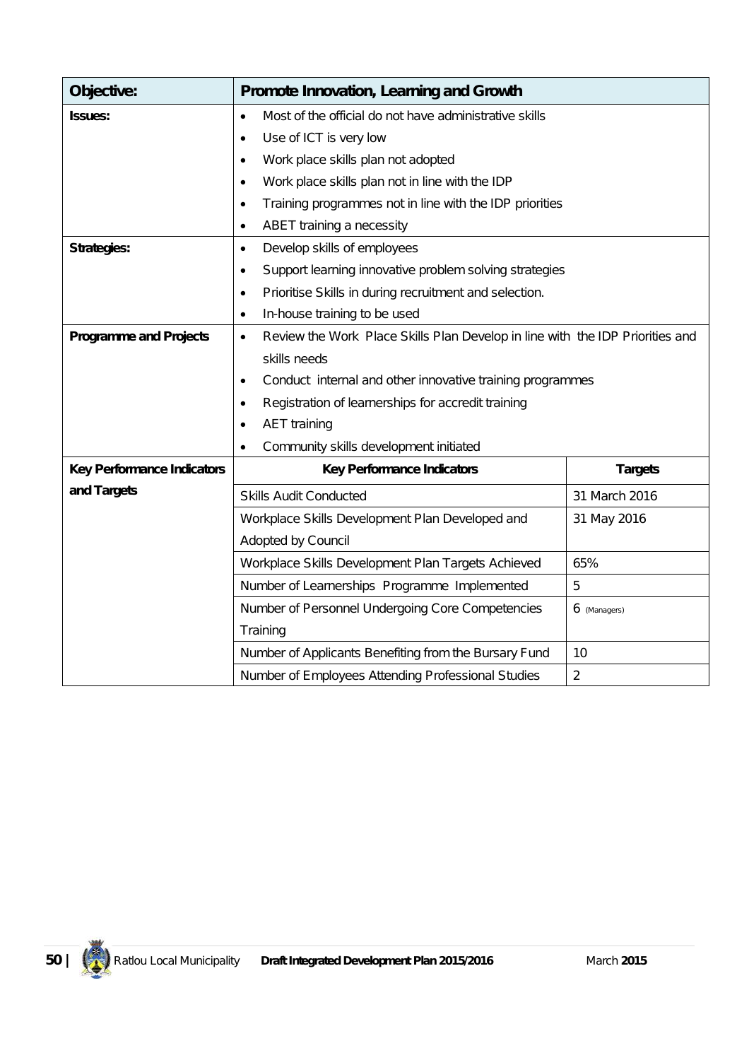| Objective: | Promote Innovation, Learning and Growth | |
|---|---|---|
| **Issues:** | • Most of the official do not have administrative skills<br>• Use of ICT is very low<br>• Work place skills plan not adopted<br>• Work place skills plan not in line with the IDP<br>• Training programmes not in line with the IDP priorities<br>• ABET training a necessity | |
| **Strategies:** | • Develop skills of employees<br>• Support learning innovative problem solving strategies<br>• Prioritise Skills in during recruitment and selection.<br>• In-house training to be used | |
| **Programme and Projects** | • Review the Work Place Skills Plan Develop in line with the IDP Priorities and skills needs<br>• Conduct internal and other innovative training programmes<br>• Registration of learnerships for accredit training<br>• AET training<br>• Community skills development initiated | |
| **Key Performance Indicators and Targets** | **Key Performance Indicators** | **Targets** |
| | Skills Audit Conducted | 31 March 2016 |
| | Workplace Skills Development Plan Developed and Adopted by Council | 31 May 2016 |
| | Workplace Skills Development Plan Targets Achieved | 65% |
| | Number of Learnerships Programme Implemented | 5 |
| | Number of Personnel Undergoing Core Competencies Training | 6 (Managers) |
| | Number of Applicants Benefiting from the Bursary Fund | 10 |
| | Number of Employees Attending Professional Studies | 2 |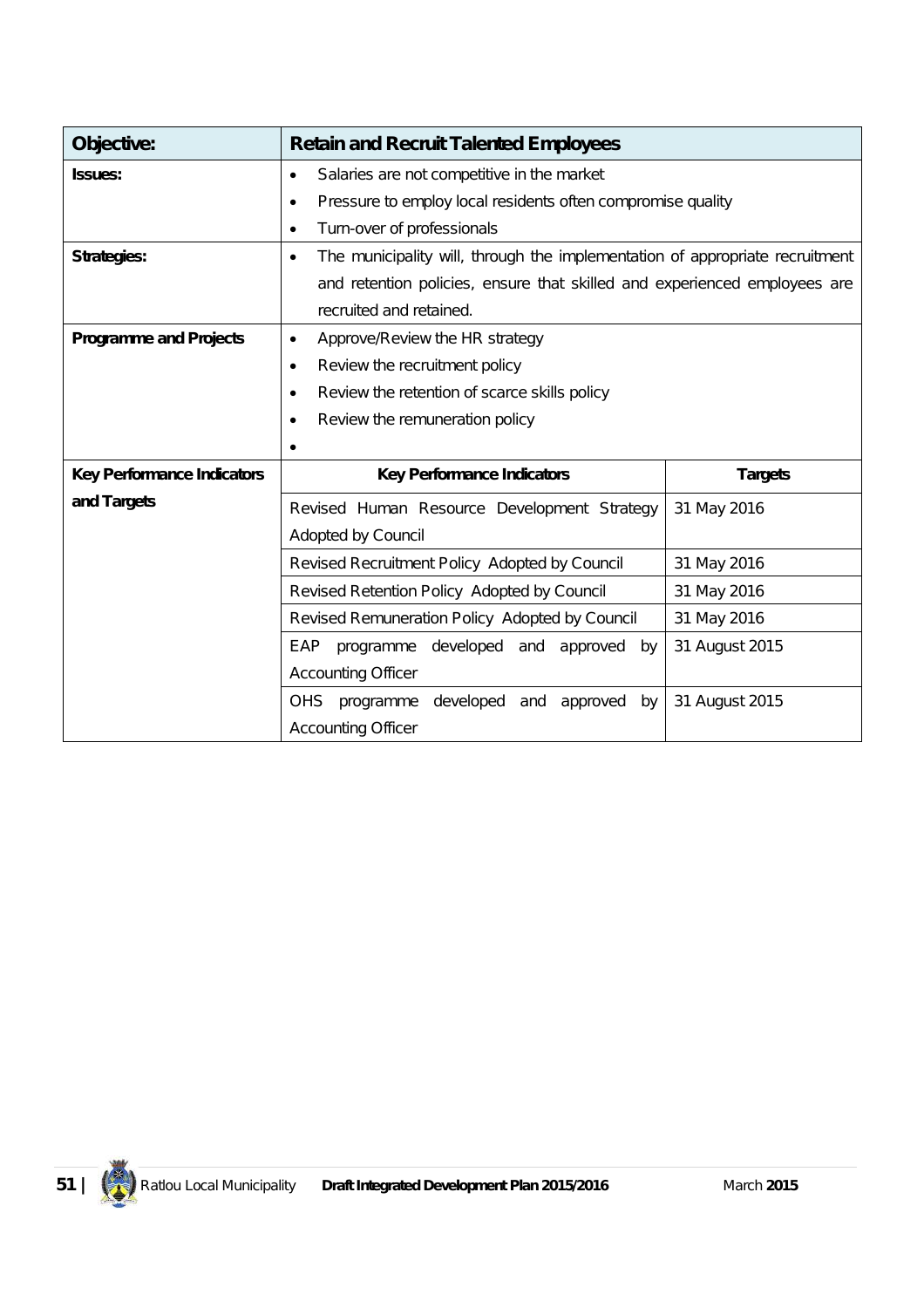| Objective: | Retain and Recruit Talented Employees | |
|---|---|---|
| Issues: | • Salaries are not competitive in the market<br>• Pressure to employ local residents often compromise quality<br>• Turn-over of professionals | |
| Strategies: | • The municipality will, through the implementation of appropriate recruitment and retention policies, ensure that skilled and experienced employees are recruited and retained. | |
| Programme and Projects | • Approve/Review the HR strategy<br>• Review the recruitment policy<br>• Review the retention of scarce skills policy<br>• Review the remuneration policy<br>• | |
| Key Performance Indicators and Targets | **Key Performance Indicators** | **Targets** |
| | Revised Human Resource Development Strategy Adopted by Council | 31 May 2016 |
| | Revised Recruitment Policy Adopted by Council | 31 May 2016 |
| | Revised Retention Policy Adopted by Council | 31 May 2016 |
| | Revised Remuneration Policy Adopted by Council | 31 May 2016 |
| | EAP programme developed and approved by Accounting Officer | 31 August 2015 |
| | OHS programme developed and approved by Accounting Officer | 31 August 2015 |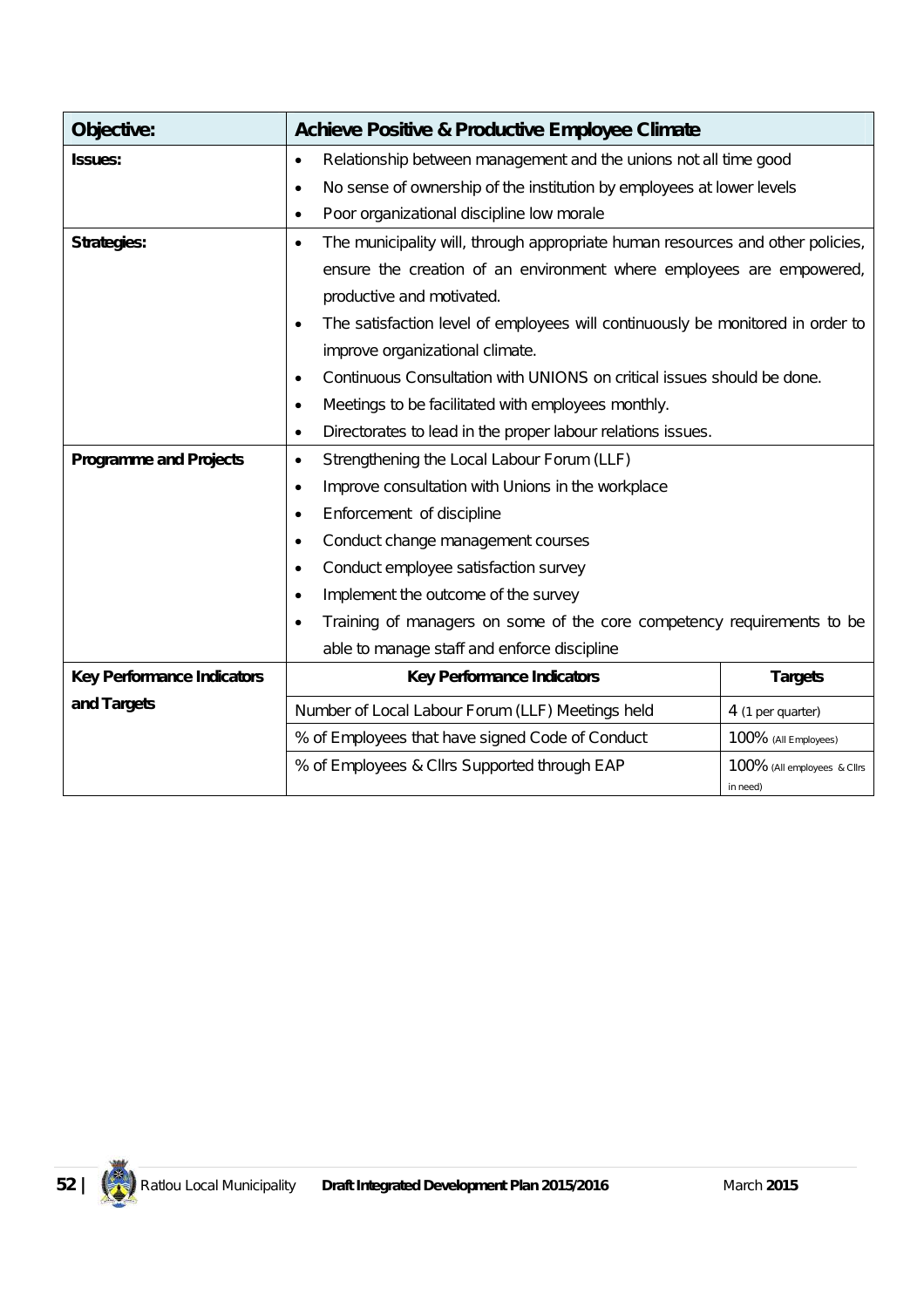| Objective: | Achieve Positive & Productive Employee Climate | |
|---|---|---|
| **Issues:** | • Relationship between management and the unions not all time good<br>• No sense of ownership of the institution by employees at lower levels<br>• Poor organizational discipline low morale | |
| **Strategies:** | • The municipality will, through appropriate human resources and other policies, ensure the creation of an environment where employees are empowered, productive and motivated.<br>• The satisfaction level of employees will continuously be monitored in order to improve organizational climate.<br>• Continuous Consultation with UNIONS on critical issues should be done.<br>• Meetings to be facilitated with employees monthly.<br>• Directorates to lead in the proper labour relations issues. | |
| **Programme and Projects** | • Strengthening the Local Labour Forum (LLF)<br>• Improve consultation with Unions in the workplace<br>• Enforcement of discipline<br>• Conduct change management courses<br>• Conduct employee satisfaction survey<br>• Implement the outcome of the survey<br>• Training of managers on some of the core competency requirements to be able to manage staff and enforce discipline | |
| **Key Performance Indicators and Targets** | **Key Performance Indicators** | **Targets** |
| | Number of Local Labour Forum (LLF) Meetings held | 4 (1 per quarter) |
| | % of Employees that have signed Code of Conduct | 100% (All Employees) |
| | % of Employees & Cllrs Supported through EAP | 100% (All employees & Cllrs in need) |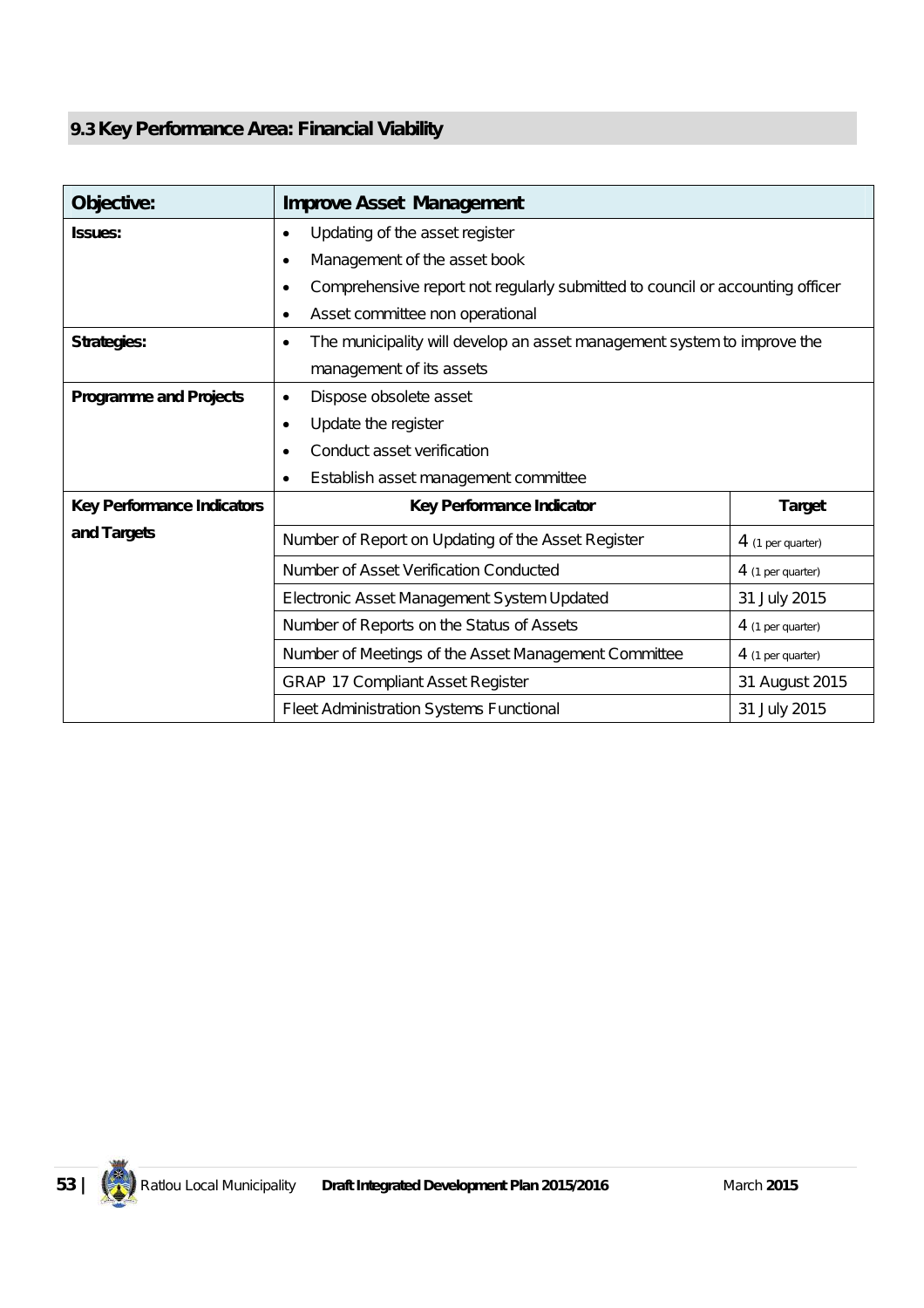## 9.3 Key Performance Area: Financial Viability

| Objective: | Improve Asset Management | |
|---|---|---|
| **Issues:** | • Updating of the asset register<br>• Management of the asset book<br>• Comprehensive report not regularly submitted to council or accounting officer<br>• Asset committee non operational | |
| **Strategies:** | • The municipality will develop an asset management system to improve the management of its assets | |
| **Programme and Projects** | • Dispose obsolete asset<br>• Update the register<br>• Conduct asset verification<br>• Establish asset management committee | |
| **Key Performance Indicators and Targets** | **Key Performance Indicator** | **Target** |
| | Number of Report on Updating of the Asset Register | 4 (1 per quarter) |
| | Number of Asset Verification Conducted | 4 (1 per quarter) |
| | Electronic Asset Management System Updated | 31 July 2015 |
| | Number of Reports on the Status of Assets | 4 (1 per quarter) |
| | Number of Meetings of the Asset Management Committee | 4 (1 per quarter) |
| | GRAP 17 Compliant Asset Register | 31 August 2015 |
| | Fleet Administration Systems Functional | 31 July 2015 |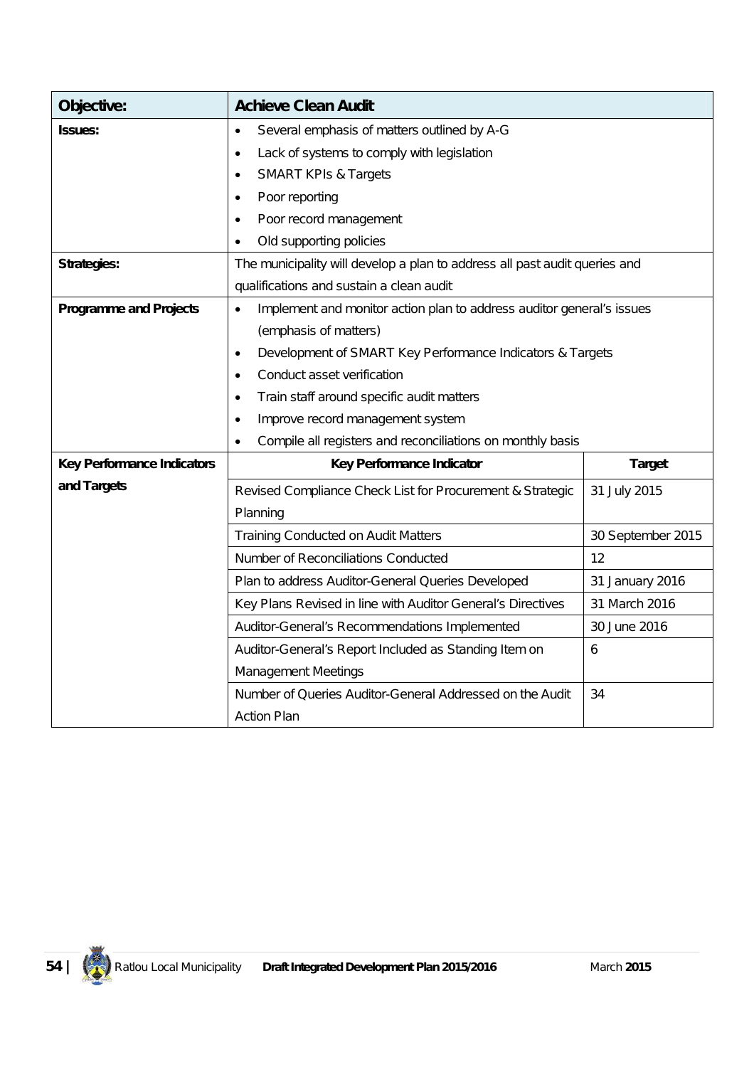| Objective: | Achieve Clean Audit | |
|---|---|---|
| **Issues:** | • Several emphasis of matters outlined by A-G<br>• Lack of systems to comply with legislation<br>• SMART KPIs & Targets<br>• Poor reporting<br>• Poor record management<br>• Old supporting policies | |
| **Strategies:** | The municipality will develop a plan to address all past audit queries and qualifications and sustain a clean audit | |
| **Programme and Projects** | • Implement and monitor action plan to address auditor general's issues (emphasis of matters)<br>• Development of SMART Key Performance Indicators & Targets<br>• Conduct asset verification<br>• Train staff around specific audit matters<br>• Improve record management system<br>• Compile all registers and reconciliations on monthly basis | |
| **Key Performance Indicators and Targets** | **Key Performance Indicator** | **Target** |
| | Revised Compliance Check List for Procurement & Strategic Planning | 31 July 2015 |
| | Training Conducted on Audit Matters | 30 September 2015 |
| | Number of Reconciliations Conducted | 12 |
| | Plan to address Auditor-General Queries Developed | 31 January 2016 |
| | Key Plans Revised in line with Auditor General's Directives | 31 March 2016 |
| | Auditor-General's Recommendations Implemented | 30 June 2016 |
| | Auditor-General's Report Included as Standing Item on Management Meetings | 6 |
| | Number of Queries Auditor-General Addressed on the Audit Action Plan | 34 |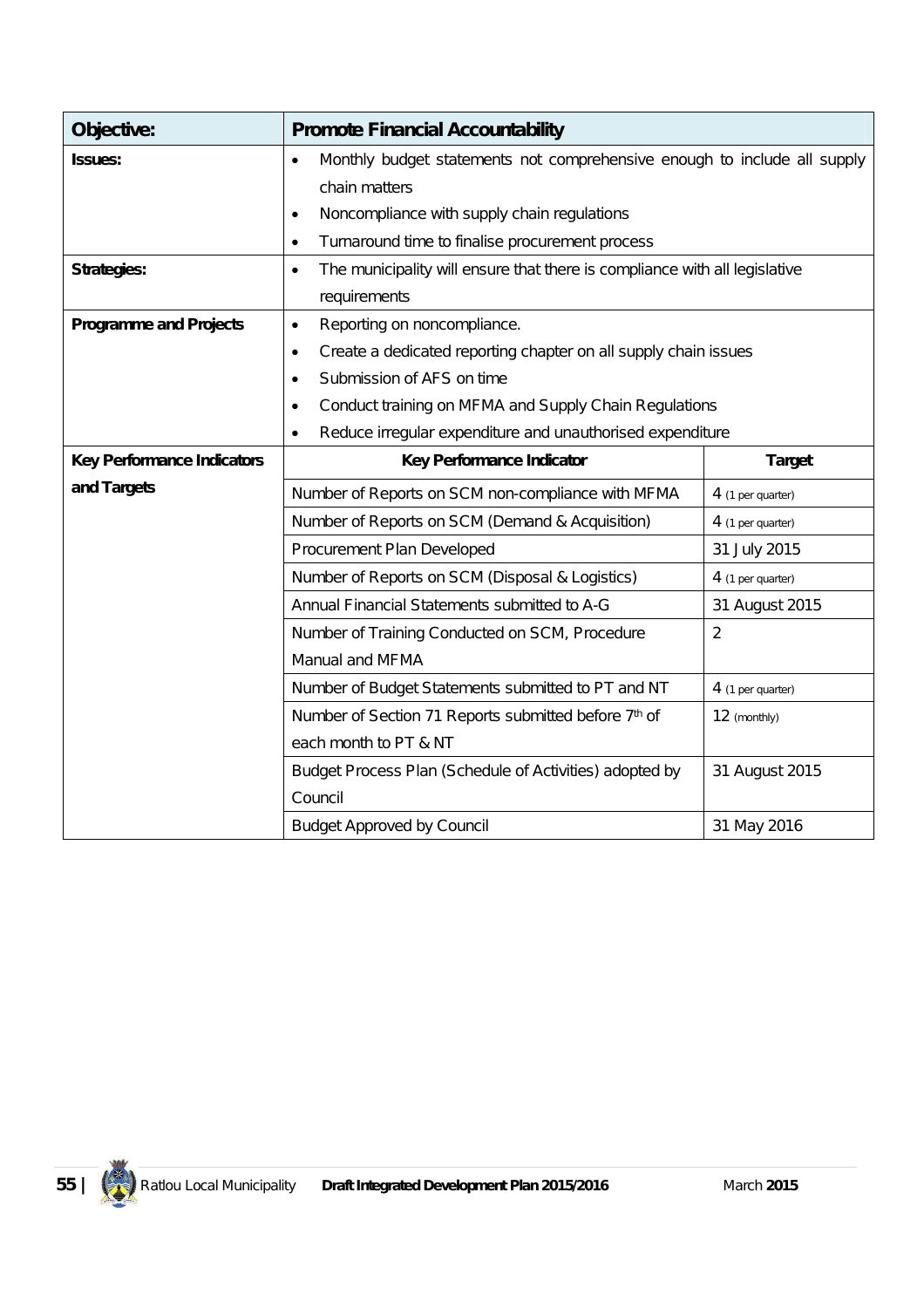| Objective: | Promote Financial Accountability | |
|---|---|---|
| **Issues:** | • Monthly budget statements not comprehensive enough to include all supply chain matters<br>• Noncompliance with supply chain regulations<br>• Turnaround time to finalise procurement process | |
| **Strategies:** | • The municipality will ensure that there is compliance with all legislative requirements | |
| **Programme and Projects** | • Reporting on noncompliance.<br>• Create a dedicated reporting chapter on all supply chain issues<br>• Submission of AFS on time<br>• Conduct training on MFMA and Supply Chain Regulations<br>• Reduce irregular expenditure and unauthorised expenditure | |
| **Key Performance Indicators and Targets** | **Key Performance Indicator** | **Target** |
| | Number of Reports on SCM non-compliance with MFMA | 4 (1 per quarter) |
| | Number of Reports on SCM (Demand & Acquisition) | 4 (1 per quarter) |
| | Procurement Plan Developed | 31 July 2015 |
| | Number of Reports on SCM (Disposal & Logistics) | 4 (1 per quarter) |
| | Annual Financial Statements submitted to A-G | 31 August 2015 |
| | Number of Training Conducted on SCM, Procedure Manual and MFMA | 2 |
| | Number of Budget Statements submitted to PT and NT | 4 (1 per quarter) |
| | Number of Section 71 Reports submitted before 7th of each month to PT & NT | 12 (monthly) |
| | Budget Process Plan (Schedule of Activities) adopted by Council | 31 August 2015 |
| | Budget Approved by Council | 31 May 2016 |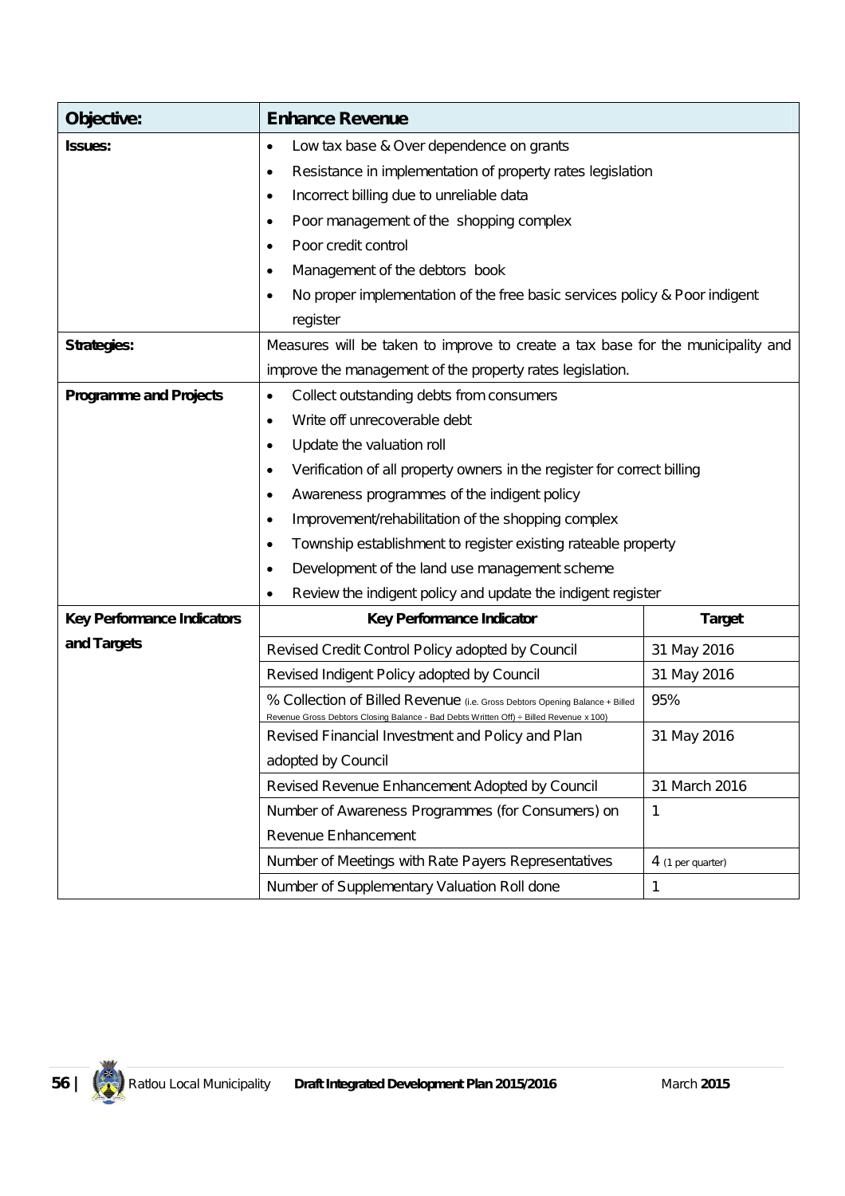| Objective: | Enhance Revenue | |
|---|---|---|
| Issues: | • Low tax base & Over dependence on grants<br>• Resistance in implementation of property rates legislation<br>• Incorrect billing due to unreliable data<br>• Poor management of the shopping complex<br>• Poor credit control<br>• Management of the debtors book<br>• No proper implementation of the free basic services policy & Poor indigent register | |
| Strategies: | Measures will be taken to improve to create a tax base for the municipality and improve the management of the property rates legislation. | |
| Programme and Projects | • Collect outstanding debts from consumers<br>• Write off unrecoverable debt<br>• Update the valuation roll<br>• Verification of all property owners in the register for correct billing<br>• Awareness programmes of the indigent policy<br>• Improvement/rehabilitation of the shopping complex<br>• Township establishment to register existing rateable property<br>• Development of the land use management scheme<br>• Review the indigent policy and update the indigent register | |
| Key Performance Indicators and Targets | **Key Performance Indicator** | **Target** |
| | Revised Credit Control Policy adopted by Council | 31 May 2016 |
| | Revised Indigent Policy adopted by Council | 31 May 2016 |
| | % Collection of Billed Revenue (i.e. Gross Debtors Opening Balance + Billed Revenue Gross Debtors Closing Balance - Bad Debts Written Off) ÷ Billed Revenue x 100) | 95% |
| | Revised Financial Investment and Policy and Plan adopted by Council | 31 May 2016 |
| | Revised Revenue Enhancement Adopted by Council | 31 March 2016 |
| | Number of Awareness Programmes (for Consumers) on Revenue Enhancement | 1 |
| | Number of Meetings with Rate Payers Representatives | 4 (1 per quarter) |
| | Number of Supplementary Valuation Roll done | 1 |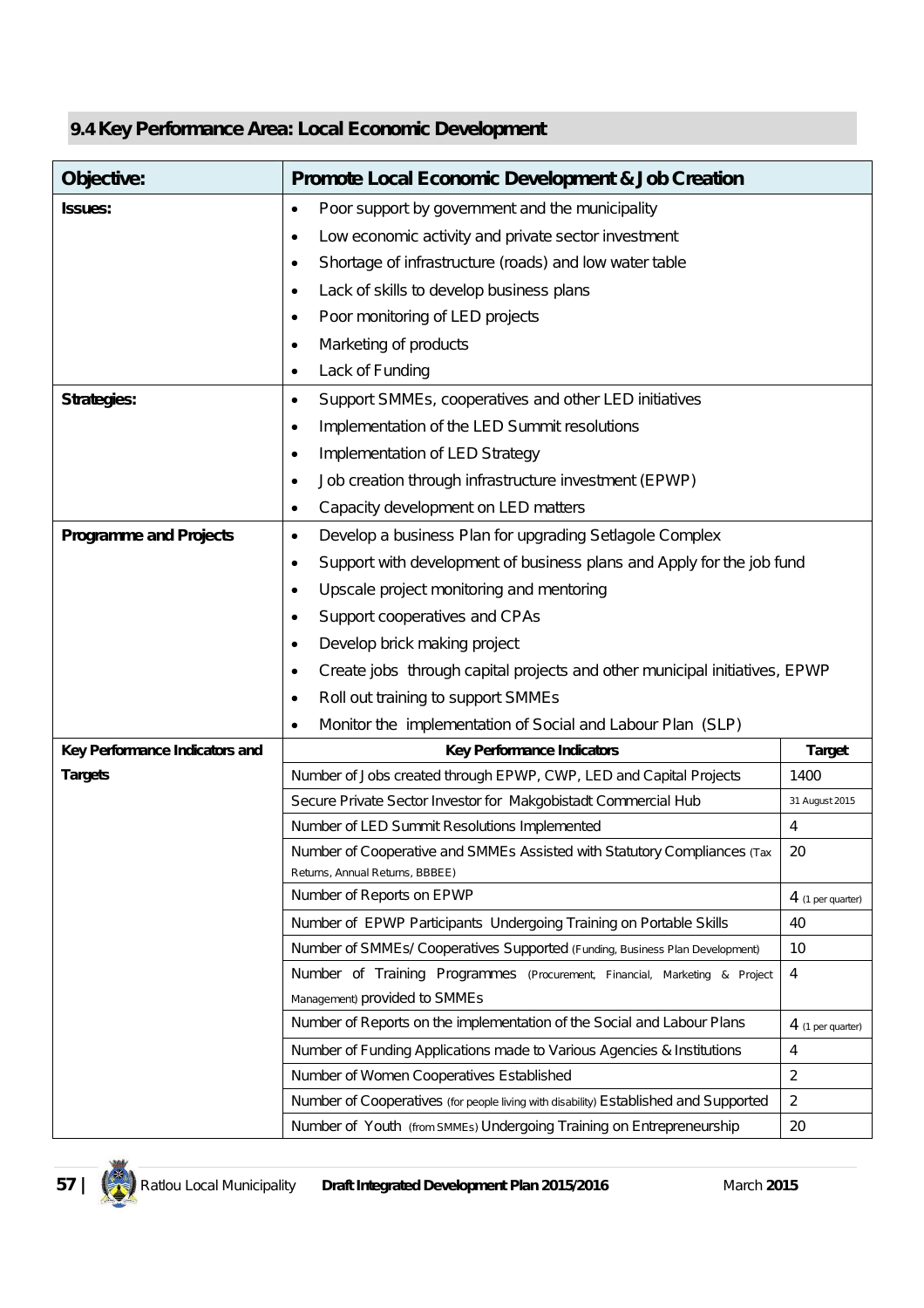## 9.4 Key Performance Area: Local Economic Development

| Objective: | Promote Local Economic Development & Job Creation | |
|---|---|---|
| **Issues:** | • Poor support by government and the municipality<br>• Low economic activity and private sector investment<br>• Shortage of infrastructure (roads) and low water table<br>• Lack of skills to develop business plans<br>• Poor monitoring of LED projects<br>• Marketing of products<br>• Lack of Funding | |
| **Strategies:** | • Support SMMEs, cooperatives and other LED initiatives<br>• Implementation of the LED Summit resolutions<br>• Implementation of LED Strategy<br>• Job creation through infrastructure investment (EPWP)<br>• Capacity development on LED matters | |
| **Programme and Projects** | • Develop a business Plan for upgrading Setlagole Complex<br>• Support with development of business plans and Apply for the job fund<br>• Upscale project monitoring and mentoring<br>• Support cooperatives and CPAs<br>• Develop brick making project<br>• Create jobs through capital projects and other municipal initiatives, EPWP<br>• Roll out training to support SMMEs<br>• Monitor the implementation of Social and Labour Plan (SLP) | |
| **Key Performance Indicators and Targets** | **Key Performance Indicators** | **Target** |
| | Number of Jobs created through EPWP, CWP, LED and Capital Projects | 1400 |
| | Secure Private Sector Investor for Makgobistadt Commercial Hub | 31 August 2015 |
| | Number of LED Summit Resolutions Implemented | 4 |
| | Number of Cooperative and SMMEs Assisted with Statutory Compliances (Tax Returns, Annual Returns, BBBEE) | 20 |
| | Number of Reports on EPWP | 4 (1 per quarter) |
| | Number of EPWP Participants Undergoing Training on Portable Skills | 40 |
| | Number of SMMEs/ Cooperatives Supported (Funding, Business Plan Development) | 10 |
| | Number of Training Programmes (Procurement, Financial, Marketing & Project Management) provided to SMMEs | 4 |
| | Number of Reports on the implementation of the Social and Labour Plans | 4 (1 per quarter) |
| | Number of Funding Applications made to Various Agencies & Institutions | 4 |
| | Number of Women Cooperatives Established | 2 |
| | Number of Cooperatives (for people living with disability) Established and Supported | 2 |
| | Number of Youth (from SMMEs) Undergoing Training on Entrepreneurship | 20 |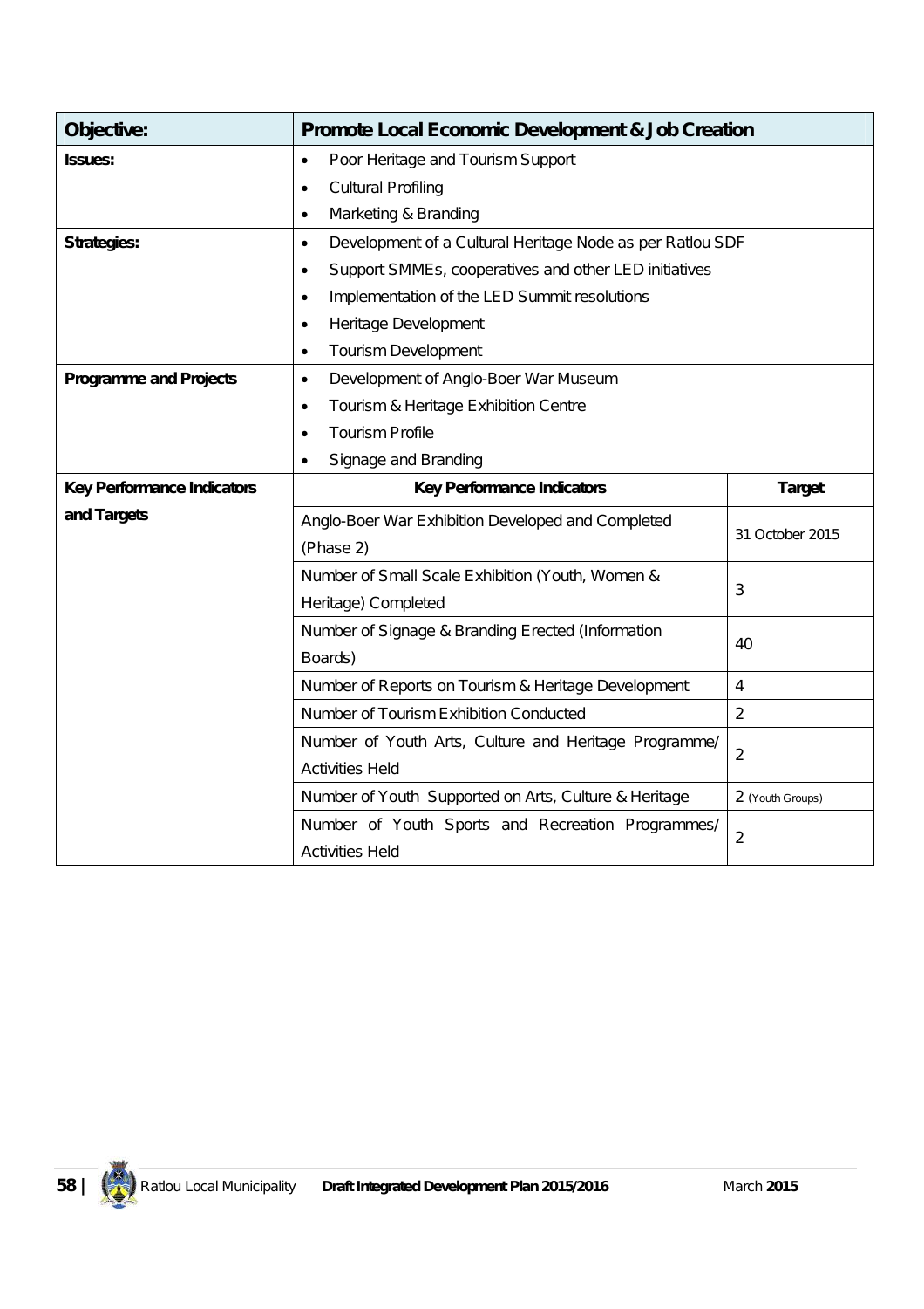| Objective: | Promote Local Economic Development & Job Creation | |
|---|---|---|
| Issues: | • Poor Heritage and Tourism Support<br>• Cultural Profiling<br>• Marketing & Branding | |
| Strategies: | • Development of a Cultural Heritage Node as per Ratlou SDF<br>• Support SMMEs, cooperatives and other LED initiatives<br>• Implementation of the LED Summit resolutions<br>• Heritage Development<br>• Tourism Development | |
| Programme and Projects | • Development of Anglo-Boer War Museum<br>• Tourism & Heritage Exhibition Centre<br>• Tourism Profile<br>• Signage and Branding | |
| Key Performance Indicators and Targets | **Key Performance Indicators** | **Target** |
| | Anglo-Boer War Exhibition Developed and Completed (Phase 2) | 31 October 2015 |
| | Number of Small Scale Exhibition (Youth, Women & Heritage) Completed | 3 |
| | Number of Signage & Branding Erected (Information Boards) | 40 |
| | Number of Reports on Tourism & Heritage Development | 4 |
| | Number of Tourism Exhibition Conducted | 2 |
| | Number of Youth Arts, Culture and Heritage Programme/ Activities Held | 2 |
| | Number of Youth Supported on Arts, Culture & Heritage | 2 (Youth Groups) |
| | Number of Youth Sports and Recreation Programmes/ Activities Held | 2 |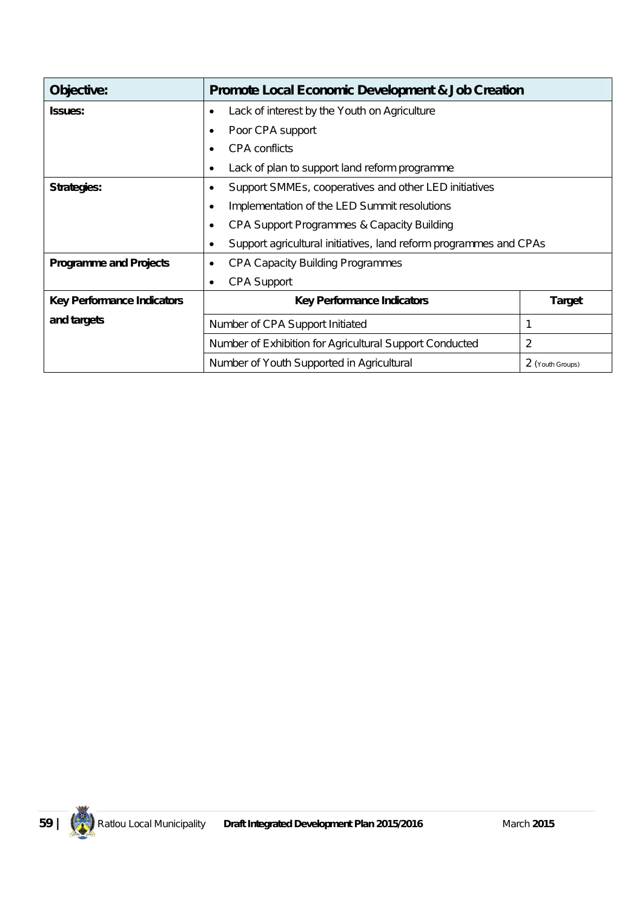| **Objective:** | **Promote Local Economic Development & Job Creation** | |
|---|---|---|
| **Issues:** | • Lack of interest by the Youth on Agriculture<br>• Poor CPA support<br>• CPA conflicts<br>• Lack of plan to support land reform programme | |
| **Strategies:** | • Support SMMEs, cooperatives and other LED initiatives<br>• Implementation of the LED Summit resolutions<br>• CPA Support Programmes & Capacity Building<br>• Support agricultural initiatives, land reform programmes and CPAs | |
| **Programme and Projects** | • CPA Capacity Building Programmes<br>• CPA Support | |
| **Key Performance Indicators and targets** | **Key Performance Indicators** | **Target** |
| | Number of CPA Support Initiated | 1 |
| | Number of Exhibition for Agricultural Support Conducted | 2 |
| | Number of Youth Supported in Agricultural | 2 (Youth Groups) |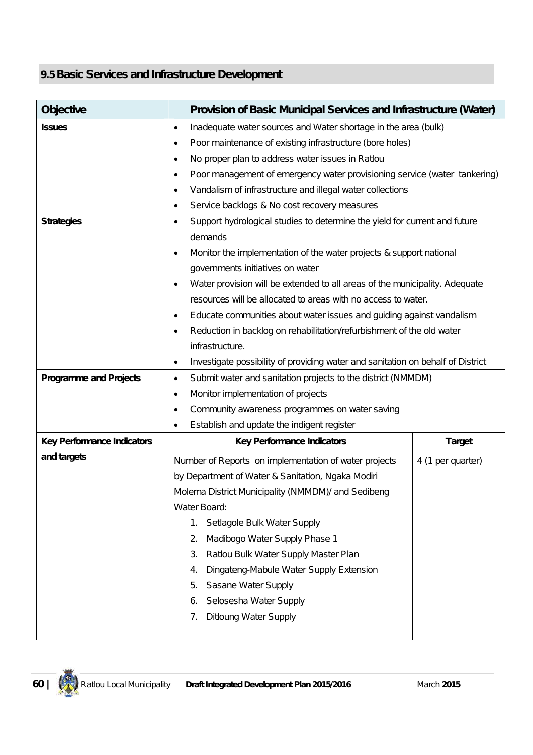## 9.5 Basic Services and Infrastructure Development

| Objective | Provision of Basic Municipal Services and Infrastructure (Water) | |
|---|---|---|
| **Issues** | • Inadequate water sources and Water shortage in the area (bulk)<br>• Poor maintenance of existing infrastructure (bore holes)<br>• No proper plan to address water issues in Ratlou<br>• Poor management of emergency water provisioning service (water tankering)<br>• Vandalism of infrastructure and illegal water collections<br>• Service backlogs & No cost recovery measures | |
| **Strategies** | • Support hydrological studies to determine the yield for current and future demands<br>• Monitor the implementation of the water projects & support national governments initiatives on water<br>• Water provision will be extended to all areas of the municipality. Adequate resources will be allocated to areas with no access to water.<br>• Educate communities about water issues and guiding against vandalism<br>• Reduction in backlog on rehabilitation/refurbishment of the old water infrastructure.<br>• Investigate possibility of providing water and sanitation on behalf of District | |
| **Programme and Projects** | • Submit water and sanitation projects to the district (NMMDM)<br>• Monitor implementation of projects<br>• Community awareness programmes on water saving<br>• Establish and update the indigent register | |
| **Key Performance Indicators and targets** | **Key Performance Indicators** | **Target** |
| | Number of Reports on implementation of water projects by Department of Water & Sanitation, Ngaka Modiri Molema District Municipality (NMMDM)/ and Sedibeng Water Board:<br>1. Setlagole Bulk Water Supply<br>2. Madibogo Water Supply Phase 1<br>3. Ratlou Bulk Water Supply Master Plan<br>4. Dingateng-Mabule Water Supply Extension<br>5. Sasane Water Supply<br>6. Selosesha Water Supply<br>7. Ditloung Water Supply | 4 (1 per quarter) |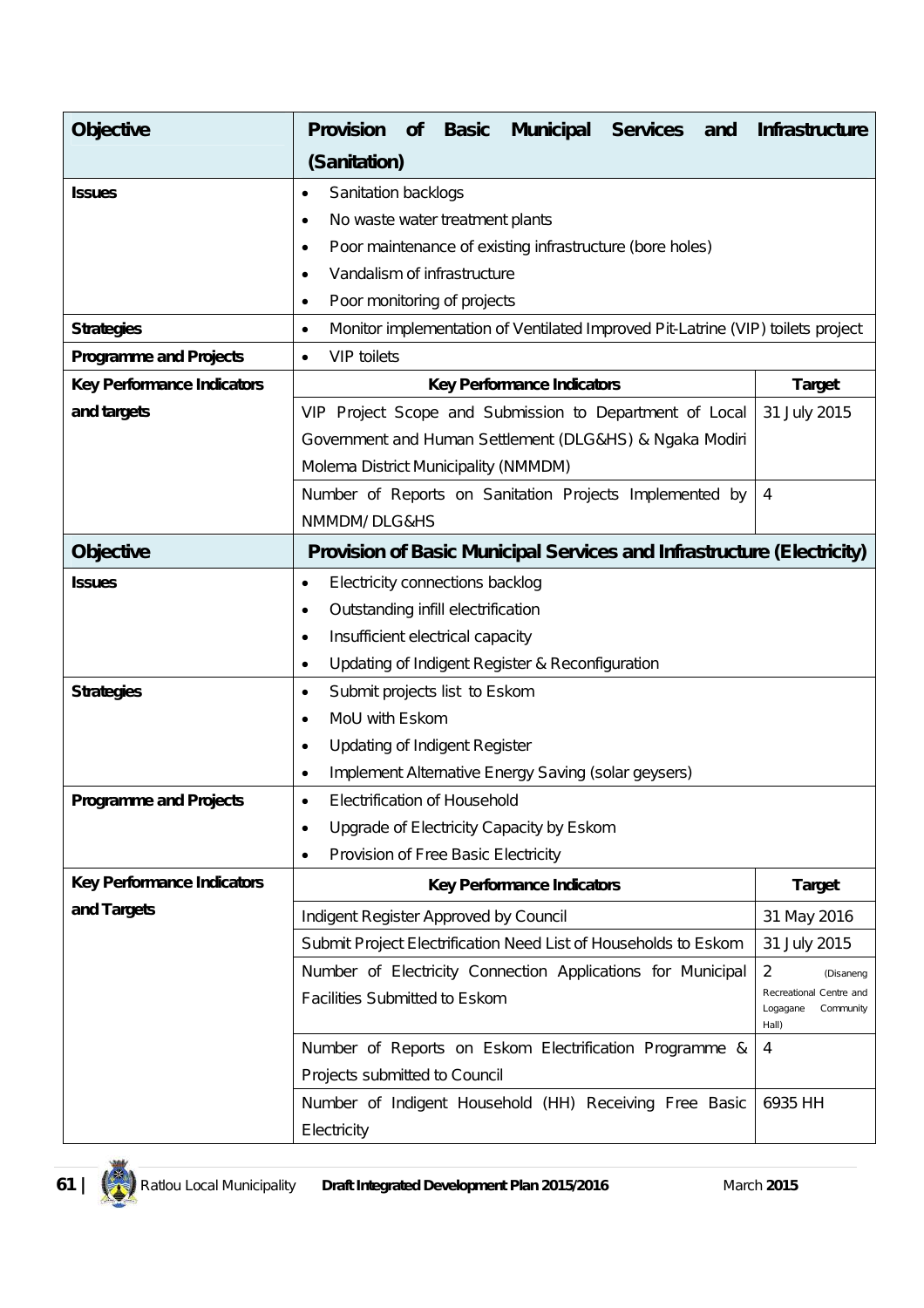| Objective | Provision of Basic Municipal Services and Infrastructure (Sanitation) | |
|---|---|---|
| **Issues** | • Sanitation backlogs<br>• No waste water treatment plants<br>• Poor maintenance of existing infrastructure (bore holes)<br>• Vandalism of infrastructure<br>• Poor monitoring of projects | |
| **Strategies** | • Monitor implementation of Ventilated Improved Pit-Latrine (VIP) toilets project | |
| **Programme and Projects** | • VIP toilets | |
| **Key Performance Indicators and targets** | **Key Performance Indicators** | **Target** |
| | VIP Project Scope and Submission to Department of Local Government and Human Settlement (DLG&HS) & Ngaka Modiri Molema District Municipality (NMMDM) | 31 July 2015 |
| | Number of Reports on Sanitation Projects Implemented by NMMDM/ DLG&HS | 4 |
| **Objective** | **Provision of Basic Municipal Services and Infrastructure (Electricity)** | |
| **Issues** | • Electricity connections backlog<br>• Outstanding infill electrification<br>• Insufficient electrical capacity<br>• Updating of Indigent Register & Reconfiguration | |
| **Strategies** | • Submit projects list to Eskom<br>• MoU with Eskom<br>• Updating of Indigent Register<br>• Implement Alternative Energy Saving (solar geysers) | |
| **Programme and Projects** | • Electrification of Household<br>• Upgrade of Electricity Capacity by Eskom<br>• Provision of Free Basic Electricity | |
| **Key Performance Indicators and Targets** | **Key Performance Indicators** | **Target** |
| | Indigent Register Approved by Council | 31 May 2016 |
| | Submit Project Electrification Need List of Households to Eskom | 31 July 2015 |
| | Number of Electricity Connection Applications for Municipal Facilities Submitted to Eskom | 2 (Disaneng Recreational Centre and Logagane Community Hall) |
| | Number of Reports on Eskom Electrification Programme & Projects submitted to Council | 4 |
| | Number of Indigent Household (HH) Receiving Free Basic Electricity | 6935 HH |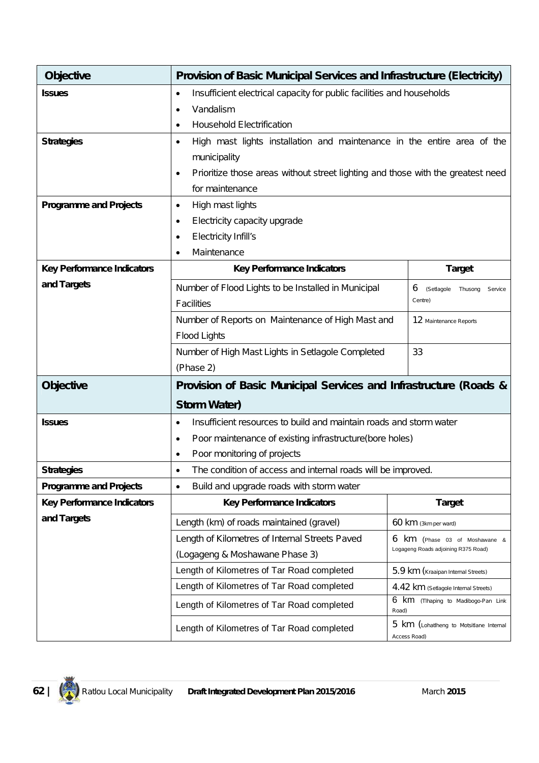| Objective | Provision of Basic Municipal Services and Infrastructure (Electricity) | |
|---|---|---|
| **Issues** | • Insufficient electrical capacity for public facilities and households<br>• Vandalism<br>• Household Electrification | |
| **Strategies** | • High mast lights installation and maintenance in the entire area of the municipality<br>• Prioritize those areas without street lighting and those with the greatest need for maintenance | |
| **Programme and Projects** | • High mast lights<br>• Electricity capacity upgrade<br>• Electricity Infill's<br>• Maintenance | |
| **Key Performance Indicators and Targets** | **Key Performance Indicators** | **Target** |
| | Number of Flood Lights to be Installed in Municipal Facilities | 6 (Setlagole Thusong Service Centre) |
| | Number of Reports on Maintenance of High Mast and Flood Lights | 12 Maintenance Reports |
| | Number of High Mast Lights in Setlagole Completed (Phase 2) | 33 |

| Objective | Provision of Basic Municipal Services and Infrastructure (Roads & Storm Water) | |
|---|---|---|
| **Issues** | • Insufficient resources to build and maintain roads and storm water<br>• Poor maintenance of existing infrastructure(bore holes)<br>• Poor monitoring of projects | |
| **Strategies** | • The condition of access and internal roads will be improved. | |
| **Programme and Projects** | • Build and upgrade roads with storm water | |
| **Key Performance Indicators and Targets** | **Key Performance Indicators** | **Target** |
| | Length (km) of roads maintained (gravel) | 60 km (3km per ward) |
| | Length of Kilometres of Internal Streets Paved (Logageng & Moshawane Phase 3) | 6 km (Phase 03 of Moshawane & Logageng Roads adjoining R375 Road) |
| | Length of Kilometres of Tar Road completed | 5.9 km (Kraaipan Internal Streets) |
| | Length of Kilometres of Tar Road completed | 4.42 km (Setlagole Internal Streets) |
| | Length of Kilometres of Tar Road completed | 6 km (Tlhaping to Madibogo-Pan Link Road) |
| | Length of Kilometres of Tar Road completed | 5 km (Lohatlheng to Motsitlane Internal Access Road) |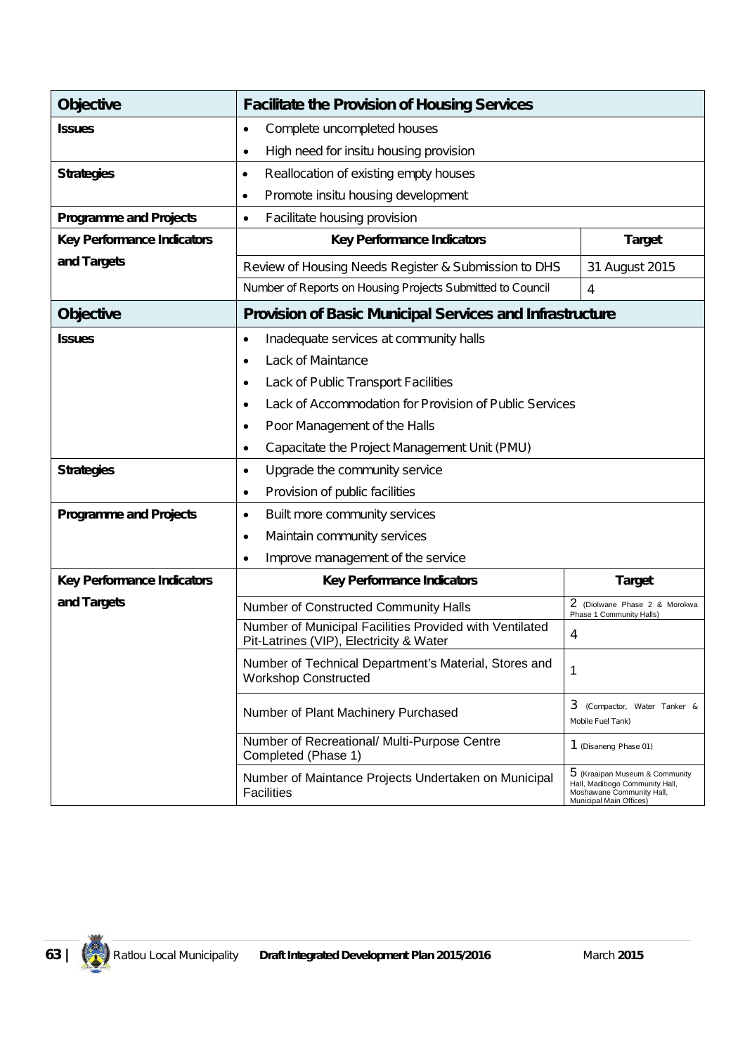| Objective | Facilitate the Provision of Housing Services | |
|---|---|---|
| **Issues** | • Complete uncompleted houses<br>• High need for insitu housing provision | |
| **Strategies** | • Reallocation of existing empty houses<br>• Promote insitu housing development | |
| **Programme and Projects** | • Facilitate housing provision | |
| **Key Performance Indicators and Targets** | **Key Performance Indicators** | **Target** |
| | Review of Housing Needs Register & Submission to DHS | 31 August 2015 |
| | Number of Reports on Housing Projects Submitted to Council | 4 |

| Objective | Provision of Basic Municipal Services and Infrastructure | |
|---|---|---|
| **Issues** | • Inadequate services at community halls<br>• Lack of Maintance<br>• Lack of Public Transport Facilities<br>• Lack of Accommodation for Provision of Public Services<br>• Poor Management of the Halls<br>• Capacitate the Project Management Unit (PMU) | |
| **Strategies** | • Upgrade the community service<br>• Provision of public facilities | |
| **Programme and Projects** | • Built more community services<br>• Maintain community services<br>• Improve management of the service | |
| **Key Performance Indicators and Targets** | **Key Performance Indicators** | **Target** |
| | Number of Constructed Community Halls | 2 (Diolwane Phase 2 & Morokwa Phase 1 Community Halls) |
| | Number of Municipal Facilities Provided with Ventilated Pit-Latrines (VIP), Electricity & Water | 4 |
| | Number of Technical Department's Material, Stores and Workshop Constructed | 1 |
| | Number of Plant Machinery Purchased | 3 (Compactor, Water Tanker & Mobile Fuel Tank) |
| | Number of Recreational/ Multi-Purpose Centre Completed (Phase 1) | 1 (Disaneng Phase 01) |
| | Number of Maintance Projects Undertaken on Municipal Facilities | 5 (Kraaipan Museum & Community Hall, Madibogo Community Hall, Moshawane Community Hall, Municipal Main Offices) |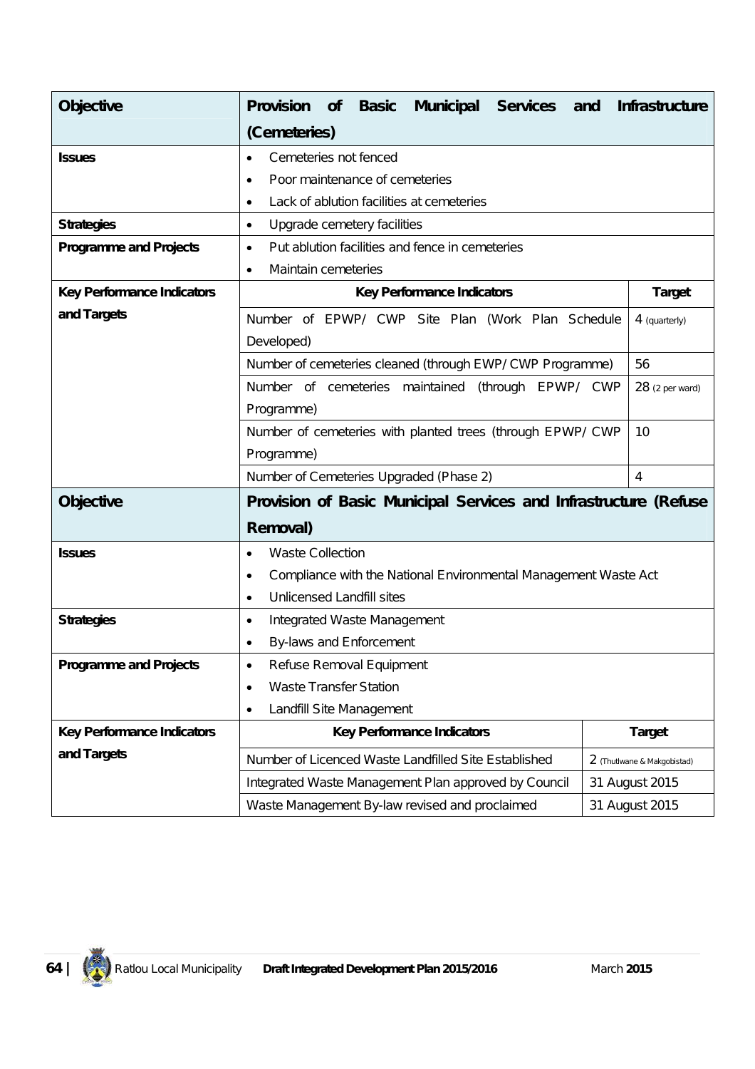| Objective | Provision of Basic Municipal Services and Infrastructure (Cemeteries) | |
|---|---|---|
| Issues | • Cemeteries not fenced<br>• Poor maintenance of cemeteries<br>• Lack of ablution facilities at cemeteries | |
| Strategies | • Upgrade cemetery facilities | |
| Programme and Projects | • Put ablution facilities and fence in cemeteries<br>• Maintain cemeteries | |
| Key Performance Indicators and Targets | **Key Performance Indicators** | **Target** |
| | Number of EPWP/ CWP Site Plan (Work Plan Schedule Developed) | 4 (quarterly) |
| | Number of cemeteries cleaned (through EWP/CWP Programme) | 56 |
| | Number of cemeteries maintained (through EPWP/ CWP Programme) | 28 (2 per ward) |
| | Number of cemeteries with planted trees (through EPWP/CWP Programme) | 10 |
| | Number of Cemeteries Upgraded (Phase 2) | 4 |

| Objective | Provision of Basic Municipal Services and Infrastructure (Refuse Removal) | |
|---|---|---|
| Issues | • Waste Collection<br>• Compliance with the National Environmental Management Waste Act<br>• Unlicensed Landfill sites | |
| Strategies | • Integrated Waste Management<br>• By-laws and Enforcement | |
| Programme and Projects | • Refuse Removal Equipment<br>• Waste Transfer Station<br>• Landfill Site Management | |
| Key Performance Indicators and Targets | **Key Performance Indicators** | **Target** |
| | Number of Licenced Waste Landfilled Site Established | 2 (Thutlwane & Makgobistad) |
| | Integrated Waste Management Plan approved by Council | 31 August 2015 |
| | Waste Management By-law revised and proclaimed | 31 August 2015 |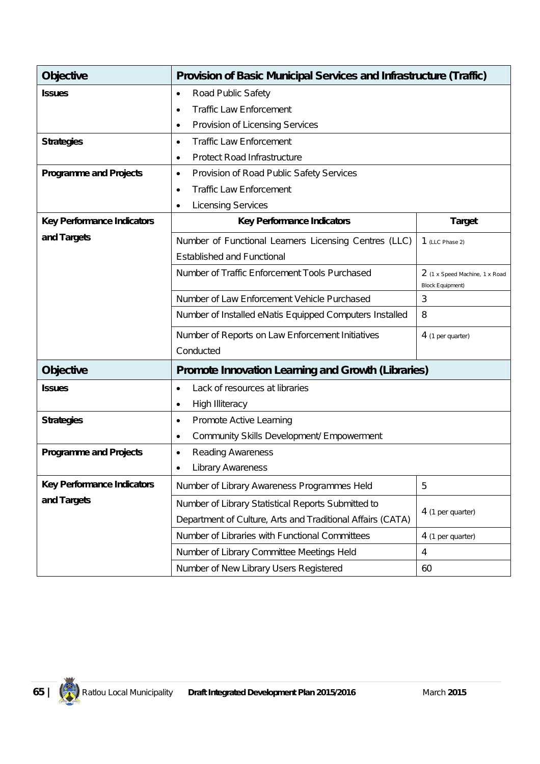| Objective | Provision of Basic Municipal Services and Infrastructure (Traffic) | |
|---|---|---|
| **Issues** | • Road Public Safety<br>• Traffic Law Enforcement<br>• Provision of Licensing Services | |
| **Strategies** | • Traffic Law Enforcement<br>• Protect Road Infrastructure | |
| **Programme and Projects** | • Provision of Road Public Safety Services<br>• Traffic Law Enforcement<br>• Licensing Services | |
| **Key Performance Indicators and Targets** | **Key Performance Indicators** | **Target** |
| | Number of Functional Learners Licensing Centres (LLC) Established and Functional | 1 (LLC Phase 2) |
| | Number of Traffic Enforcement Tools Purchased | 2 (1 x Speed Machine, 1 x Road Block Equipment) |
| | Number of Law Enforcement Vehicle Purchased | 3 |
| | Number of Installed eNatis Equipped Computers Installed | 8 |
| | Number of Reports on Law Enforcement Initiatives Conducted | 4 (1 per quarter) |

| Objective | Promote Innovation Learning and Growth (Libraries) | |
|---|---|---|
| **Issues** | • Lack of resources at libraries<br>• High Illiteracy | |
| **Strategies** | • Promote Active Learning<br>• Community Skills Development/ Empowerment | |
| **Programme and Projects** | • Reading Awareness<br>• Library Awareness | |
| **Key Performance Indicators and Targets** | Number of Library Awareness Programmes Held | 5 |
| | Number of Library Statistical Reports Submitted to Department of Culture, Arts and Traditional Affairs (CATA) | 4 (1 per quarter) |
| | Number of Libraries with Functional Committees | 4 (1 per quarter) |
| | Number of Library Committee Meetings Held | 4 |
| | Number of New Library Users Registered | 60 |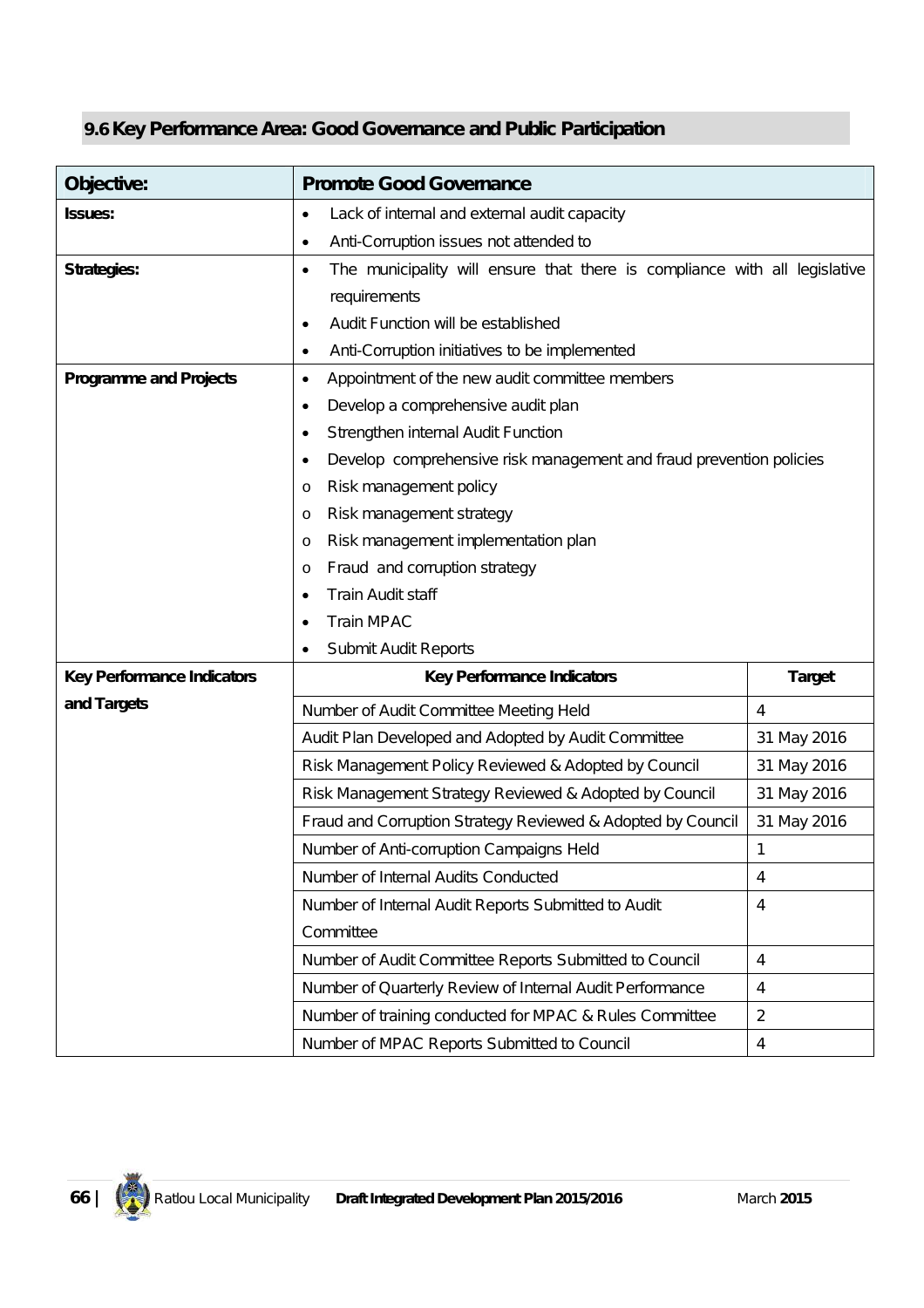## 9.6 Key Performance Area: Good Governance and Public Participation

| Objective: | Promote Good Governance | |
|---|---|---|
| **Issues:** | • Lack of internal and external audit capacity<br>• Anti-Corruption issues not attended to | |
| **Strategies:** | • The municipality will ensure that there is compliance with all legislative requirements<br>• Audit Function will be established<br>• Anti-Corruption initiatives to be implemented | |
| **Programme and Projects** | • Appointment of the new audit committee members<br>• Develop a comprehensive audit plan<br>• Strengthen internal Audit Function<br>• Develop comprehensive risk management and fraud prevention policies<br>o Risk management policy<br>o Risk management strategy<br>o Risk management implementation plan<br>o Fraud and corruption strategy<br>• Train Audit staff<br>• Train MPAC<br>• Submit Audit Reports | |
| **Key Performance Indicators and Targets** | **Key Performance Indicators** | **Target** |
| | Number of Audit Committee Meeting Held | 4 |
| | Audit Plan Developed and Adopted by Audit Committee | 31 May 2016 |
| | Risk Management Policy Reviewed & Adopted by Council | 31 May 2016 |
| | Risk Management Strategy Reviewed & Adopted by Council | 31 May 2016 |
| | Fraud and Corruption Strategy Reviewed & Adopted by Council | 31 May 2016 |
| | Number of Anti-corruption Campaigns Held | 1 |
| | Number of Internal Audits Conducted | 4 |
| | Number of Internal Audit Reports Submitted to Audit Committee | 4 |
| | Number of Audit Committee Reports Submitted to Council | 4 |
| | Number of Quarterly Review of Internal Audit Performance | 4 |
| | Number of training conducted for MPAC & Rules Committee | 2 |
| | Number of MPAC Reports Submitted to Council | 4 |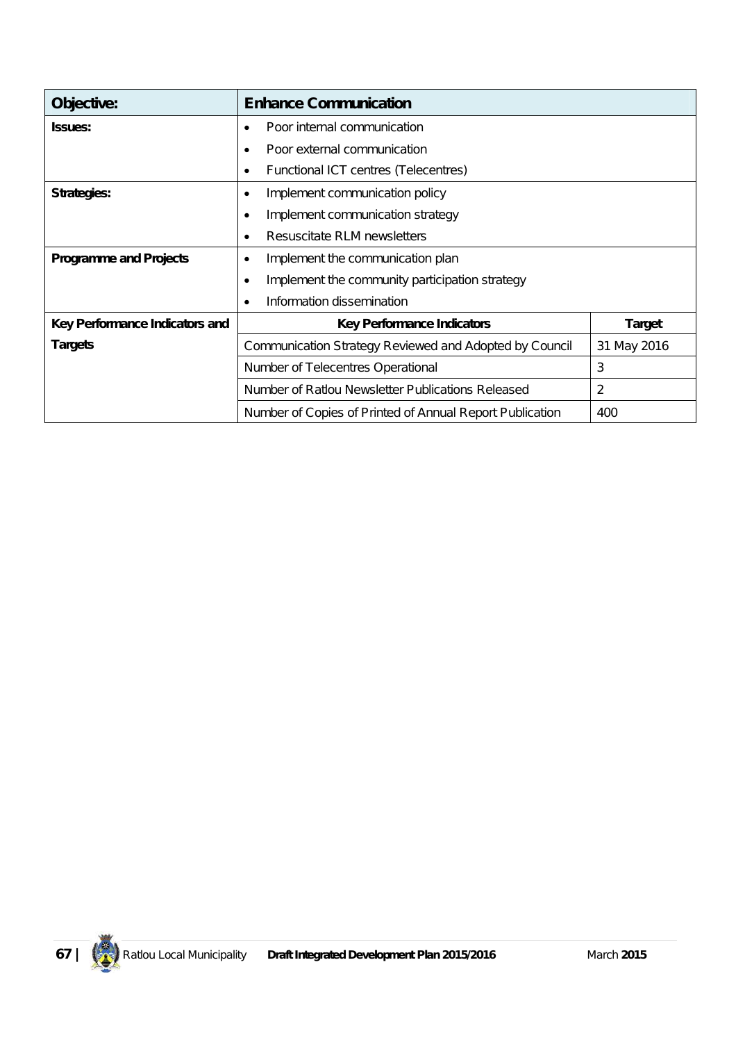| Objective: | Enhance Communication | |
|---|---|---|
| Issues: | • Poor internal communication<br>• Poor external communication<br>• Functional ICT centres (Telecentres) | |
| Strategies: | • Implement communication policy<br>• Implement communication strategy<br>• Resuscitate RLM newsletters | |
| Programme and Projects | • Implement the communication plan<br>• Implement the community participation strategy<br>• Information dissemination | |
| Key Performance Indicators and Targets | **Key Performance Indicators** | **Target** |
| | Communication Strategy Reviewed and Adopted by Council | 31 May 2016 |
| | Number of Telecentres Operational | 3 |
| | Number of Ratlou Newsletter Publications Released | 2 |
| | Number of Copies of Printed of Annual Report Publication | 400 |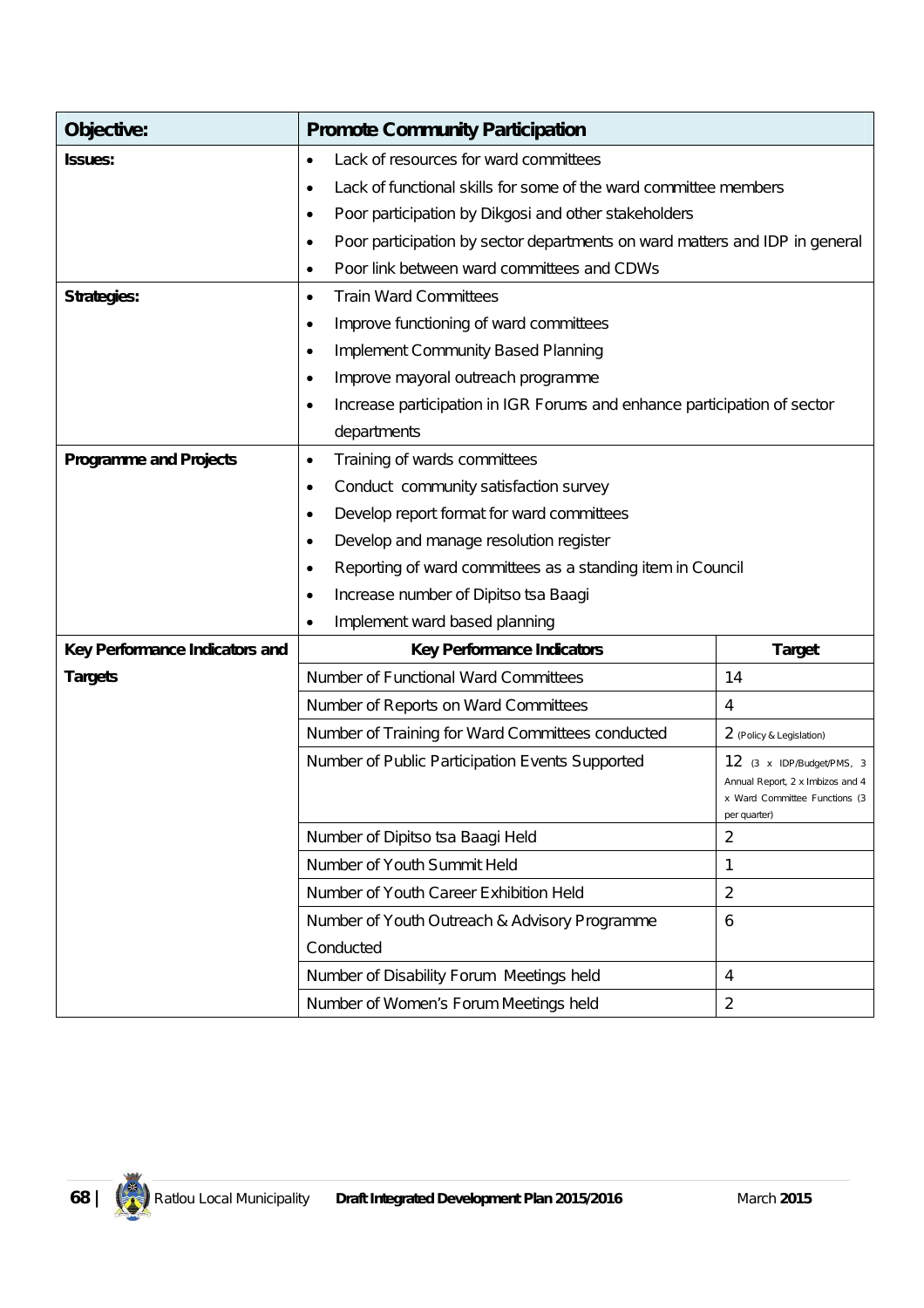| **Objective:** | **Promote Community Participation** | |
|---|---|---|
| **Issues:** | • Lack of resources for ward committees<br>• Lack of functional skills for some of the ward committee members<br>• Poor participation by Dikgosi and other stakeholders<br>• Poor participation by sector departments on ward matters and IDP in general<br>• Poor link between ward committees and CDWs | |
| **Strategies:** | • Train Ward Committees<br>• Improve functioning of ward committees<br>• Implement Community Based Planning<br>• Improve mayoral outreach programme<br>• Increase participation in IGR Forums and enhance participation of sector departments | |
| **Programme and Projects** | • Training of wards committees<br>• Conduct community satisfaction survey<br>• Develop report format for ward committees<br>• Develop and manage resolution register<br>• Reporting of ward committees as a standing item in Council<br>• Increase number of Dipitso tsa Baagi<br>• Implement ward based planning | |
| **Key Performance Indicators and Targets** | **Key Performance Indicators** | **Target** |
| | Number of Functional Ward Committees | 14 |
| | Number of Reports on Ward Committees | 4 |
| | Number of Training for Ward Committees conducted | 2 (Policy & Legislation) |
| | Number of Public Participation Events Supported | 12 (3 x IDP/Budget/PMS, 3 Annual Report, 2 x Imbizos and 4 x Ward Committee Functions (3 per quarter) |
| | Number of Dipitso tsa Baagi Held | 2 |
| | Number of Youth Summit Held | 1 |
| | Number of Youth Career Exhibition Held | 2 |
| | Number of Youth Outreach & Advisory Programme Conducted | 6 |
| | Number of Disability Forum Meetings held | 4 |
| | Number of Women's Forum Meetings held | 2 |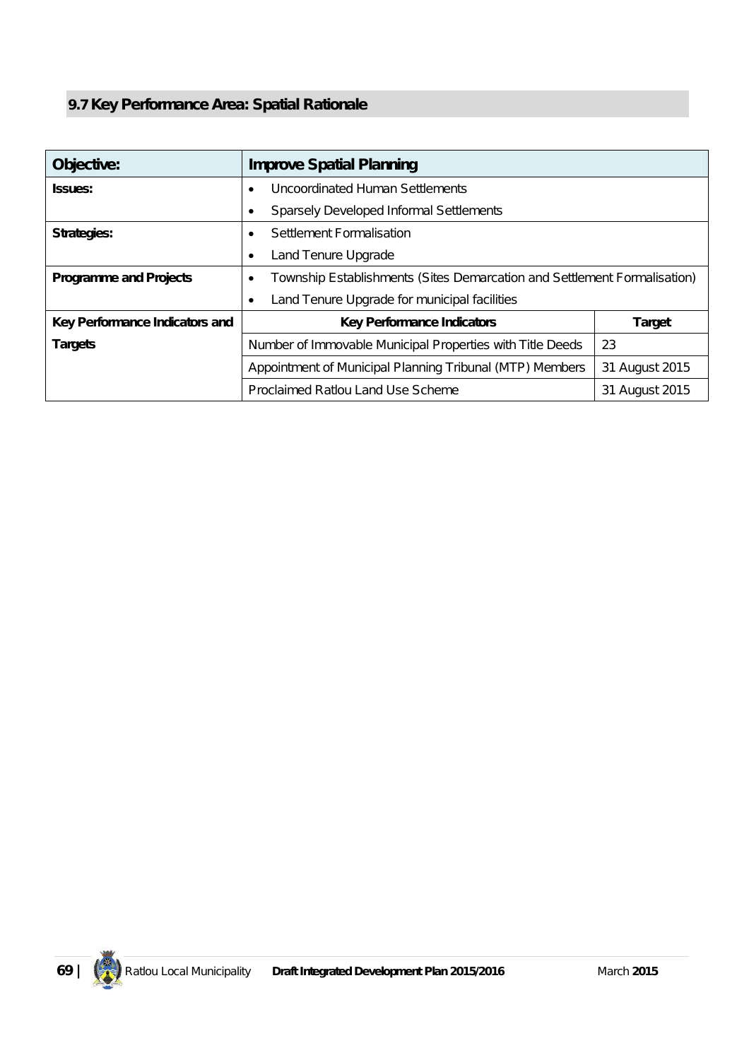## 9.7 Key Performance Area: Spatial Rationale

| **Objective:** | **Improve Spatial Planning** | |
|---|---|---|
| **Issues:** | • Uncoordinated Human Settlements<br>• Sparsely Developed Informal Settlements | |
| **Strategies:** | • Settlement Formalisation<br>• Land Tenure Upgrade | |
| **Programme and Projects** | • Township Establishments (Sites Demarcation and Settlement Formalisation)<br>• Land Tenure Upgrade for municipal facilities | |
| **Key Performance Indicators and Targets** | **Key Performance Indicators** | **Target** |
| | Number of Immovable Municipal Properties with Title Deeds | 23 |
| | Appointment of Municipal Planning Tribunal (MTP) Members | 31 August 2015 |
| | Proclaimed Ratlou Land Use Scheme | 31 August 2015 |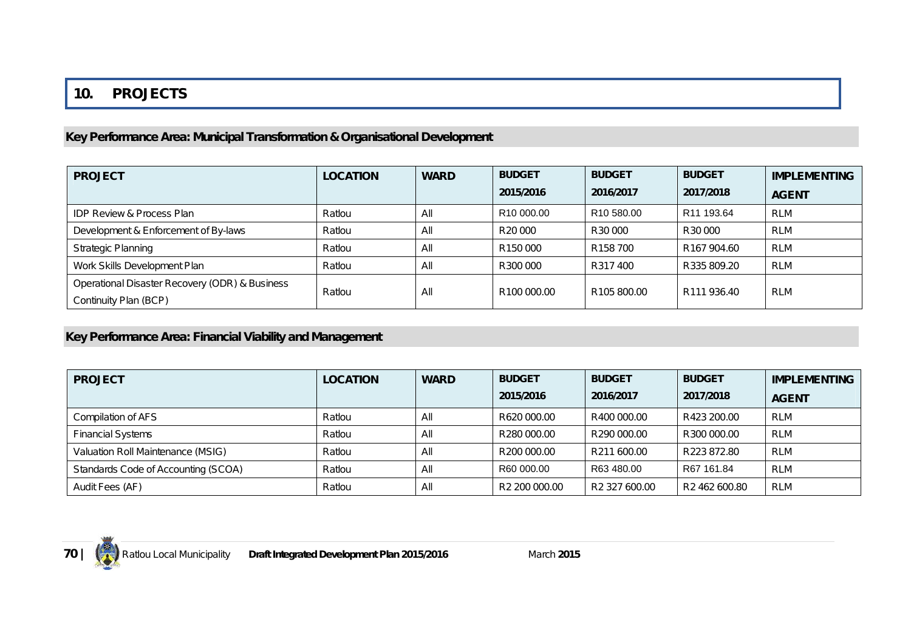# 10. PROJECTS

## Key Performance Area: Municipal Transformation & Organisational Development

| PROJECT | LOCATION | WARD | BUDGET 2015/2016 | BUDGET 2016/2017 | BUDGET 2017/2018 | IMPLEMENTING AGENT |
|---|---|---|---|---|---|---|
| IDP Review & Process Plan | Ratlou | All | R10 000.00 | R10 580.00 | R11 193.64 | RLM |
| Development & Enforcement of By-laws | Ratlou | All | R20 000 | R30 000 | R30 000 | RLM |
| Strategic Planning | Ratlou | All | R150 000 | R158 700 | R167 904.60 | RLM |
| Work Skills Development Plan | Ratlou | All | R300 000 | R317 400 | R335 809.20 | RLM |
| Operational Disaster Recovery (ODR) & Business Continuity Plan (BCP) | Ratlou | All | R100 000.00 | R105 800.00 | R111 936.40 | RLM |

## Key Performance Area: Financial Viability and Management

| PROJECT | LOCATION | WARD | BUDGET 2015/2016 | BUDGET 2016/2017 | BUDGET 2017/2018 | IMPLEMENTING AGENT |
|---|---|---|---|---|---|---|
| Compilation of AFS | Ratlou | All | R620 000.00 | R400 000.00 | R423 200.00 | RLM |
| Financial Systems | Ratlou | All | R280 000.00 | R290 000.00 | R300 000.00 | RLM |
| Valuation Roll Maintenance (MSIG) | Ratlou | All | R200 000.00 | R211 600.00 | R223 872.80 | RLM |
| Standards Code of Accounting (SCOA) | Ratlou | All | R60 000.00 | R63 480.00 | R67 161.84 | RLM |
| Audit Fees (AF) | Ratlou | All | R2 200 000.00 | R2 327 600.00 | R2 462 600.80 | RLM |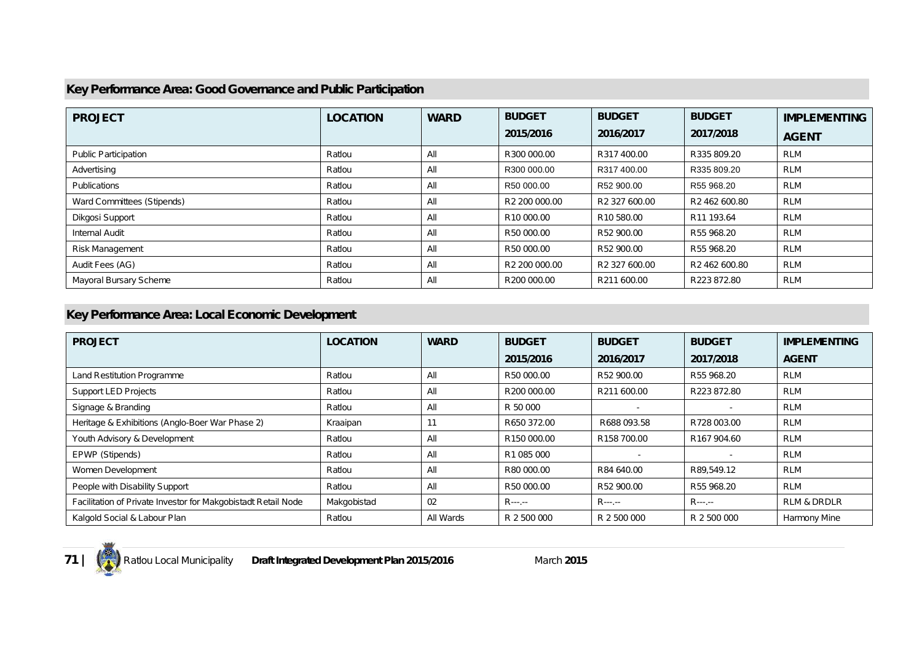## Key Performance Area: Good Governance and Public Participation

| PROJECT | LOCATION | WARD | BUDGET 2015/2016 | BUDGET 2016/2017 | BUDGET 2017/2018 | IMPLEMENTING AGENT |
|---|---|---|---|---|---|---|
| Public Participation | Ratlou | All | R300 000.00 | R317 400.00 | R335 809.20 | RLM |
| Advertising | Ratlou | All | R300 000.00 | R317 400.00 | R335 809.20 | RLM |
| Publications | Ratlou | All | R50 000.00 | R52 900.00 | R55 968.20 | RLM |
| Ward Committees (Stipends) | Ratlou | All | R2 200 000.00 | R2 327 600.00 | R2 462 600.80 | RLM |
| Dikgosi Support | Ratlou | All | R10 000.00 | R10 580.00 | R11 193.64 | RLM |
| Internal Audit | Ratlou | All | R50 000.00 | R52 900.00 | R55 968.20 | RLM |
| Risk Management | Ratlou | All | R50 000.00 | R52 900.00 | R55 968.20 | RLM |
| Audit Fees (AG) | Ratlou | All | R2 200 000.00 | R2 327 600.00 | R2 462 600.80 | RLM |
| Mayoral Bursary Scheme | Ratlou | All | R200 000.00 | R211 600.00 | R223 872.80 | RLM |

## Key Performance Area: Local Economic Development

| PROJECT | LOCATION | WARD | BUDGET 2015/2016 | BUDGET 2016/2017 | BUDGET 2017/2018 | IMPLEMENTING AGENT |
|---|---|---|---|---|---|---|
| Land Restitution Programme | Ratlou | All | R50 000.00 | R52 900.00 | R55 968.20 | RLM |
| Support LED Projects | Ratlou | All | R200 000.00 | R211 600.00 | R223 872.80 | RLM |
| Signage & Branding | Ratlou | All | R 50 000 | - | - | RLM |
| Heritage & Exhibitions (Anglo-Boer War Phase 2) | Kraaipan | 11 | R650 372.00 | R688 093.58 | R728 003.00 | RLM |
| Youth Advisory & Development | Ratlou | All | R150 000.00 | R158 700.00 | R167 904.60 | RLM |
| EPWP (Stipends) | Ratlou | All | R1 085 000 | - | - | RLM |
| Women Development | Ratlou | All | R80 000.00 | R84 640.00 | R89,549.12 | RLM |
| People with Disability Support | Ratlou | All | R50 000.00 | R52 900.00 | R55 968.20 | RLM |
| Facilitation of Private Investor for Makgobistadt Retail Node | Makgobistad | 02 | R---.-- | R---.-- | R---.-- | RLM & DRDLR |
| Kalgold Social & Labour Plan | Ratlou | All Wards | R 2 500 000 | R 2 500 000 | R 2 500 000 | Harmony Mine |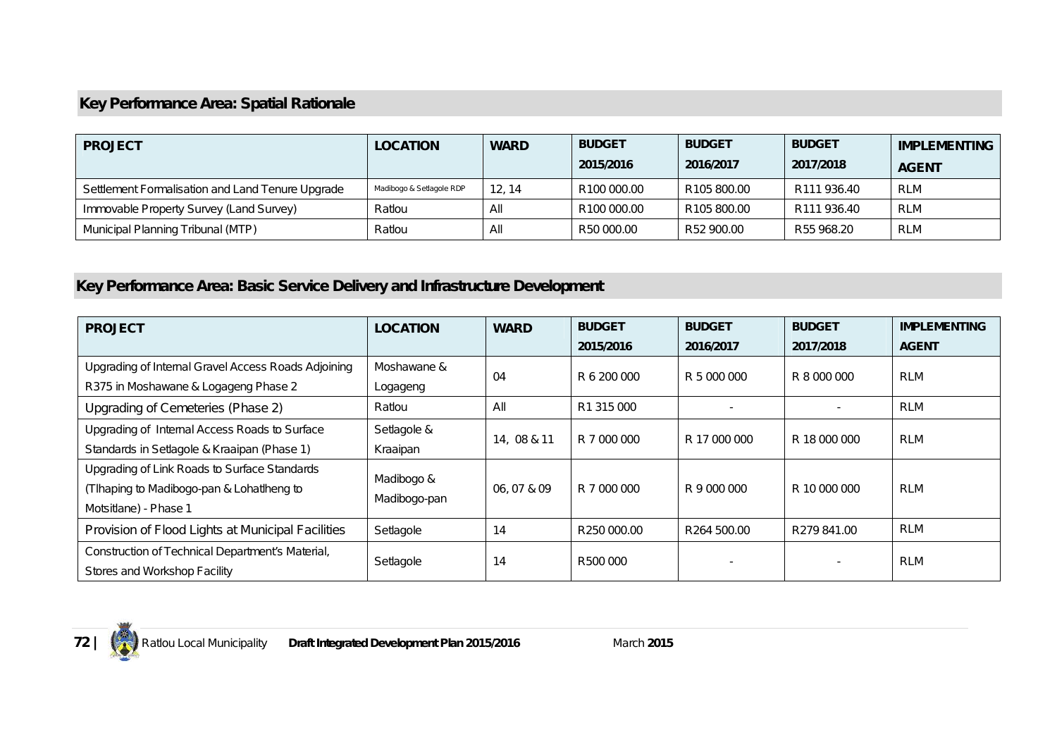## Key Performance Area: Spatial Rationale

| PROJECT | LOCATION | WARD | BUDGET 2015/2016 | BUDGET 2016/2017 | BUDGET 2017/2018 | IMPLEMENTING AGENT |
|---|---|---|---|---|---|---|
| Settlement Formalisation and Land Tenure Upgrade | Madibogo & Setlagole RDP | 12, 14 | R100 000.00 | R105 800.00 | R111 936.40 | RLM |
| Immovable Property Survey (Land Survey) | Ratlou | All | R100 000.00 | R105 800.00 | R111 936.40 | RLM |
| Municipal Planning Tribunal (MTP) | Ratlou | All | R50 000.00 | R52 900.00 | R55 968.20 | RLM |

## Key Performance Area: Basic Service Delivery and Infrastructure Development

| PROJECT | LOCATION | WARD | BUDGET 2015/2016 | BUDGET 2016/2017 | BUDGET 2017/2018 | IMPLEMENTING AGENT |
|---|---|---|---|---|---|---|
| Upgrading of Internal Gravel Access Roads Adjoining R375 in Moshawane & Logageng Phase 2 | Moshawane & Logageng | 04 | R 6 200 000 | R 5 000 000 | R 8 000 000 | RLM |
| Upgrading of Cemeteries (Phase 2) | Ratlou | All | R1 315 000 | - | - | RLM |
| Upgrading of Internal Access Roads to Surface Standards in Setlagole & Kraaipan (Phase 1) | Setlagole & Kraaipan | 14, 08 & 11 | R 7 000 000 | R 17 000 000 | R 18 000 000 | RLM |
| Upgrading of Link Roads to Surface Standards (Tlhaping to Madibogo-pan & Lohatlheng to Motsitlane) - Phase 1 | Madibogo & Madibogo-pan | 06, 07 & 09 | R 7 000 000 | R 9 000 000 | R 10 000 000 | RLM |
| Provision of Flood Lights at Municipal Facilities | Setlagole | 14 | R250 000.00 | R264 500.00 | R279 841.00 | RLM |
| Construction of Technical Department's Material, Stores and Workshop Facility | Setlagole | 14 | R500 000 | - | - | RLM |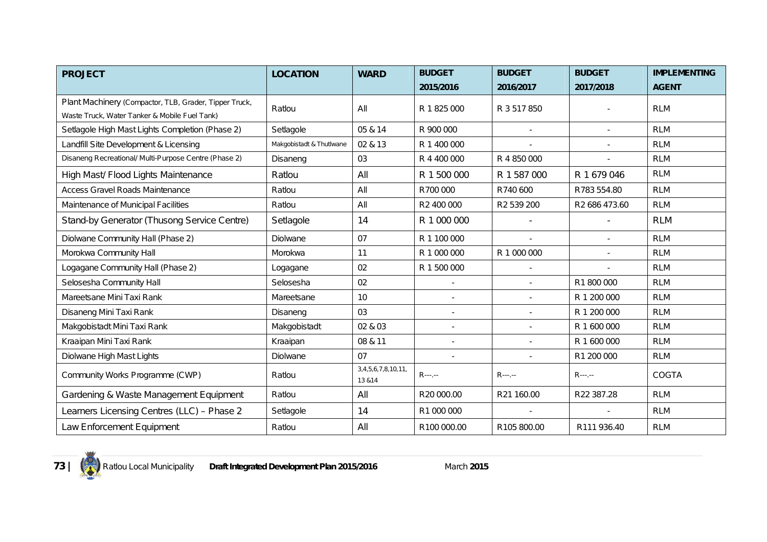| PROJECT | LOCATION | WARD | BUDGET 2015/2016 | BUDGET 2016/2017 | BUDGET 2017/2018 | IMPLEMENTING AGENT |
|---|---|---|---|---|---|---|
| Plant Machinery (Compactor, TLB, Grader, Tipper Truck, Waste Truck, Water Tanker & Mobile Fuel Tank) | Ratlou | All | R 1 825 000 | R 3 517 850 | - | RLM |
| Setlagole High Mast Lights Completion (Phase 2) | Setlagole | 05 & 14 | R 900 000 | - | - | RLM |
| Landfill Site Development & Licensing | Makgobistadt & Thutlwane | 02 & 13 | R 1 400 000 | - | - | RLM |
| Disaneng Recreational/ Multi-Purpose Centre (Phase 2) | Disaneng | 03 | R 4 400 000 | R 4 850 000 | - | RLM |
| High Mast/ Flood Lights Maintenance | Ratlou | All | R 1 500 000 | R 1 587 000 | R 1 679 046 | RLM |
| Access Gravel Roads Maintenance | Ratlou | All | R700 000 | R740 600 | R783 554.80 | RLM |
| Maintenance of Municipal Facilities | Ratlou | All | R2 400 000 | R2 539 200 | R2 686 473.60 | RLM |
| Stand-by Generator (Thusong Service Centre) | Setlagole | 14 | R 1 000 000 | - | - | RLM |
| Diolwane Community Hall (Phase 2) | Diolwane | 07 | R 1 100 000 | - | - | RLM |
| Morokwa Community Hall | Morokwa | 11 | R 1 000 000 | R 1 000 000 | - | RLM |
| Logagane Community Hall (Phase 2) | Logagane | 02 | R 1 500 000 | - | - | RLM |
| Selosesha Community Hall | Selosesha | 02 | - | - | R1 800 000 | RLM |
| Mareetsane Mini Taxi Rank | Mareetsane | 10 | - | - | R 1 200 000 | RLM |
| Disaneng Mini Taxi Rank | Disaneng | 03 | - | - | R 1 200 000 | RLM |
| Makgobistadt Mini Taxi Rank | Makgobistadt | 02 & 03 | - | - | R 1 600 000 | RLM |
| Kraaipan Mini Taxi Rank | Kraaipan | 08 & 11 | - | - | R 1 600 000 | RLM |
| Diolwane High Mast Lights | Diolwane | 07 | - | - | R1 200 000 | RLM |
| Community Works Programme (CWP) | Ratlou | 3,4,5,6,7,8,10,11, 13 &14 | R---.-- | R---.-- | R---.-- | COGTA |
| Gardening & Waste Management Equipment | Ratlou | All | R20 000.00 | R21 160.00 | R22 387.28 | RLM |
| Learners Licensing Centres (LLC) – Phase 2 | Setlagole | 14 | R1 000 000 | - | - | RLM |
| Law Enforcement Equipment | Ratlou | All | R100 000.00 | R105 800.00 | R111 936.40 | RLM |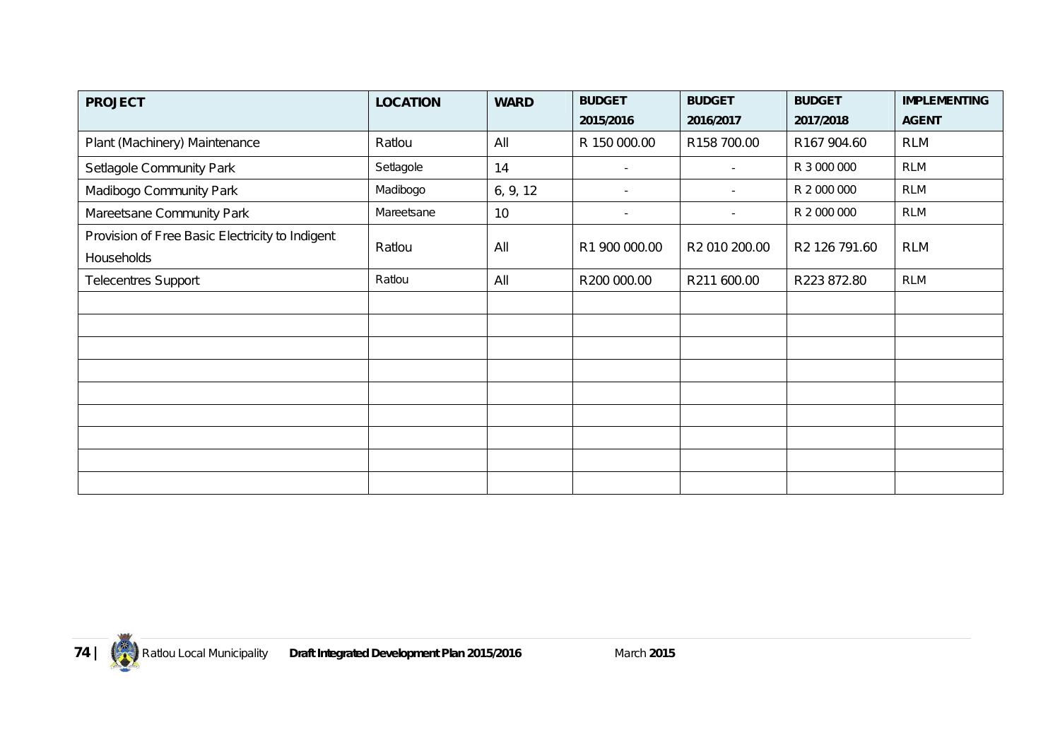| PROJECT | LOCATION | WARD | BUDGET 2015/2016 | BUDGET 2016/2017 | BUDGET 2017/2018 | IMPLEMENTING AGENT |
|---|---|---|---|---|---|---|
| Plant (Machinery) Maintenance | Ratlou | All | R 150 000.00 | R158 700.00 | R167 904.60 | RLM |
| Setlagole Community Park | Setlagole | 14 | - | - | R 3 000 000 | RLM |
| Madibogo Community Park | Madibogo | 6, 9, 12 | - | - | R 2 000 000 | RLM |
| Mareetsane Community Park | Mareetsane | 10 | - | - | R 2 000 000 | RLM |
| Provision of Free Basic Electricity to Indigent Households | Ratlou | All | R1 900 000.00 | R2 010 200.00 | R2 126 791.60 | RLM |
| Telecentres Support | Ratlou | All | R200 000.00 | R211 600.00 | R223 872.80 | RLM |
| | | | | | | |
| | | | | | | |
| | | | | | | |
| | | | | | | |
| | | | | | | |
| | | | | | | |
| | | | | | | |
| | | | | | | |
| | | | | | | |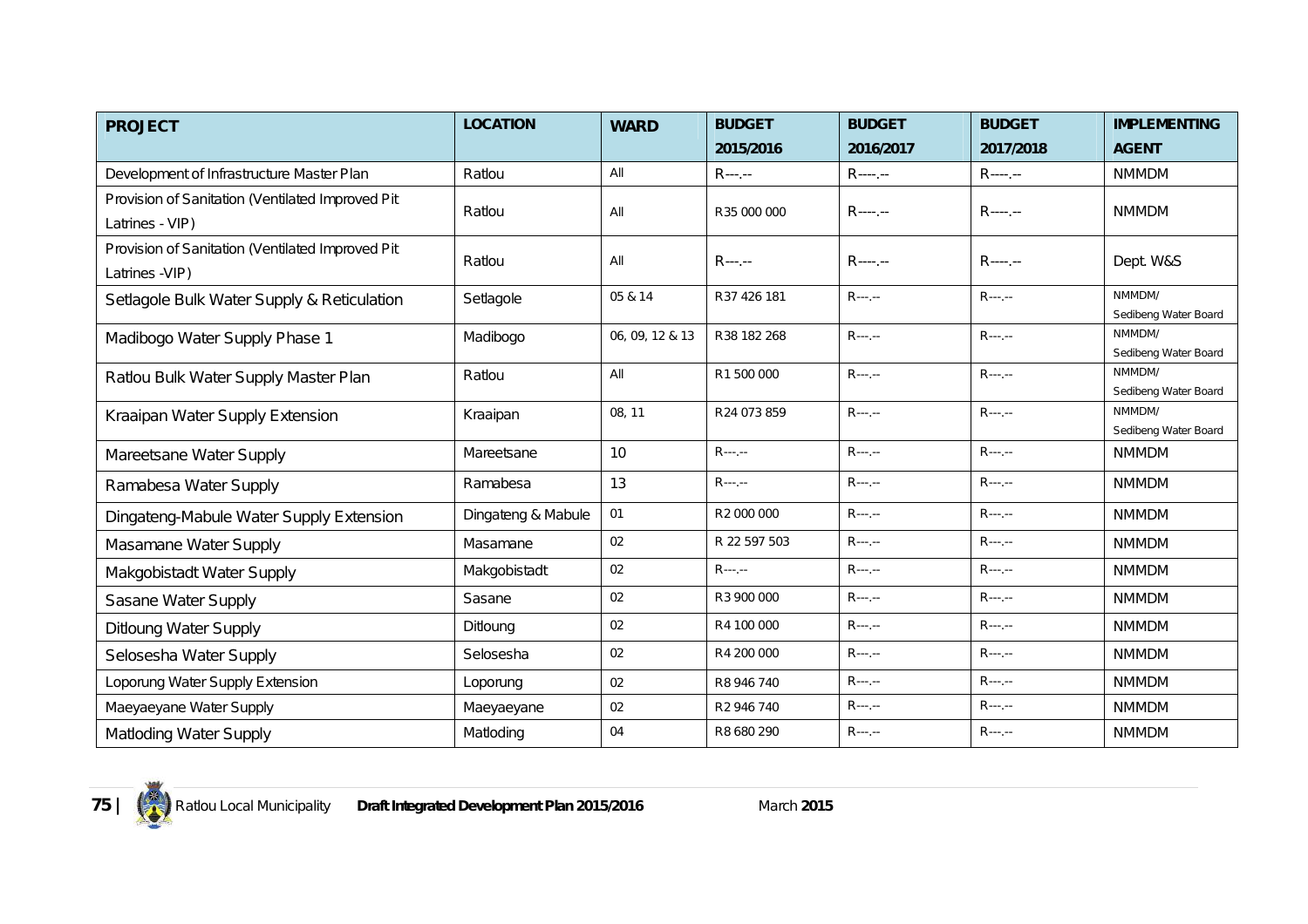| PROJECT | LOCATION | WARD | BUDGET 2015/2016 | BUDGET 2016/2017 | BUDGET 2017/2018 | IMPLEMENTING AGENT |
|---|---|---|---|---|---|---|
| Development of Infrastructure Master Plan | Ratlou | All | R---.-- | R----.-- | R----.-- | NMMDM |
| Provision of Sanitation (Ventilated Improved Pit Latrines - VIP) | Ratlou | All | R35 000 000 | R----.-- | R----.-- | NMMDM |
| Provision of Sanitation (Ventilated Improved Pit Latrines -VIP) | Ratlou | All | R---.-- | R----.-- | R----.-- | Dept. W&S |
| Setlagole Bulk Water Supply & Reticulation | Setlagole | 05 & 14 | R37 426 181 | R---.-- | R---.-- | NMMDM/ Sedibeng Water Board |
| Madibogo Water Supply Phase 1 | Madibogo | 06, 09, 12 & 13 | R38 182 268 | R---.-- | R---.-- | NMMDM/ Sedibeng Water Board |
| Ratlou Bulk Water Supply Master Plan | Ratlou | All | R1 500 000 | R---.-- | R---.-- | NMMDM/ Sedibeng Water Board |
| Kraaipan Water Supply Extension | Kraaipan | 08, 11 | R24 073 859 | R---.-- | R---.-- | NMMDM/ Sedibeng Water Board |
| Mareetsane Water Supply | Mareetsane | 10 | R---.-- | R---.-- | R---.-- | NMMDM |
| Ramabesa Water Supply | Ramabesa | 13 | R---.-- | R---.-- | R---.-- | NMMDM |
| Dingateng-Mabule Water Supply Extension | Dingateng & Mabule | 01 | R2 000 000 | R---.-- | R---.-- | NMMDM |
| Masamane Water Supply | Masamane | 02 | R 22 597 503 | R---.-- | R---.-- | NMMDM |
| Makgobistadt Water Supply | Makgobistadt | 02 | R---.-- | R---.-- | R---.-- | NMMDM |
| Sasane Water Supply | Sasane | 02 | R3 900 000 | R---.-- | R---.-- | NMMDM |
| Ditloung Water Supply | Ditloung | 02 | R4 100 000 | R---.-- | R---.-- | NMMDM |
| Selosesha Water Supply | Selosesha | 02 | R4 200 000 | R---.-- | R---.-- | NMMDM |
| Loporung Water Supply Extension | Loporung | 02 | R8 946 740 | R---.-- | R---.-- | NMMDM |
| Maeyaeyane Water Supply | Maeyaeyane | 02 | R2 946 740 | R---.-- | R---.-- | NMMDM |
| Matloding Water Supply | Matloding | 04 | R8 680 290 | R---.-- | R---.-- | NMMDM |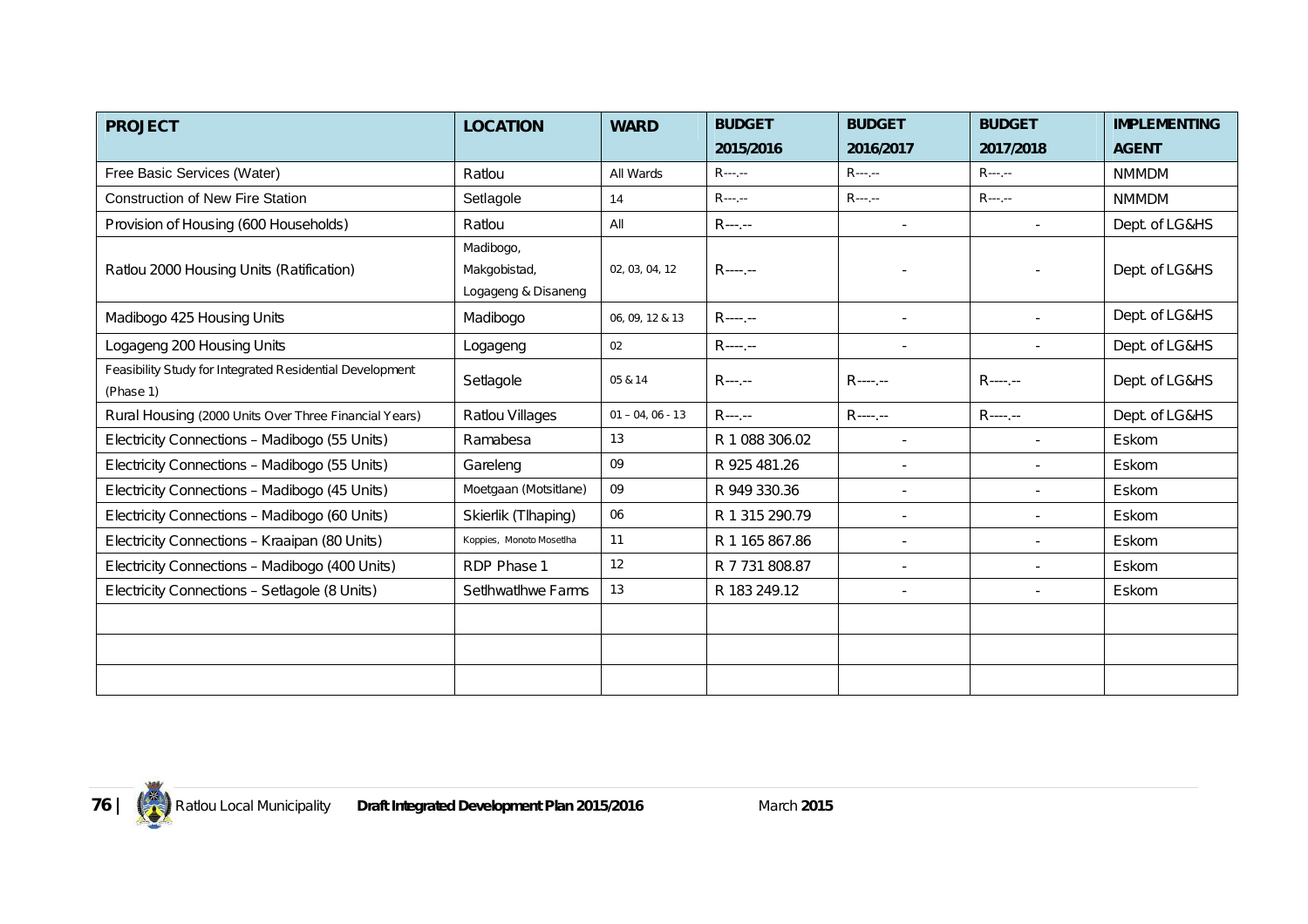| PROJECT | LOCATION | WARD | BUDGET 2015/2016 | BUDGET 2016/2017 | BUDGET 2017/2018 | IMPLEMENTING AGENT |
|---|---|---|---|---|---|---|
| Free Basic Services (Water) | Ratlou | All Wards | R---.-- | R---.-- | R---.-- | NMMDM |
| Construction of New Fire Station | Setlagole | 14 | R---.-- | R---.-- | R---.-- | NMMDM |
| Provision of Housing (600 Households) | Ratlou | All | R---.-- | - | - | Dept. of LG&HS |
| Ratlou 2000 Housing Units (Ratification) | Madibogo, Makgobistad, Logageng & Disaneng | 02, 03, 04, 12 | R----.-- | - | - | Dept. of LG&HS |
| Madibogo 425 Housing Units | Madibogo | 06, 09, 12 & 13 | R----.-- | - | - | Dept. of LG&HS |
| Logageng 200 Housing Units | Logageng | 02 | R----.-- | - | - | Dept. of LG&HS |
| Feasibility Study for Integrated Residential Development (Phase 1) | Setlagole | 05 & 14 | R---.-- | R----.-- | R----.-- | Dept. of LG&HS |
| Rural Housing (2000 Units Over Three Financial Years) | Ratlou Villages | 01 – 04, 06 - 13 | R---.-- | R----.-- | R----.-- | Dept. of LG&HS |
| Electricity Connections – Madibogo (55 Units) | Ramabesa | 13 | R 1 088 306.02 | - | - | Eskom |
| Electricity Connections – Madibogo (55 Units) | Gareleng | 09 | R 925 481.26 | - | - | Eskom |
| Electricity Connections – Madibogo (45 Units) | Moetgaan (Motsitlane) | 09 | R 949 330.36 | - | - | Eskom |
| Electricity Connections – Madibogo (60 Units) | Skierlik (Tlhaping) | 06 | R 1 315 290.79 | - | - | Eskom |
| Electricity Connections – Kraaipan (80 Units) | Koppies, Monoto Mosetlha | 11 | R 1 165 867.86 | - | - | Eskom |
| Electricity Connections – Madibogo (400 Units) | RDP Phase 1 | 12 | R 7 731 808.87 | - | - | Eskom |
| Electricity Connections – Setlagole (8 Units) | Setlhwatlhwe Farms | 13 | R 183 249.12 | - | - | Eskom |
| | | | | | | |
| | | | | | | |
| | | | | | | |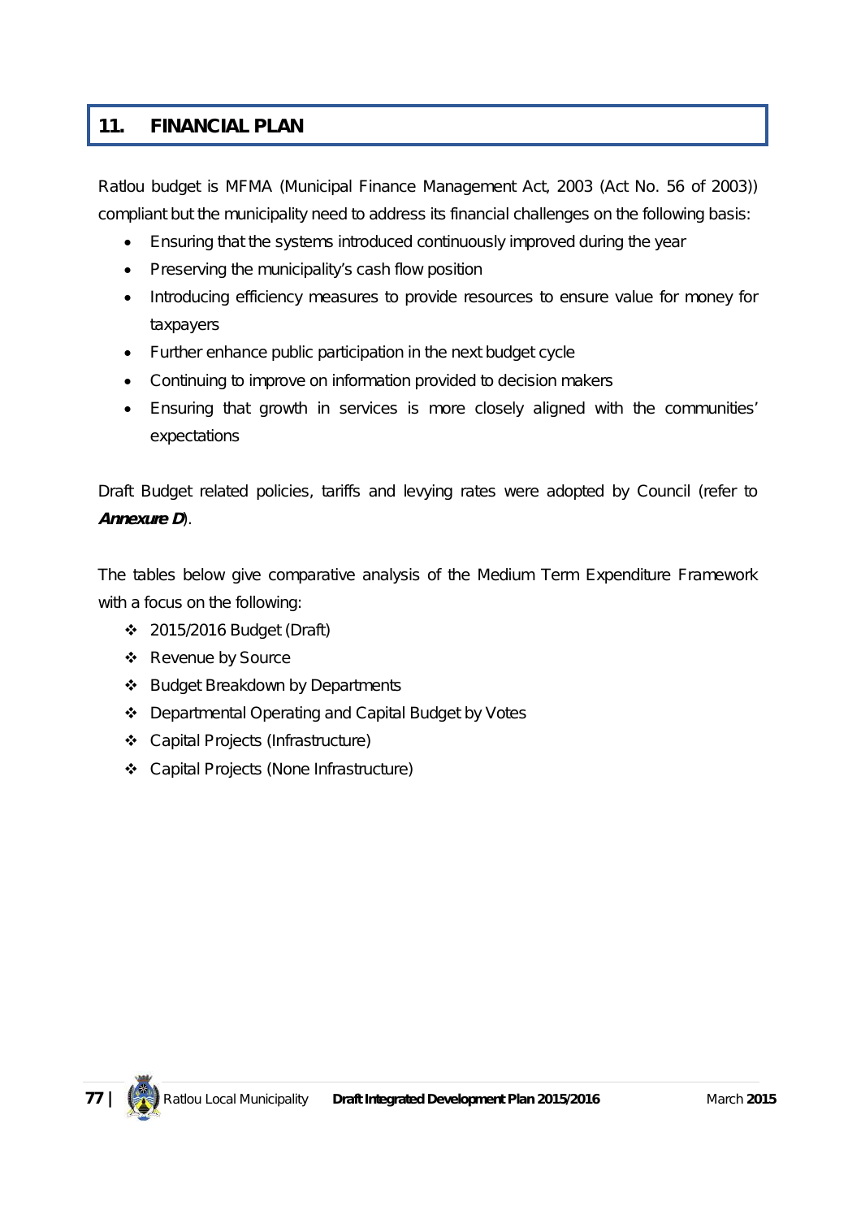# 11. FINANCIAL PLAN

Ratlou budget is MFMA (Municipal Finance Management Act, 2003 (Act No. 56 of 2003)) compliant but the municipality need to address its financial challenges on the following basis:

- Ensuring that the systems introduced continuously improved during the year
- Preserving the municipality's cash flow position
- Introducing efficiency measures to provide resources to ensure value for money for taxpayers
- Further enhance public participation in the next budget cycle
- Continuing to improve on information provided to decision makers
- Ensuring that growth in services is more closely aligned with the communities' expectations

Draft Budget related policies, tariffs and levying rates were adopted by Council (refer to ***Annexure D***).

The tables below give comparative analysis of the Medium Term Expenditure Framework with a focus on the following:

- 2015/2016 Budget (Draft)
- Revenue by Source
- Budget Breakdown by Departments
- Departmental Operating and Capital Budget by Votes
- Capital Projects (Infrastructure)
- Capital Projects (None Infrastructure)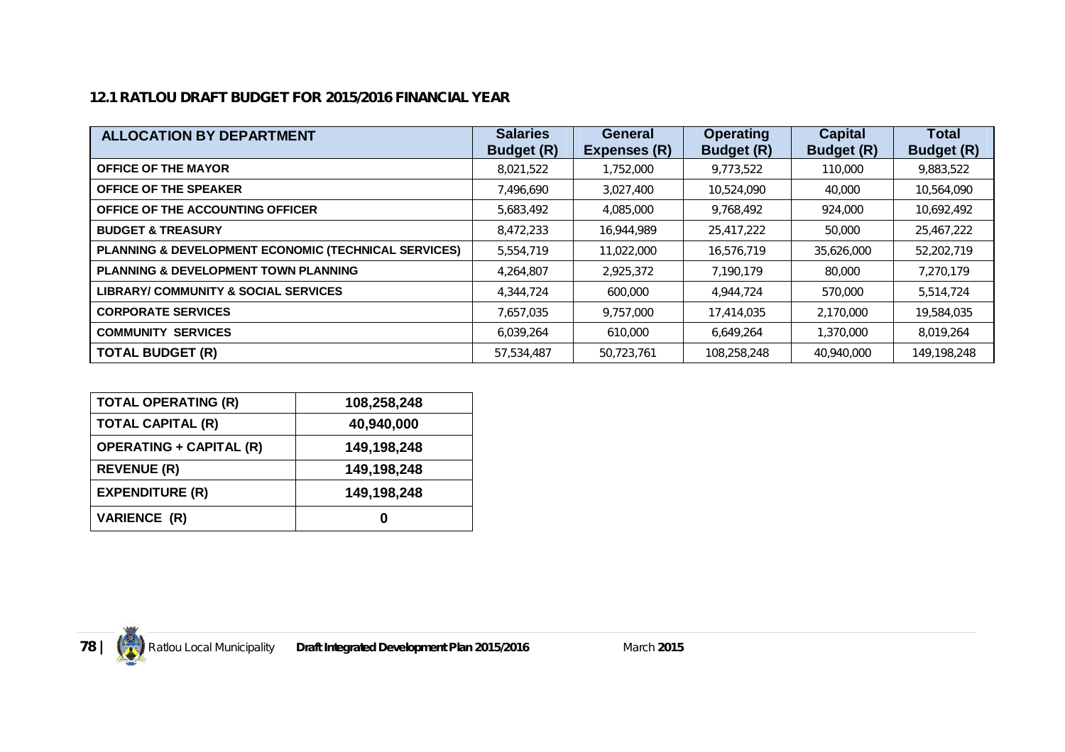### 12.1 RATLOU DRAFT BUDGET FOR 2015/2016 FINANCIAL YEAR

| ALLOCATION BY DEPARTMENT | Salaries Budget (R) | General Expenses (R) | Operating Budget (R) | Capital Budget (R) | Total Budget (R) |
|---|---|---|---|---|---|
| OFFICE OF THE MAYOR | 8,021,522 | 1,752,000 | 9,773,522 | 110,000 | 9,883,522 |
| OFFICE OF THE SPEAKER | 7,496,690 | 3,027,400 | 10,524,090 | 40,000 | 10,564,090 |
| OFFICE OF THE ACCOUNTING OFFICER | 5,683,492 | 4,085,000 | 9,768,492 | 924,000 | 10,692,492 |
| BUDGET & TREASURY | 8,472,233 | 16,944,989 | 25,417,222 | 50,000 | 25,467,222 |
| PLANNING & DEVELOPMENT ECONOMIC (TECHNICAL SERVICES) | 5,554,719 | 11,022,000 | 16,576,719 | 35,626,000 | 52,202,719 |
| PLANNING & DEVELOPMENT TOWN PLANNING | 4,264,807 | 2,925,372 | 7,190,179 | 80,000 | 7,270,179 |
| LIBRARY/ COMMUNITY & SOCIAL SERVICES | 4,344,724 | 600,000 | 4,944,724 | 570,000 | 5,514,724 |
| CORPORATE SERVICES | 7,657,035 | 9,757,000 | 17,414,035 | 2,170,000 | 19,584,035 |
| COMMUNITY SERVICES | 6,039,264 | 610,000 | 6,649,264 | 1,370,000 | 8,019,264 |
| TOTAL BUDGET (R) | 57,534,487 | 50,723,761 | 108,258,248 | 40,940,000 | 149,198,248 |

| TOTAL OPERATING (R) | 108,258,248 |
|---|---|
| TOTAL CAPITAL (R) | 40,940,000 |
| OPERATING + CAPITAL (R) | 149,198,248 |
| REVENUE (R) | 149,198,248 |
| EXPENDITURE (R) | 149,198,248 |
| VARIENCE (R) | 0 |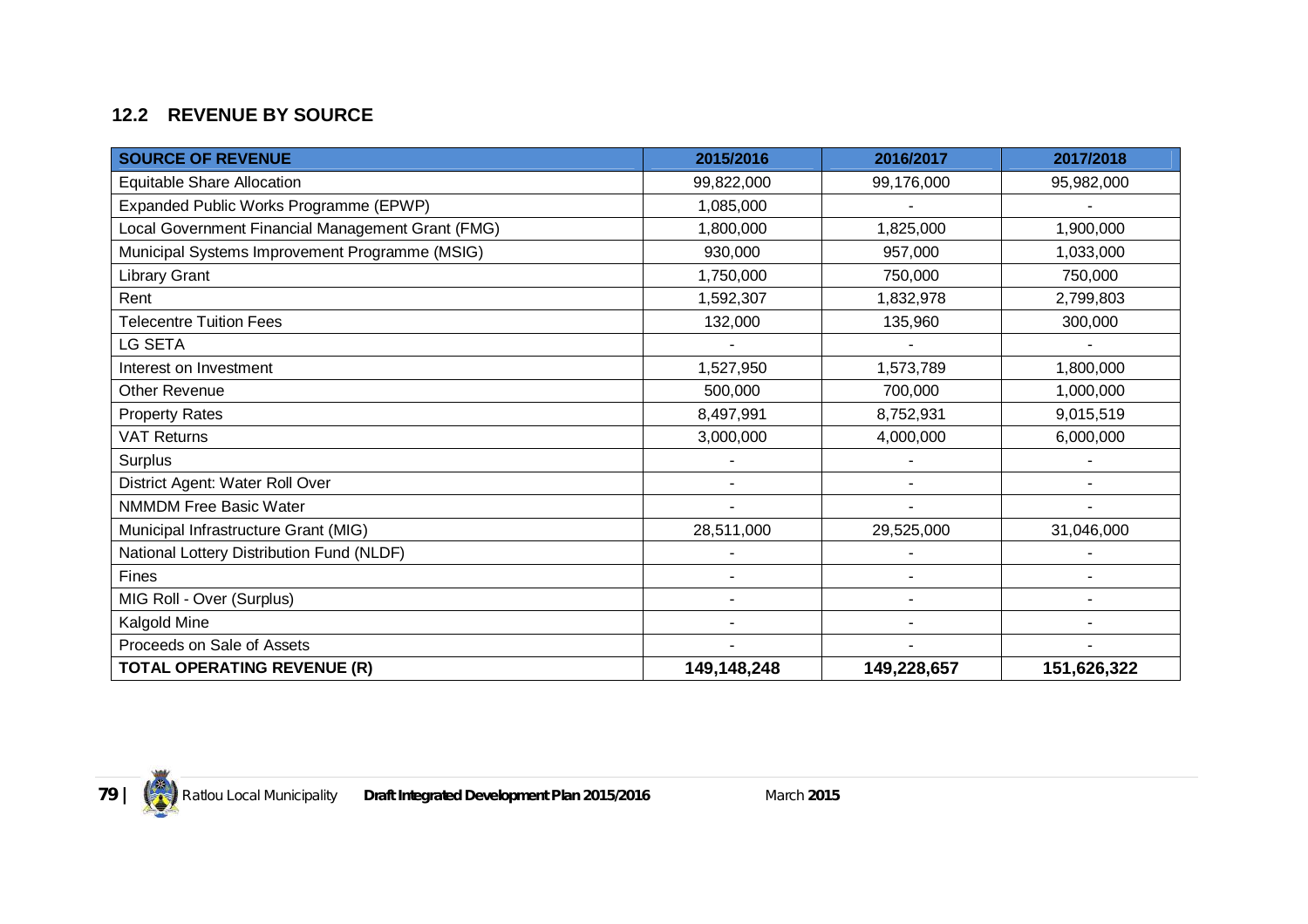## 12.2 REVENUE BY SOURCE

| SOURCE OF REVENUE | 2015/2016 | 2016/2017 | 2017/2018 |
|---|---|---|---|
| Equitable Share Allocation | 99,822,000 | 99,176,000 | 95,982,000 |
| Expanded Public Works Programme (EPWP) | 1,085,000 | - | - |
| Local Government Financial Management Grant (FMG) | 1,800,000 | 1,825,000 | 1,900,000 |
| Municipal Systems Improvement Programme (MSIG) | 930,000 | 957,000 | 1,033,000 |
| Library Grant | 1,750,000 | 750,000 | 750,000 |
| Rent | 1,592,307 | 1,832,978 | 2,799,803 |
| Telecentre Tuition Fees | 132,000 | 135,960 | 300,000 |
| LG SETA | - | - | - |
| Interest on Investment | 1,527,950 | 1,573,789 | 1,800,000 |
| Other Revenue | 500,000 | 700,000 | 1,000,000 |
| Property Rates | 8,497,991 | 8,752,931 | 9,015,519 |
| VAT Returns | 3,000,000 | 4,000,000 | 6,000,000 |
| Surplus | - | - | - |
| District Agent: Water Roll Over | - | - | - |
| NMMDM Free Basic Water | - | - | - |
| Municipal Infrastructure Grant (MIG) | 28,511,000 | 29,525,000 | 31,046,000 |
| National Lottery Distribution Fund (NLDF) | - | - | - |
| Fines | - | - | - |
| MIG Roll - Over (Surplus) | - | - | - |
| Kalgold Mine | - | - | - |
| Proceeds on Sale of Assets | - | - | - |
| **TOTAL OPERATING REVENUE (R)** | **149,148,248** | **149,228,657** | **151,626,322** |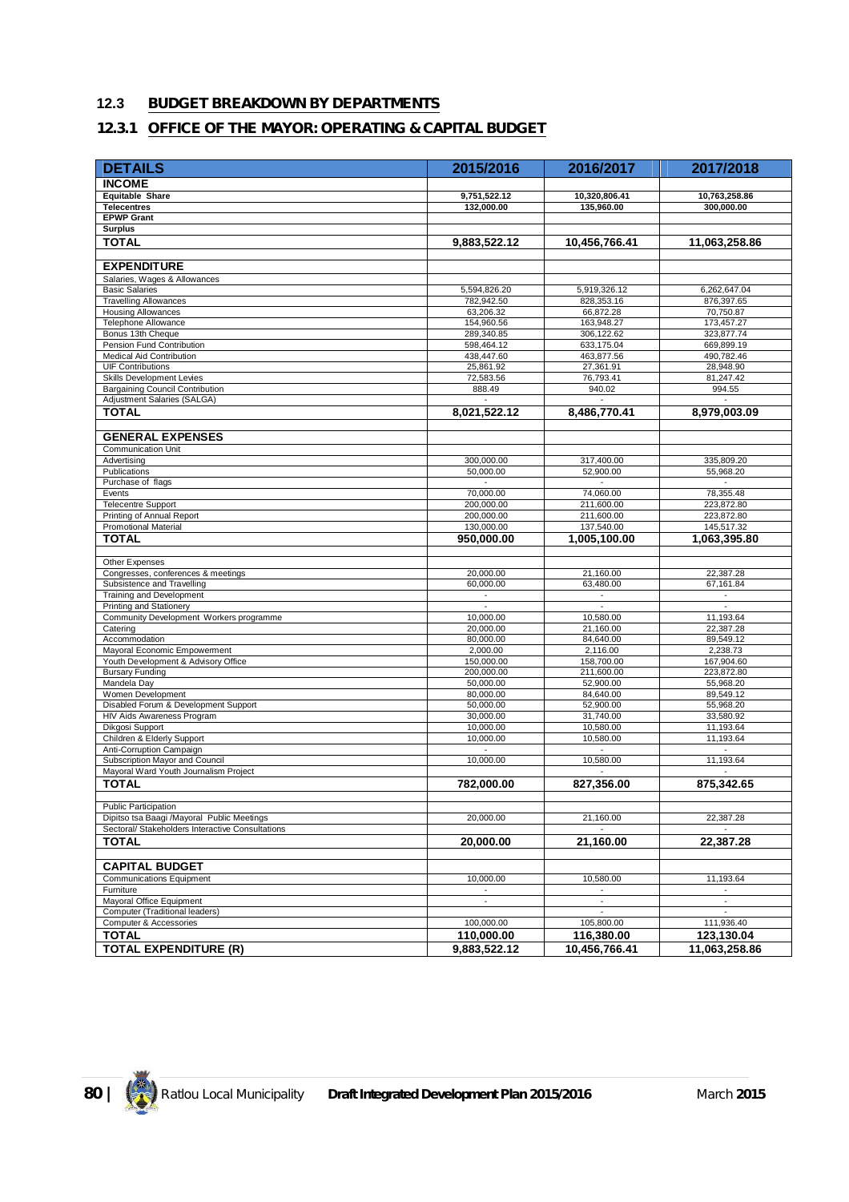## 12.3 BUDGET BREAKDOWN BY DEPARTMENTS

### 12.3.1 OFFICE OF THE MAYOR: OPERATING & CAPITAL BUDGET

| DETAILS | 2015/2016 | 2016/2017 | 2017/2018 |
|---|---|---|---|
| **INCOME** | | | |
| **Equitable Share** | 9,751,522.12 | 10,320,806.41 | 10,763,258.86 |
| **Telecentres** | 132,000.00 | 135,960.00 | 300,000.00 |
| **EPWP Grant** | | | |
| **Surplus** | | | |
| **TOTAL** | **9,883,522.12** | **10,456,766.41** | **11,063,258.86** |
| | | | |
| **EXPENDITURE** | | | |
| Salaries, Wages & Allowances | | | |
| Basic Salaries | 5,594,826.20 | 5,919,326.12 | 6,262,647.04 |
| Travelling Allowances | 782,942.50 | 828,353.16 | 876,397.65 |
| Housing Allowances | 63,206.32 | 66,872.28 | 70,750.87 |
| Telephone Allowance | 154,960.56 | 163,948.27 | 173,457.27 |
| Bonus 13th Cheque | 289,340.85 | 306,122.62 | 323,877.74 |
| Pension Fund Contribution | 598,464.12 | 633,175.04 | 669,899.19 |
| Medical Aid Contribution | 438,447.60 | 463,877.56 | 490,782.46 |
| UIF Contributions | 25,861.92 | 27,361.91 | 28,948.90 |
| Skills Development Levies | 72,583.56 | 76,793.41 | 81,247.42 |
| Bargaining Council Contribution | 888.49 | 940.02 | 994.55 |
| Adjustment Salaries (SALGA) | - | - | - |
| **TOTAL** | **8,021,522.12** | **8,486,770.41** | **8,979,003.09** |
| | | | |
| **GENERAL EXPENSES** | | | |
| Communication Unit | | | |
| Advertising | 300,000.00 | 317,400.00 | 335,809.20 |
| Publications | 50,000.00 | 52,900.00 | 55,968.20 |
| Purchase of flags | - | - | - |
| Events | 70,000.00 | 74,060.00 | 78,355.48 |
| Telecentre Support | 200,000.00 | 211,600.00 | 223,872.80 |
| Printing of Annual Report | 200,000.00 | 211,600.00 | 223,872.80 |
| Promotional Material | 130,000.00 | 137,540.00 | 145,517.32 |
| **TOTAL** | **950,000.00** | **1,005,100.00** | **1,063,395.80** |
| | | | |
| Other Expenses | | | |
| Congresses, conferences & meetings | 20,000.00 | 21,160.00 | 22,387.28 |
| Subsistence and Travelling | 60,000.00 | 63,480.00 | 67,161.84 |
| Training and Development | - | - | - |
| Printing and Stationery | - | - | - |
| Community Development Workers programme | 10,000.00 | 10,580.00 | 11,193.64 |
| Catering | 20,000.00 | 21,160.00 | 22,387.28 |
| Accommodation | 80,000.00 | 84,640.00 | 89,549.12 |
| Mayoral Economic Empowerment | 2,000.00 | 2,116.00 | 2,238.73 |
| Youth Development & Advisory Office | 150,000.00 | 158,700.00 | 167,904.60 |
| Bursary Funding | 200,000.00 | 211,600.00 | 223,872.80 |
| Mandela Day | 50,000.00 | 52,900.00 | 55,968.20 |
| Women Development | 80,000.00 | 84,640.00 | 89,549.12 |
| Disabled Forum & Development Support | 50,000.00 | 52,900.00 | 55,968.20 |
| HIV Aids Awareness Program | 30,000.00 | 31,740.00 | 33,580.92 |
| Dikgosi Support | 10,000.00 | 10,580.00 | 11,193.64 |
| Children & Elderly Support | 10,000.00 | 10,580.00 | 11,193.64 |
| Anti-Corruption Campaign | - | - | - |
| Subscription Mayor and Council | 10,000.00 | 10,580.00 | 11,193.64 |
| Mayoral Ward Youth Journalism Project | | - | - |
| **TOTAL** | **782,000.00** | **827,356.00** | **875,342.65** |
| | | | |
| Public Participation | | | |
| Dipitso tsa Baagi /Mayoral Public Meetings | 20,000.00 | 21,160.00 | 22,387.28 |
| Sectoral/ Stakeholders Interactive Consultations | | - | - |
| **TOTAL** | **20,000.00** | **21,160.00** | **22,387.28** |
| | | | |
| **CAPITAL BUDGET** | | | |
| Communications Equipment | 10,000.00 | 10,580.00 | 11,193.64 |
| Furniture | - | - | - |
| Mayoral Office Equipment | - | - | - |
| Computer (Traditional leaders) | | - | - |
| Computer & Accessories | 100,000.00 | 105,800.00 | 111,936.40 |
| **TOTAL** | **110,000.00** | **116,380.00** | **123,130.04** |
| **TOTAL EXPENDITURE (R)** | **9,883,522.12** | **10,456,766.41** | **11,063,258.86** |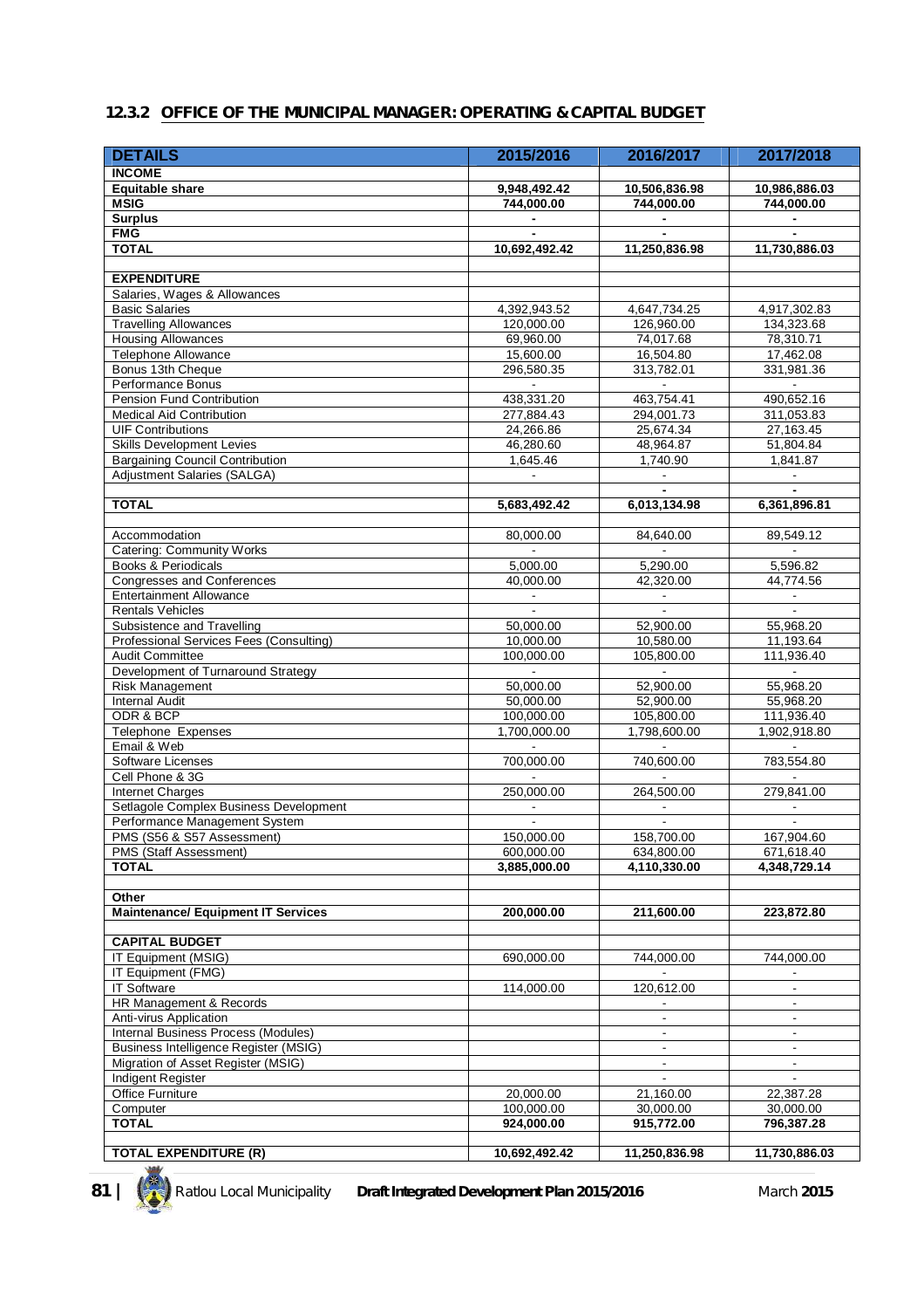## 12.3.2 OFFICE OF THE MUNICIPAL MANAGER: OPERATING & CAPITAL BUDGET

| DETAILS | 2015/2016 | 2016/2017 | 2017/2018 |
|---|---|---|---|
| **INCOME** | | | |
| **Equitable share** | **9,948,492.42** | **10,506,836.98** | **10,986,886.03** |
| **MSIG** | **744,000.00** | **744,000.00** | **744,000.00** |
| **Surplus** | **-** | **-** | **-** |
| **FMG** | **-** | **-** | **-** |
| **TOTAL** | **10,692,492.42** | **11,250,836.98** | **11,730,886.03** |
| | | | |
| **EXPENDITURE** | | | |
| Salaries, Wages & Allowances | | | |
| Basic Salaries | 4,392,943.52 | 4,647,734.25 | 4,917,302.83 |
| Travelling Allowances | 120,000.00 | 126,960.00 | 134,323.68 |
| Housing Allowances | 69,960.00 | 74,017.68 | 78,310.71 |
| Telephone Allowance | 15,600.00 | 16,504.80 | 17,462.08 |
| Bonus 13th Cheque | 296,580.35 | 313,782.01 | 331,981.36 |
| Performance Bonus | - | - | - |
| Pension Fund Contribution | 438,331.20 | 463,754.41 | 490,652.16 |
| Medical Aid Contribution | 277,884.43 | 294,001.73 | 311,053.83 |
| UIF Contributions | 24,266.86 | 25,674.34 | 27,163.45 |
| Skills Development Levies | 46,280.60 | 48,964.87 | 51,804.84 |
| Bargaining Council Contribution | 1,645.46 | 1,740.90 | 1,841.87 |
| Adjustment Salaries (SALGA) | - | - | - |
| | | - | - |
| **TOTAL** | **5,683,492.42** | **6,013,134.98** | **6,361,896.81** |
| | | | |
| Accommodation | 80,000.00 | 84,640.00 | 89,549.12 |
| Catering: Community Works | - | - | - |
| Books & Periodicals | 5,000.00 | 5,290.00 | 5,596.82 |
| Congresses and Conferences | 40,000.00 | 42,320.00 | 44,774.56 |
| Entertainment Allowance | - | - | - |
| Rentals Vehicles | - | - | - |
| Subsistence and Travelling | 50,000.00 | 52,900.00 | 55,968.20 |
| Professional Services Fees (Consulting) | 10,000.00 | 10,580.00 | 11,193.64 |
| Audit Committee | 100,000.00 | 105,800.00 | 111,936.40 |
| Development of Turnaround Strategy | - | - | - |
| Risk Management | 50,000.00 | 52,900.00 | 55,968.20 |
| Internal Audit | 50,000.00 | 52,900.00 | 55,968.20 |
| ODR & BCP | 100,000.00 | 105,800.00 | 111,936.40 |
| Telephone Expenses | 1,700,000.00 | 1,798,600.00 | 1,902,918.80 |
| Email & Web | - | - | - |
| Software Licenses | 700,000.00 | 740,600.00 | 783,554.80 |
| Cell Phone & 3G | - | - | - |
| Internet Charges | 250,000.00 | 264,500.00 | 279,841.00 |
| Setlagole Complex Business Development | - | - | - |
| Performance Management System | - | - | - |
| PMS (S56 & S57 Assessment) | 150,000.00 | 158,700.00 | 167,904.60 |
| PMS (Staff Assessment) | 600,000.00 | 634,800.00 | 671,618.40 |
| **TOTAL** | **3,885,000.00** | **4,110,330.00** | **4,348,729.14** |
| | | | |
| **Other** | | | |
| **Maintenance/ Equipment IT Services** | **200,000.00** | **211,600.00** | **223,872.80** |
| | | | |
| **CAPITAL BUDGET** | | | |
| IT Equipment (MSIG) | 690,000.00 | 744,000.00 | 744,000.00 |
| IT Equipment (FMG) | | - | - |
| IT Software | 114,000.00 | 120,612.00 | - |
| HR Management & Records | | - | - |
| Anti-virus Application | | - | - |
| Internal Business Process (Modules) | | - | - |
| Business Intelligence Register (MSIG) | | - | - |
| Migration of Asset Register (MSIG) | | - | - |
| Indigent Register | | - | - |
| Office Furniture | 20,000.00 | 21,160.00 | 22,387.28 |
| Computer | 100,000.00 | 30,000.00 | 30,000.00 |
| **TOTAL** | **924,000.00** | **915,772.00** | **796,387.28** |
| | | | |
| **TOTAL EXPENDITURE (R)** | **10,692,492.42** | **11,250,836.98** | **11,730,886.03** |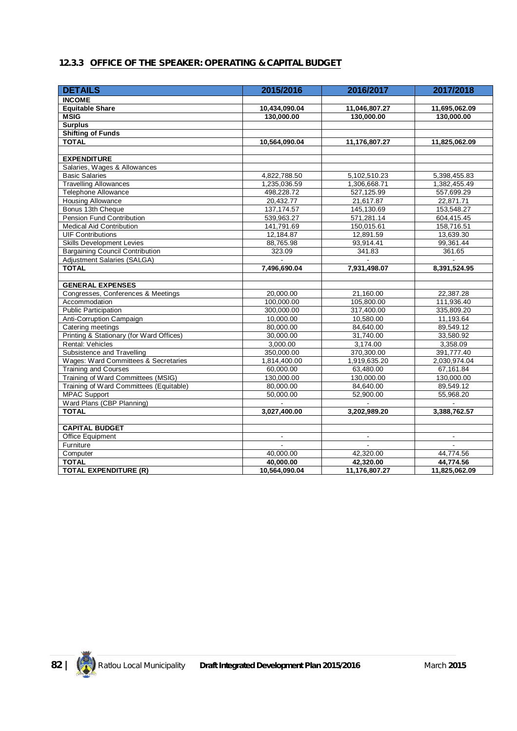### 12.3.3 OFFICE OF THE SPEAKER: OPERATING & CAPITAL BUDGET

| DETAILS | 2015/2016 | 2016/2017 | 2017/2018 |
|---|---|---|---|
| **INCOME** | | | |
| **Equitable Share** | **10,434,090.04** | **11,046,807.27** | **11,695,062.09** |
| **MSIG** | **130,000.00** | **130,000.00** | **130,000.00** |
| **Surplus** | | | |
| **Shifting of Funds** | | | |
| **TOTAL** | **10,564,090.04** | **11,176,807.27** | **11,825,062.09** |
| | | | |
| **EXPENDITURE** | | | |
| Salaries, Wages & Allowances | | | |
| Basic Salaries | 4,822,788.50 | 5,102,510.23 | 5,398,455.83 |
| Travelling Allowances | 1,235,036.59 | 1,306,668.71 | 1,382,455.49 |
| Telephone Allowance | 498,228.72 | 527,125.99 | 557,699.29 |
| Housing Allowance | 20,432.77 | 21,617.87 | 22,871.71 |
| Bonus 13th Cheque | 137,174.57 | 145,130.69 | 153,548.27 |
| Pension Fund Contribution | 539,963.27 | 571,281.14 | 604,415.45 |
| Medical Aid Contribution | 141,791.69 | 150,015.61 | 158,716.51 |
| UIF Contributions | 12,184.87 | 12,891.59 | 13,639.30 |
| Skills Development Levies | 88,765.98 | 93,914.41 | 99,361.44 |
| Bargaining Council Contribution | 323.09 | 341.83 | 361.65 |
| Adjustment Salaries (SALGA) | - | - | - |
| **TOTAL** | **7,496,690.04** | **7,931,498.07** | **8,391,524.95** |
| | | | |
| **GENERAL EXPENSES** | | | |
| Congresses, Conferences & Meetings | 20,000.00 | 21,160.00 | 22,387.28 |
| Accommodation | 100,000.00 | 105,800.00 | 111,936.40 |
| Public Participation | 300,000.00 | 317,400.00 | 335,809.20 |
| Anti-Corruption Campaign | 10,000.00 | 10,580.00 | 11,193.64 |
| Catering meetings | 80,000.00 | 84,640.00 | 89,549.12 |
| Printing & Stationary (for Ward Offices) | 30,000.00 | 31,740.00 | 33,580.92 |
| Rental: Vehicles | 3,000.00 | 3,174.00 | 3,358.09 |
| Subsistence and Travelling | 350,000.00 | 370,300.00 | 391,777.40 |
| Wages: Ward Committees & Secretaries | 1,814,400.00 | 1,919,635.20 | 2,030,974.04 |
| Training and Courses | 60,000.00 | 63,480.00 | 67,161.84 |
| Training of Ward Committees (MSIG) | 130,000.00 | 130,000.00 | 130,000.00 |
| Training of Ward Committees (Equitable) | 80,000.00 | 84,640.00 | 89,549.12 |
| MPAC Support | 50,000.00 | 52,900.00 | 55,968.20 |
| Ward Plans (CBP Planning) | - | - | - |
| **TOTAL** | **3,027,400.00** | **3,202,989.20** | **3,388,762.57** |
| | | | |
| **CAPITAL BUDGET** | | | |
| Office Equipment | - | - | - |
| Furniture | - | - | - |
| Computer | 40,000.00 | 42,320.00 | 44,774.56 |
| **TOTAL** | **40,000.00** | **42,320.00** | **44,774.56** |
| **TOTAL EXPENDITURE (R)** | **10,564,090.04** | **11,176,807.27** | **11,825,062.09** |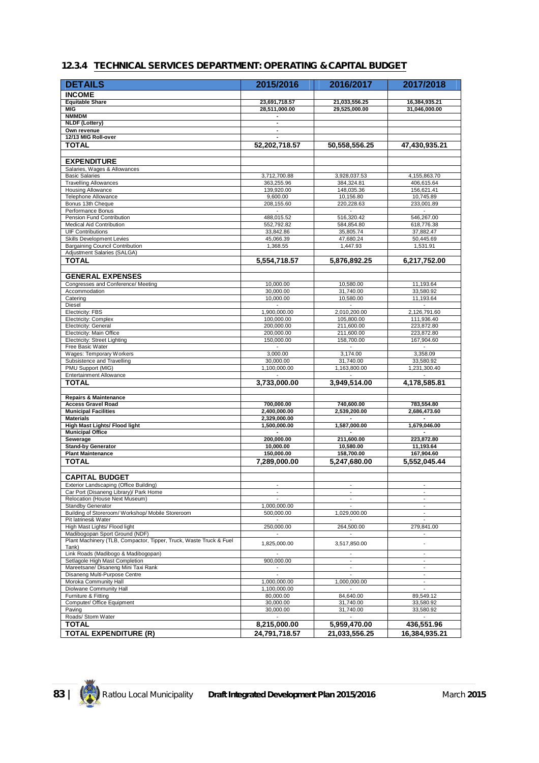## 12.3.4 TECHNICAL SERVICES DEPARTMENT: OPERATING & CAPITAL BUDGET

| DETAILS | 2015/2016 | 2016/2017 | 2017/2018 |
|---|---|---|---|
| **INCOME** | | | |
| **Equitable Share** | 23,691,718.57 | 21,033,556.25 | 16,384,935.21 |
| **MIG** | 28,511,000.00 | 29,525,000.00 | 31,046,000.00 |
| **NMMDM** | - | | |
| **NLDF (Lottery)** | - | | |
| **Own revenue** | - | | |
| **12/13 MIG Roll-over** | - | | |
| **TOTAL** | **52,202,718.57** | **50,558,556.25** | **47,430,935.21** |
| | | | |
| **EXPENDITURE** | | | |
| Salaries, Wages & Allowances | | | |
| Basic Salaries | 3,712,700.88 | 3,928,037.53 | 4,155,863.70 |
| Travelling Allowances | 363,255.96 | 384,324.81 | 406,615.64 |
| Housing Allowance | 139,920.00 | 148,035.36 | 156,621.41 |
| Telephone Allowance | 9,600.00 | 10,156.80 | 10,745.89 |
| Bonus 13th Cheque | 208,155.60 | 220,228.63 | 233,001.89 |
| Performance Bonus | - | - | - |
| Pension Fund Contribution | 488,015.52 | 516,320.42 | 546,267.00 |
| Medical Aid Contribution | 552,792.82 | 584,854.80 | 618,776.38 |
| UIF Contributions | 33,842.86 | 35,805.74 | 37,882.47 |
| Skills Development Levies | 45,066.39 | 47,680.24 | 50,445.69 |
| Bargaining Council Contribution | 1,368.55 | 1,447.93 | 1,531.91 |
| Adjustment Salaries (SALGA) | | | |
| **TOTAL** | **5,554,718.57** | **5,876,892.25** | **6,217,752.00** |
| | | | |
| **GENERAL EXPENSES** | | | |
| Congresses and Conference/ Meeting | 10,000.00 | 10,580.00 | 11,193.64 |
| Accommodation | 30,000.00 | 31,740.00 | 33,580.92 |
| Catering | 10,000.00 | 10,580.00 | 11,193.64 |
| Diesel | - | - | - |
| Electricity: FBS | 1,900,000.00 | 2,010,200.00 | 2,126,791.60 |
| Electricity: Complex | 100,000.00 | 105,800.00 | 111,936.40 |
| Electricity: General | 200,000.00 | 211,600.00 | 223,872.80 |
| Electricity: Main Office | 200,000.00 | 211,600.00 | 223,872.80 |
| Electricity: Street Lighting | 150,000.00 | 158,700.00 | 167,904.60 |
| Free Basic Water | - | - | - |
| Wages: Temporary Workers | 3,000.00 | 3,174.00 | 3,358.09 |
| Subsistence and Travelling | 30,000.00 | 31,740.00 | 33,580.92 |
| PMU Support (MIG) | 1,100,000.00 | 1,163,800.00 | 1,231,300.40 |
| Entertainment Allowance | - | - | - |
| **TOTAL** | **3,733,000.00** | **3,949,514.00** | **4,178,585.81** |
| | | | |
| **Repairs & Maintenance** | | | |
| **Access Gravel Road** | 700,000.00 | 740,600.00 | 783,554.80 |
| **Municipal Facilities** | 2,400,000.00 | 2,539,200.00 | 2,686,473.60 |
| **Materials** | 2,329,000.00 | - | - |
| **High Mast Lights/ Flood light** | 1,500,000.00 | 1,587,000.00 | 1,679,046.00 |
| **Municipal Office** | - | - | - |
| **Sewerage** | 200,000.00 | 211,600.00 | 223,872.80 |
| **Stand-by Generator** | 10,000.00 | 10,580.00 | 11,193.64 |
| **Plant Maintenance** | 150,000.00 | 158,700.00 | 167,904.60 |
| **TOTAL** | **7,289,000.00** | **5,247,680.00** | **5,552,045.44** |
| | | | |
| **CAPITAL BUDGET** | | | |
| Exterior Landscaping (Office Building) | - | - | - |
| Car Port (Disaneng Library)/ Park Home | - | - | - |
| Relocation (House Next Museum) | - | - | - |
| Standby Generator | 1,000,000.00 | - | - |
| Building of Storeroom/ Workshop/ Mobile Storeroom | 500,000.00 | 1,029,000.00 | - |
| Pit latrines& Water | - | - | - |
| High Mast Lights/ Flood light | 250,000.00 | 264,500.00 | 279,841.00 |
| Madibogopan Sport Ground (NDF) | - | - | - |
| Plant Machinery (TLB, Compactor, Tipper, Truck, Waste Truck & Fuel Tank) | 1,825,000.00 | 3,517,850.00 | - |
| Link Roads (Madibogo & Madibogopan) | - | - | - |
| Setlagole High Mast Completion | 900,000.00 | - | - |
| Mareetsane/ Disaneng Mini Taxi Rank | - | - | - |
| Disaneng Multi-Purpose Centre | - | - | - |
| Moroka Community Hall | 1,000,000.00 | 1,000,000.00 | - |
| Diolwane Community Hall | 1,100,000.00 | - | - |
| Furniture & Fitting | 80,000.00 | 84,640.00 | 89,549.12 |
| Computer/ Office Equipment | 30,000.00 | 31,740.00 | 33,580.92 |
| Paving | 30,000.00 | 31,740.00 | 33,580.92 |
| Roads/ Storm Water | - | - | - |
| **TOTAL** | **8,215,000.00** | **5,959,470.00** | **436,551.96** |
| **TOTAL EXPENDITURE (R)** | **24,791,718.57** | **21,033,556.25** | **16,384,935.21** |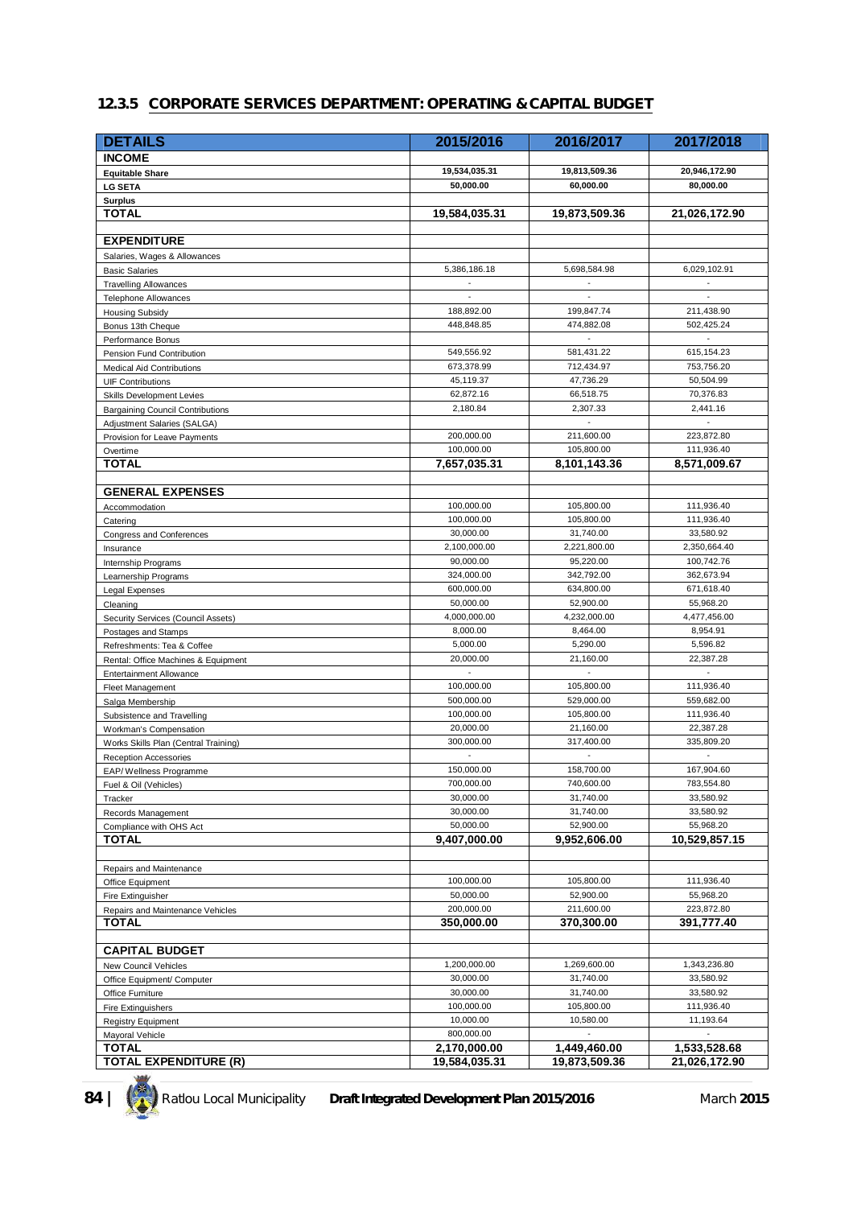### 12.3.5 CORPORATE SERVICES DEPARTMENT: OPERATING & CAPITAL BUDGET

| DETAILS | 2015/2016 | 2016/2017 | 2017/2018 |
|---|---|---|---|
| **INCOME** | | | |
| **Equitable Share** | 19,534,035.31 | 19,813,509.36 | 20,946,172.90 |
| **LG SETA** | 50,000.00 | 60,000.00 | 80,000.00 |
| **Surplus** | | | |
| **TOTAL** | **19,584,035.31** | **19,873,509.36** | **21,026,172.90** |
| | | | |
| **EXPENDITURE** | | | |
| Salaries, Wages & Allowances | | | |
| Basic Salaries | 5,386,186.18 | 5,698,584.98 | 6,029,102.91 |
| Travelling Allowances | - | - | - |
| Telephone Allowances | - | - | - |
| Housing Subsidy | 188,892.00 | 199,847.74 | 211,438.90 |
| Bonus 13th Cheque | 448,848.85 | 474,882.08 | 502,425.24 |
| Performance Bonus | | - | - |
| Pension Fund Contribution | 549,556.92 | 581,431.22 | 615,154.23 |
| Medical Aid Contributions | 673,378.99 | 712,434.97 | 753,756.20 |
| UIF Contributions | 45,119.37 | 47,736.29 | 50,504.99 |
| Skills Development Levies | 62,872.16 | 66,518.75 | 70,376.83 |
| Bargaining Council Contributions | 2,180.84 | 2,307.33 | 2,441.16 |
| Adjustment Salaries (SALGA) | | - | - |
| Provision for Leave Payments | 200,000.00 | 211,600.00 | 223,872.80 |
| Overtime | 100,000.00 | 105,800.00 | 111,936.40 |
| **TOTAL** | **7,657,035.31** | **8,101,143.36** | **8,571,009.67** |
| | | | |
| **GENERAL EXPENSES** | | | |
| Accommodation | 100,000.00 | 105,800.00 | 111,936.40 |
| Catering | 100,000.00 | 105,800.00 | 111,936.40 |
| Congress and Conferences | 30,000.00 | 31,740.00 | 33,580.92 |
| Insurance | 2,100,000.00 | 2,221,800.00 | 2,350,664.40 |
| Internship Programs | 90,000.00 | 95,220.00 | 100,742.76 |
| Learnership Programs | 324,000.00 | 342,792.00 | 362,673.94 |
| Legal Expenses | 600,000.00 | 634,800.00 | 671,618.40 |
| Cleaning | 50,000.00 | 52,900.00 | 55,968.20 |
| Security Services (Council Assets) | 4,000,000.00 | 4,232,000.00 | 4,477,456.00 |
| Postages and Stamps | 8,000.00 | 8,464.00 | 8,954.91 |
| Refreshments: Tea & Coffee | 5,000.00 | 5,290.00 | 5,596.82 |
| Rental: Office Machines & Equipment | 20,000.00 | 21,160.00 | 22,387.28 |
| Entertainment Allowance | - | - | - |
| Fleet Management | 100,000.00 | 105,800.00 | 111,936.40 |
| Salga Membership | 500,000.00 | 529,000.00 | 559,682.00 |
| Subsistence and Travelling | 100,000.00 | 105,800.00 | 111,936.40 |
| Workman's Compensation | 20,000.00 | 21,160.00 | 22,387.28 |
| Works Skills Plan (Central Training) | 300,000.00 | 317,400.00 | 335,809.20 |
| Reception Accessories | - | - | - |
| EAP/ Wellness Programme | 150,000.00 | 158,700.00 | 167,904.60 |
| Fuel & Oil (Vehicles) | 700,000.00 | 740,600.00 | 783,554.80 |
| Tracker | 30,000.00 | 31,740.00 | 33,580.92 |
| Records Management | 30,000.00 | 31,740.00 | 33,580.92 |
| Compliance with OHS Act | 50,000.00 | 52,900.00 | 55,968.20 |
| **TOTAL** | **9,407,000.00** | **9,952,606.00** | **10,529,857.15** |
| | | | |
| Repairs and Maintenance | | | |
| Office Equipment | 100,000.00 | 105,800.00 | 111,936.40 |
| Fire Extinguisher | 50,000.00 | 52,900.00 | 55,968.20 |
| Repairs and Maintenance Vehicles | 200,000.00 | 211,600.00 | 223,872.80 |
| **TOTAL** | **350,000.00** | **370,300.00** | **391,777.40** |
| | | | |
| **CAPITAL BUDGET** | | | |
| New Council Vehicles | 1,200,000.00 | 1,269,600.00 | 1,343,236.80 |
| Office Equipment/ Computer | 30,000.00 | 31,740.00 | 33,580.92 |
| Office Furniture | 30,000.00 | 31,740.00 | 33,580.92 |
| Fire Extinguishers | 100,000.00 | 105,800.00 | 111,936.40 |
| Registry Equipment | 10,000.00 | 10,580.00 | 11,193.64 |
| Mayoral Vehicle | 800,000.00 | - | - |
| **TOTAL** | **2,170,000.00** | **1,449,460.00** | **1,533,528.68** |
| **TOTAL EXPENDITURE (R)** | **19,584,035.31** | **19,873,509.36** | **21,026,172.90** |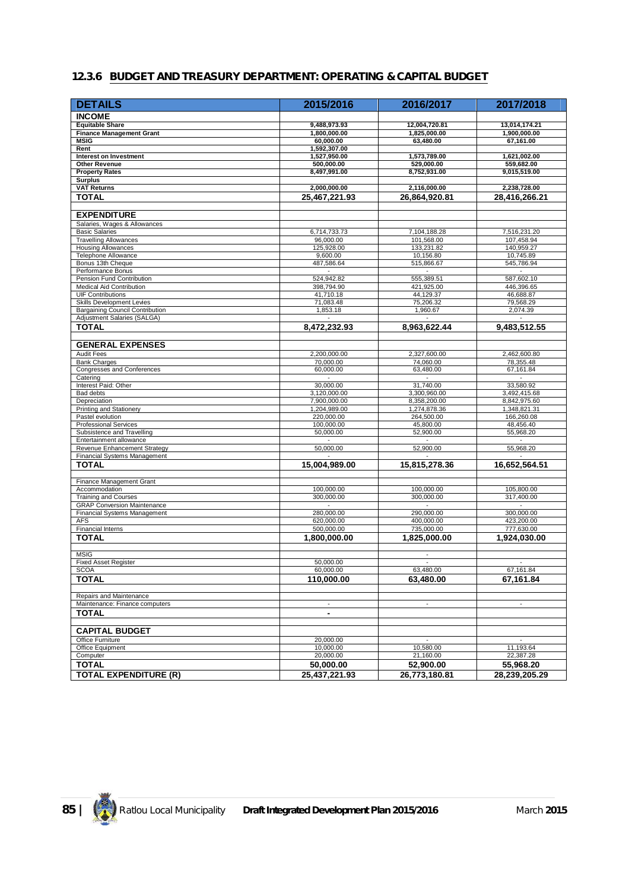## 12.3.6 BUDGET AND TREASURY DEPARTMENT: OPERATING & CAPITAL BUDGET

| DETAILS | 2015/2016 | 2016/2017 | 2017/2018 |
|---|---|---|---|
| **INCOME** | | | |
| **Equitable Share** | **9,488,973.93** | **12,004,720.81** | **13,014,174.21** |
| **Finance Management Grant** | **1,800,000.00** | **1,825,000.00** | **1,900,000.00** |
| **MSIG** | **60,000.00** | **63,480.00** | **67,161.00** |
| **Rent** | **1,592,307.00** | | |
| **Interest on Investment** | **1,527,950.00** | **1,573,789.00** | **1,621,002.00** |
| **Other Revenue** | **500,000.00** | **529,000.00** | **559,682.00** |
| **Property Rates** | **8,497,991.00** | **8,752,931.00** | **9,015,519.00** |
| **Surplus** | | | |
| **VAT Returns** | **2,000,000.00** | **2,116,000.00** | **2,238,728.00** |
| **TOTAL** | **25,467,221.93** | **26,864,920.81** | **28,416,266.21** |
| | | | |
| **EXPENDITURE** | | | |
| Salaries, Wages & Allowances | | | |
| Basic Salaries | 6,714,733.73 | 7,104,188.28 | 7,516,231.20 |
| Travelling Allowances | 96,000.00 | 101,568.00 | 107,458.94 |
| Housing Allowances | 125,928.00 | 133,231.82 | 140,959.27 |
| Telephone Allowance | 9,600.00 | 10,156.80 | 10,745.89 |
| Bonus 13th Cheque | 487,586.64 | 515,866.67 | 545,786.94 |
| Performance Bonus | - | - | - |
| Pension Fund Contribution | 524,942.82 | 555,389.51 | 587,602.10 |
| Medical Aid Contribution | 398,794.90 | 421,925.00 | 446,396.65 |
| UIF Contributions | 41,710.18 | 44,129.37 | 46,688.87 |
| Skills Development Levies | 71,083.48 | 75,206.32 | 79,568.29 |
| Bargaining Council Contribution | 1,853.18 | 1,960.67 | 2,074.39 |
| Adjustment Salaries (SALGA) | - | - | - |
| **TOTAL** | **8,472,232.93** | **8,963,622.44** | **9,483,512.55** |
| | | | |
| **GENERAL EXPENSES** | | | |
| Audit Fees | 2,200,000.00 | 2,327,600.00 | 2,462,600.80 |
| Bank Charges | 70,000.00 | 74,060.00 | 78,355.48 |
| Congresses and Conferences | 60,000.00 | 63,480.00 | 67,161.84 |
| Catering | - | - | - |
| Interest Paid: Other | 30,000.00 | 31,740.00 | 33,580.92 |
| Bad debts | 3,120,000.00 | 3,300,960.00 | 3,492,415.68 |
| Depreciation | 7,900,000.00 | 8,358,200.00 | 8,842,975.60 |
| Printing and Stationery | 1,204,989.00 | 1,274,878.36 | 1,348,821.31 |
| Pastel evolution | 220,000.00 | 264,500.00 | 166,260.08 |
| Professional Services | 100,000.00 | 45,800.00 | 48,456.40 |
| Subsistence and Travelling | 50,000.00 | 52,900.00 | 55,968.20 |
| Entertainment allowance | - | - | - |
| Revenue Enhancement Strategy | 50,000.00 | 52,900.00 | 55,968.20 |
| Financial Systems Management | - | - | - |
| **TOTAL** | **15,004,989.00** | **15,815,278.36** | **16,652,564.51** |
| | | | |
| Finance Management Grant | | | |
| Accommodation | 100,000.00 | 100,000.00 | 105,800.00 |
| Training and Courses | 300,000.00 | 300,000.00 | 317,400.00 |
| GRAP Conversion Maintenance | - | - | - |
| Financial Systems Management | 280,000.00 | 290,000.00 | 300,000.00 |
| AFS | 620,000.00 | 400,000.00 | 423,200.00 |
| Financial Interns | 500,000.00 | 735,000.00 | 777,630.00 |
| **TOTAL** | **1,800,000.00** | **1,825,000.00** | **1,924,030.00** |
| | | | |
| MSIG | | - | |
| Fixed Asset Register | 50,000.00 | - | - |
| SCOA | 60,000.00 | 63,480.00 | 67,161.84 |
| **TOTAL** | **110,000.00** | **63,480.00** | **67,161.84** |
| | | | |
| Repairs and Maintenance | | | |
| Maintenance: Finance computers | - | - | - |
| **TOTAL** | **-** | | |
| | | | |
| **CAPITAL BUDGET** | | | |
| Office Furniture | 20,000.00 | - | - |
| Office Equipment | 10,000.00 | 10,580.00 | 11,193.64 |
| Computer | 20,000.00 | 21,160.00 | 22,387.28 |
| **TOTAL** | **50,000.00** | **52,900.00** | **55,968.20** |
| **TOTAL EXPENDITURE (R)** | **25,437,221.93** | **26,773,180.81** | **28,239,205.29** |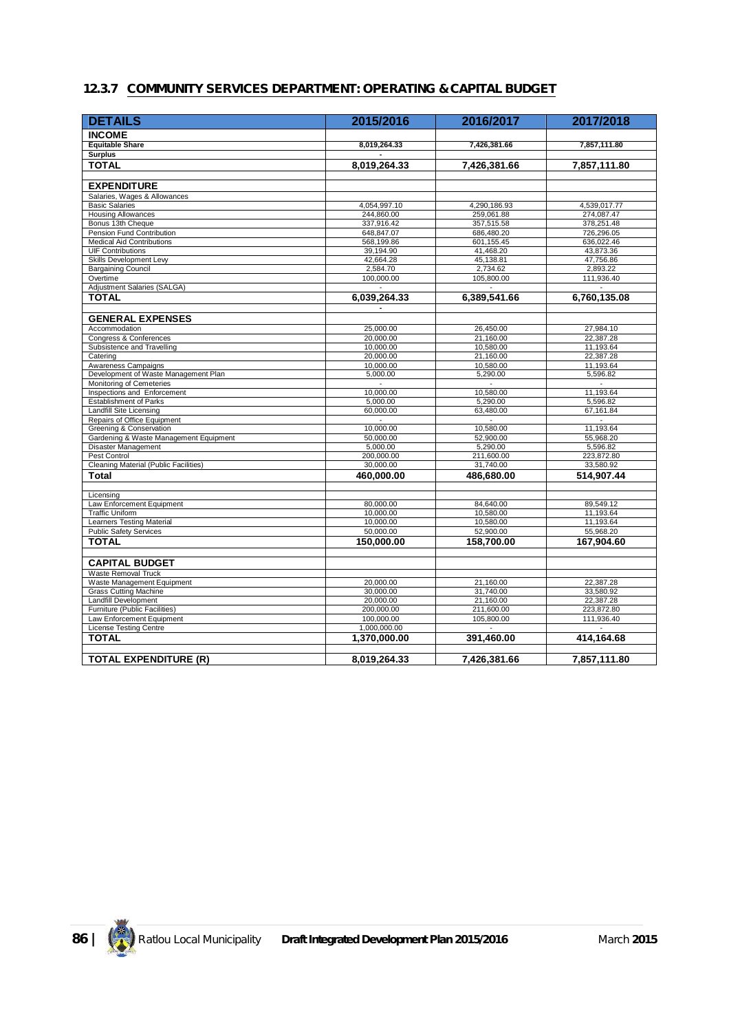## 12.3.7 COMMUNITY SERVICES DEPARTMENT: OPERATING & CAPITAL BUDGET

| DETAILS | 2015/2016 | 2016/2017 | 2017/2018 |
|---|---|---|---|
| **INCOME** | | | |
| **Equitable Share** | **8,019,264.33** | **7,426,381.66** | **7,857,111.80** |
| **Surplus** | - | | |
| **TOTAL** | **8,019,264.33** | **7,426,381.66** | **7,857,111.80** |
| | | | |
| **EXPENDITURE** | | | |
| Salaries, Wages & Allowances | | | |
| Basic Salaries | 4,054,997.10 | 4,290,186.93 | 4,539,017.77 |
| Housing Allowances | 244,860.00 | 259,061.88 | 274,087.47 |
| Bonus 13th Cheque | 337,916.42 | 357,515.58 | 378,251.48 |
| Pension Fund Contribution | 648,847.07 | 686,480.20 | 726,296.05 |
| Medical Aid Contributions | 568,199.86 | 601,155.45 | 636,022.46 |
| UIF Contributions | 39,194.90 | 41,468.20 | 43,873.36 |
| Skills Development Levy | 42,664.28 | 45,138.81 | 47,756.86 |
| Bargaining Council | 2,584.70 | 2,734.62 | 2,893.22 |
| Overtime | 100,000.00 | 105,800.00 | 111,936.40 |
| Adjustment Salaries (SALGA) | - | - | - |
| **TOTAL** | **6,039,264.33** | **6,389,541.66** | **6,760,135.08** |
| | - | | |
| **GENERAL EXPENSES** | | | |
| Accommodation | 25,000.00 | 26,450.00 | 27,984.10 |
| Congress & Conferences | 20,000.00 | 21,160.00 | 22,387.28 |
| Subsistence and Travelling | 10,000.00 | 10,580.00 | 11,193.64 |
| Catering | 20,000.00 | 21,160.00 | 22,387.28 |
| Awareness Campaigns | 10,000.00 | 10,580.00 | 11,193.64 |
| Development of Waste Management Plan | 5,000.00 | 5,290.00 | 5,596.82 |
| Monitoring of Cemeteries | - | - | - |
| Inspections and Enforcement | 10,000.00 | 10,580.00 | 11,193.64 |
| Establishment of Parks | 5,000.00 | 5,290.00 | 5,596.82 |
| Landfill Site Licensing | 60,000.00 | 63,480.00 | 67,161.84 |
| Repairs of Office Equipment | - | - | - |
| Greening & Conservation | 10,000.00 | 10,580.00 | 11,193.64 |
| Gardening & Waste Management Equipment | 50,000.00 | 52,900.00 | 55,968.20 |
| Disaster Management | 5,000.00 | 5,290.00 | 5,596.82 |
| Pest Control | 200,000.00 | 211,600.00 | 223,872.80 |
| Cleaning Material (Public Facilities) | 30,000.00 | 31,740.00 | 33,580.92 |
| **Total** | **460,000.00** | **486,680.00** | **514,907.44** |
| | | | |
| Licensing | | | |
| Law Enforcement Equipment | 80,000.00 | 84,640.00 | 89,549.12 |
| Traffic Uniform | 10,000.00 | 10,580.00 | 11,193.64 |
| Learners Testing Material | 10,000.00 | 10,580.00 | 11,193.64 |
| Public Safety Services | 50,000.00 | 52,900.00 | 55,968.20 |
| **TOTAL** | **150,000.00** | **158,700.00** | **167,904.60** |
| | | | |
| **CAPITAL BUDGET** | | | |
| Waste Removal Truck | | | |
| Waste Management Equipment | 20,000.00 | 21,160.00 | 22,387.28 |
| Grass Cutting Machine | 30,000.00 | 31,740.00 | 33,580.92 |
| Landfill Development | 20,000.00 | 21,160.00 | 22,387.28 |
| Furniture (Public Facilities) | 200,000.00 | 211,600.00 | 223,872.80 |
| Law Enforcement Equipment | 100,000.00 | 105,800.00 | 111,936.40 |
| License Testing Centre | 1,000,000.00 | - | - |
| **TOTAL** | **1,370,000.00** | **391,460.00** | **414,164.68** |
| | | | |
| **TOTAL EXPENDITURE (R)** | **8,019,264.33** | **7,426,381.66** | **7,857,111.80** |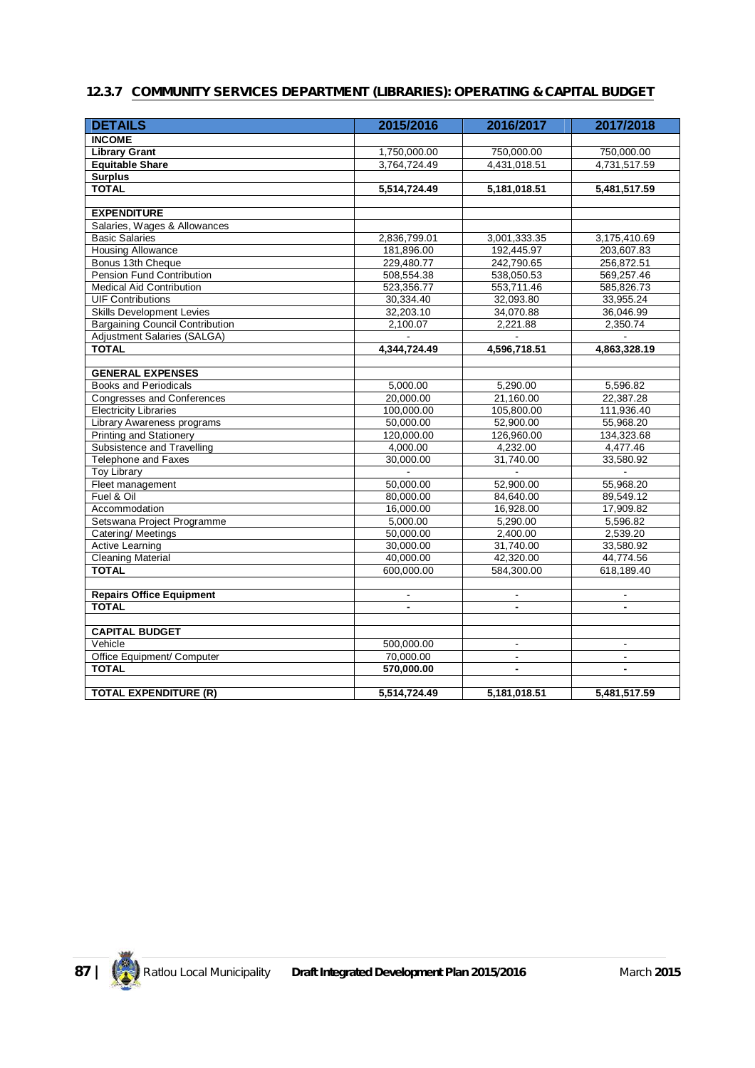### 12.3.7 COMMUNITY SERVICES DEPARTMENT (LIBRARIES): OPERATING & CAPITAL BUDGET

| DETAILS | 2015/2016 | 2016/2017 | 2017/2018 |
|---|---|---|---|
| **INCOME** | | | |
| **Library Grant** | 1,750,000.00 | 750,000.00 | 750,000.00 |
| **Equitable Share** | 3,764,724.49 | 4,431,018.51 | 4,731,517.59 |
| **Surplus** | | | |
| **TOTAL** | **5,514,724.49** | **5,181,018.51** | **5,481,517.59** |
| | | | |
| **EXPENDITURE** | | | |
| Salaries, Wages & Allowances | | | |
| Basic Salaries | 2,836,799.01 | 3,001,333.35 | 3,175,410.69 |
| Housing Allowance | 181,896.00 | 192,445.97 | 203,607.83 |
| Bonus 13th Cheque | 229,480.77 | 242,790.65 | 256,872.51 |
| Pension Fund Contribution | 508,554.38 | 538,050.53 | 569,257.46 |
| Medical Aid Contribution | 523,356.77 | 553,711.46 | 585,826.73 |
| UIF Contributions | 30,334.40 | 32,093.80 | 33,955.24 |
| Skills Development Levies | 32,203.10 | 34,070.88 | 36,046.99 |
| Bargaining Council Contribution | 2,100.07 | 2,221.88 | 2,350.74 |
| Adjustment Salaries (SALGA) | - | - | - |
| **TOTAL** | **4,344,724.49** | **4,596,718.51** | **4,863,328.19** |
| | | | |
| **GENERAL EXPENSES** | | | |
| Books and Periodicals | 5,000.00 | 5,290.00 | 5,596.82 |
| Congresses and Conferences | 20,000.00 | 21,160.00 | 22,387.28 |
| Electricity Libraries | 100,000.00 | 105,800.00 | 111,936.40 |
| Library Awareness programs | 50,000.00 | 52,900.00 | 55,968.20 |
| Printing and Stationery | 120,000.00 | 126,960.00 | 134,323.68 |
| Subsistence and Travelling | 4,000.00 | 4,232.00 | 4,477.46 |
| Telephone and Faxes | 30,000.00 | 31,740.00 | 33,580.92 |
| Toy Library | - | - | - |
| Fleet management | 50,000.00 | 52,900.00 | 55,968.20 |
| Fuel & Oil | 80,000.00 | 84,640.00 | 89,549.12 |
| Accommodation | 16,000.00 | 16,928.00 | 17,909.82 |
| Setswana Project Programme | 5,000.00 | 5,290.00 | 5,596.82 |
| Catering/ Meetings | 50,000.00 | 2,400.00 | 2,539.20 |
| Active Learning | 30,000.00 | 31,740.00 | 33,580.92 |
| Cleaning Material | 40,000.00 | 42,320.00 | 44,774.56 |
| **TOTAL** | 600,000.00 | 584,300.00 | 618,189.40 |
| | | | |
| **Repairs Office Equipment** | - | - | - |
| **TOTAL** | **-** | **-** | **-** |
| | | | |
| **CAPITAL BUDGET** | | | |
| Vehicle | 500,000.00 | - | - |
| Office Equipment/ Computer | 70,000.00 | - | - |
| **TOTAL** | **570,000.00** | **-** | **-** |
| | | | |
| **TOTAL EXPENDITURE (R)** | **5,514,724.49** | **5,181,018.51** | **5,481,517.59** |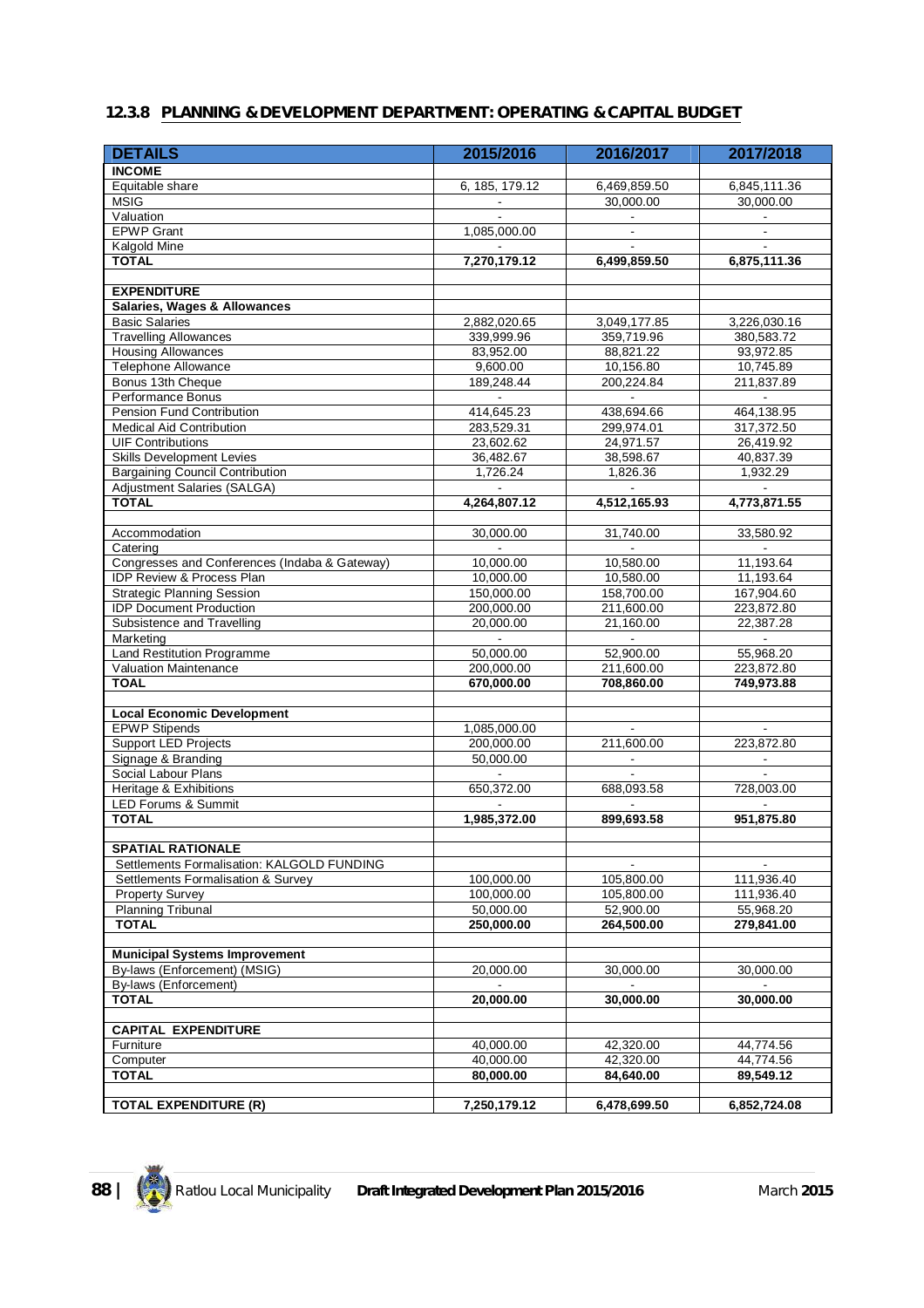### 12.3.8 PLANNING & DEVELOPMENT DEPARTMENT: OPERATING & CAPITAL BUDGET

| DETAILS | 2015/2016 | 2016/2017 | 2017/2018 |
|---|---|---|---|
| **INCOME** | | | |
| Equitable share | 6, 185, 179.12 | 6,469,859.50 | 6,845,111.36 |
| MSIG | - | 30,000.00 | 30,000.00 |
| Valuation | - | - | - |
| EPWP Grant | 1,085,000.00 | - | - |
| Kalgold Mine | - | - | - |
| **TOTAL** | **7,270,179.12** | **6,499,859.50** | **6,875,111.36** |
| | | | |
| **EXPENDITURE** | | | |
| **Salaries, Wages & Allowances** | | | |
| Basic Salaries | 2,882,020.65 | 3,049,177.85 | 3,226,030.16 |
| Travelling Allowances | 339,999.96 | 359,719.96 | 380,583.72 |
| Housing Allowances | 83,952.00 | 88,821.22 | 93,972.85 |
| Telephone Allowance | 9,600.00 | 10,156.80 | 10,745.89 |
| Bonus 13th Cheque | 189,248.44 | 200,224.84 | 211,837.89 |
| Performance Bonus | - | - | - |
| Pension Fund Contribution | 414,645.23 | 438,694.66 | 464,138.95 |
| Medical Aid Contribution | 283,529.31 | 299,974.01 | 317,372.50 |
| UIF Contributions | 23,602.62 | 24,971.57 | 26,419.92 |
| Skills Development Levies | 36,482.67 | 38,598.67 | 40,837.39 |
| Bargaining Council Contribution | 1,726.24 | 1,826.36 | 1,932.29 |
| Adjustment Salaries (SALGA) | - | - | - |
| **TOTAL** | **4,264,807.12** | **4,512,165.93** | **4,773,871.55** |
| | | | |
| Accommodation | 30,000.00 | 31,740.00 | 33,580.92 |
| Catering | - | - | - |
| Congresses and Conferences (Indaba & Gateway) | 10,000.00 | 10,580.00 | 11,193.64 |
| IDP Review & Process Plan | 10,000.00 | 10,580.00 | 11,193.64 |
| Strategic Planning Session | 150,000.00 | 158,700.00 | 167,904.60 |
| IDP Document Production | 200,000.00 | 211,600.00 | 223,872.80 |
| Subsistence and Travelling | 20,000.00 | 21,160.00 | 22,387.28 |
| Marketing | - | - | - |
| Land Restitution Programme | 50,000.00 | 52,900.00 | 55,968.20 |
| Valuation Maintenance | 200,000.00 | 211,600.00 | 223,872.80 |
| **TOAL** | **670,000.00** | **708,860.00** | **749,973.88** |
| | | | |
| **Local Economic Development** | | | |
| EPWP Stipends | 1,085,000.00 | - | - |
| Support LED Projects | 200,000.00 | 211,600.00 | 223,872.80 |
| Signage & Branding | 50,000.00 | - | - |
| Social Labour Plans | - | - | - |
| Heritage & Exhibitions | 650,372.00 | 688,093.58 | 728,003.00 |
| LED Forums & Summit | - | - | - |
| **TOTAL** | **1,985,372.00** | **899,693.58** | **951,875.80** |
| | | | |
| **SPATIAL RATIONALE** | | | |
| Settlements Formalisation: KALGOLD FUNDING | | - | - |
| Settlements Formalisation & Survey | 100,000.00 | 105,800.00 | 111,936.40 |
| Property Survey | 100,000.00 | 105,800.00 | 111,936.40 |
| Planning Tribunal | 50,000.00 | 52,900.00 | 55,968.20 |
| **TOTAL** | **250,000.00** | **264,500.00** | **279,841.00** |
| | | | |
| **Municipal Systems Improvement** | | | |
| By-laws (Enforcement) (MSIG) | 20,000.00 | 30,000.00 | 30,000.00 |
| By-laws (Enforcement) | - | - | - |
| **TOTAL** | **20,000.00** | **30,000.00** | **30,000.00** |
| | | | |
| **CAPITAL EXPENDITURE** | | | |
| Furniture | 40,000.00 | 42,320.00 | 44,774.56 |
| Computer | 40,000.00 | 42,320.00 | 44,774.56 |
| **TOTAL** | **80,000.00** | **84,640.00** | **89,549.12** |
| | | | |
| **TOTAL EXPENDITURE (R)** | **7,250,179.12** | **6,478,699.50** | **6,852,724.08** |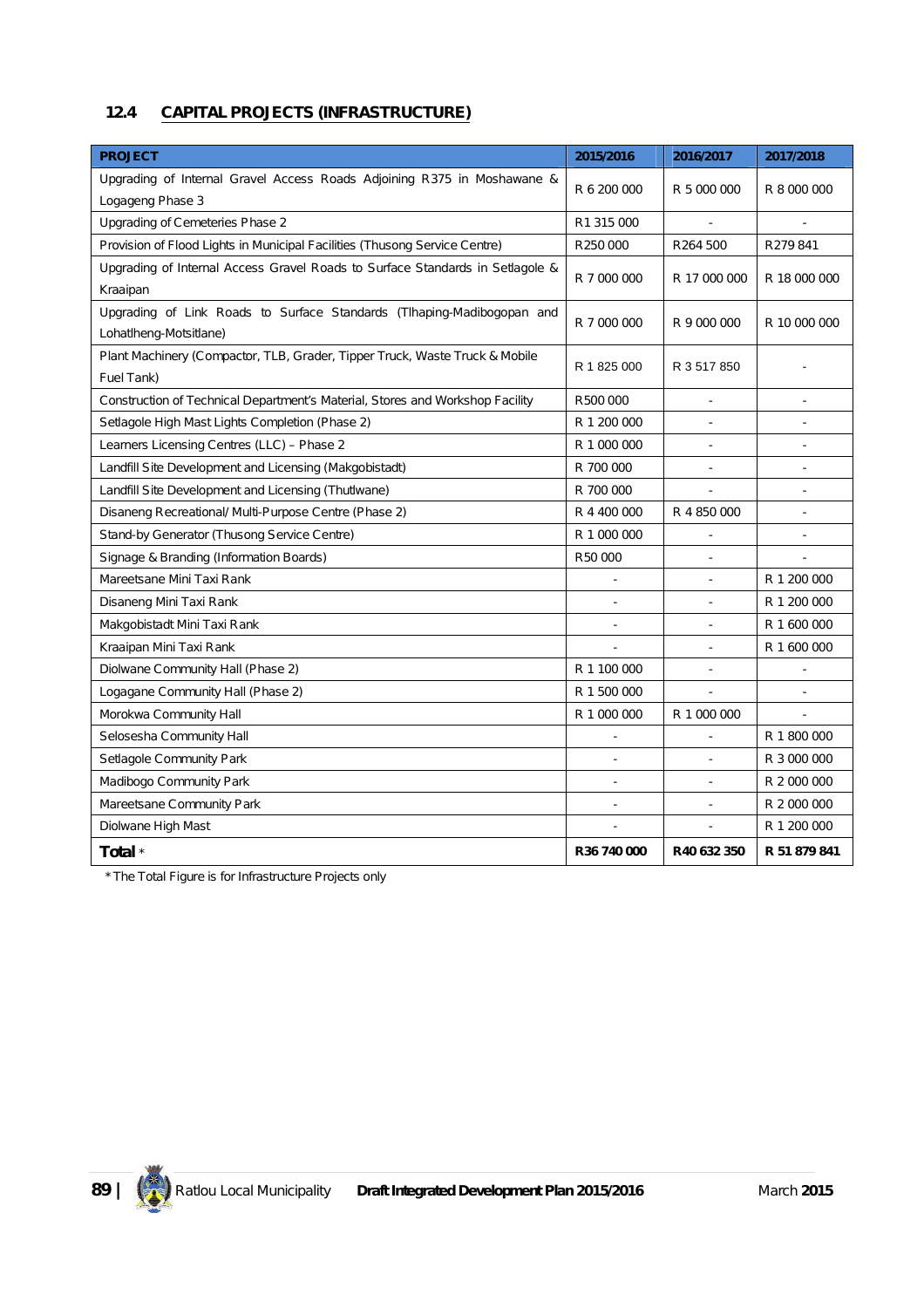## 12.4 CAPITAL PROJECTS (INFRASTRUCTURE)

| PROJECT | 2015/2016 | 2016/2017 | 2017/2018 |
|---|---|---|---|
| Upgrading of Internal Gravel Access Roads Adjoining R375 in Moshawane & Logageng Phase 3 | R 6 200 000 | R 5 000 000 | R 8 000 000 |
| Upgrading of Cemeteries Phase 2 | R1 315 000 | - | - |
| Provision of Flood Lights in Municipal Facilities (Thusong Service Centre) | R250 000 | R264 500 | R279 841 |
| Upgrading of Internal Access Gravel Roads to Surface Standards in Setlagole & Kraaipan | R 7 000 000 | R 17 000 000 | R 18 000 000 |
| Upgrading of Link Roads to Surface Standards (Tlhaping-Madibogopan and Lohatlheng-Motsitlane) | R 7 000 000 | R 9 000 000 | R 10 000 000 |
| Plant Machinery (Compactor, TLB, Grader, Tipper Truck, Waste Truck & Mobile Fuel Tank) | R 1 825 000 | R 3 517 850 | - |
| Construction of Technical Department's Material, Stores and Workshop Facility | R500 000 | - | - |
| Setlagole High Mast Lights Completion (Phase 2) | R 1 200 000 | - | - |
| Learners Licensing Centres (LLC) – Phase 2 | R 1 000 000 | - | - |
| Landfill Site Development and Licensing (Makgobistadt) | R 700 000 | - | - |
| Landfill Site Development and Licensing (Thutlwane) | R 700 000 | - | - |
| Disaneng Recreational/ Multi-Purpose Centre (Phase 2) | R 4 400 000 | R 4 850 000 | - |
| Stand-by Generator (Thusong Service Centre) | R 1 000 000 | - | - |
| Signage & Branding (Information Boards) | R50 000 | - | - |
| Mareetsane Mini Taxi Rank | - | - | R 1 200 000 |
| Disaneng Mini Taxi Rank | - | - | R 1 200 000 |
| Makgobistadt Mini Taxi Rank | - | - | R 1 600 000 |
| Kraaipan Mini Taxi Rank | - | - | R 1 600 000 |
| Diolwane Community Hall (Phase 2) | R 1 100 000 | - | - |
| Logagane Community Hall (Phase 2) | R 1 500 000 | - | - |
| Morokwa Community Hall | R 1 000 000 | R 1 000 000 | - |
| Selosesha Community Hall | - | - | R 1 800 000 |
| Setlagole Community Park | - | - | R 3 000 000 |
| Madibogo Community Park | - | - | R 2 000 000 |
| Mareetsane Community Park | - | - | R 2 000 000 |
| Diolwane High Mast | - | - | R 1 200 000 |
| **Total** * | **R36 740 000** | **R40 632 350** | **R 51 879 841** |

*The Total Figure is for Infrastructure Projects only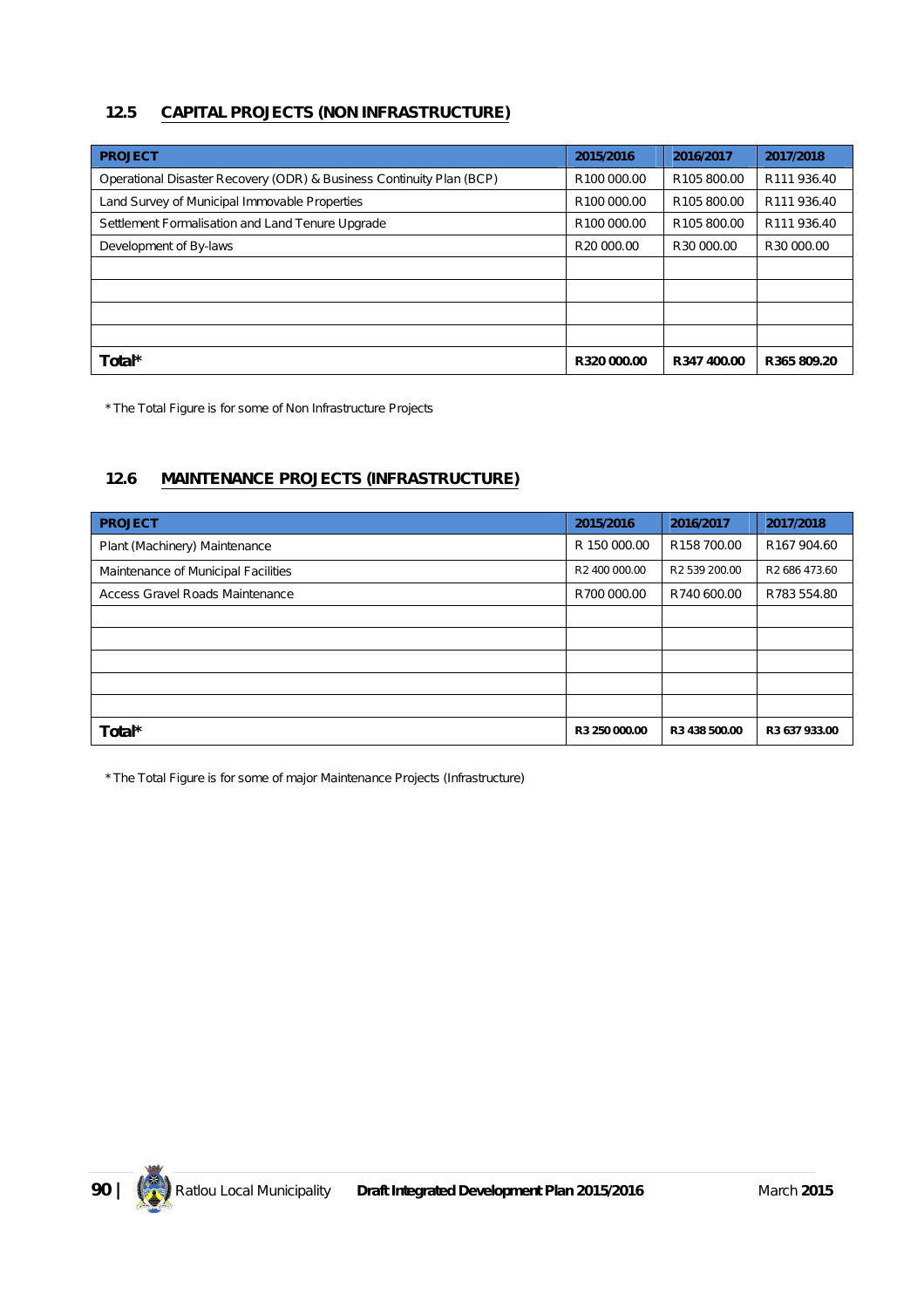## 12.5 CAPITAL PROJECTS (NON INFRASTRUCTURE)

| PROJECT | 2015/2016 | 2016/2017 | 2017/2018 |
|---|---|---|---|
| Operational Disaster Recovery (ODR) & Business Continuity Plan (BCP) | R100 000.00 | R105 800.00 | R111 936.40 |
| Land Survey of Municipal Immovable Properties | R100 000.00 | R105 800.00 | R111 936.40 |
| Settlement Formalisation and Land Tenure Upgrade | R100 000.00 | R105 800.00 | R111 936.40 |
| Development of By-laws | R20 000.00 | R30 000.00 | R30 000.00 |
| | | | |
| | | | |
| | | | |
| | | | |
| **Total*** | **R320 000.00** | **R347 400.00** | **R365 809.20** |

*The Total Figure is for some of Non Infrastructure Projects

## 12.6 MAINTENANCE PROJECTS (INFRASTRUCTURE)

| PROJECT | 2015/2016 | 2016/2017 | 2017/2018 |
|---|---|---|---|
| Plant (Machinery) Maintenance | R 150 000.00 | R158 700.00 | R167 904.60 |
| Maintenance of Municipal Facilities | R2 400 000.00 | R2 539 200.00 | R2 686 473.60 |
| Access Gravel Roads Maintenance | R700 000.00 | R740 600.00 | R783 554.80 |
| | | | |
| | | | |
| | | | |
| | | | |
| | | | |
| **Total*** | **R3 250 000.00** | **R3 438 500.00** | **R3 637 933.00** |

*The Total Figure is for some of major Maintenance Projects (Infrastructure)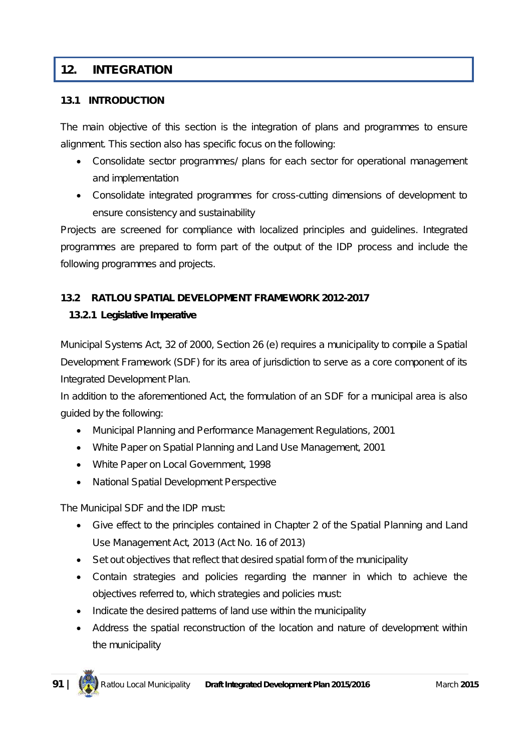# 12. INTEGRATION

## 13.1 INTRODUCTION

The main objective of this section is the integration of plans and programmes to ensure alignment. This section also has specific focus on the following:

- Consolidate sector programmes/ plans for each sector for operational management and implementation
- Consolidate integrated programmes for cross-cutting dimensions of development to ensure consistency and sustainability

Projects are screened for compliance with localized principles and guidelines. Integrated programmes are prepared to form part of the output of the IDP process and include the following programmes and projects.

## 13.2 RATLOU SPATIAL DEVELOPMENT FRAMEWORK 2012-2017

### 13.2.1 Legislative Imperative

Municipal Systems Act, 32 of 2000, Section 26 (e) requires a municipality to compile a Spatial Development Framework (SDF) for its area of jurisdiction to serve as a core component of its Integrated Development Plan.

In addition to the aforementioned Act, the formulation of an SDF for a municipal area is also guided by the following:

- Municipal Planning and Performance Management Regulations, 2001
- White Paper on Spatial Planning and Land Use Management, 2001
- White Paper on Local Government, 1998
- National Spatial Development Perspective

The Municipal SDF and the IDP must:

- Give effect to the principles contained in Chapter 2 of the Spatial Planning and Land Use Management Act, 2013 (Act No. 16 of 2013)
- Set out objectives that reflect that desired spatial form of the municipality
- Contain strategies and policies regarding the manner in which to achieve the objectives referred to, which strategies and policies must:
- Indicate the desired patterns of land use within the municipality
- Address the spatial reconstruction of the location and nature of development within the municipality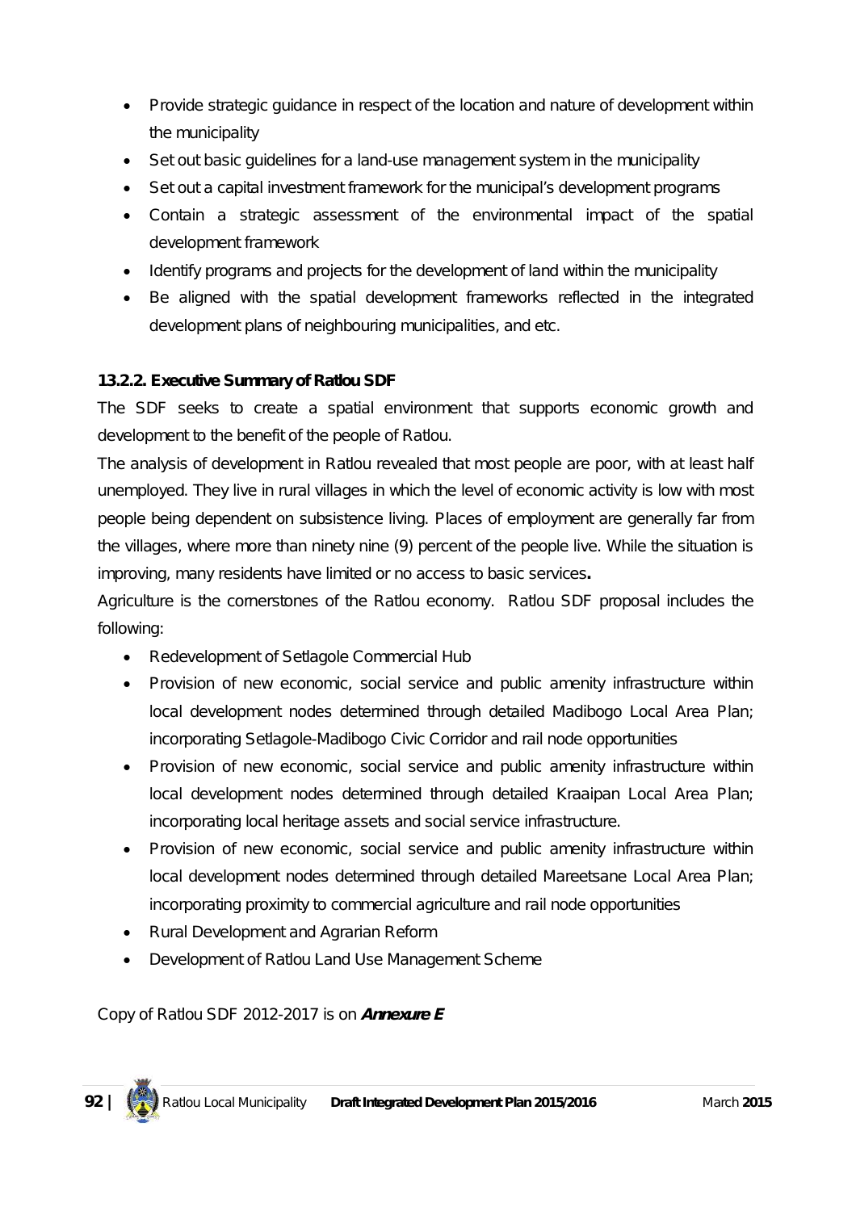- Provide strategic guidance in respect of the location and nature of development within the municipality
- Set out basic guidelines for a land-use management system in the municipality
- Set out a capital investment framework for the municipal's development programs
- Contain a strategic assessment of the environmental impact of the spatial development framework
- Identify programs and projects for the development of land within the municipality
- Be aligned with the spatial development frameworks reflected in the integrated development plans of neighbouring municipalities, and etc.

**13.2.2. Executive Summary of Ratlou SDF**

The SDF seeks to create a spatial environment that supports economic growth and development to the benefit of the people of Ratlou.

The analysis of development in Ratlou revealed that most people are poor, with at least half unemployed. They live in rural villages in which the level of economic activity is low with most people being dependent on subsistence living. Places of employment are generally far from the villages, where more than ninety nine (9) percent of the people live. While the situation is improving, many residents have limited or no access to basic services**.**

Agriculture is the cornerstones of the Ratlou economy. Ratlou SDF proposal includes the following:

- Redevelopment of Setlagole Commercial Hub
- Provision of new economic, social service and public amenity infrastructure within local development nodes determined through detailed Madibogo Local Area Plan; incorporating Setlagole-Madibogo Civic Corridor and rail node opportunities
- Provision of new economic, social service and public amenity infrastructure within local development nodes determined through detailed Kraaipan Local Area Plan; incorporating local heritage assets and social service infrastructure.
- Provision of new economic, social service and public amenity infrastructure within local development nodes determined through detailed Mareetsane Local Area Plan; incorporating proximity to commercial agriculture and rail node opportunities
- Rural Development and Agrarian Reform
- Development of Ratlou Land Use Management Scheme

Copy of Ratlou SDF 2012-2017 is on ***Annexure E***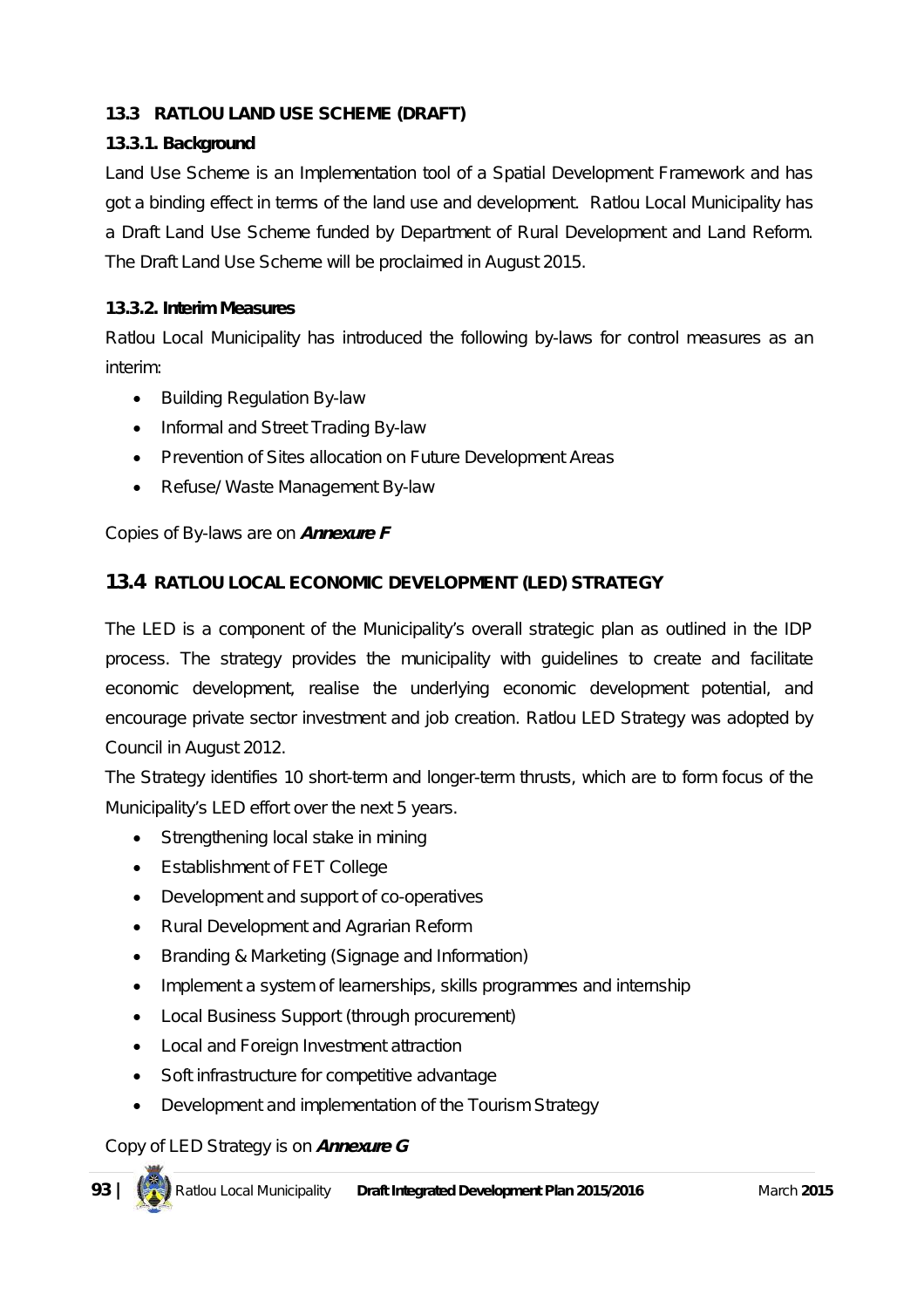## 13.3 RATLOU LAND USE SCHEME (DRAFT)

### 13.3.1. Background

Land Use Scheme is an Implementation tool of a Spatial Development Framework and has got a binding effect in terms of the land use and development. Ratlou Local Municipality has a Draft Land Use Scheme funded by Department of Rural Development and Land Reform. The Draft Land Use Scheme will be proclaimed in August 2015.

### 13.3.2. Interim Measures

Ratlou Local Municipality has introduced the following by-laws for control measures as an interim:

- Building Regulation By-law
- Informal and Street Trading By-law
- Prevention of Sites allocation on Future Development Areas
- Refuse/ Waste Management By-law

Copies of By-laws are on ***Annexure F***

## 13.4 RATLOU LOCAL ECONOMIC DEVELOPMENT (LED) STRATEGY

The LED is a component of the Municipality's overall strategic plan as outlined in the IDP process. The strategy provides the municipality with guidelines to create and facilitate economic development, realise the underlying economic development potential, and encourage private sector investment and job creation. Ratlou LED Strategy was adopted by Council in August 2012.

The Strategy identifies 10 short-term and longer-term thrusts, which are to form focus of the Municipality's LED effort over the next 5 years.

- Strengthening local stake in mining
- Establishment of FET College
- Development and support of co-operatives
- Rural Development and Agrarian Reform
- Branding & Marketing (Signage and Information)
- Implement a system of learnerships, skills programmes and internship
- Local Business Support (through procurement)
- Local and Foreign Investment attraction
- Soft infrastructure for competitive advantage
- Development and implementation of the Tourism Strategy

Copy of LED Strategy is on ***Annexure G***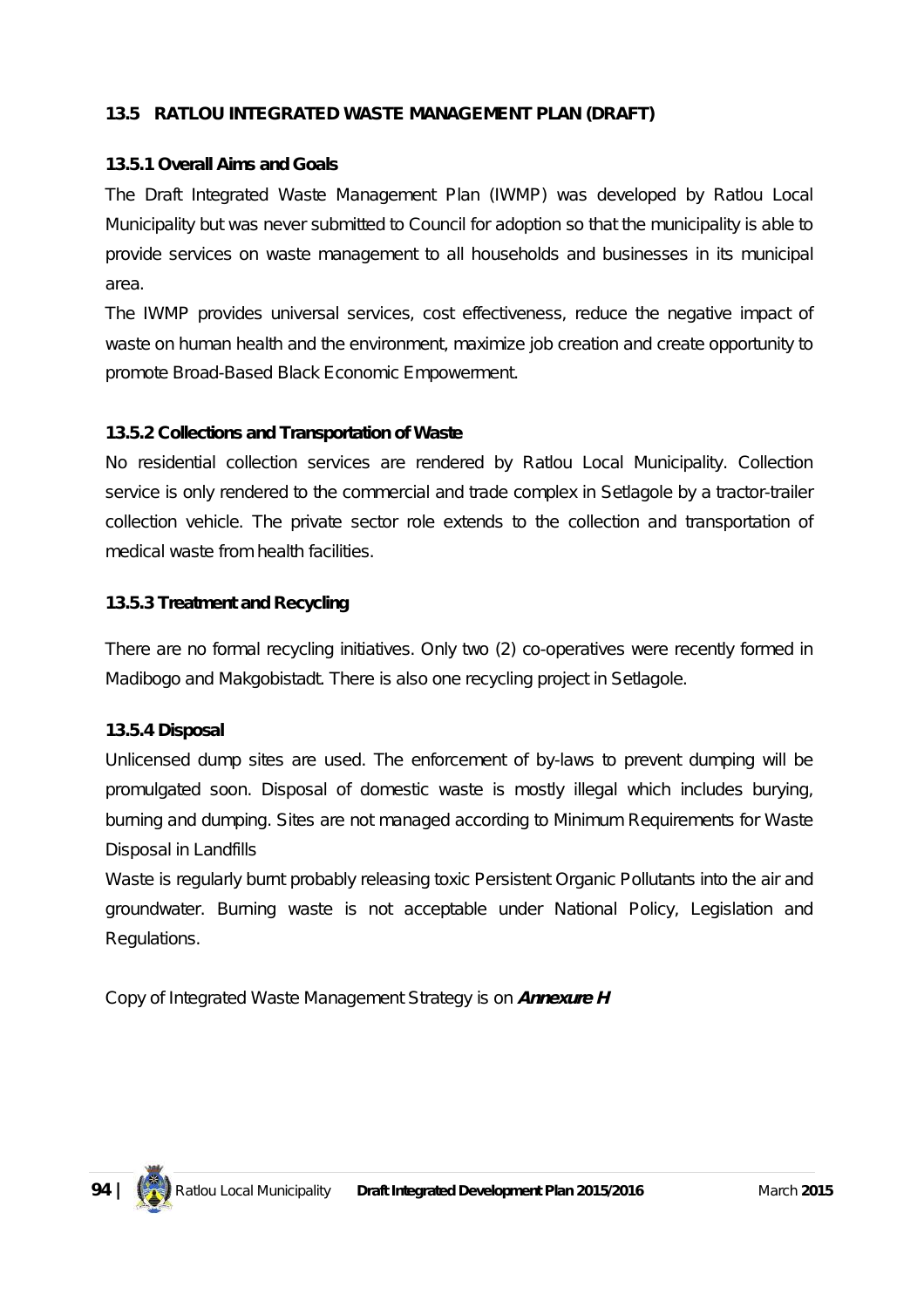## 13.5 RATLOU INTEGRATED WASTE MANAGEMENT PLAN (DRAFT)

### 13.5.1 Overall Aims and Goals

The Draft Integrated Waste Management Plan (IWMP) was developed by Ratlou Local Municipality but was never submitted to Council for adoption so that the municipality is able to provide services on waste management to all households and businesses in its municipal area.

The IWMP provides universal services, cost effectiveness, reduce the negative impact of waste on human health and the environment, maximize job creation and create opportunity to promote Broad-Based Black Economic Empowerment.

### 13.5.2 Collections and Transportation of Waste

No residential collection services are rendered by Ratlou Local Municipality. Collection service is only rendered to the commercial and trade complex in Setlagole by a tractor-trailer collection vehicle. The private sector role extends to the collection and transportation of medical waste from health facilities.

### 13.5.3 Treatment and Recycling

There are no formal recycling initiatives. Only two (2) co-operatives were recently formed in Madibogo and Makgobistadt. There is also one recycling project in Setlagole.

### 13.5.4 Disposal

Unlicensed dump sites are used. The enforcement of by-laws to prevent dumping will be promulgated soon. Disposal of domestic waste is mostly illegal which includes burying, burning and dumping. Sites are not managed according to Minimum Requirements for Waste Disposal in Landfills

Waste is regularly burnt probably releasing toxic Persistent Organic Pollutants into the air and groundwater. Burning waste is not acceptable under National Policy, Legislation and Regulations.

Copy of Integrated Waste Management Strategy is on ***Annexure H***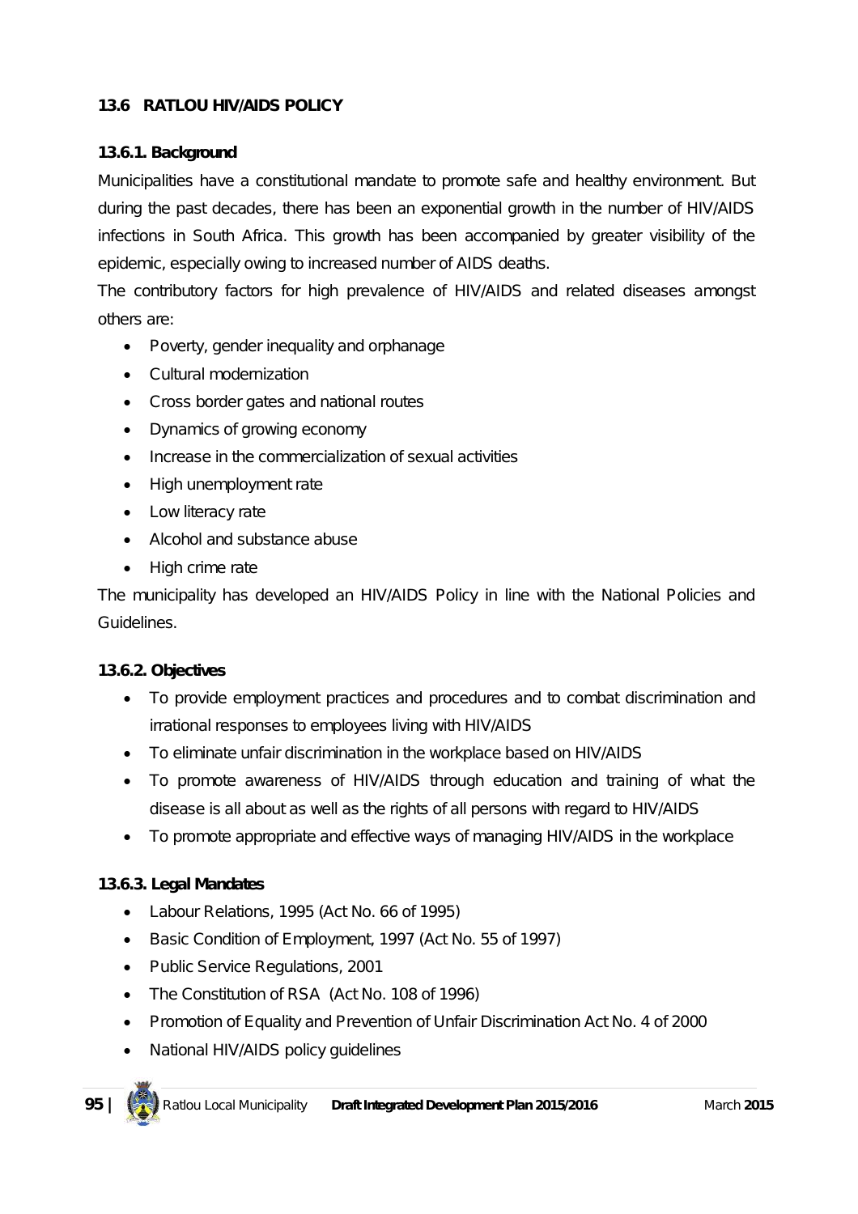### 13.6 RATLOU HIV/AIDS POLICY

#### 13.6.1. Background

Municipalities have a constitutional mandate to promote safe and healthy environment. But during the past decades, there has been an exponential growth in the number of HIV/AIDS infections in South Africa. This growth has been accompanied by greater visibility of the epidemic, especially owing to increased number of AIDS deaths.

The contributory factors for high prevalence of HIV/AIDS and related diseases amongst others are:

- Poverty, gender inequality and orphanage
- Cultural modernization
- Cross border gates and national routes
- Dynamics of growing economy
- Increase in the commercialization of sexual activities
- High unemployment rate
- Low literacy rate
- Alcohol and substance abuse
- High crime rate

The municipality has developed an HIV/AIDS Policy in line with the National Policies and Guidelines.

#### 13.6.2. Objectives

- To provide employment practices and procedures and to combat discrimination and irrational responses to employees living with HIV/AIDS
- To eliminate unfair discrimination in the workplace based on HIV/AIDS
- To promote awareness of HIV/AIDS through education and training of what the disease is all about as well as the rights of all persons with regard to HIV/AIDS
- To promote appropriate and effective ways of managing HIV/AIDS in the workplace

#### 13.6.3. Legal Mandates

- Labour Relations, 1995 (Act No. 66 of 1995)
- Basic Condition of Employment, 1997 (Act No. 55 of 1997)
- Public Service Regulations, 2001
- The Constitution of RSA (Act No. 108 of 1996)
- Promotion of Equality and Prevention of Unfair Discrimination Act No. 4 of 2000
- National HIV/AIDS policy guidelines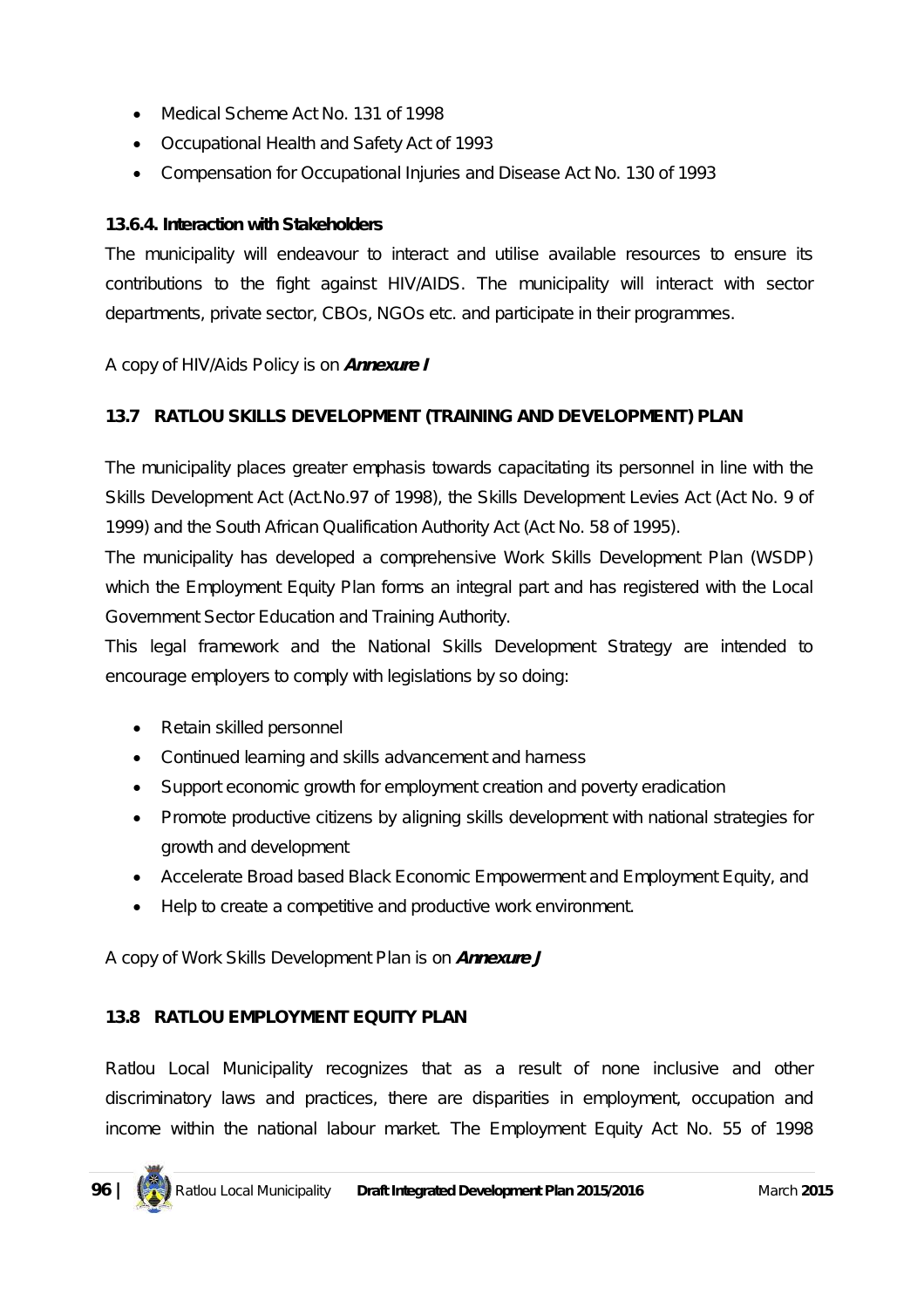- Medical Scheme Act No. 131 of 1998
- Occupational Health and Safety Act of 1993
- Compensation for Occupational Injuries and Disease Act No. 130 of 1993

#### 13.6.4. Interaction with Stakeholders

The municipality will endeavour to interact and utilise available resources to ensure its contributions to the fight against HIV/AIDS. The municipality will interact with sector departments, private sector, CBOs, NGOs etc. and participate in their programmes.

A copy of HIV/Aids Policy is on ***Annexure I***

### 13.7 RATLOU SKILLS DEVELOPMENT (TRAINING AND DEVELOPMENT) PLAN

The municipality places greater emphasis towards capacitating its personnel in line with the Skills Development Act (Act.No.97 of 1998), the Skills Development Levies Act (Act No. 9 of 1999) and the South African Qualification Authority Act (Act No. 58 of 1995).

The municipality has developed a comprehensive Work Skills Development Plan (WSDP) which the Employment Equity Plan forms an integral part and has registered with the Local Government Sector Education and Training Authority.

This legal framework and the National Skills Development Strategy are intended to encourage employers to comply with legislations by so doing:

- Retain skilled personnel
- Continued learning and skills advancement and harness
- Support economic growth for employment creation and poverty eradication
- Promote productive citizens by aligning skills development with national strategies for growth and development
- Accelerate Broad based Black Economic Empowerment and Employment Equity, and
- Help to create a competitive and productive work environment.

A copy of Work Skills Development Plan is on ***Annexure J***

### 13.8 RATLOU EMPLOYMENT EQUITY PLAN

Ratlou Local Municipality recognizes that as a result of none inclusive and other discriminatory laws and practices, there are disparities in employment, occupation and income within the national labour market. The Employment Equity Act No. 55 of 1998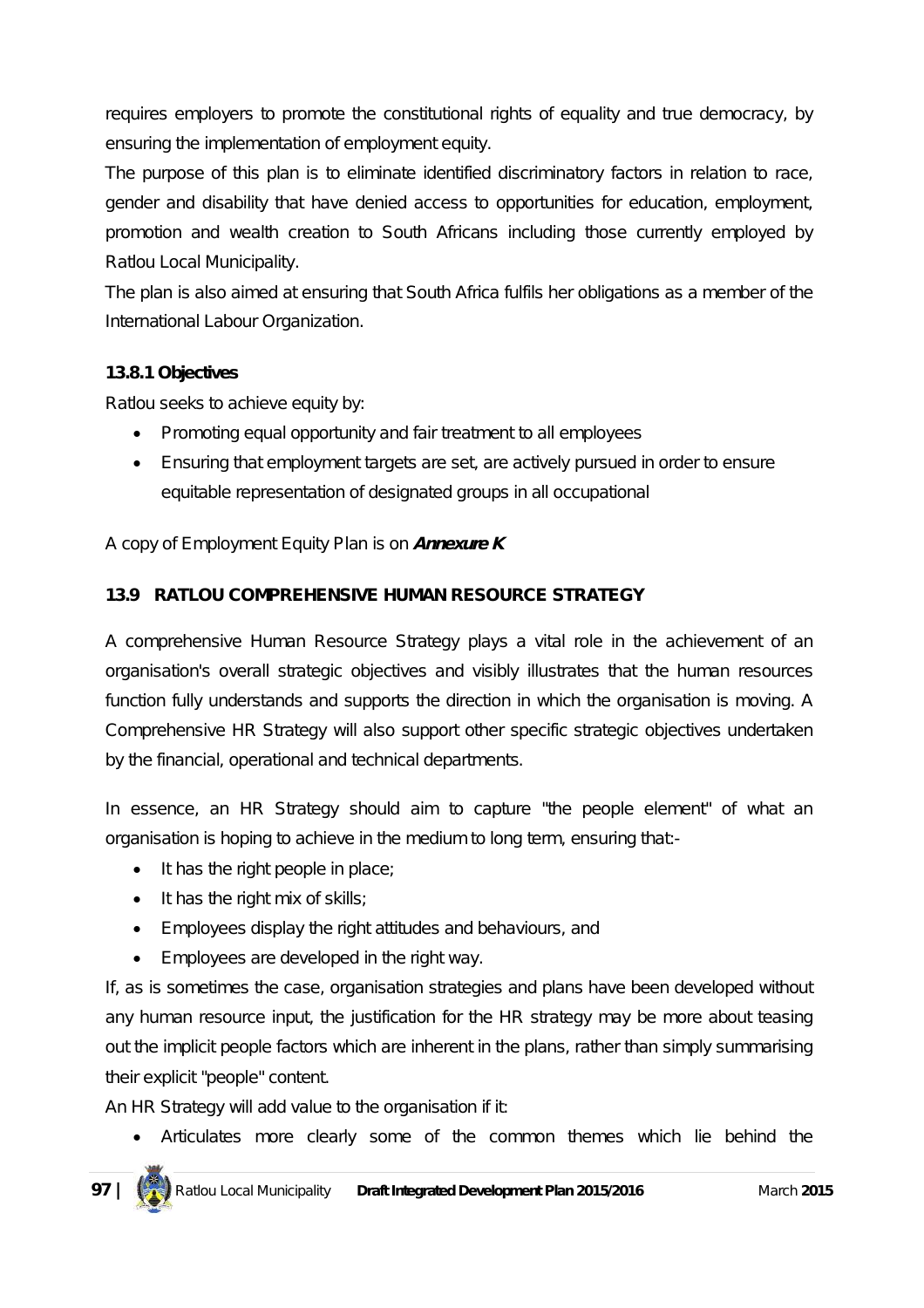requires employers to promote the constitutional rights of equality and true democracy, by ensuring the implementation of employment equity.

The purpose of this plan is to eliminate identified discriminatory factors in relation to race, gender and disability that have denied access to opportunities for education, employment, promotion and wealth creation to South Africans including those currently employed by Ratlou Local Municipality.

The plan is also aimed at ensuring that South Africa fulfils her obligations as a member of the International Labour Organization.

### 13.8.1 Objectives

Ratlou seeks to achieve equity by:

- Promoting equal opportunity and fair treatment to all employees
- Ensuring that employment targets are set, are actively pursued in order to ensure equitable representation of designated groups in all occupational

A copy of Employment Equity Plan is on ***Annexure K***

## 13.9 RATLOU COMPREHENSIVE HUMAN RESOURCE STRATEGY

A comprehensive Human Resource Strategy plays a vital role in the achievement of an organisation's overall strategic objectives and visibly illustrates that the human resources function fully understands and supports the direction in which the organisation is moving. A Comprehensive HR Strategy will also support other specific strategic objectives undertaken by the financial, operational and technical departments.

In essence, an HR Strategy should aim to capture "the people element" of what an organisation is hoping to achieve in the medium to long term, ensuring that:-

- It has the right people in place;
- It has the right mix of skills;
- Employees display the right attitudes and behaviours, and
- Employees are developed in the right way.

If, as is sometimes the case, organisation strategies and plans have been developed without any human resource input, the justification for the HR strategy may be more about teasing out the implicit people factors which are inherent in the plans, rather than simply summarising their explicit "people" content.

An HR Strategy will add value to the organisation if it:

- Articulates more clearly some of the common themes which lie behind the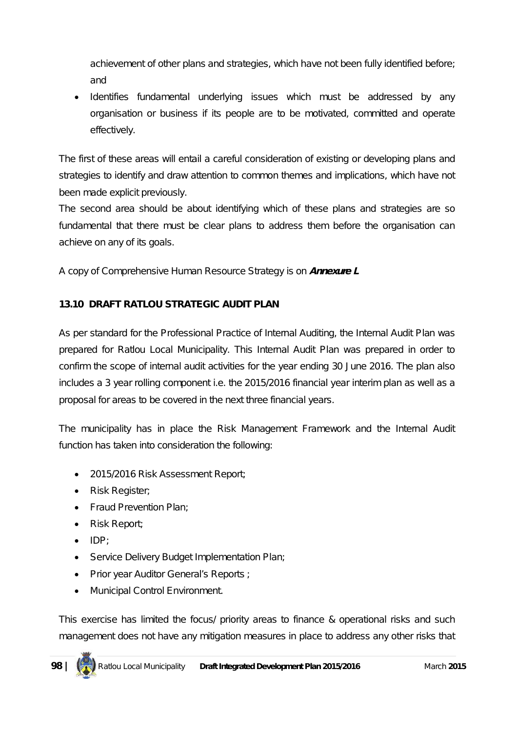achievement of other plans and strategies, which have not been fully identified before; and

- Identifies fundamental underlying issues which must be addressed by any organisation or business if its people are to be motivated, committed and operate effectively.

The first of these areas will entail a careful consideration of existing or developing plans and strategies to identify and draw attention to common themes and implications, which have not been made explicit previously.

The second area should be about identifying which of these plans and strategies are so fundamental that there must be clear plans to address them before the organisation can achieve on any of its goals.

A copy of Comprehensive Human Resource Strategy is on ***Annexure L***

## 13.10 DRAFT RATLOU STRATEGIC AUDIT PLAN

As per standard for the Professional Practice of Internal Auditing, the Internal Audit Plan was prepared for Ratlou Local Municipality. This Internal Audit Plan was prepared in order to confirm the scope of internal audit activities for the year ending 30 June 2016. The plan also includes a 3 year rolling component i.e. the 2015/2016 financial year interim plan as well as a proposal for areas to be covered in the next three financial years.

The municipality has in place the Risk Management Framework and the Internal Audit function has taken into consideration the following:

- 2015/2016 Risk Assessment Report;
- Risk Register;
- Fraud Prevention Plan;
- Risk Report;
- IDP;
- Service Delivery Budget Implementation Plan;
- Prior year Auditor General's Reports ;
- Municipal Control Environment.

This exercise has limited the focus/ priority areas to finance & operational risks and such management does not have any mitigation measures in place to address any other risks that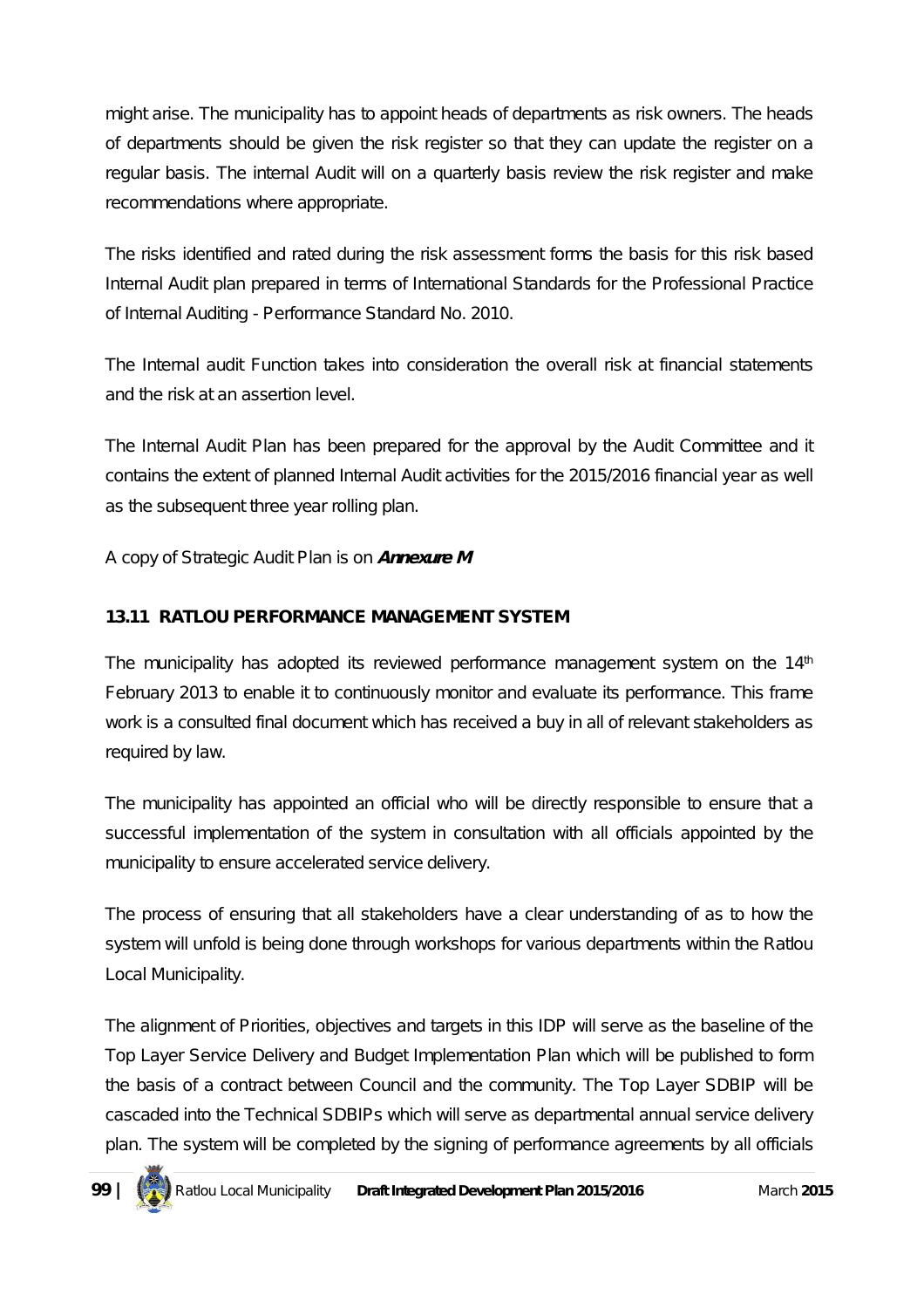might arise. The municipality has to appoint heads of departments as risk owners. The heads of departments should be given the risk register so that they can update the register on a regular basis. The internal Audit will on a quarterly basis review the risk register and make recommendations where appropriate.

The risks identified and rated during the risk assessment forms the basis for this risk based Internal Audit plan prepared in terms of International Standards for the Professional Practice of Internal Auditing - Performance Standard No. 2010.

The Internal audit Function takes into consideration the overall risk at financial statements and the risk at an assertion level.

The Internal Audit Plan has been prepared for the approval by the Audit Committee and it contains the extent of planned Internal Audit activities for the 2015/2016 financial year as well as the subsequent three year rolling plan.

A copy of Strategic Audit Plan is on ***Annexure M***

### 13.11 RATLOU PERFORMANCE MANAGEMENT SYSTEM

The municipality has adopted its reviewed performance management system on the 14th February 2013 to enable it to continuously monitor and evaluate its performance. This frame work is a consulted final document which has received a buy in all of relevant stakeholders as required by law.

The municipality has appointed an official who will be directly responsible to ensure that a successful implementation of the system in consultation with all officials appointed by the municipality to ensure accelerated service delivery.

The process of ensuring that all stakeholders have a clear understanding of as to how the system will unfold is being done through workshops for various departments within the Ratlou Local Municipality.

The alignment of Priorities, objectives and targets in this IDP will serve as the baseline of the Top Layer Service Delivery and Budget Implementation Plan which will be published to form the basis of a contract between Council and the community. The Top Layer SDBIP will be cascaded into the Technical SDBIPs which will serve as departmental annual service delivery plan. The system will be completed by the signing of performance agreements by all officials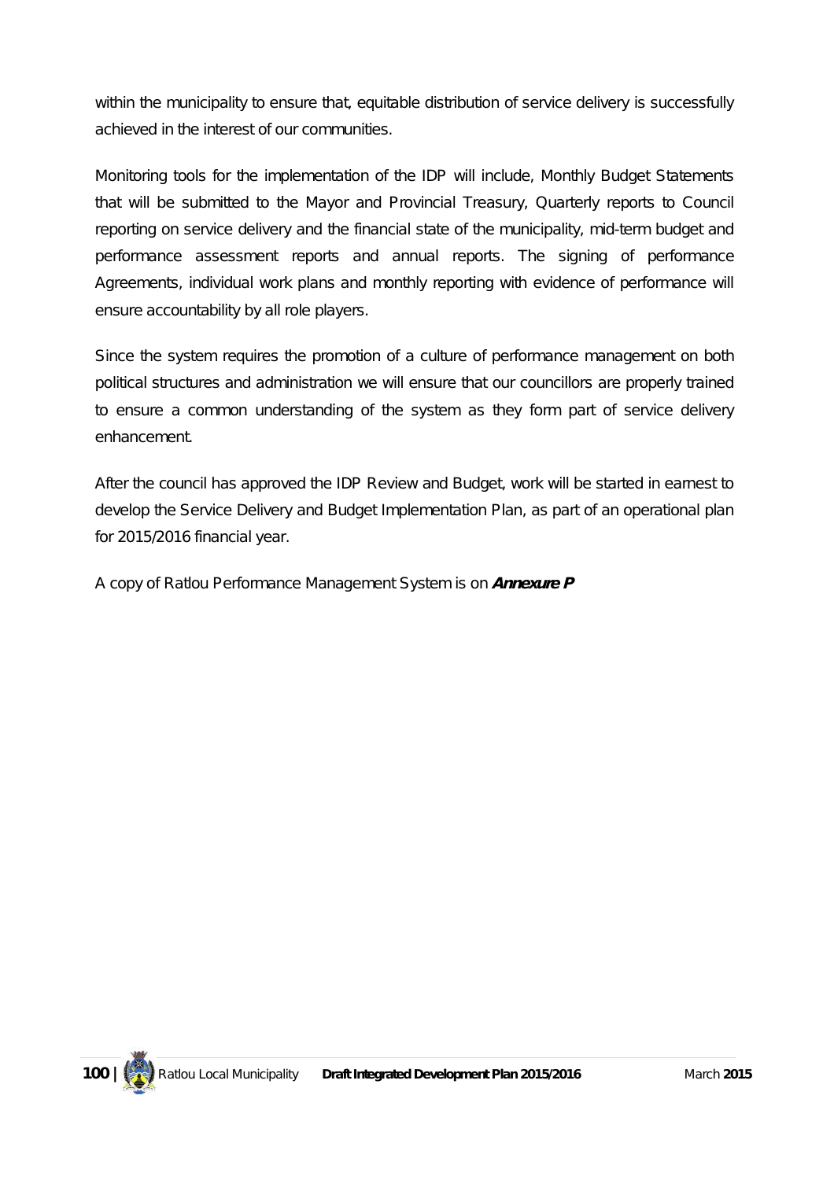within the municipality to ensure that, equitable distribution of service delivery is successfully achieved in the interest of our communities.

Monitoring tools for the implementation of the IDP will include, Monthly Budget Statements that will be submitted to the Mayor and Provincial Treasury, Quarterly reports to Council reporting on service delivery and the financial state of the municipality, mid-term budget and performance assessment reports and annual reports. The signing of performance Agreements, individual work plans and monthly reporting with evidence of performance will ensure accountability by all role players.

Since the system requires the promotion of a culture of performance management on both political structures and administration we will ensure that our councillors are properly trained to ensure a common understanding of the system as they form part of service delivery enhancement.

After the council has approved the IDP Review and Budget, work will be started in earnest to develop the Service Delivery and Budget Implementation Plan, as part of an operational plan for 2015/2016 financial year.

A copy of Ratlou Performance Management System is on ***Annexure P***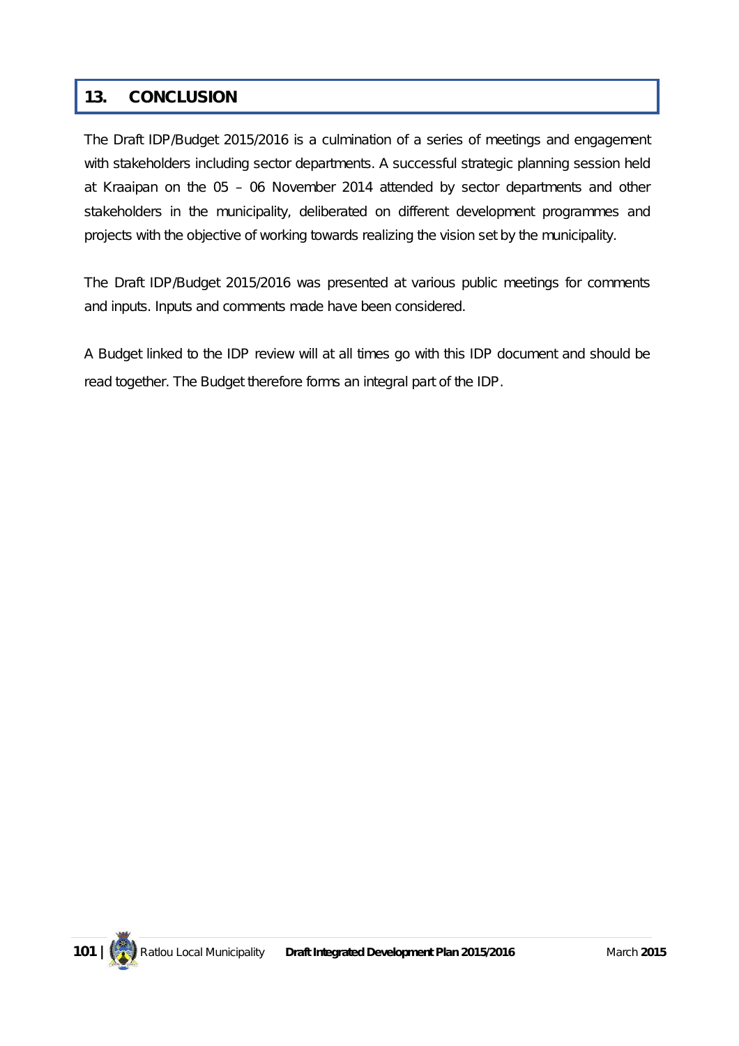## 13. CONCLUSION

The Draft IDP/Budget 2015/2016 is a culmination of a series of meetings and engagement with stakeholders including sector departments. A successful strategic planning session held at Kraaipan on the 05 – 06 November 2014 attended by sector departments and other stakeholders in the municipality, deliberated on different development programmes and projects with the objective of working towards realizing the vision set by the municipality.

The Draft IDP/Budget 2015/2016 was presented at various public meetings for comments and inputs. Inputs and comments made have been considered.

A Budget linked to the IDP review will at all times go with this IDP document and should be read together. The Budget therefore forms an integral part of the IDP.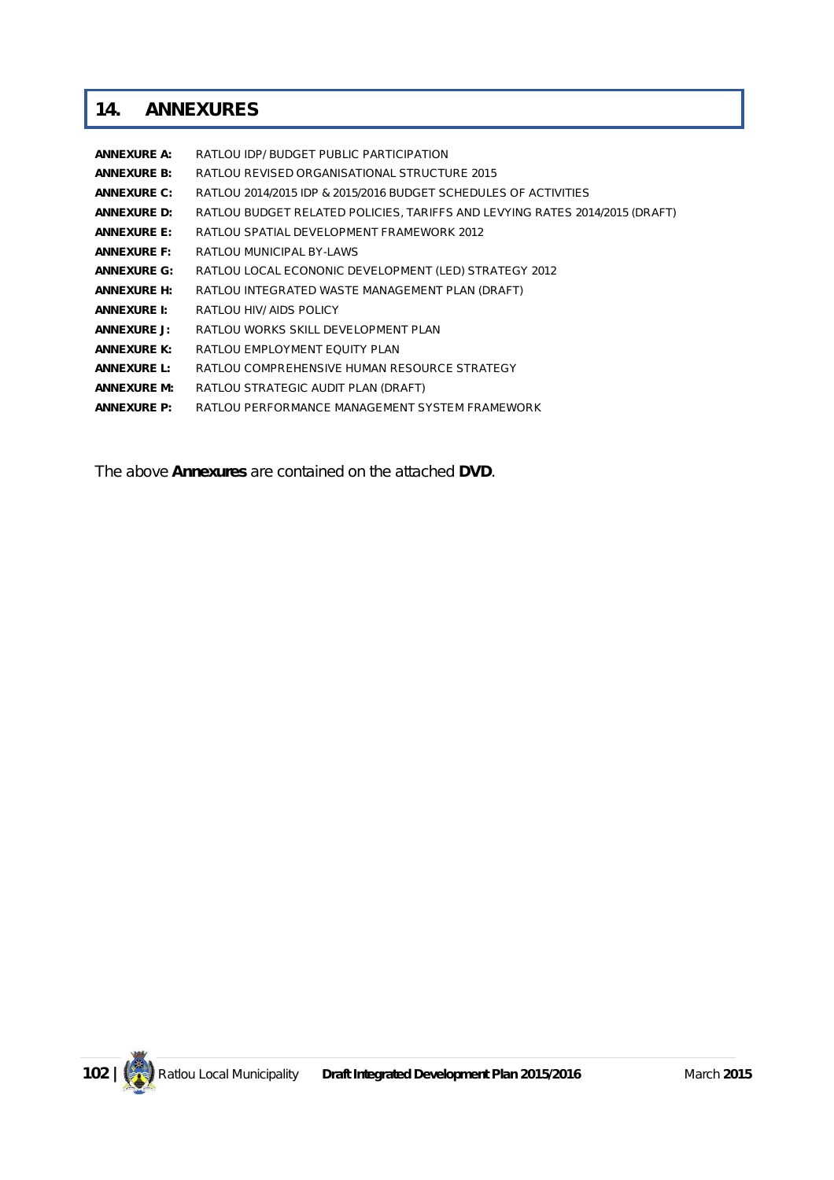# 14. ANNEXURES

| | |
|---|---|
| **ANNEXURE A:** | RATLOU IDP/ BUDGET PUBLIC PARTICIPATION |
| **ANNEXURE B:** | RATLOU REVISED ORGANISATIONAL STRUCTURE 2015 |
| **ANNEXURE C:** | RATLOU 2014/2015 IDP & 2015/2016 BUDGET SCHEDULES OF ACTIVITIES |
| **ANNEXURE D:** | RATLOU BUDGET RELATED POLICIES, TARIFFS AND LEVYING RATES 2014/2015 (DRAFT) |
| **ANNEXURE E:** | RATLOU SPATIAL DEVELOPMENT FRAMEWORK 2012 |
| **ANNEXURE F:** | RATLOU MUNICIPAL BY-LAWS |
| **ANNEXURE G:** | RATLOU LOCAL ECONONIC DEVELOPMENT (LED) STRATEGY 2012 |
| **ANNEXURE H:** | RATLOU INTEGRATED WASTE MANAGEMENT PLAN (DRAFT) |
| **ANNEXURE I:** | RATLOU HIV/ AIDS POLICY |
| **ANNEXURE J:** | RATLOU WORKS SKILL DEVELOPMENT PLAN |
| **ANNEXURE K:** | RATLOU EMPLOYMENT EQUITY PLAN |
| **ANNEXURE L:** | RATLOU COMPREHENSIVE HUMAN RESOURCE STRATEGY |
| **ANNEXURE M:** | RATLOU STRATEGIC AUDIT PLAN (DRAFT) |
| **ANNEXURE P:** | RATLOU PERFORMANCE MANAGEMENT SYSTEM FRAMEWORK |

The above **Annexures** are contained on the attached **DVD**.